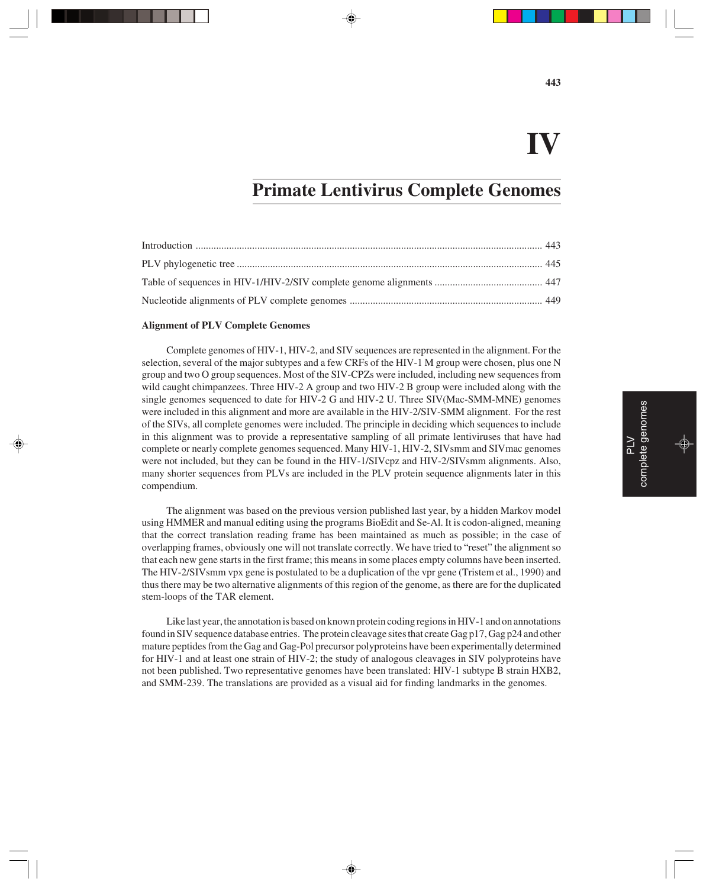# IV

# Primate Lentivirus Complete Genomes

| | |
|---|---|
| Introduction | 443 |
| PLV phylogenetic tree | 445 |
| Table of sequences in HIV-1/HIV-2/SIV complete genome alignments | 447 |
| Nucleotide alignments of PLV complete genomes | 449 |

**Alignment of PLV Complete Genomes**

Complete genomes of HIV-1, HIV-2, and SIV sequences are represented in the alignment. For the selection, several of the major subtypes and a few CRFs of the HIV-1 M group were chosen, plus one N group and two O group sequences. Most of the SIV-CPZs were included, including new sequences from wild caught chimpanzees. Three HIV-2 A group and two HIV-2 B group were included along with the single genomes sequenced to date for HIV-2 G and HIV-2 U. Three SIV(Mac-SMM-MNE) genomes were included in this alignment and more are available in the HIV-2/SIV-SMM alignment. For the rest of the SIVs, all complete genomes were included. The principle in deciding which sequences to include in this alignment was to provide a representative sampling of all primate lentiviruses that have had complete or nearly complete genomes sequenced. Many HIV-1, HIV-2, SIVsmm and SIVmac genomes were not included, but they can be found in the HIV-1/SIVcpz and HIV-2/SIVsmm alignments. Also, many shorter sequences from PLVs are included in the PLV protein sequence alignments later in this compendium.

The alignment was based on the previous version published last year, by a hidden Markov model using HMMER and manual editing using the programs BioEdit and Se-Al. It is codon-aligned, meaning that the correct translation reading frame has been maintained as much as possible; in the case of overlapping frames, obviously one will not translate correctly. We have tried to "reset" the alignment so that each new gene starts in the first frame; this means in some places empty columns have been inserted. The HIV-2/SIVsmm vpx gene is postulated to be a duplication of the vpr gene (Tristem et al., 1990) and thus there may be two alternative alignments of this region of the genome, as there are for the duplicated stem-loops of the TAR element.

Like last year, the annotation is based on known protein coding regions in HIV-1 and on annotations found in SIV sequence database entries. The protein cleavage sites that create Gag p17, Gag p24 and other mature peptides from the Gag and Gag-Pol precursor polyproteins have been experimentally determined for HIV-1 and at least one strain of HIV-2; the study of analogous cleavages in SIV polyproteins have not been published. Two representative genomes have been translated: HIV-1 subtype B strain HXB2, and SMM-239. The translations are provided as a visual aid for finding landmarks in the genomes.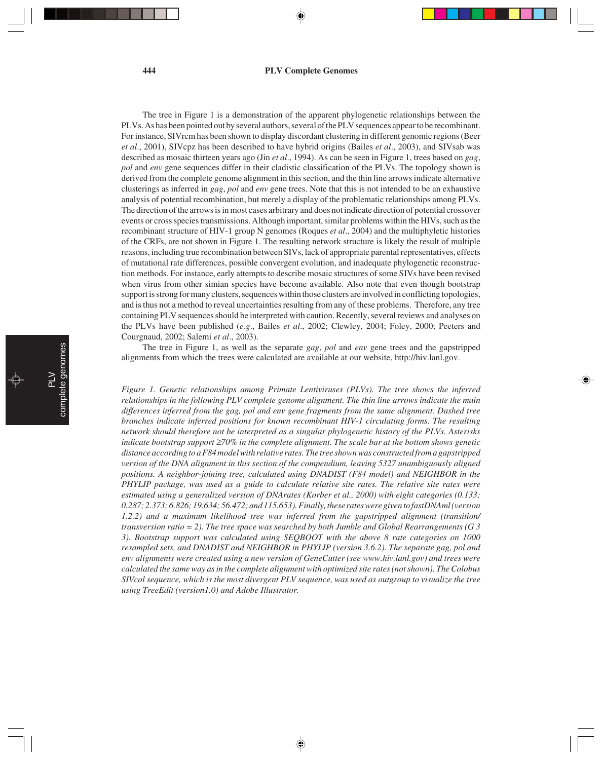The tree in Figure 1 is a demonstration of the apparent phylogenetic relationships between the PLVs. As has been pointed out by several authors, several of the PLV sequences appear to be recombinant. For instance, SIVrcm has been shown to display discordant clustering in different genomic regions (Beer *et al*., 2001), SIVcpz has been described to have hybrid origins (Bailes *et al*., 2003), and SIVsab was described as mosaic thirteen years ago (Jin *et al*., 1994). As can be seen in Figure 1, trees based on *gag*, *pol* and *env* gene sequences differ in their cladistic classification of the PLVs. The topology shown is derived from the complete genome alignment in this section, and the thin line arrows indicate alternative clusterings as inferred in *gag*, *pol* and *env* gene trees. Note that this is not intended to be an exhaustive analysis of potential recombination, but merely a display of the problematic relationships among PLVs. The direction of the arrows is in most cases arbitrary and does not indicate direction of potential crossover events or cross species transmissions. Although important, similar problems within the HIVs, such as the recombinant structure of HIV-1 group N genomes (Roques *et al*., 2004) and the multiphyletic histories of the CRFs, are not shown in Figure 1. The resulting network structure is likely the result of multiple reasons, including true recombination between SIVs, lack of appropriate parental representatives, effects of mutational rate differences, possible convergent evolution, and inadequate phylogenetic reconstruction methods. For instance, early attempts to describe mosaic structures of some SIVs have been revised when virus from other simian species have become available. Also note that even though bootstrap support is strong for many clusters, sequences within those clusters are involved in conflicting topologies, and is thus not a method to reveal uncertainties resulting from any of these problems. Therefore, any tree containing PLV sequences should be interpreted with caution. Recently, several reviews and analyses on the PLVs have been published (*e.g*., Bailes *et al*., 2002; Clewley, 2004; Foley, 2000; Peeters and Courgnaud, 2002; Salemi *et al*., 2003).

The tree in Figure 1, as well as the separate *gag*, *pol* and *env* gene trees and the gapstripped alignments from which the trees were calculated are available at our website, http://hiv.lanl.gov.

*Figure 1. Genetic relationships among Primate Lentiviruses (PLVs). The tree shows the inferred relationships in the following PLV complete genome alignment. The thin line arrows indicate the main differences inferred from the gag, pol and env gene fragments from the same alignment. Dashed tree branches indicate inferred positions for known recombinant HIV-1 circulating forms. The resulting network should therefore not be interpreted as a singular phylogenetic history of the PLVs. Asterisks indicate bootstrap support ≥70% in the complete alignment. The scale bar at the bottom shows genetic distance according to a F84 model with relative rates. The tree shown was constructed from a gapstripped version of the DNA alignment in this section of the compendium, leaving 5327 unambiguously aligned positions. A neighbor-joining tree, calculated using DNADIST (F84 model) and NEIGHBOR in the PHYLIP package, was used as a guide to calculate relative site rates. The relative site rates were estimated using a generalized version of DNArates (Korber et al., 2000) with eight categories (0.133; 0.287; 2.373; 6.826; 19.634; 56.472; and 115.653). Finally, these rates were given to fastDNAml (version 1.2.2) and a maximum likelihood tree was inferred from the gapstripped alignment (transition/transversion ratio = 2). The tree space was searched by both Jumble and Global Rearrangements (G 3 3). Bootstrap support was calculated using SEQBOOT with the above 8 rate categories on 1000 resampled sets, and DNADIST and NEIGHBOR in PHYLIP (version 3.6.2). The separate gag, pol and env alignments were created using a new version of GeneCutter (see www.hiv.lanl.gov) and trees were calculated the same way as in the complete alignment with optimized site rates (not shown). The Colobus SIVcol sequence, which is the most divergent PLV sequence, was used as outgroup to visualize the tree using TreeEdit (version1.0) and Adobe Illustrator.*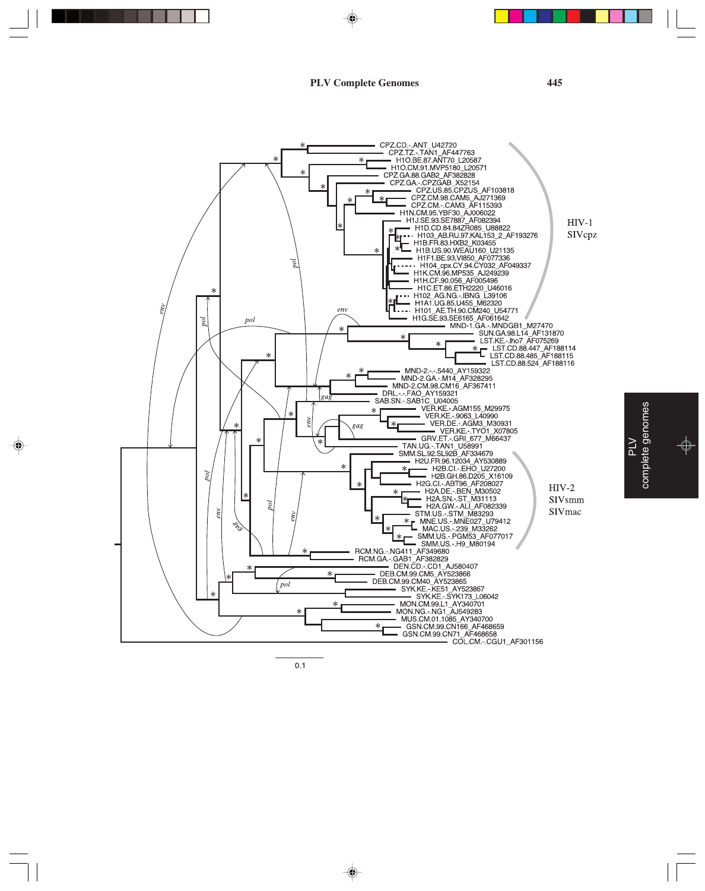CPZ.CD.-.ANT_U42720
CPZ.TZ.-.TAN1_AF447763
H1O.BE.87.ANT70_L20587
H1O.CM.91.MVP5180_L20571
CPZ.GA.88.GAB2_AF382828
CPZ.GA.-.CPZGAB_X52154
CPZ.US.85.CPZUS_AF103818
CPZ.CM.98.CAM5_AJ271369
CPZ.CM.-.CAM3_AF115393
H1N.CM.95.YBF30_AJ006022
H1J.SE.93.SE7887_AF082394
H1D.CD.84.84ZR085_U88822
H103_AB.RU.97.KAL153_2_AF193276
H1B.FR.83.HXB2_K03455
H1B.US.90.WEAU160_U21135
H1F1.BE.93.VI850_AF077336
H104_cpx.CY.94.CY032_AF049337
H1K.CM.96.MP535_AJ249239
H1H.CF.90.056_AF005496
H1C.ET.86.ETH2220_U46016
H102_AG.NG.-.IBNG_L39106
H1A1.UG.85.U455_M62320
H101_AE.TH.90.CM240_U54771
H1G.SE.93.SE6165_AF061642

HIV-1
SIVcpz

MND-1.GA.-.MNDGB1_M27470
SUN.GA.98.L14_AF131870
LST.KE.-.lho7_AF075269
LST.CD.88.447_AF188114
LST.CD.88.485_AF188115
LST.CD.88.524_AF188116
MND-2.-.-.5440_AY159322
MND-2.GA.-.M14_AF328295
MND-2.CM.98.CM16_AF367411
DRL.-.-.FAO_AY159321
SAB.SN.-.SAB1C_U04005
VER.KE.-.AGM155_M29975
VER.KE.-.9063_L40990
VER.DE.-.AGM3_M30931
VER.KE.-.TYO1_X07805
GRV.ET.-.GRI_677_M66437
TAN.UG.-.TAN1_U58991
SMM.SL.92.SL92B_AF334679
H2U.FR.96.12034_AY530889
H2B.CI.-.EHO_U27200
H2B.GH.86.D205_X16109
H2G.CI.-.ABT96_AF208027
H2A.DE.-.BEN_M30502
H2A.SN.-.ST_M31113
H2A.GW.-.ALI_AF082339
STM.US.-.STM_M83293
MNE.US.-.MNE027_U79412
MAC.US.-.239_M33262
SMM.US.-.PGM53_AF077017
SMM.US.-.H9_M80194

HIV-2
SIVsmm
SIVmac

RCM.NG.-.NG411_AF349680
RCM.GA.-.GAB1_AF382829
DEN.CD.-.CD1_AJ580407
DEB.CM.99.CM5_AY523866
DEB.CM.99.CM40_AY523865
SYK.KE.-.KE51_AY523867
SYK.KE.-.SYK173_L06042
MON.CM.99.L1_AY340701
MON.NG.-.NG1_AJ549283
MUS.CM.01.1085_AY340700
GSN.CM.99.CN166_AF468659
GSN.CM.99.CN71_AF468658
COL.CM.-.CGU1_AF301156

0.1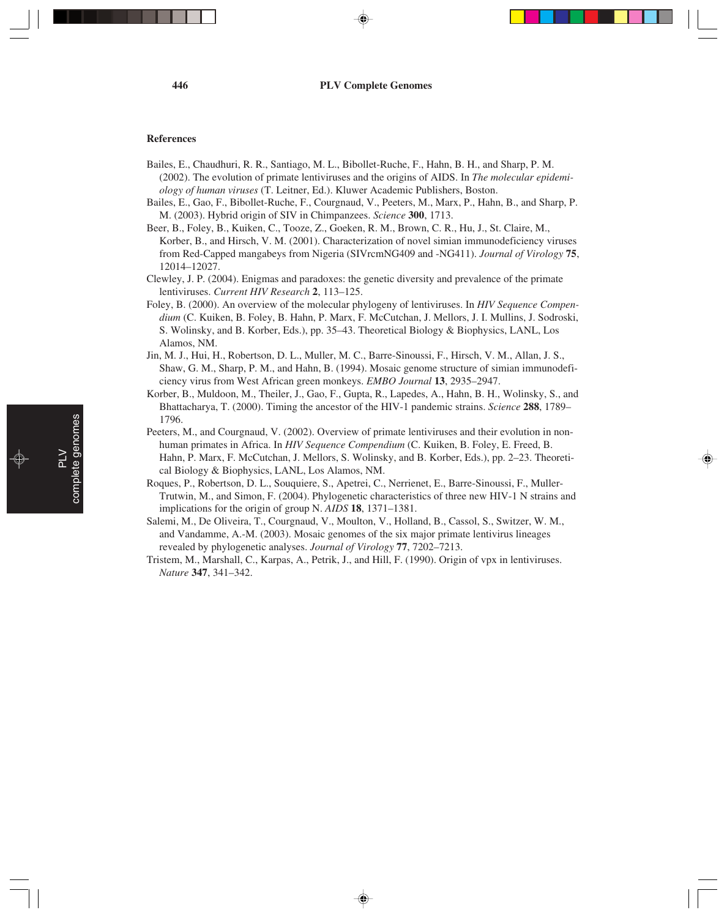## References

Bailes, E., Chaudhuri, R. R., Santiago, M. L., Bibollet-Ruche, F., Hahn, B. H., and Sharp, P. M. (2002). The evolution of primate lentiviruses and the origins of AIDS. In *The molecular epidemiology of human viruses* (T. Leitner, Ed.). Kluwer Academic Publishers, Boston.

Bailes, E., Gao, F., Bibollet-Ruche, F., Courgnaud, V., Peeters, M., Marx, P., Hahn, B., and Sharp, P. M. (2003). Hybrid origin of SIV in Chimpanzees. *Science* **300**, 1713.

Beer, B., Foley, B., Kuiken, C., Tooze, Z., Goeken, R. M., Brown, C. R., Hu, J., St. Claire, M., Korber, B., and Hirsch, V. M. (2001). Characterization of novel simian immunodeficiency viruses from Red-Capped mangabeys from Nigeria (SIVrcmNG409 and -NG411). *Journal of Virology* **75**, 12014–12027.

Clewley, J. P. (2004). Enigmas and paradoxes: the genetic diversity and prevalence of the primate lentiviruses. *Current HIV Research* **2**, 113–125.

Foley, B. (2000). An overview of the molecular phylogeny of lentiviruses. In *HIV Sequence Compendium* (C. Kuiken, B. Foley, B. Hahn, P. Marx, F. McCutchan, J. Mellors, J. I. Mullins, J. Sodroski, S. Wolinsky, and B. Korber, Eds.), pp. 35–43. Theoretical Biology & Biophysics, LANL, Los Alamos, NM.

Jin, M. J., Hui, H., Robertson, D. L., Muller, M. C., Barre-Sinoussi, F., Hirsch, V. M., Allan, J. S., Shaw, G. M., Sharp, P. M., and Hahn, B. (1994). Mosaic genome structure of simian immunodeficiency virus from West African green monkeys. *EMBO Journal* **13**, 2935–2947.

Korber, B., Muldoon, M., Theiler, J., Gao, F., Gupta, R., Lapedes, A., Hahn, B. H., Wolinsky, S., and Bhattacharya, T. (2000). Timing the ancestor of the HIV-1 pandemic strains. *Science* **288**, 1789–1796.

Peeters, M., and Courgnaud, V. (2002). Overview of primate lentiviruses and their evolution in non-human primates in Africa. In *HIV Sequence Compendium* (C. Kuiken, B. Foley, E. Freed, B. Hahn, P. Marx, F. McCutchan, J. Mellors, S. Wolinsky, and B. Korber, Eds.), pp. 2–23. Theoretical Biology & Biophysics, LANL, Los Alamos, NM.

Roques, P., Robertson, D. L., Souquiere, S., Apetrei, C., Nerrienet, E., Barre-Sinoussi, F., Muller-Trutwin, M., and Simon, F. (2004). Phylogenetic characteristics of three new HIV-1 N strains and implications for the origin of group N. *AIDS* **18**, 1371–1381.

Salemi, M., De Oliveira, T., Courgnaud, V., Moulton, V., Holland, B., Cassol, S., Switzer, W. M., and Vandamme, A.-M. (2003). Mosaic genomes of the six major primate lentivirus lineages revealed by phylogenetic analyses. *Journal of Virology* **77**, 7202–7213.

Tristem, M., Marshall, C., Karpas, A., Petrik, J., and Hill, F. (1990). Origin of vpx in lentiviruses. *Nature* **347**, 341–342.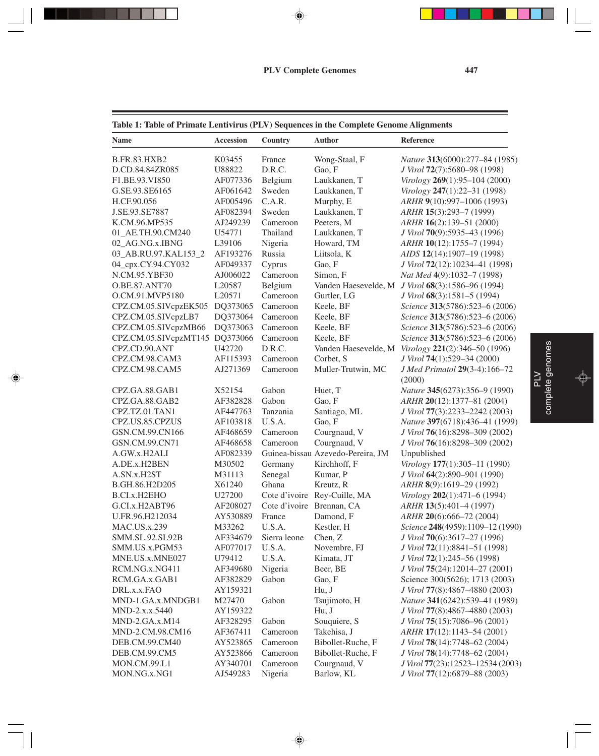**Table 1: Table of Primate Lentivirus (PLV) Sequences in the Complete Genome Alignments**

| Name | Accession | Country | Author | Reference |
|---|---|---|---|---|
| B.FR.83.HXB2 | K03455 | France | Wong-Staal, F | *Nature* **313**(6000):277–84 (1985) |
| D.CD.84.84ZR085 | U88822 | D.R.C. | Gao, F | *J Virol* **72**(7):5680–98 (1998) |
| F1.BE.93.VI850 | AF077336 | Belgium | Laukkanen, T | *Virology* **269**(1):95–104 (2000) |
| G.SE.93.SE6165 | AF061642 | Sweden | Laukkanen, T | *Virology* **247**(1):22–31 (1998) |
| H.CF.90.056 | AF005496 | C.A.R. | Murphy, E | *ARHR* **9**(10):997–1006 (1993) |
| J.SE.93.SE7887 | AF082394 | Sweden | Laukkanen, T | *ARHR* **15**(3):293–7 (1999) |
| K.CM.96.MP535 | AJ249239 | Cameroon | Peeters, M | *ARHR* **16**(2):139–51 (2000) |
| 01_AE.TH.90.CM240 | U54771 | Thailand | Laukkanen, T | *J Virol* **70**(9):5935–43 (1996) |
| 02_AG.NG.x.IBNG | L39106 | Nigeria | Howard, TM | *ARHR* **10**(12):1755–7 (1994) |
| 03_AB.RU.97.KAL153_2 | AF193276 | Russia | Liitsola, K | *AIDS* **12**(14):1907–19 (1998) |
| 04_cpx.CY.94.CY032 | AF049337 | Cyprus | Gao, F | *J Virol* **72**(12):10234–41 (1998) |
| N.CM.95.YBF30 | AJ006022 | Cameroon | Simon, F | *Nat Med* **4**(9):1032–7 (1998) |
| O.BE.87.ANT70 | L20587 | Belgium | Vanden Haesevelde, M | *J Virol* **68**(3):1586–96 (1994) |
| O.CM.91.MVP5180 | L20571 | Cameroon | Gurtler, LG | *J Virol* **68**(3):1581–5 (1994) |
| CPZ.CM.05.SIVcpzEK505 | DQ373065 | Cameroon | Keele, BF | *Science* **313**(5786):523–6 (2006) |
| CPZ.CM.05.SIVcpzLB7 | DQ373064 | Cameroon | Keele, BF | *Science* **313**(5786):523–6 (2006) |
| CPZ.CM.05.SIVcpzMB66 | DQ373063 | Cameroon | Keele, BF | *Science* **313**(5786):523–6 (2006) |
| CPZ.CM.05.SIVcpzMT145 | DQ373066 | Cameroon | Keele, BF | *Science* **313**(5786):523–6 (2006) |
| CPZ.CD.90.ANT | U42720 | D.R.C. | Vanden Haesevelde, M | *Virology* **221**(2):346–50 (1996) |
| CPZ.CM.98.CAM3 | AF115393 | Cameroon | Corbet, S | *J Virol* **74**(1):529–34 (2000) |
| CPZ.CM.98.CAM5 | AJ271369 | Cameroon | Muller-Trutwin, MC | *J Med Primatol* **29**(3-4):166–72 (2000) |
| CPZ.GA.88.GAB1 | X52154 | Gabon | Huet, T | *Nature* **345**(6273):356–9 (1990) |
| CPZ.GA.88.GAB2 | AF382828 | Gabon | Gao, F | *ARHR* **20**(12):1377–81 (2004) |
| CPZ.TZ.01.TAN1 | AF447763 | Tanzania | Santiago, ML | *J Virol* **77**(3):2233–2242 (2003) |
| CPZ.US.85.CPZUS | AF103818 | U.S.A. | Gao, F | *Nature* **397**(6718):436–41 (1999) |
| GSN.CM.99.CN166 | AF468659 | Cameroon | Courgnaud, V | *J Virol* **76**(16):8298–309 (2002) |
| GSN.CM.99.CN71 | AF468658 | Cameroon | Courgnaud, V | *J Virol* **76**(16):8298–309 (2002) |
| A.GW.x.H2ALI | AF082339 | Guinea-bissau | Azevedo-Pereira, JM | Unpublished |
| A.DE.x.H2BEN | M30502 | Germany | Kirchhoff, F | *Virology* **177**(1):305–11 (1990) |
| A.SN.x.H2ST | M31113 | Senegal | Kumar, P | *J Virol* **64**(2):890–901 (1990) |
| B.GH.86.H2D205 | X61240 | Ghana | Kreutz, R | *ARHR* **8**(9):1619–29 (1992) |
| B.CI.x.H2EHO | U27200 | Cote d'ivoire | Rey-Cuille, MA | *Virology* **202**(1):471–6 (1994) |
| G.CI.x.H2ABT96 | AF208027 | Cote d'ivoire | Brennan, CA | *ARHR* **13**(5):401–4 (1997) |
| U.FR.96.H212034 | AY530889 | France | Damond, F | *ARHR* **20**(6):666–72 (2004) |
| MAC.US.x.239 | M33262 | U.S.A. | Kestler, H | *Science* **248**(4959):1109–12 (1990) |
| SMM.SL.92.SL92B | AF334679 | Sierra leone | Chen, Z | *J Virol* **70**(6):3617–27 (1996) |
| SMM.US.x.PGM53 | AF077017 | U.S.A. | Novembre, FJ | *J Virol* **72**(11):8841–51 (1998) |
| MNE.US.x.MNE027 | U79412 | U.S.A. | Kimata, JT | *J Virol* **72**(1):245–56 (1998) |
| RCM.NG.x.NG411 | AF349680 | Nigeria | Beer, BE | *J Virol* **75**(24):12014–27 (2001) |
| RCM.GA.x.GAB1 | AF382829 | Gabon | Gao, F | Science 300(5626); 1713 (2003) |
| DRL.x.x.FAO | AY159321 | | Hu, J | *J Virol* **77**(8):4867–4880 (2003) |
| MND-1.GA.x.MNDGB1 | M27470 | Gabon | Tsujimoto, H | *Nature* **341**(6242):539–41 (1989) |
| MND-2.x.x.5440 | AY159322 | | Hu, J | *J Virol* **77**(8):4867–4880 (2003) |
| MND-2.GA.x.M14 | AF328295 | Gabon | Souquiere, S | *J Virol* **75**(15):7086–96 (2001) |
| MND-2.CM.98.CM16 | AF367411 | Cameroon | Takehisa, J | *ARHR* **17**(12):1143–54 (2001) |
| DEB.CM.99.CM40 | AY523865 | Cameroon | Bibollet-Ruche, F | *J Virol* **78**(14):7748–62 (2004) |
| DEB.CM.99.CM5 | AY523866 | Cameroon | Bibollet-Ruche, F | *J Virol* **78**(14):7748–62 (2004) |
| MON.CM.99.L1 | AY340701 | Cameroon | Courgnaud, V | *J Virol* **77**(23):12523–12534 (2003) |
| MON.NG.x.NG1 | AJ549283 | Nigeria | Barlow, KL | *J Virol* **77**(12):6879–88 (2003) |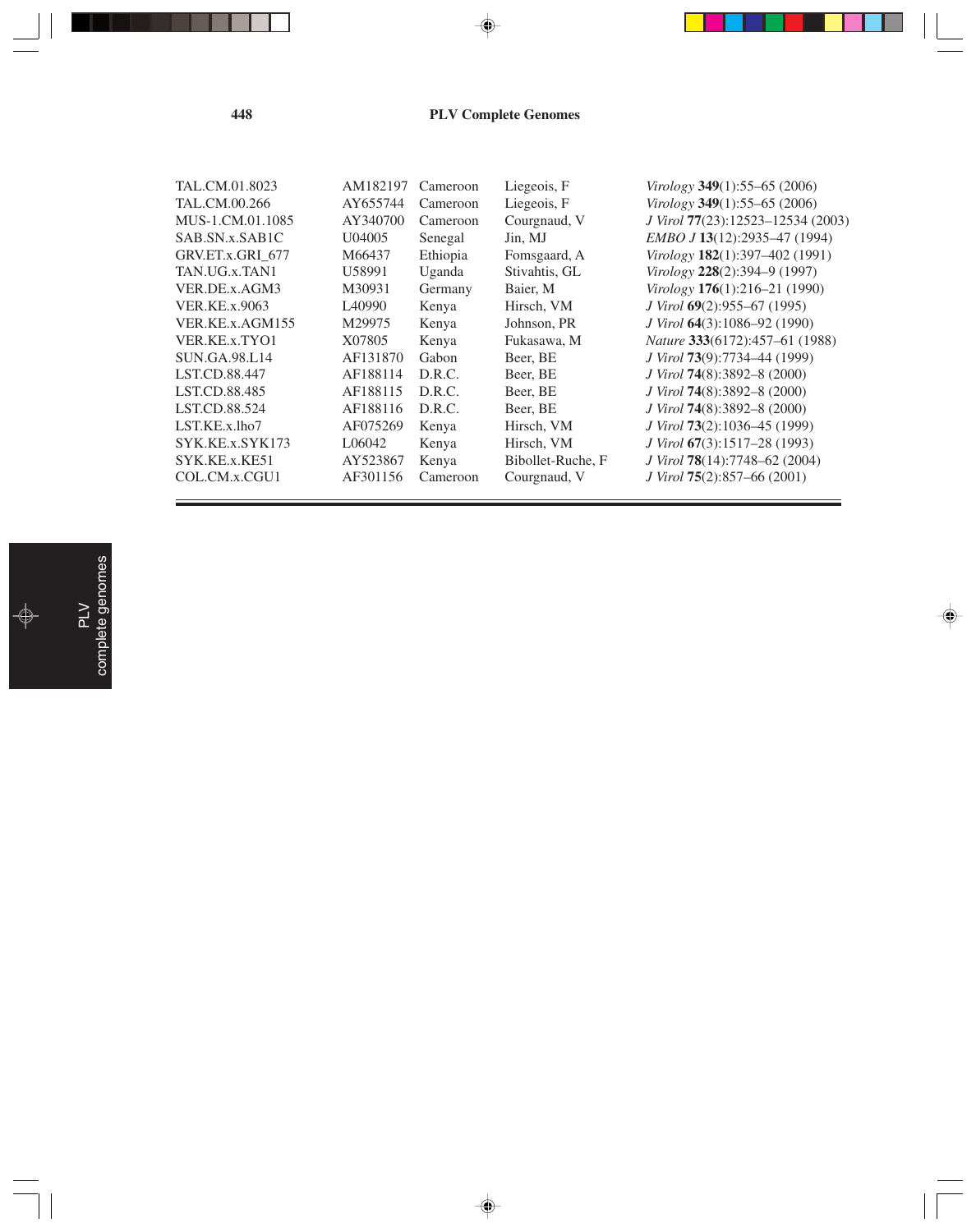| | | | | |
|---|---|---|---|---|
| TAL.CM.01.8023 | AM182197 | Cameroon | Liegeois, F | *Virology* **349**(1):55–65 (2006) |
| TAL.CM.00.266 | AY655744 | Cameroon | Liegeois, F | *Virology* **349**(1):55–65 (2006) |
| MUS-1.CM.01.1085 | AY340700 | Cameroon | Courgnaud, V | *J Virol* **77**(23):12523–12534 (2003) |
| SAB.SN.x.SAB1C | U04005 | Senegal | Jin, MJ | *EMBO J* **13**(12):2935–47 (1994) |
| GRV.ET.x.GRI_677 | M66437 | Ethiopia | Fomsgaard, A | *Virology* **182**(1):397–402 (1991) |
| TAN.UG.x.TAN1 | U58991 | Uganda | Stivahtis, GL | *Virology* **228**(2):394–9 (1997) |
| VER.DE.x.AGM3 | M30931 | Germany | Baier, M | *Virology* **176**(1):216–21 (1990) |
| VER.KE.x.9063 | L40990 | Kenya | Hirsch, VM | *J Virol* **69**(2):955–67 (1995) |
| VER.KE.x.AGM155 | M29975 | Kenya | Johnson, PR | *J Virol* **64**(3):1086–92 (1990) |
| VER.KE.x.TYO1 | X07805 | Kenya | Fukasawa, M | *Nature* **333**(6172):457–61 (1988) |
| SUN.GA.98.L14 | AF131870 | Gabon | Beer, BE | *J Virol* **73**(9):7734–44 (1999) |
| LST.CD.88.447 | AF188114 | D.R.C. | Beer, BE | *J Virol* **74**(8):3892–8 (2000) |
| LST.CD.88.485 | AF188115 | D.R.C. | Beer, BE | *J Virol* **74**(8):3892–8 (2000) |
| LST.CD.88.524 | AF188116 | D.R.C. | Beer, BE | *J Virol* **74**(8):3892–8 (2000) |
| LST.KE.x.lho7 | AF075269 | Kenya | Hirsch, VM | *J Virol* **73**(2):1036–45 (1999) |
| SYK.KE.x.SYK173 | L06042 | Kenya | Hirsch, VM | *J Virol* **67**(3):1517–28 (1993) |
| SYK.KE.x.KE51 | AY523867 | Kenya | Bibollet-Ruche, F | *J Virol* **78**(14):7748–62 (2004) |
| COL.CM.x.CGU1 | AF301156 | Cameroon | Courgnaud, V | *J Virol* **75**(2):857–66 (2001) |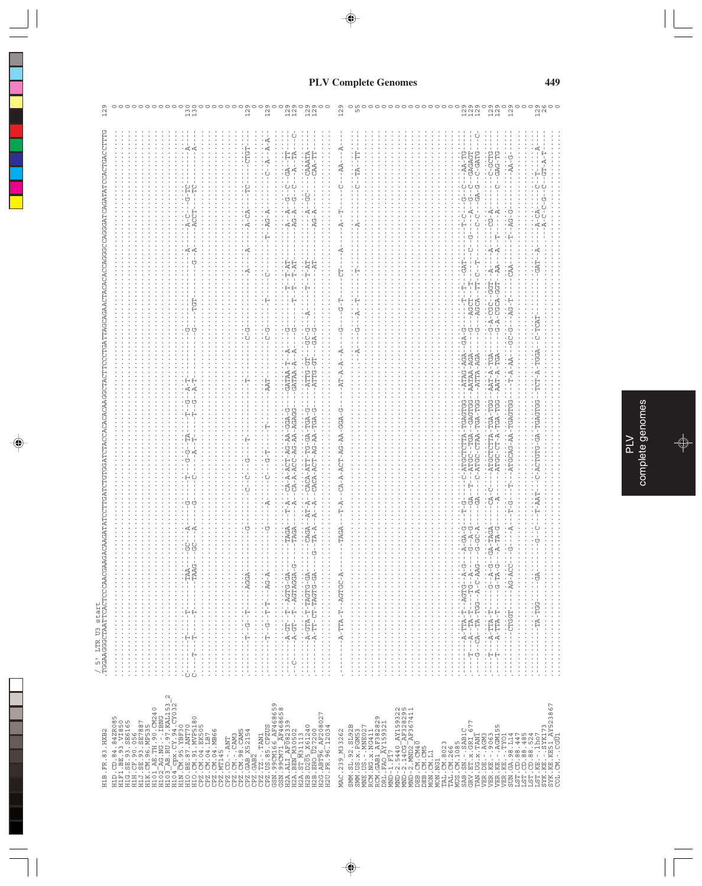## PLV Complete Genomes

```
                              / 5' LTR U3 start
                              TGGAAGGGCTAATTCACTCCCAACGAAGACAAGATATCCTTGATCTGTGGATCTACCACACACAAGGCTACTTCCCTGATTAGCAGAACTACACACCAGGGCCAGGGATCAGATATCCACTGACCTTTG  129
H1B.FR.83.HXB2
H1D.CD.84.84ZR085                                                                                                                                  0
H1F1.BE.93.VI850                                                                                                                                   0
H1G.SE.93.SE6165                                                                                                                                   0
H1H.CF.90.056                                                                                                                                      0
H1J.SE.93.SE7887                                                                                                                                   0
H1K.CM.96.MP535                                                                                                                                    0
H101_AE.TH.90.CM240                                                                                                                                0
H102_AG.NG.-.IBNG                                                                                                                                  0
H103_AB.RU.97.KAL153_2                                                                                                                             0
H104_cpx.CY.94.CY032                                                                                                                               0
H1N.CM.95.YBF30                                                                                                                                    0
H1O.BE.87.ANT70                                                                                                                                  130
H1O.CM.91.MVP5180                                                                                                                                130
CPZ.CM.04.EK505                                                                                                                                    0
CPZ.CM.04.LB7                                                                                                                                      0
CPZ.CM.04.MB66                                                                                                                                     0
CPZ.MT145                                                                                                                                          0
CPZ.CD.-.ANT                                                                                                                                       0
CPZ.CM.-.CAM3                                                                                                                                      0
CPZ.CM.98.CAM5                                                                                                                                     0
CPZ.GAB.X52154                                                                                                                                   120
CPZ.GAB2                                                                                                                                           0
CPZ.TZ.-.TAN1                                                                                                                                      0
CPZ.US.85.CPZUS                                                                                                                                  129
GSN.99CM166_AF468659                                                                                                                               0
GSN.99CM71_AF468658                                                                                                                                0
H2A.ALI_AF082339                                                                                                                                 129
H2A.BEN_M30502                                                                                                                                   129
H2A.ST_M31113                                                                                                                                      0
H2B.D205_X61240                                                                                                                                  129
H2B.EHO_U27200                                                                                                                                   129
H2G.ABT96_AF208027                                                                                                                                 0
H2U.FR.96.12034                                                                                                                                    0

MAC.239_M33262                                                                                                                                   129
SMM.SL.92.SL92B                                                                                                                                    0
SMM.US.x.PGM53                                                                                                                                    55
MNE.US.-.MNE027                                                                                                                                    0
RCM.NG.x.NG411                                                                                                                                     0
RCM.GAB1_AF382829                                                                                                                                  0
DRL.FAO_AY159321                                                                                                                                   0
MND-1.F17                                                                                                                                          0
MND-2.5440_AY159322                                                                                                                                0
MND-2.14CG_AF328295                                                                                                                                0
MND-2.MND2_AF367411                                                                                                                                0
DEB.CM.CM40                                                                                                                                        0
DEB.CM.CM5                                                                                                                                         0
MON.CM.L1                                                                                                                                          0
MON.NG1                                                                                                                                            0
TAL.CM.8023                                                                                                                                        0
TAL.CM.266                                                                                                                                         0
MUS.CM.1085                                                                                                                                        0
SAB.SN.-.SAB1C                                                                                                                                   129
GRV.ET.x.GRI_677                                                                                                                                 129
TAN.UG.x.TAN1                                                                                                                                    129
VER.DE.-.AGM3                                                                                                                                      0
VER.KE.-.9063                                                                                                                                    129
VER.KE.-.AGM155                                                                                                                                  129
VER.KE.-.TYO1                                                                                                                                      0
SUN.GA.98.L14                                                                                                                                    129
LST.CD.88.447                                                                                                                                      0
LST.CD.88.485                                                                                                                                      0
LST.CD.88.524                                                                                                                                      0
LST.KE.-.lho7                                                                                                                                    129
SYK.KE.-.SYK173                                                                                                                                   26
SYK.KE.KE51_AY523867                                                                                                                               0
COL.CM.-.CGU1                                                                                                                                      0
```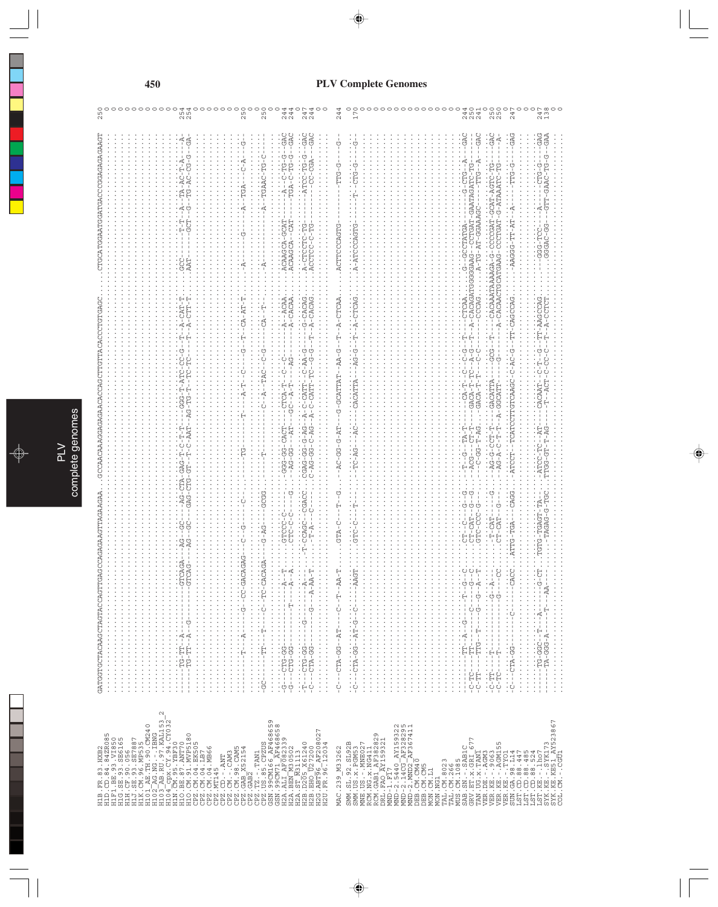# PLV Complete Genomes

```
GATGGTGCTACAAGCTAGTACCAGTTGAGCCAGAGAAGTTAGAAGAA...GCCAACAAAGAGAGAACACCAGCTTGTTACACCCTGTGAGC...CTGCATGGAATGGATGACCCGGAGAGAAGT   250
H1B.FR.83.HXB2                .....................................................................................................................................   0
H1D.CD.84.84ZR085             .....................................................................................................................................   0
H1F1.BE.93.VI850              .....................................................................................................................................   0
H1G.SE.93.SE6165              .....................................................................................................................................   0
H1H.CF.90.056                 .....................................................................................................................................   0
H1J.SE.93.SE7887              .....................................................................................................................................   0
H1K.CM.96.MP535               .....................................................................................................................................   0
H101_AE.TH.90.CM240           .....................................................................................................................................   0
H102_AG.NG.-.IBNG             .....................................................................................................................................   0
H103_AB.RU.97.KAL153_2        .....................................................................................................................................   0
H104_cpx.CY.94.CY032          .....................................................................................................................................   0
H1N.CM.95.YBF30               ------TG-TT--A---------GTCAGA---AG--GC----AG-CTA-GAG-T-C-T-T---GGG-T-ATC-CC-G--T--A-CAT-T....GCC-------T-T---A--TA-AC-T-A----A-   254
H1O.BE.87.ANT70               ------TG-TT--A--G------GTCAG----AG--GC----GAG-CTG-GT--T-C-AAT--AG-TG-T--TC-TC----T--A-CTT-T....AAT------GCT---G--TG-AC-CG-G---GA-   254
H1O.CM.91.MVP5180             .....................................................................................................................................   0
CPZ.CM.04.EK505               .....................................................................................................................................   0
CPZ.CM.04.LB7                 .....................................................................................................................................   0
CPZ.CM.04.MB66                .....................................................................................................................................   0
CPZ.MT145                     .....................................................................................................................................   0
CPZ.CD.-.ANT                  .....................................................................................................................................   0
CPZ.CM.-.CAM3                 .....................................................................................................................................   0
CPZ.CM.98.CAM5                .....................................................................................................................................   0
CPZ.GAB_X52154                -------T---A----G--CC-GACAGAG--C--G-----C---------------TG-------T-----A-T---C----G--T--CA-AT-T....A-------G-----A---TGA----C-A----G-   250
CPZ.GAB2                      .....................................................................................................................................   0
CPZ.TZ.-.TAN1                 .....................................................................................................................................   0
CPZ.US.85.CPZUS               -GC------TT----T-----C--TC-CACAGA----G-AG----GCGG.------T----------------C--A--TAC--C-G------CA--T-....A-----------A--TGAAC-TG-C-----   250
GSN.99CM166_AF468659          .....................................................................................................................................   0
GSN.99CM71_AF468658           .....................................................................................................................................   0
H2A.ALI_AF082339              -G---CTG-GG---------------A--T.....GTCCC-C-----.-GGG-GG-CACT----CTCA-T--C--C---------A--ACAA....ACAAGCA-GCAT-----A--C-TG-G---GAC   244
H2A.BEN_M30502                -G---CTG-GG-----------T----A--A.....CTC-C-C----G.--AG-GG---AT----GC--A-T-----AG-------A-CACAA....ACAAGCA--CAT-----TGA-C-TG-G---GAC   244
H2A.ST_M31113                 .....................................................................................................................................   0
H2B.D205_X61240               -T---CTG-GG-------G-------A---.-T-CCAGC--CGACC.CGAG-GG-G-AG--A-C-CATT--C-AA-G-----G-CACAG....A-CTCCTC-TG-------ATCC-TG-G---GAC   247
H2B.EHO_U27200                -C---CTA-GG-------G-----A-AA-T.....-T-A----C-----.C-AG-GG-C-AG--A-C-CATT-TC--G-G---T--A-CACAG....ACCTCC-C-TG---------CC-CGA---GAC   244
H2G.ABT96_AF208027            .....................................................................................................................................   0
H2U.FR.96.12034               .....................................................................................................................................   0

MAC.239_M33262                -C---CTA-GG--AT---C--T--AA-T.....GTA-C---T--G..--AC-GG-G-AT---G-GCATTAT--AA-G--T--A-CTCAA....ACTTCCCAGTG-----------TTG-G------G-   244
SMM.SL.92.SL92B               .....................................................................................................................................   0
SMM.US.x.PGM53                -C---CTA-GG--AT-G--C-----AAGT.....GTC-C---T-----.---TC-AG---AC------CACATTA---AG-G--T--A-CTCAG....A-ATCCCAGTG--------T--CTG-G-----G-   170
MNE.US.-.MNE027               .....................................................................................................................................   0
RCM.NG.x.NG411                .....................................................................................................................................   0
RCM.GAB1_AF382829             .....................................................................................................................................   0
DRL.FAO_AY159321              .....................................................................................................................................   0
MND-1.F17                     .....................................................................................................................................   0
MND-2.5440_AY159322           .....................................................................................................................................   0
MND-2.14CG_AF328295           .....................................................................................................................................   0
MND-2.MND2_AF367411           .....................................................................................................................................   0
DEB.CM.CM40                   .....................................................................................................................................   0
DEB.CM.CM5                    .....................................................................................................................................   0
MON.CM.L1                     .....................................................................................................................................   0
MON.NG1                       .....................................................................................................................................   0
TAL.CM.8023                   .....................................................................................................................................   0
TAL.CM.266                    .....................................................................................................................................   0
MUS.CM.1085                   .....................................................................................................................................   0
SAB.SN.-.SAB1C                -------TT--A--G-----T--G--C.....CT--C---G--G..--T--G--TA-T-----CA-T--C--C-G--T-----CTCAA....G--GCCTATGA------G-CTG--A---GAC   244
GRV.ET.x.GRI_677              -C-TC----TT-------C----G--C.....CT-CAT--G--G..--ACG---CT-T-----GACA-T-TC--A-G--T--A-CACAGATGGGGAAG--CCTGAT-GAATAGATC-TG-------   250
TAN.UG.x.TAN1                 -C-TT----TTG--T-----G--G--A--T.....GTC-CCC-G----.---C-GG-T-AG.----GACA-T-T---C-C-------CCCAG....--A-TG-AT-GGAAAGC-----TTG--A----GAC   241
VER.DE.-.AGM3                 .....................................................................................................................................   0
VER.KE.-.9063                 -C-TT----T-------------G--A---.....-T-CAT----G..--AG-G-CCT-T-----GACATTA----GCG---T-----CACAAATAAAAGA-G-CCCCGAT-GCAT-AGTC-TG----GAC   250
VER.KE.-.AGM155               -C-TC----T-------------G-----CC.....CT-CAT--G--G..--AG-A-C-T-T--A-GGCATT-----G-----A--CACAACTGCATGAAG-CCCTGAT-G-ATAAATC-TG------A-   250
VER.KE.-.TYO1                 .....................................................................................................................................   0
SUN.GA.98.L14                 -C---CTA-GG--------C-------CACC.ATTG-TGA---CAGG.-ATCCT--TCATCCTTGTCAAGC-C-AC-G--TT-CAGCCAG.....-AAGGG-TT-AT---A-----TTG-G-----GAG   247
LST.CD.88.447                 .....................................................................................................................................   0
LST.CD.88.485                 .....................................................................................................................................   0
LST.CD.88.524                 .....................................................................................................................................   0
LST.KE.-.lho7                 ------TG-GGC--T---A------G-CT.TGTG-TGAGT-TA-...ATCC-TC--AT-----CACAAT--C-T--G--TT-AAGCCAG.....---GGG-TCC-----A-----CTG-G----GAG   247
SYK.KE.-.SYK173               ------TA-GGG-A-----T----AA---.TAGAG-G-TGC.TTGG-GT-T-AG-----T--ACT-C-CC-C--T--A-CCTCT.....GGGAC-GG----GTT-GAAC-TG-G---GAA   138
SYK.KE.KE51_AY523867          .....................................................................................................................................   0
COL.CM.-.CGU1                 .....................................................................................................................................   0
```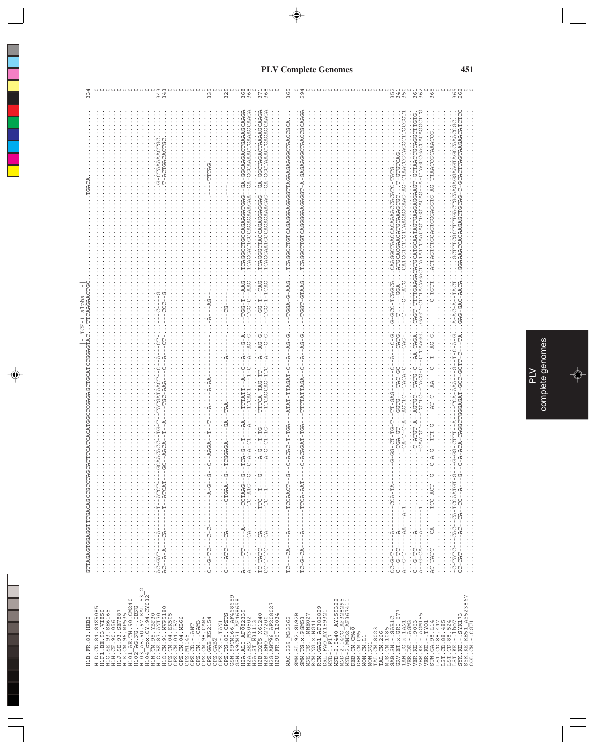# PLV Complete Genomes

```
                          |- TCF-1 alpha -|
H1B.FR.83.HXB2            GTTAGAGTGGAGGTTTGACAGCCGCCTAGCATTTCATCACATGGCCCGAGAGCTGCATCCGGAGTAC..TTCAAGAACTGC...........................TGACA.......  334
H1D.CD.84.ZR085           ..............................................................................................................................  0
H1F1.BE.93.VI850          ..............................................................................................................................  0
H1G.SE.93.SE6165          ..............................................................................................................................  0
H1H.CF.90.056             ..............................................................................................................................  0
H1J.SE.93.SE7887          ..............................................................................................................................  0
H1K.CM.96.MP535           ..............................................................................................................................  0
H101_AE.TH.90.CM240       ..............................................................................................................................  0
H102_AG.NG.-.IBNG         ..............................................................................................................................  0
H103_AB.RU.97.KAL153_2    ..............................................................................................................................  0
H104_cpx.CY.94.CY032      ..............................................................................................................................  0
H1N.CM.95.YBF30           ..............................................................................................................................  0
H1O.BE.87.ANT70           AC-GAT----A-----T--ATCT----GCAACACC--TG-T--TATGATAACT--C--A---CT-...--C---G.....................G-CTAAAACTGC.....  343
H1O.CM.91.MVP5180         AC--A-A---CA-----T--ATCAT---GC--AACA---T--A-----TGC-AAA---C--A---CT-...--CCC-G.....................T-ACTGACACTGC.....  343
CPZ.CM.04.EK505           ..............................................................................................................................  0
CPZ.CM.04.LB7             ..............................................................................................................................  0
CPZ.CM.04.MB66            ..............................................................................................................................  0
CPZ.MT145                 ..............................................................................................................................  0
CPZ.CD.-.ANT              ..............................................................................................................................  0
CPZ.CM.-.CAM3             ..............................................................................................................................  0
CPZ.CM.98.CAM5            ..............................................................................................................................  0
CPZ.GAB.X52154            C--G-TC---C-C--------A-G--G--C--AAGA--T--T-----A------A-AA.........-A---AG-.......................TTTAG.......  330
CPZ.GAB2                  ..............................................................................................................................  0
CPZ.TZ.-.TAN1             ..............................................................................................................................  0
CPZ.US.85.CPZUS           C---ATC---CA--------CTGAA--G--TCGGAGA----GA--TAA--------A--------.........--CG---..........................  329
GSN.99CM166_AF468659      ..............................................................................................................................  0
GSN.99CM71_AF468658       ..............................................................................................................................  0
H2A.ALI_AF082339          A----TT----A-----CCTAAG--G--TCA-G--T---AA---TTTATT--A---C--A---G-A.---TGG-T-AAG..TCAGGCCTGCCAGAAGATGAG--GA-GGCAAGACTGAAAGCAAGA  368
H2A.BEN_M30502            A----T-----CA------TC-ATG--G--C-A-A-CT---A----TTCACT---T-C---A--AG-G.---TGG-C-AAG..TCAGGATTGCCAGAGAAAGAA--GA-GGCAAAACTGAAAGCAAGA  368
H2A.ST_M31113             ..............................................................................................................................  0
H2B.D205_X61240           TC-TATC---CA-----TTC---T---G---A-G--T-TG----TTTCA-TAG-TTC---A--AG-G.---GG-T--CAG..TCAGGCTACCAGAGGAGGAG--GA-GGCTGACTAAAAGCAAGA  371
H2B.EHO_U27200            CC-T-TC---CA------TC--T-------A-G-CT-TG-----TTCAGCAG-TTC---A---G-G.---TGG-T-TCAG..TCAGGAATGCCAGAGAAAGAG--GA-GGCTAAACTGAGAGCAAGA  368
H2G.ABT96_AF208027        ..............................................................................................................................  0
H2U.FR.96.12034           ..............................................................................................................................  0

MAC.239_M33262            TC---CA-----A-----TCCAACT--G--C-ACAC-T-TGA---ATAT-TTAGAT-C---A---AG-G.---TGGA-G-AAG..TCAGGCCTGTCAGAGGAAGAGGTTAGAAGAGGCTAACCGCA.  365
SMM.SL.92.SL92B           ..............................................................................................................................  0
SMM.US.x.PGM53            TC-G-CA-----A-----TTCA-AAT---C-ACAGAT-TGA---TTTTATTAGA--C---A---AG-G.---TGGT-GTAAG..TCAGGCTGTCAGGGAAGAGGT-A-GAGAGGCTAACCGCAAGA  294
MNE.US.-.MNE027           ..............................................................................................................................  0
RCM.NG.x.NG411            ..............................................................................................................................  0
RCM.GAB1.AF382829         ..............................................................................................................................  0
DRL.FAO_AY159321          ..............................................................................................................................  0
MND-1.F17                 ..............................................................................................................................  0
MND-2.5440_AY159322       ..............................................................................................................................  0
MND-2.14CG_AF328295       ..............................................................................................................................  0
MND-2.MND2_AF367411       ..............................................................................................................................  0
DEB.CM.CM40               ..............................................................................................................................  0
DEB.CM.CM5                ..............................................................................................................................  0
MON.CM.L1                 ..............................................................................................................................  0
MON.NG1                   ..............................................................................................................................  0
TAL.CM.8023               ..............................................................................................................................  0
TAL.CM.266                ..............................................................................................................................  0
MUS.CM.1085               ..............................................................................................................................  0
SAB.SN.-.SAB1C            CC-G-T------A--------CCA-TA-------G-GG-CT-TG-T--TT-GAG---------C---A---C-G.-G-GCC-TCAGCA..CAAGGCTAACCACAAAACCACATC-TATG.........  352
GRV.ET.x.GRI_677          C--G-TC-----A----------------------CGA-GT--GGTG--TAC-GC--CATG....-GGA-........ATGCACGAACATGCAAAGCGC..T-GTGTCAG..........  341
TAN.UG.x.TAN1             A--G-T------AA--A-T-----------------CA-T-C-A--AGTTC--TACA-C-----CAG-.--T---G--ATG..CATGGTCTTGTTAAGAGGAAG-AG-CTAACCGCAGGCTTGCGGTT  350
VER.DE.-.AGM3             ..............................................................................................................................  0
VER.KE.-.9063             C--G-TC-----A-------------------C-ATGT-A--AGTGC--TATG-C--AA-CAGA.CAGT-TTTTGAAGACATGCATGCAATAGTGAAGAGGAAGT-GCTAACCGCAGGCTTGTG.  361
VER.KE.-.AGM155           A--G-CA-----A-------T---------------CAATGT----TGTTC--TACG-C--CTCAAGG.GAGT-CTTTACAGACTTATATTCAACAGTTGGTACAG--A-CTAGCCGACCACAGGCTG  362
VER.KE.-.TYO1             ..............................................................................................................................  0
SUN.GA.98.L14             AC-TATC-----CA-----TCC-ACT--G--C-A-G--TTT-G-----AT-C--AA---C--T--AG-G.--------C-TGTT..ACTAGTCTGCAGTGGGAGGTG-AG-TTAACCGCAAACCG.....  365
LST.CD.88.447             ..............................................................................................................................  0
LST.CD.88.485             ..............................................................................................................................  0
LST.CD.88.524             ..............................................................................................................................  0
LST.KE.-.lho7             -C-TATC----CAC--CA-TCCAATGT-G---G-GG-CTTT--A-----TCA-AAA---G--T-C-A-G.-A-AC-A--TACT....GCTTTGCTTTTGACTGCAAGAGGAAGTAGCCAAACCGC..  365
SYK.KE.-.SYK173           CC-CAT------AC-----CA--CC--A---G---C-A-ACA-CAGGCTGGGAGAT-GCC-GCTT-C-----TA..GAG-GAC-AACA..GGAAACCACAAGAGCTGCAG-C-GCACTTAGTAAGAACATCTCC  262
SYK.KE.KE51_AY523867      ..............................................................................................................................  0
COL.CM.-.CGU1             ..............................................................................................................................  0
```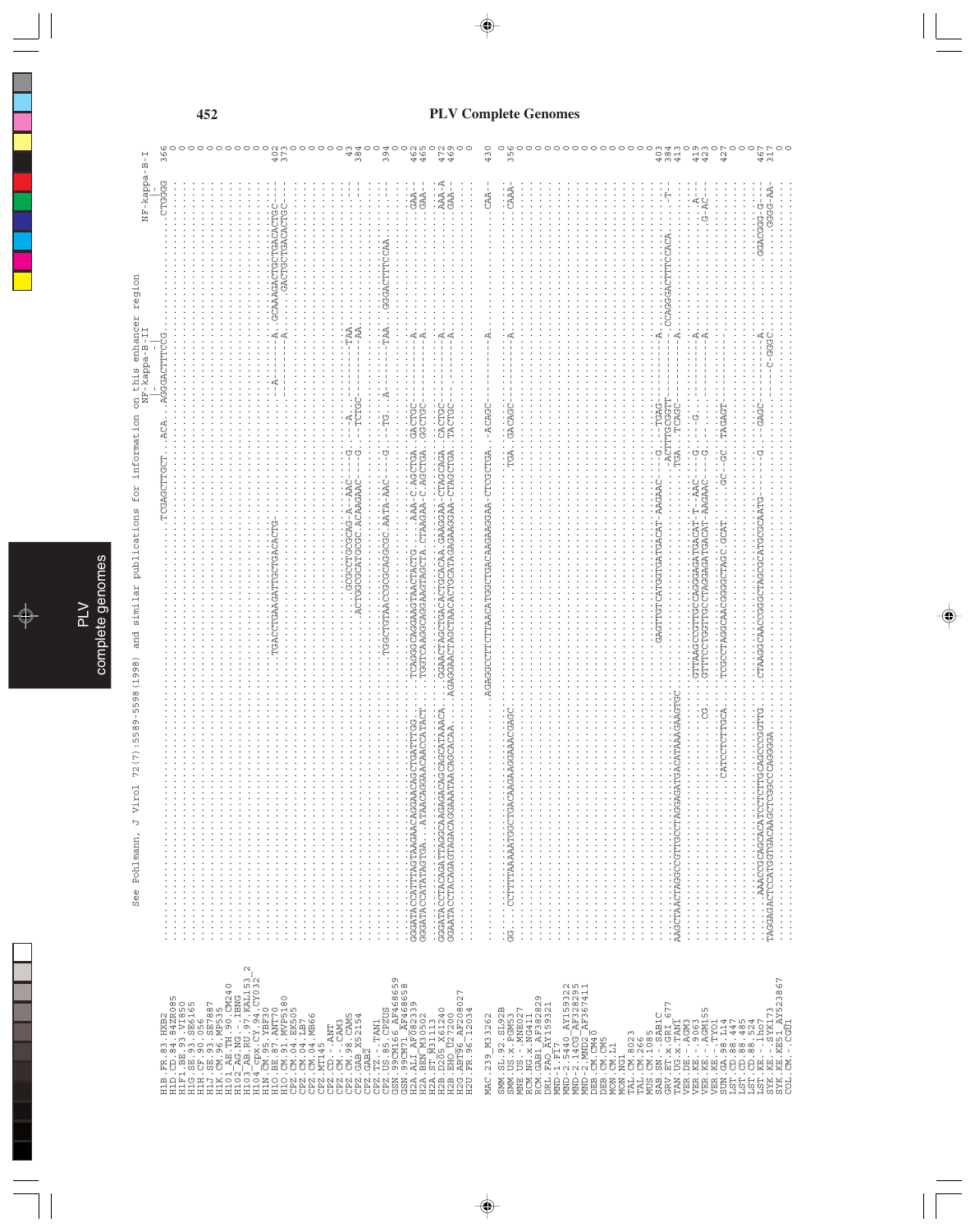## PLV Complete Genomes

See Pohlmann, J Virol 72(7):5589-5598 (1998) and similar publications for information on this enhancer region

NF-kappa-B-II    NF-kappa-B-I

```
H1B.FR.83.HXB2            ..........................................................TCGAGCTTGCT..ACA..AGGGACTTTCCG.................CTGGGG  366
H1D.CD.84.84ZR085         .............................................................................................................    0
H1F1.BE.93.VI850          .............................................................................................................    0
H1G.SE.93.SE6165          .............................................................................................................    0
H1H.CF.90.056             .............................................................................................................    0
H1J.SE.93.SE7887          .............................................................................................................    0
H1K.CM.96.MP535           .............................................................................................................    0
H101_AE.TH.90.CM240       .............................................................................................................    0
H102_AG.NG.-.IBNG         .............................................................................................................    0
H103_AB.RU.97.KAL153_2    .............................................................................................................    0
H104_cpx.CY.94.CY032      .............................................................................................................    0
H1N.CM.95.YBF30           .............................................................................................................    0
H1O.BE.87.ANT70           ...........TGACTGAAGATTGCTGACACTG-..........--A--------A..GCAAAGACTGCTGACACTGC---  402
H1O.CM.91.MVP5180         ...........................................--------A.........GACTGCTGACACTGC---  373
CPZ.CM.04.EK505           .............................................................................................................    0
CPZ.CM.04.LB7             .............................................................................................................    0
CPZ.CM.04.MB66            .............................................................................................................    0
CPZ.CD.-.ANT              .............................................................................................................    0
CPZ.CM.-.CAM3             .............................................................................................................    0
CPZ.CM.98.CAM5            ........................GCGCCTGCGCAG-A--AAC---G---A---------TAA..........---   43
CPZ.GAB_X52154            ........................ACTGGCGCATGCGC.ACAAGAAC---G--TCTGC-------AA..........---  384
CPZ.GAB2                  .............................................................................................................    0
CPZ.TZ.-.TAN1             .............................................................................................................    0
CPZ.US.85.CPZUS           ...........TGGCTGTAACCGCGCAGGCGC.AATA-AAC---G---TG..A--------TAA..GGGACTTTCCAA..........---  394
GSN.99CM166_AF468659      .............................................................................................................    0
GSN.99CM71_AF468658       .............................................................................................................    0
H2A.ALI_AF082339          GGGATACCATTTAGTAAGAACAGGAAGACTGATTTGG....TCAGGGCAGGAAGTAACTACTG....AAA-C.AGCTGA..GACTGC--------A---------GAA-  462
H2A.BEN_M30502            GGGATACCATATAGTGA...ATAACAGGAACAACCATACT.TGGTCAAGGCAGGAAGTAGCTA.CTAAGAA-C.AGCTGA..GGCTGC--------A---------GAA-  465
H2A.ST_M31113             .............................................................................................................    0
H2B.D205_X61240           GGGATACCTACAGATTAGGCAAGAGACAGCAGCATAAACA..GGAACTAGCTGACACTGCACAA.GAAGGAA-CTAGCAGA..CACTGC--------A---------AAA-A  472
H2B.EHO_U27200            GGAATACCTACAGAGTAGACAGGAAATAACAGCACAA...AGAGGAACTAGCTAACACTGCATAGAGAAGGAA-CTAGCTGA..TACTGC--------A---------GAA-  469
H2G.ABT96_AF208027        .............................................................................................................    0
H2U.FR.96.12034           .............................................................................................................    0

MAC.239_M33262            ...........................AGAGGCCTTCTTAACATGGCTGACAAGAAGGAA-CTCGCTGA..-ACAGC--------A---------CAA-  430
SMM.SL.92.SL92B           .............................................................................................................    0
SMM.US.x.PGM53            GG...CCTTTTAAAATGGCTGACAAGAAGGAAACGAGC.....................TGA..GACAGC--------A---------CAAA-  356
MNE.US.-.MNE027           .............................................................................................................    0
RCM.NG.x.NG411            .............................................................................................................    0
RCM.GAB1_AF382829         .............................................................................................................    0
DRL.FAO_AY159321          .............................................................................................................    0
MND-1.F17                 .............................................................................................................    0
MND-2.5440_AY159322       .............................................................................................................    0
MND-2.14CG_AF328295       .............................................................................................................    0
MND-2.MND2_AF367411       .............................................................................................................    0
DEB.CM.CM40               .............................................................................................................    0
DEB.CM.CM5                .............................................................................................................    0
MON.CM.L1                 .............................................................................................................    0
MON.NG1                   .............................................................................................................    0
TAL.CM.8023               .............................................................................................................    0
TAL.CM.266                .............................................................................................................    0
MUS.CM.1085               .............................................................................................................    0
SAB.SN.-.SAB1C            ..........GAGTTGTCATGGTGATGACAT-AAGAAC---G---TGAG--------A..........---  403
GRV.ET.x.GRI_677          ..........................................-ACTTTGCGGTT--------CCAGGGACTTTCCACA......T-  384
TAN.UG.x.TAN1             AAGCTAACTAGGCCGTTGCCTAGGAGATGACATAAAGAAGTGC.....TGA..TCAGC--------A..........---  413
VER.DE.-.AGM3             .............................................................................................................    0
VER.KE.-.9063             ..........GTTAAGCCGTTGCCAGGAGATGACAT-T--AAC---G---G------------A..........A--  419
VER.KE.-.AGM155           ..................CG..GTTTCCTGGTTGCCTAGGAGATGACAT-AAGAAC---G-----------------A..........G-AC--  423
VER.KE.-.TYO1             .............................................................................................................    0
SUN.GA.98.L14             .................CATCCTCTTGCA..TGCCTAGGCAACGGGCTAGC.GCAT....GC--GC..TAGAGT..........---  427
LST.CD.88.447             .............................................................................................................    0
LST.CD.88.485             .............................................................................................................    0
LST.CD.88.524             .............................................................................................................    0
LST.KE.-.lho7             ....AAACCGCAGCACATCCTCTTGCAGCCCGGTTG.CTAAGGCAACCGGGCTAGCGCATGCGCAATG------G---GAGC--------A..GGACGGG-G---  467
SYK.KE.-.SYK173           TAGGAGACTCCATGTGACAACGCTCGGCCCAGGGGA.................................---------C-GGGC........GGGG-AA-  317
SYK.KE.KE51_AY523867      .............................................................................................................    0
COL.CM.-.CGU1             .............................................................................................................    0
```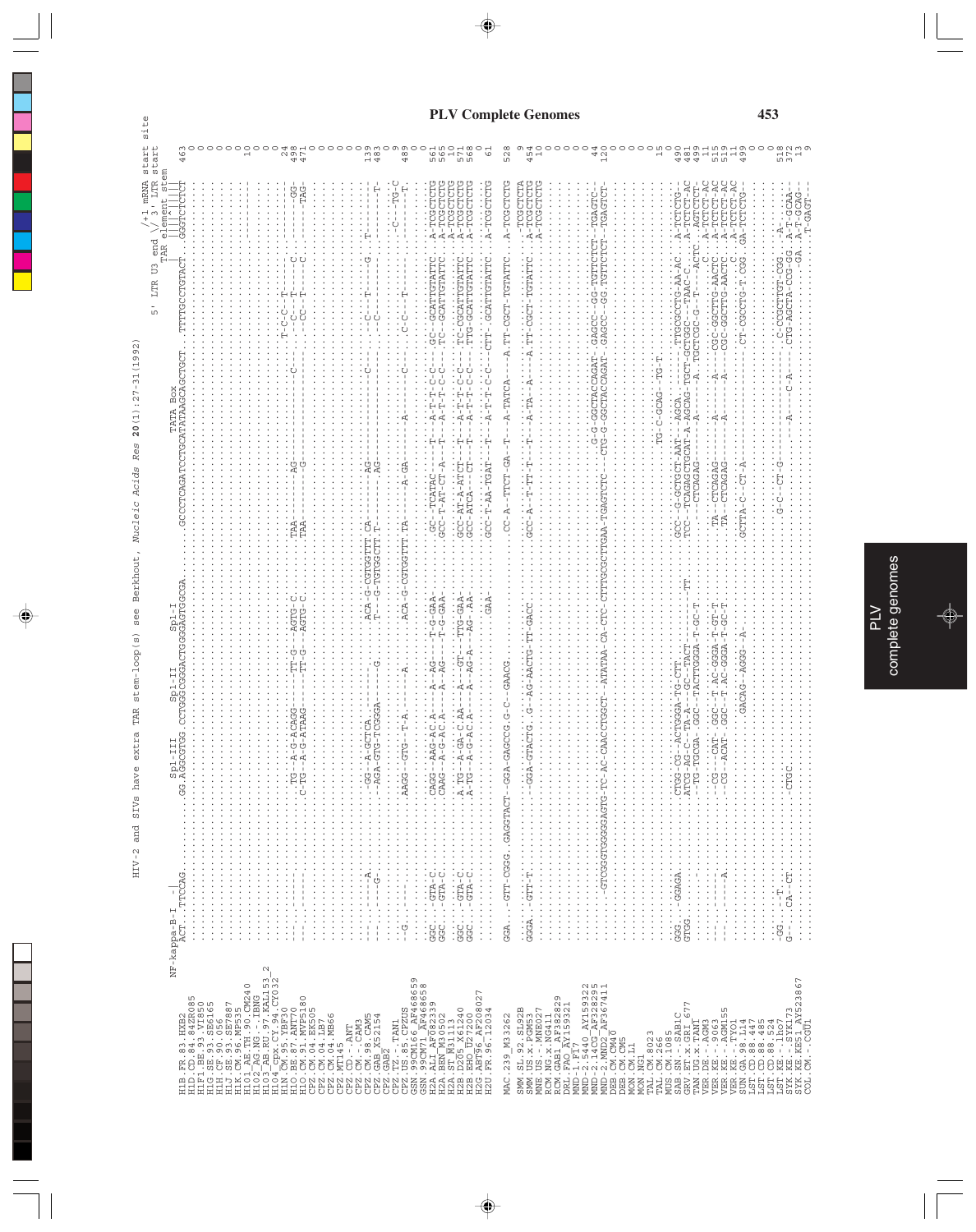## PLV Complete Genomes

HIV-2 and SIVs have extra TAR stem-loop(s) see Berkhout, *Nucleic Acids Res* **20**(1):27-31(1992)

```
                              NF-kappa-B-I                                Spl-III        Spl-II       Spl-I                    TATA Box                           5' LTR U3 end  √ 3' LTR start   +1 mRNA start site
                                                                                                                                                                         TAR element stem
H1B.FR.83.HXB2                ACT...TTCCAG......................GG.AGGCGTGG.CCTGGGCGGGACTGGGGAGTGGCGA.....GCCCTCAGATCCTGCATATAAGCAGCTGCT..TTTTGCCTGTACT..GGGTCTCTCT   463
H1D.CD.84.84ZR085                                                                                                                                                       0
H1F1.BE.93.VI850                                                                                                                                                        0
H1G.SE.93.SE6165                                                                                                                                                        0
H1H.CF.90.056                                                                                                                                                           0
H1J.SE.93.SE7887                                                                                                                                                        0
H1K.CM.96.MP535                                                                                                                                                         0
H101_AE.TH.90.CM240                                                                                                                                                    10
H102_AG.NG.-.IBNG                                                                                                                                                       0
H103_AB.RU.97.KAL153_2                                                                                                                                                  0
H104_cpx.CY.94.CY032                                                                                                                                                    0
H1N.CM.95.YBF30               ...                              ..TG--A-G-ACAGG-----TT-G---AGTG-C......TAA-------AG-----------------T-C-C--T-----------------          24
H1O.BE.87.ANT70               ...                              ..C-TG--A-G-ATAAG-----TT-G---AGTG-C......TAA-------G-------C--------C--T-------C--------GG   498
H1O.CM.91.MVP5180                                                                                                            -CC--T-------C--------TAG-   471
CPZ.CM.04.EK505                                                                                                                                                         0
CPZ.CM.04.LB7                                                                                                                                                           0
CPZ.CM.04.MB66                                                                                                                                                          0
CPZ.MT145                                                                                                                                                               0
CPZ.CD.-.ANT                                                                                                                                                            0
CPZ.CM.-.CAM3                                                                                                                                                           0
CPZ.CM.98.CAM5                ...A....                         ..GG--A-GCTCA...........ACA-G-CGTGGTTT.CA......AG----------C----C--T-----G----T-        130
CPZ.GAB.X52154                ...G....                         ..AGA-GTG-TCGGGA--------G...T---G-TGTGGCTT.T-.......AG--------------C-----------------T   483
CPZ.GAB2                                                                                                                                                                0
CPZ.TZ.-.TAN1                                                                                                                               -C---TG-C   9
CPZ.US.85.CPZUS               ..G..                            ..AAGG--GTG--T-A.-----A..........ACA-G-CGTGGTTT.TA......A-GA-----A--------C----C-C--T-----------T.   489
GSN.99CM166_AF468659                                                                                                                                                    0
GSN.99CM71_AF468658                                                                                                                                                     0
H2A.ALI_AF082339              GGC...GTA-C.                     ..CAGG--AAG-AC-A----A--AG---T-G-GAA-.......GC--TCATAC-----T---A-T-T-C-C--GC--GCATTGTATTC..A-TCGCTCTG   561
H2A.BEN_M30502                GGC...GTA-C.                     ..CAAG--A-G-AC-A----A--AG---T-G-GAA-.......GCC-T-AT-CT-A---T---A-T-T-C-C---TC--GCATTGTATTC..A-TCGCTCTG   565
H2A.ST_M31113                                                                                                                                           A-TCGCTCTG    10
H2B.D205_X61240               GGC...GTA-C.                     ..A.TG--A-GA-C-AA---A----GT---TTG-GAA-.....GCC-AT-A-ATCT--T---A-T-T-C-C--TC-CGCATTGTATTC..A-TCGCTCTG   571
H2B.EHO_U27200                GGC...GTA-C.                     ..A-TG--A-G-AC-A----A--AG-A---AG--AA-......GCC-ATCA---CT---T---A-T-T-C-C--TTG-GCATTGTATTC..A-TCGCTCTG   568
H2G.ABT96_AF208027                                                                                                                                                      0
H2U.FR.96.12034                                                   ......GAA-.......GCC-T-AA-TGAT---T---A-T-T-C-C--CTT-.GCATTGTATTC..A-TCGCTCTG    61
MAC.239_M33262                GGA...GTT-CGGG.GAGGTACT--GGA-GAGCCG.G-C--GAACG..............CC-A--TTCT-GA--T---A-TATCA---A.TT-CGCT-TGTATTC..A-TCGCTCTG   528
SMM.SL.92.SL92B                                                                                                                              .-TCGCTCTA     9
SMM.US.x.PGM53                GGGA..GTT-T...........         ..GGA-GTACTG..G--AG-AACTG-TT-GACC...........GCC-A--T-TT-T---T---A-TA--A---A.TT-CGCT-TGTATTC..A-TCGCTCTG   454
MNE.US.-.MNE027                                                                                                                              A-TCGCTCTG    10
RCM.NG.x.NG411                                                                                                                                                          0
RCM.GAB1_AF382829                                                                                                                                                       0
DRL.FAO_AY159321                                                                                                                                                        0
MND-1.F17                                                                                                                                                               0
MND-2.5440_AY159322           .............GTCGGGTGGGGAGTG-TC-AC-CAACCTGGCT-ATATAA-CA-CTC-CTTTGCGCTTGAA-TGAGTCTC---CTG-G-GGCTACCAGAT-GAGCC-GG-TGTTCTCT--TGAGTC-    44
MND-2.14CG_AF328295                                                                                      .G-G-GGCTACCAGAT-GAGCC--GG-TGTTCTCT--TGAGTC-   120
MND-2.MND2_AF367411                                                                                                                                                     0
DEB.CM.CM40                                                                                                                                                             0
DEB.CM.CM5                                                                                                                                                              0
MON.CM.L1                                                                                                                                                               0
MON.NG1                                                                                                                                                                 0
TAL.CM.8023                                                                                              TG-C-GCAG--TG-T                                               0
TAL.CM.266                                                                                                                                                             15
MUS.CM.1085                                                                                                                                                             0
SAB.SN.-.SAB1C                GGG...GGAGA.                     ..CTGG-CG--ACTGGGA-TG-CTT...........GCC--G-GCTGCT-AAT--AGCA.-------TTGCGCTG-AA-AC...A-TCTCTG-   490
GRV.ET.x.GRI_677              GTGG...                          ..ATCG-AG-C--TA-A---GC--TACT.-------TT...TCC--TCAGAGCTGCAT-A-AGCAG-TGCT-GCTGGC--TAAC-C.....A-TCTCT-AC   481
TAN.UG.x.TAN1                                                  ..-TG-TGCGA--GGC--TACTTGGGA-T-GC-T.......--CTCAGAG------A-----A.-TGCTCGC-G--T---ACTC....AGTCTCT-   499
VER.DE.-.AGM3                                                                                                                                  .C..A-TCTCT-AC    11
VER.KE.-.9063                 ...                              ..--CG---CAT--GGC--T-AC-GGGA-T-GT-T.......TA--CTCAGAG------A-----A---CGC-GGCTTG-AACTC....A-TCTCT-AC   515
VER.KE.-.AGM155               ...A.                            ..--CG---ACAT--GGC--T-AC-GGGA-T-GC-T.......TA--CTCAGAG------A-----A---CGC-GGCTTG-AACTC....A-TCTCT-AC   519
VER.KE.-.TYO1                                                                                                                                  .C..A-TCTCT-AC    11
SUN.GA.98.L14                                                    ......GACAG--AGGG--A-.........GCTTA-C--CT-A-----------------CT-CGCCTG-T.CGG...GA-TCTCTG-   499
LST.CD.88.447                                                                                                                                                           0
LST.CD.88.485                                                                                                                                                           0
LST.CD.88.524                 .GG...T.                                                                                        .C-CCGCTTGT-CGG......A-.         0
LST.KE.-.lho7                 G-....CA---CT.                   ..CTGC..............G-C---CT-G-----------A----C-A---CTG-AGCTA-CCG-GG...A-T-GCAA-   518
SYK.KE.-.SYK173                                                                                                                             ....GA..A-T-GCAG-   372
SYK.KE.KE51_AY523867                                                                                                                              .T-GAGT--    13
COL.CM.-.CGU1                                                                                                                                                           9
```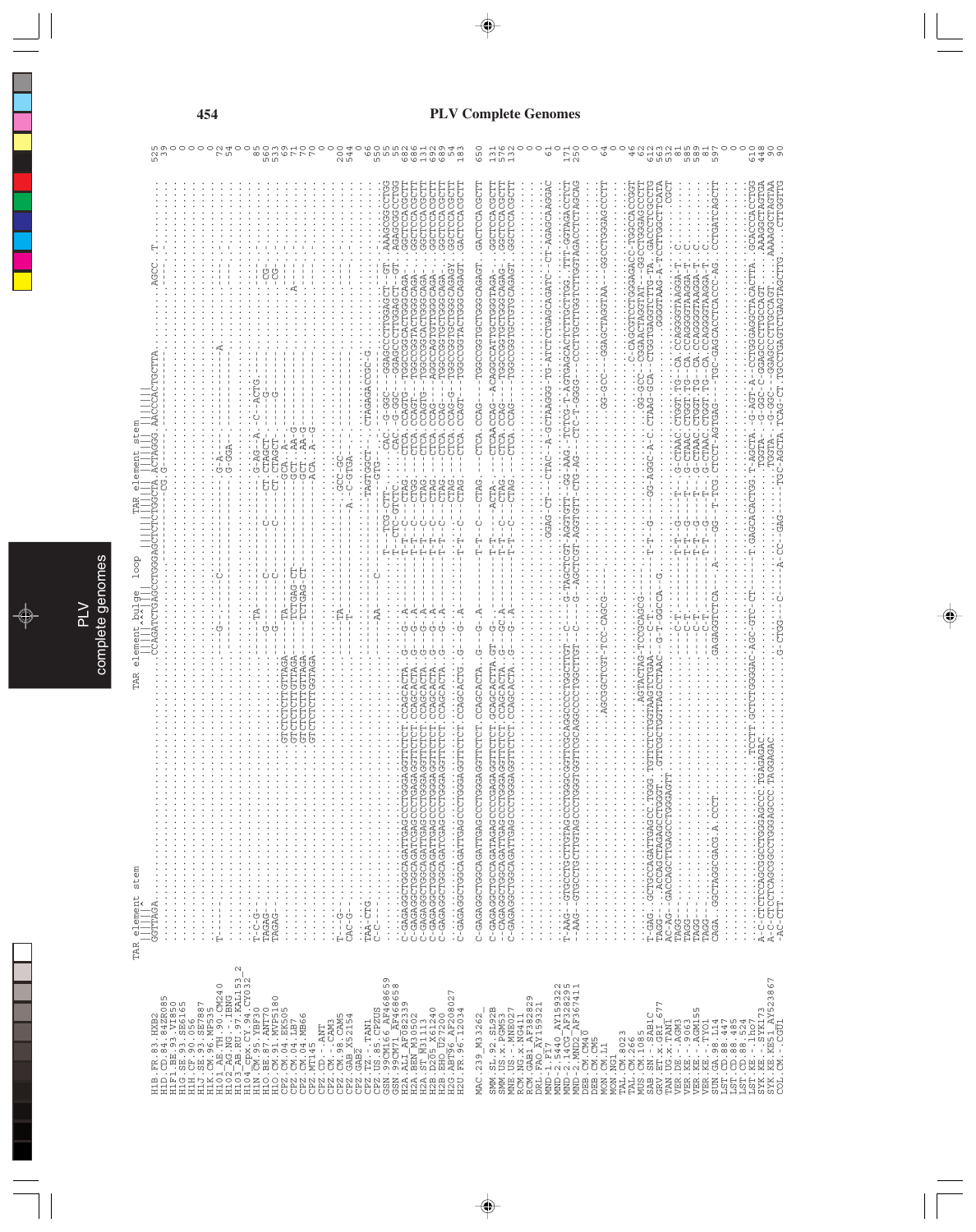TAR element stem | TAR element bulge loop | TAR element stem

```
H1B.FR.83.HXB2          GGTTAGA........................................CCAGATCTGAGCCTGGGAGCTCTCTGGCTA.ACTAGGG.AACCCACTGCTTA.........AGCC..T.........  525
H1D.CD.84.84ZR085       ........................................................................CG.G.......................................................  39
H1F1.BE.93.VI850        ................................................................................................................................  0
H1G.SE.93.SE6165        ................................................................................................................................  0
H1H.CF.90.056           ................................................................................................................................  0
H1J.SE.93.SE7887        ................................................................................................................................  0
H1K.CM.96.MP535         ................................................................................................................................  0
H101_AE.TH.90.CM240     T-------..........................................G-------C---------------------------A-----------.....................  72
H102_AG.NG.-.IBNG       ..........................................................................G-GGA............................................  54
H103_AB.RU.97.KAL153_2  ................................................................................................................................  0
H104_cpx.CY.94.CY032    ................................................................................................................................  0
H1N.CM.95.YBF30         T-C-G-..................................TA---------------.G-AG---A.-C--ACTG---..................................  85
H1O.BE.87.ANT70         TAGAG-..................................G------C------C----CT.CTAGCT.----------------CG-.........................  563
H1O.CM.91.MVP5180       TAGAG-..................................G-------C------C----CT.CTAGCT.----------------CG-.........................  533
CPZ.CM.04.EK505         .............GTCTCTCTTGTTAGA...........TA-----.......GCA.A-------A-----------------.....................  69
CPZ.CM.04.LB7           .............GTCTCTCTTGTTAGA.......TCTGAG-CT.......GCT..AA-G.......................................  71
CPZ.CM.04.MB66          .............GTCTCTCTTGTTAGA.......TCTGAG-CT.......GCT..AA-G.......................................  70
CPZ.MT145               .............GTCTCTCTTGGTAGA...........................ACA..A--G.......................................  70
CPZ.CD.-.ANT            ................................................................................................................................  0
CPZ.CM.-.CAM3           ................................................................................................................................  0
CPZ.CM.98.CAM5          T---G-..................................TA-----------------GCC-GC---.....................................  200
CPZ.GAB_X52154          CAC-G-..................................T----------------A.-C-GTGA--........................................  544
CPZ.GAB2                ................................................................................................................................  0
CPZ.TZ.-.TAN1           TAA-CTG.......................................................TAGTGGCT-..CTAGAGACCGC-G................................  66
CPZ.US.85.CPZUS         C-C-..................................AA-------C-------------GTG-.....................................................  550
GSN.99CM166_AF468659    ......................................................T--TCG-CTT-......CAC..G-GGC---GGAGCCCTTGGAGCT--GT..AAAGCGGCCTGG  55
GSN.99CM71_AF468658     ......................................................T--CTC-GTCTC.....CAC..G-GGC---GGAGCCCTTGGAGCT--GT..AGAGCGGCCTGG  55
H2A.ALI_AF082339        C-GAGAGGCTGGCAGATTGAGCCCTGGGAGGTTCTCT.CCAGCACTA..G---A------T-T--C--CTAG....CTCA.CCAGTG--TGGCCGGCACTGGGCAGA-..GGCTCCAGCTT  682
H2A.BEN_M30502          C-GAGAGGCTGGCAGATTGAGCCCTGGAGGTTCTCT.CCAGCACTA..G---A------T-T--C--CTGG....CTCA.CCAGTG--TGGCCGGTACTGGCAGA-..GGCTCCAGCTT  680
H2A.ST_M31113           C-GAGAGGCTGGCAGATTGAGCCCTGGGAGGTTCTCT.CCAGCACTA..G---A------T-T--C--CTAG....CTCA.CCAGTG--TGGCCGGCACTGGGCAGA-..GGCTCCAGCTT  131
H2B.D205_X61240         C-GAGAGGCTGGCAGATTGAGCCCTGGGAGGTTCTCT.CCAGCACTA..G---A------T-T--C--CTAG....CTCA.CCAG---AGGCCAGTGTTGGGCAGA-..GGCTCCAGCTT  692
H2B.EHO_U27200          C-GAGAGGCTGGCAGATCGAGCCCTGGGAGGTTCTCT.CCAGCACTA..G---A------T-T--C--CTAG....CTCA.CCAG----TGGCCGGTGCTGGGCAGA-..GGCTCCAGCTT  689
H2G.ABT96_AF208027      ..........................................................................CTAG....CTCA.CCAG-G---TGGCCGGTGCTGGGCAGAGY.GGCTCCAGCTT  54
H2U.FR.96.12034         C-GAGAGGCTGGCAGATTGAGCCCTGGGAGGTTCTCT.CCAGCACTG..G---A------T-T--C--CTAG....CTCA.CCAGT---TGGCCGGTACTGGGCAGAGT.GACTCCAGCTT  183

MAC.239_M33262          C-GAGAGGCTGGCAGATTGAGCCCTGGGAGGTTCTCT.CCAGCACTA..G---A------T-T--C---CTAG....CTCA.CCAG---TGGCCGGTGCTGGGCAGAGT.GACTCCAGCTT  650

SMM.SL.92.SL92B         C-GAGAGGCTGCCAGATAGAGCCCCGAGAGGTTCTCT.GCAGCACTTA.GT--G------T-T-----ACTA-.....CTCAA.CCAG--ACAGGCCATTGCTGGGTAGA-..GGCTCCAGCTT  131
SMM.US.x.PGM53          --CAGAGGCTGGCAGATTGAGCCCTGGGAGGTTCTCT.CCAGCACTA..G---GC.A---T-T--C--CTAG....CTCA.CCAG---TGGCCGGTGCTGGGCAGAG-..GGCTCCAGCTT  576
MNE.US.-.MNE027         C-GAGAGGCTGGCAGATTGAGCCCTGGGAGGTTCTCT.CCAGCACTA..G---G--A---T-T--C--CTAG....CTCA.CCAG---TGGCCGGTGCTGTGCAGAGT.GGCTCCAGCTT  132
RCM.NG.x.NG411          ................................................................................................................................  0
RCM.GAB1_AF382829       ................................................................................................................................  0
DRL.FAO_AY159321        ................................................................................................................................  0
MND-1.F17               ..............................................................GGAG-CT---CTAC--A-GCTAAGGG-TG-ATCTCTGAGCAGATC--CT-AGAGCAAGAC  61
MND-2.5440_AY159322     T-AAG--GTGCCTGCTTGTAGCCCTGGGCGGTTCGCAGGCCCCTGGCTTGT--C---G-TAGCTCGT-AGGTGTT--GG-AAG-TCTCG-T-AGTGAGCACTCTTGCTTGG..TTT-GGTAGACCTCT  0
MND-2.14CG_AF328295     --AAG--GTGCCTGCTTGTAGCCCTGGGTGGTTCGCAGGCCCCTGGCTTGT--C----G--AGCTCGT-AGGTGTT-CTG-AG-CTC-T-GGGG--CCCTTGCTTGGTCTTGGTAGACCTCTAGCAG  171
MND-2.MND2_AF367411     ................................................................................................................................  250
DEB.CM.CM40             ................................................................................................................................  0
DEB.CM.CM5              ................................AGCGGCTCGT-TCC-CAGCG----...............................GG-GCC--GGAGCTAGGTAA---GGCCTGGGAGCCCTT  0
MON.CM.L1               ................................................................................................................................  64
MON.NG1                 ................................................................................................................................  0
TAL.CM.8023             ................................................................................................................................  0
TAL.CM.266              ..................................................................................................C-CAGCGTCCTGGGAGACC-TGGCCACCGGT  0
MUS.CM.1085             ..........................................AGTACTAG-TCCGCAGCG----.....................GG-GCC---CGGAACTAGGTAT---GGCCTGGGAGCCCTT  46
SAB.SN.-.SAB1C          T-GAG..GCTGCCAGATTGAGCC.TGGG.TGTTCTCTGGTAAGTCTGAA---C-T---........T-T--G-----GG-AGGC-A-C.CTAAG-GCA--CTGGTGAGGTCTTG-TA..GACCCTCGCCTG  62
GRV.ET.x.GRI_677        TAGG--..ACCAGCTAGAGCTGGGT....GTTCGCTGGTTAGCCTAAC--G-T-GGCCA--G.....................................GGGGTAAG-A-TCCTTGGCTTCATA  612
TAN.UG.x.TAN1           AC-AG--GACCAGCTTGAGCCTGGGAGTT.....................................................................................CGCT  563
VER.DE.-.AGM3           TAGG--..................................C-T----------T-T-G----T---G-CTAAC.CTGGT.TG--CA.CCAGGGTAAGGA-T..C...........  532
VER.KE.-.9063           TAGG--..................................C-T----------T-T-G----T---G-CTAAC.CTGGT.TG--CA.CCAGGGTAAGGA-T..C...........  81
VER.KE.-.AGM155         TAGG--..................................C-T----------T-T-G----T---G-CTAAC.CTGGT.TG--CA.CCAGGGTAAGGA-T..C...........  585
VER.KE.-.TYO1           TAGG--..................................C-T----------T-T-G----T---G-CTAAC.CTGGT.TG--CA.CCAGGGTAAGGA-T..C...........  589
SUN.GA.98.L14           CAGA..GGCTAGGCGACG.A.CCCT.................GAGAGGTCTCA---A----GG--T-TCG.CTCCT-AGTGAG---TGC-GAGCACCTCACCC-AG..CCTGATCAGCTT  81
LST.CD.88.447           ................................................................................................................................  597
LST.CD.88.485           ................................................................................................................................  0
LST.CD.88.524           ................................................................................................................................  0
LST.KE.-.lho7           ................................................................................................................................  0
SYK.KE.-.SYK173         ..........................TCCTT.GCTCTGGGGAC-AGC-GTC-CT--------T.GAGCACACTGG.T-AGCTA..G-AGT-A--CCTGGGAGGCTACACTTA..GCACCCACCTGG  610
SYK.KE.KE51_AY523867    A-C-CTCTCCAGCGGCCTGGGAGCCC.TGAGAGAC.................................TGGTA-.-G-GGC-C-GGAGCCCTTGCCAGT..........AAAGGCTAGTGA  448
COL.CM.-.CGU1           A-C-CTCTCCAGCGGCCTGGGAGCCC.TAGGAGAC.................................TGGTA-.-G-GGC-C-GGAGCCCTTGCCAGT..........AAAAGGCTAGTAA  90
                        -AC-CTT.........................G-CTGG---C-------A-CC--GAG------TGC-AGCTA.TCAG-CT.TGCTGAGTCTGAGTAGCTTG......CTTGGTTG  90
```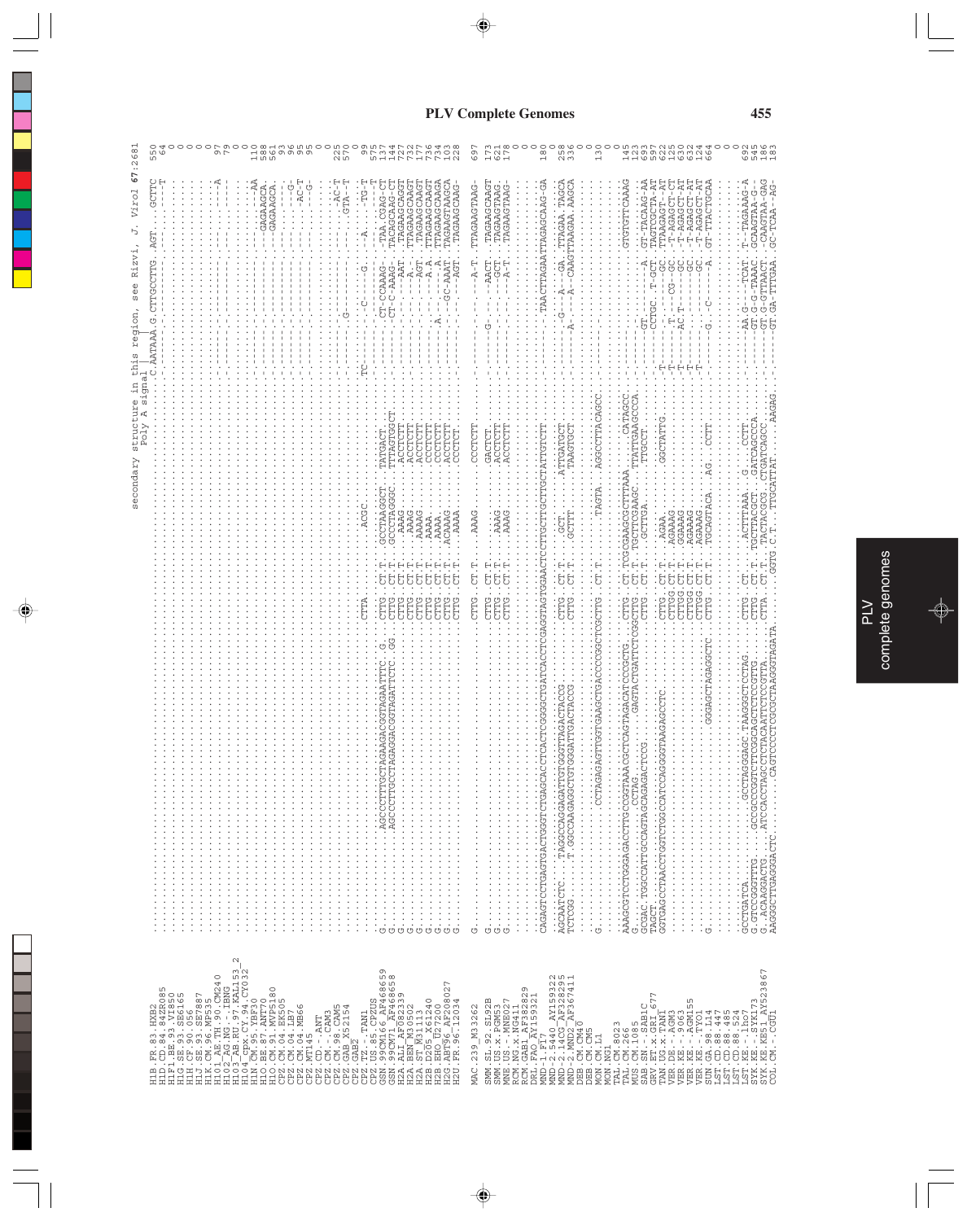secondary structure in this region, see Rizvi, J. Virol 67:2681

Poly A signal

```
H1B.FR.83.HXB2              ...C.AATAAA.G.CTTGCCTTG.AGT....GCTTC  550
H1D.CD.84.84ZR085           ...-----T  64
H1F1.BE.93.VI850            0
H1G.SE.93.SE6165            0
H1H.CF.90.056               0
H1J.SE.93.SE7887            0
H1K.CM.96.MP535             0
H101_AE.TH.90.CM240         ...A  97
H102_AG.NG.-.IBNG           ...A  79
H103_AB.RU.97.KAL153_2      0
H104_cpx.CY.94.CY032        0
H1N.CM.95.YBF30             ...-AA  110
H1O.BE.87.ANT70             ...GAGAAGCA.  588
H1O.CM.91.MVP5180           ...GAGAAGCA.  561
CPZ.CM.04.EK505             ...  93
CPZ.CM.04.LB7               ...G-  96
CPZ.CM.04.MB66              ...-AC-T  95
CPZ.CM.04.MT145             ...G-  95
CPZ.CD.-.ANT                0
CPZ.CM.-.CAM3               0
CPZ.CM.98.CAM5              ...-AC-T  225
CPZ.GAB_X52154              ...G-  570
CPZ.GAB2                    0
CPZ.TZ.-.TAN1               ...ACGC...TC....C.....G..A......TG-T  95
CPZ.US.85.CPZUS             ...-----T  575
GSN.99CM166_AF468659        G...AGCCCTTTTGCTAGAAGACGGTAGAATTTC.G....CTTG..CT.T...GCCTAAGGCT..TATGACT.......CT-CCAAAG-...TAA.CGAG-CT  137
GSN.99CM71_AF468658         G...AGCCCTTGCCTAGAGGACGGTAGATTCTC.GG...CTTG..CT.T...GCCCTAGGGC..TTTAGTGGCT....CT-C-AAAG-...TACAGCAAG-CT  144
H2A.ALI_AF082339            G...CTTG..CT.T...AAAG...ACCTCTT.......---AAT..TTAGAAGCAGGT  727
H2A.BEN_M30502              G...CTTG..CT.T...AAAG...ACCTCTT.......---A-T..TTAGAAGCAAGT  736
H2A.ST_M31113               G...CTTG..CT.T...AAAAG..ACCTCTT.......---AGT..TAGAAGCAAGT  177
H2B.D205_X61240             G...CTTG..CT.T...AAAA...CCCTCTT.......---A-A..TTAGAAGCAAGT  177
H2B.EHO_U27200              G...CTTG..CT.T...AAAA...CCCTCTT.......A---A..TTAGAAGCAAGA  736
H2G.ABT96_AF208027          G...CTTG..CT.T...ACAAAG..ACCTCTT......-GC-AAAT..TAGAAGTAAGCA  734
H2U.FR.96.12034             G...CTTG..CT.T...AAAA...CCCTCT.......---AGT..TAGAAGCAAG-  103
                                                                                           228
MAC.239_M33262              G...CTTG..CT.T...AAAG...CCCTCTT.......---A-T..TTAGAAGTAAG-  697
SMM.SL.92.SL92B             G...CTTG..CT.T...GACTCT.......G----AACT..TAGAAGCAAGT  173
SMM.US.x.PGM53              G...CTTG..CT.T...AAAG...ACCTCTT.......---GCT..TAGAAGTAAG.  621
MNE.US.-.MNE027             G...CTTG..CT.T...AAAG...ACCTCTT.......---A-T..TAGAAGTAAG-  178
RCM.NG.x.NG411              0
RCM.GAB1_AF382829           0
DRL.FAO_AY159321            0
MND-1.F17                   CAGAGTCCTGAGTGACTGGGTCTGAGCACCTCACTCGGGGCTGATCACCTCGAGGTAGTGGAACTCCTTGCTTGCTTGCTATTGTCTT...TAACTTAGAATTAGAGCAAG-GA  180
MND-2.5440_AY159322         0
MND-2.14CG_AF328295         AGCAATCTC...TAGGCAGGAGATTGTGGGTTAGACTACCG....CTTG..CT.T...GCT.....ATTGATGCT......G---A----GA..TTAGAA.TAGCA  258
MND-2.MND2_AF367411         TCTCGG......T.GGCCAAGAGGCTGTGGGATTGACTACCG...CTTG..CT.T...GCTTT.....TAAGTGCT......A---A--CAAGTTAAGAA.AAGCA  336
DEB.CM.CM40                 0
DEB.CM.CM5                  0
MON.CM.L1                   G...CCTAGAGAGTTGGTGAAGCTGACCCCGGCTCGCTTG..CT.T...TAGTA..AGGCCTTACAGCC...  130
MON.NG1                     0
TAL.CM.8023                 0
TAL.CM.266                  AAAGCGTCTCTGGGAGACCTTGCCGGTAAACGCTCAGTAGACATCCCGCTG....CTTG..CT.TCGCGAAGCGCTTTAAA....CATAGCC.......GTGTGTTCAAAG  145
MUS.CM.1085                 G...CCTAG.......GAGTACTGATTCTCGGCTTG..CT.T..TGCTTCGAAGC..TTATTGAAGCCCA.  123
SAB.SN.-.SAB1C              GCGAC.TGGCCATTGCCAGTAGCAGAGACTCCG......CTTG..CT.T...GCTTGA.....TTGCCT........GT-------A..GT-TACAAG-AA  693
GRV.ET.x.GRI_677            TAGCT.......................................................................-----CCTGC..T-GCT..TAGTCGCTA-AT  597
TAN.UG.x.TAN1               GGTGAGCCTAACCTGGTCTGGCCATCCAGGGGTAAGAGCCTC..........CTTG..CT.T...AGAA.......GGCTATTG.......T--------GC..TTAAGAGT--AT  622
VER.DE.-.AGM3               ...CTTGG..CT.T...AGAAAG......................T------T----CG---GC..-T-AGAGCT-CT  128
VER.KE.-.9063               ...CTTGG..CT.T...GGAAAG......................T------AC.T----GC..-T-AGAGCT-AT  630
VER.KE.-.AGM155             ...CTTGG..CT.T...AGAAAG......................T-----------GC..-T-AGAGCT-AT  632
VER.KE.-.TYO1               ...CTTGG..CT.T...AGAAAG......................T-----------GC..-T-AGAGCT-AT  124
SUN.GA.98.L14               G...GGGAGCTAGAGGCTC...CTTG..CT.T...TGCAGTACA..AG....CCTT.........G.-C------A..GT-TTACTGCAA  664
LST.CD.88.447               0
LST.CD.88.485               0
LST.CD.88.524               0
LST.KE.-.lho7               GCCTGATCA.......GCCTAGGGAGC.TAAGGCTCCTAG...CTTG..CT....ACTTTAAA....G....CCTT.........AA.G----TCAT..T--TAGAAAG-A  692
SYK.KE.-.SYK173             G.GTCCGGGTTTG....GCCGCCGGTCTTCGGCAGCTCTCCGTTG...CTTG..CT.T...TGCTTACGCT...GATCAGCCA.......GT.G-G-TAAAC..GCAAGTAA-G-  545
SYK.KE.KE51_AY523867        G..ACAAGGACTG.....ATCCACCTAGCCTCTTCAATCTCCGTTA...CTTA..CT.T...TACTACGCG..CTGATCAGCC.......GT.G-G-TTAACT..CAAGTAA-GAG  465
COL.CM.-.CGU1               AAGGGCTTGAGGGACTC.......CAGTCCCTCGCGCTAAGGGTAGATA....GGTG.C.T...TTGCATTAT.......AAGAG.....GT.GA-TTTGAA..GC-TCAA--AG-  183
```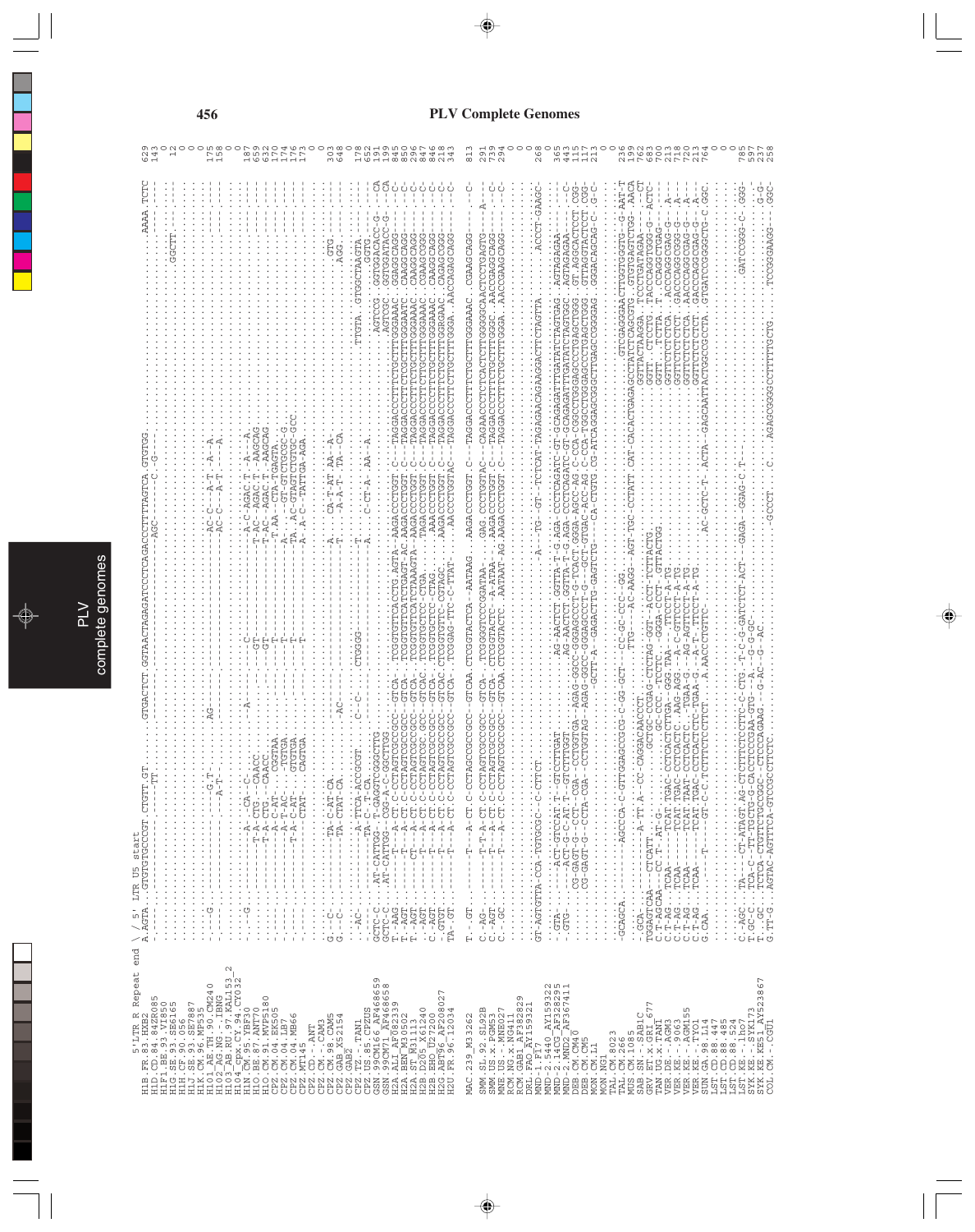# PLV Complete Genomes

```
5'LTR R Repeat end \ / 5' LTR U5 start
H1B.FR.83.HXB2          A.AGTA...GTGTGTGCCCGT.CTGTT.GT........GTGACTCT.GGTAACTAGAGATCCCTCAGACCCTTTTAGTCA.GTGTGG.............................AAAA.TCTC  629
H1D.CD.84.84ZR085       ...................................TT.........................................................AGC-----------C--G---.............................  143
H1F1.BE.93.VI850        ...........................................................................................................................................  0
H1G.SE.93.SE6165        ....................................................................................................................GGCTT-----...........  12
H1H.CF.90.056           ...........................................................................................................................................  0
H1J.SE.93.SE7887        ...........................................................................................................................................  0
H1K.CM.96.MP535         ...........................................................................................................................................  0
H101_AE.TH.90.CM240     .-.--G.----------------G.T-.........AG.....................................AC-C----A-T---A--A.............................  175
H102_AG.NG.-.IBNG       .----------------------A-T-........................................--AC-C----A-T----A.............................  158
H103_AB.RU.97.KAL153_2  ...........................................................................................................................................  0
H104_cpx.CY.94.CY032    ...........................................................................................................................................  0
H1N.CM.95.YBF30         .-.-G.------A---CA--C-..........A............C-..........-A-C-AGAC.T.-A---A.............................  187
H1O.BE.87.ANT70         .-.-----T-A-CTG.--CAACC............................GT-..........-T-AC--AGAC.T.-AAGCAG.............................  659
H1O.CM.91.MVP5180       .-.-----T-A-CTG.--CAACC............................GT-..........-T-AC--AGAC.T.-AAGCAG.............................  632
CPZ.CM.04.EK505         .-.-----T-A-C-AT..--CGGTAA..........................T-..........-T-AA---CTA-TGAG-C-..............................  170
CPZ.CM.04.LB7           .-.-----A-T-AC-...-TGTGA..........................T-..........A-----GT-GTCTGCGC-G.............................  174
CPZ.CM.04.MB66          .-.-----T-A-C-AT-..--GTGTGA..........................T-..........TA..AC-GTAGTCTGTGC-GCC.............................  176
CPZ.MT145               ...............CTAT-....CAGTGA..........................T-..........A--A-C--TATTGA-AGA.............................  173
CPZ.CD.-.ANT            ...........................................................................................................................................  0
CPZ.CM.-.CAM3           ...........................................................................................................................................  0
CPZ.CM.98.CAM5          G.--C-......TA-C-AT-CA.............................................-A.....CA-T-AT.AA--A-.........GTG.-----.  303
CPZ.GAB_X52154          G.--C-......TA-CTAT-CA.............AC-.................................-T.....-A-A-T-.TA--CA..........AGG.------.  648
CPZ.GAB2                ...........................................................................................................................................  0
CPZ.TZ.-.TAN1           .-AC-.......A-TTCA-ACCGCGT.....C--C...CTGGGG......................T.......................TTGTA..GTGGCTAAGTA.......  178
CPZ.US.85.CPZUS         .-.-----TA-.C-T-CA...........................................-A.....C-CT-A-.AA--A-..................GTGTG-----.  655
GSN.99CM166_AF468659    GCTC-C..AT-CATTGG--T-GAGGTCGGGCTTG......GTCA-.TCGTGTTCACCTG.AGTA-AAGACCCTGGT.C---TAGGACCCTTTCTGCTTTGGGAAAC..AGTCCG.GGTGGACACC-G----CA  191
GSN.99CM71_AF468658     GCTC-C..AT-CATTGG--CGG-A-C-GGCTTGG......GTCA-.TCGTGTTCACCTGAGT-AC.AAGACCCTGGT.C---TAGGACCCTTTCTGCTTTGGGAATC..AGTCGC.GGTGGATACC-G----CA  199
H2A.ALI_AF082339        T.-AAG.----T---A-CT.C-CCTAGTCGCCGCC---GTCA-.TCGTGTCTCCTG.A.GGACCCTGGT.C---TAGGACCCTTTCTGCTTTGGGAAAC........GGAGGCAGG-------C-  845
H2A.BEN_M30502          T.-AGT.----T---A-CT.C-CCTAGTCGCCGCC---GTCA-.TCGTGTCTCCTG.AGTA-AC.AAGACCCTGGT.C---TAGGACCCTTTCTGCTTTGGGAATC........CAAGGCAGG-------C-  850
H2A.ST_M31113           T.-AGT.----T---A-CT.C-CCTAGTCGCCGCC---GTCA-.TCGTGTCTCCTG.AGTA-AC.AAGACCCTGGT.C---TAGGACCCTTTCTGCTTTGGGAAAC........CAAGGCAGG-------C-  632
H2B.D205_X61240         .-AGT......T---A-CT.C-CCTAGTCGCC.GCC--GTCAC.TCGTGTCTCC-CTGA........TAGACCCTGGT.C---TAGGACCCTTTCTGCTTTGGGAAAC........CGAAGCGGG-------C-  847
H2B.EHO_U27200          C.-AGT.----T---A-CT.C-CCTAGTCGCCGCC---GTCA-.TCGTGTCTCC-CTAG.............AAACCCTGGT.C---TAGGACCCTTTCTGCTTTGGGAAAC........CAAGGCAGG-------C-  846
H2G.ABT96_AF208027      .GTGT.----T---A-CT.C-CCTAGTCGCCGCC---GTCAC.CTCGTGTTC-CGTAGC..........AAGACCCTGGT.C---TAGGACCCTTTCTGCTTTGGGAAAC.......CAGAGCGGG-------C-  218
H2U.FR.96.12034        TA-GT.-----T---A-CT.C-CCTAGTCGCCGCC---GTCA-.TCGGAG-TTC-C-TTAT-......AACCCTGGTAC---TAGGACCCTTTCTGCTTTGGGA..AACCAGAGCAGG-------C-  343

MAC.239_M33262          T.--GT.----T---A-CT.C-CCTAGTCGCCGCC---GTCAA.CTCGTACTCA--AATAAG..AAGACCCTGGT.C---TAGGACCCTTTCTGCTTTGGGAAAC.ACCCGAGCAGG-------C-  813

SMM.SL.92.SL92B         C.-AG-.----T---T-A-CT.C-CCTAGTCGCCGCC---GTCA-.TCCGGGTCCCGGATAA-.GAG.CCCTGGTAC---CAGAACCCTCTCACTCTTGGGGCAACTCCTGAGTG-----A---  291
SMM.US.x.PGM53          C.-AGT.----T---A-CT.C-CCTAGTCGCCGCC---GTCA-.CTCGTACTC--A-ATAA-.AAGACCCTGGT.C---TAGGACCCTTTCTGCTTTGGGC..AACCGAGGCAGG-------C-  739
MNE.US.-.MNE027         C.--GC.----T---A-CT.C-CCTAGTCGCCGCC---GTCAA.CTCGTACTC.AATAAT-AG.AAGACCCTGGT.C---TAGGACCCTTTCTGCTTTGGGA..AACCGAAGCAGG-------C-  294
RCM.NG.x.NG411          ...........................................................................................................................................  0
RCM.GAB1_AF382829       ...........................................................................................................................................  0
DRL.FAO_AY159321        ...........................................................................................................................................  0
MND-1.F17               GT-AGTGTTA-CCA-TGTGCGC--C-CTTCT...............................--A---TG-.GT--TCTCAT-TAGAGAACAGAAGACTTCTAGTTA........ACCCT-GAAGC  268
MND-2.5440_AY159322     .-GTA-..----ACT-GTCCAT.T--GTCCTTGAT...................AG-AACTCT.GGTTA-T-G.AGA-CCCTCAGATC-GT-GCAGAGATTTGATATCTAGTGAG..AGTAGAGAA------C-  365
MND-2.14CG_AF328295     .-GTG-..----ACT-G-C-AT.T--GTCTTTGGT...................AG-AACTCT.GGTTA-T-G.AGA-CCCTCAGATC-GT-GCAGAGATTTGATATCTAGTGGC..AGTAGAGAA------C-  443
MND-2.MND2_AF367411     .....CG-GAGT-G--CCT--CGA--CCTGGTGA--AGAG-GGCC-GGGAGCCCT-G--TCACT.GGGA-AGCC-AG-C-CCA-TGGCCTGGGAGCCCTGAGCTGGG..GT.AGGCACTCCT.CGG  115
DEB.CM.CM40             .....CG-GAGT-G--CCTA-CGA--CCTGGTAG--AGAG-GGCC-GGGAGCCCT-G--CCT-GTGAC-ATC-AG-C-CCA-TGGCCTGGGAGCCCTGAGCTGGG..GTTAGGTATCCT.CGG  117
DEB.CM.CM5              .........................-GCTT-A---GAGACTTG-GAGTCTG-......--CA-CTGTG.CG-ATCAGGAGCGGCTTGAGCCGGGAG..GGGACAGCAG-C--G-C  213
MON.CM.L1               ...........................................................................................................................................  0
MON.NG1                 ...........................................................................................................................................  0
TAL.CM.8023             ...........................................................................................................................................  0
TAL.CM.266              .GCAGCA.-------AGCCCA-C-GTTGGAGCCGCG-C-GG-GCT---CC-GC-CCC--GG...................GTCGAGGGAACTTGGTGGGTG--G-AAT-T  236
MUS.CM.1085             ...........................................................................................................................................  0
SAB.SN.-.SAB1C          .-GCA-.........-A-TT.A--CC-CAGGACAACCCT..........TTG-------AC-AAGG---AGT-TGC-CCTATT.CAT-CACACTGAGAGCCTATCTCAGCGTG..GTGTGAGTCTGG----AACA  199
GRV.ET.x.GRI_677        TGGAGTCAA---CTCATT........................................................GGTTACTAAGGA..TCCCTGATAGA----CT  762
TAN.UG.x.TAN1           C.T-AGCAA---CC.T-.AT-G-.......GCTGC-CCGAG-CTCTAG-GGT--ACCT-TCTTACTG.................................GGTT...CTCCTG..TACCCAGGTGGG-G---ACTC  683
VER.DE.-.AGM3           C.T-AG..TCAA-----TCAT.TGAC-CCTCACTCTTGA--GGG.TAA---TTCCT-A-TG.....................................GGTT.....TCTTA..T...CCAGGCTGAG--.  700
VER.KE.-.9063           C.T-AG..TCAA-----TCAT.TGAC-CCTCACTC.AAG-AGG.--A--C-GTTCCT-A-TG.....................................GGTTCTCTCTCA..ACCCAGGCGAG-G---A---  213
VER.KE.-.AGM155         C.T-AG..TCAA-----TCAT.TAAT-CCTCACTC-.TGAA-G.--AG-AGTTCCT-A-TG.....................................GGTTCTCTCTCA..GACCCAGGCGGG-G---A---  718
VER.KE.-.TYO1           C.T-AG..TCAA-----TCAT.TGAC-CCTCACTCTC-TGAA-G.--A-T-.TTCCT-A-TG.....................................GGTTCTCTCTCA..AACCCAGGCGAG-G---A---  720
SUN.GA.98.L14           C.T-AG..TCAA-----TCAT.TGAC-CCTCACTCTC-TGAA-G.--A-T-.TTCCT-A-TG.....................................GGTTCTCTCTCT..GACCCAGGCGAG-G---A---  213
LST.CD.88.447           G.CAA...........T------GT-C-C.TCTTTCTCCTCT......A.AACCTGTTC-...........AC-GCTC-T-.ACTA--GAGCAATTACTGGCCGCCTA..GTGATCCGGGGCTG-C.GGC  764
LST.CD.88.485           ...........................................................................................................................................  0
LST.CD.88.524           ...........................................................................................................................................  0
LST.KE.-.lho7           ...........................................................................................................................................  0
SYK.KE.-.SYK173         C.-AGC..TA---CT-ATAGT.AG-CTCTTTCTCCTTC-C-CTG.-T-C-G-GATCTCT-ACT--GAGA--GGAG-C.T--.................................GATCCGGG-C-.GGG  785
SYK.KE.KE51_AY523867    T.GC-C..TCA-C--TT-TGCTG-G-CACCTCCGAA-GTG--A...-G-GC..............................................................................G-G  597
COL.CM.-.CGU1           T.-GC..TCTCA-CTGTTCTGCCGGC--CTCCCAGAAG.--G-AC--G--AC.........................................................................  237
                        G.TT-G..AGTAC-AGTTTCA-GTCCGCTTCTC..............GCCCT......C....AGAGCGGGCCTTTTTGCTG..............TCCGGGAAGG-----GGC  258
```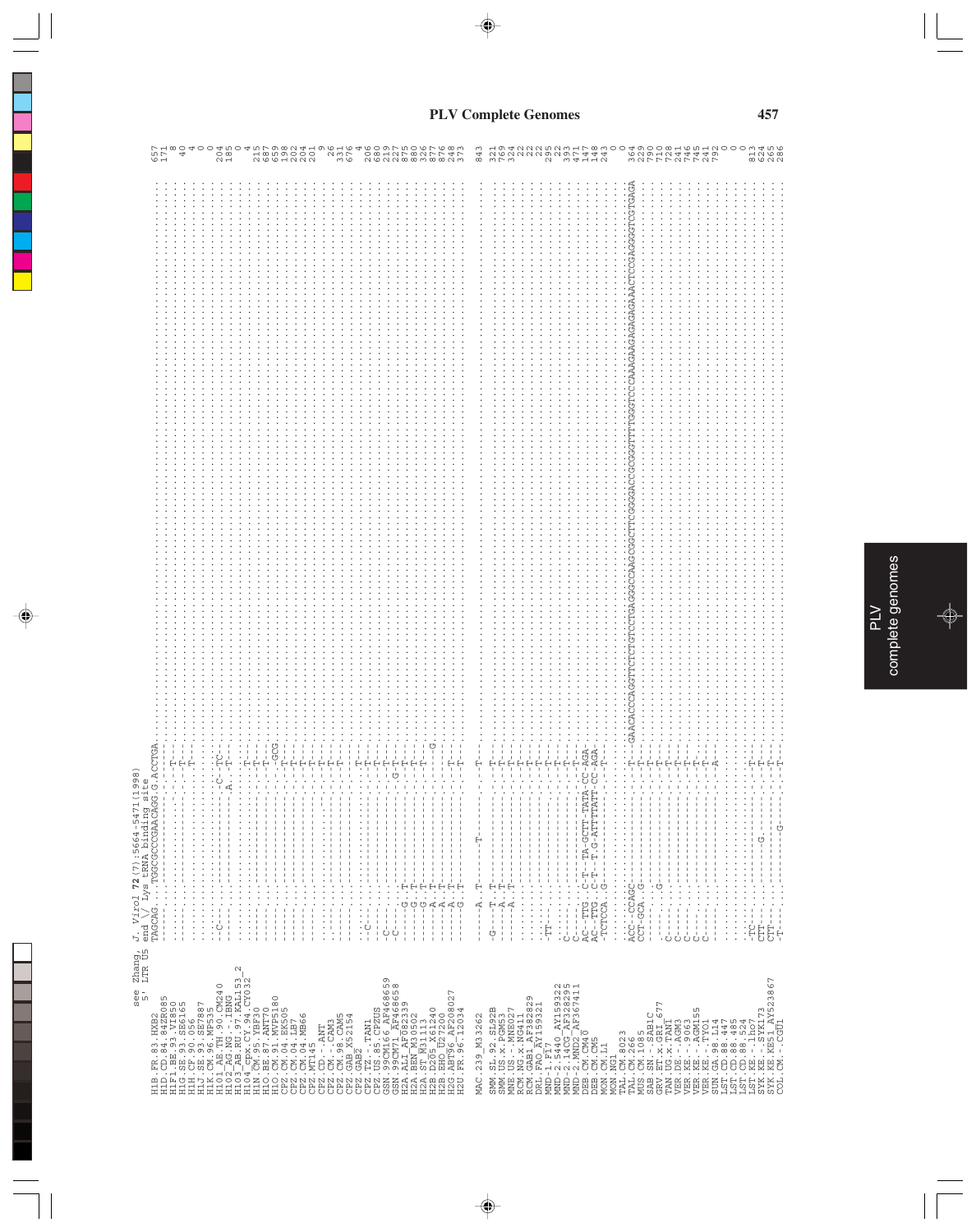## PLV Complete Genomes

```
see Zhang, J. Virol 72(7):5664-5471(1998)
5' LTR U5  end \/ Lys tRNA binding site
           TAGCAG...TGGCGCCCGAACAGG.G.ACCTGA
```

| Sequence | Alignment | Position |
|---|---|---|
| H1B.FR.83.HXB2 | | 657 |
| H1D.CD.84.84ZR085 | | 171 |
| H1F1.BE.93.VI850 | | 8 |
| H1G.SE.93.SE6165 | | 40 |
| H1H.CF.90.056 | | 4 |
| H1J.SE.93.SE7887 | | 0 |
| H1K.CM.96.MP535 | | 0 |
| H101_AE.TH.90.CM240 | --C--...-C--TC- | 204 |
| H102_AG.NG.-.IBNG | ...A | 185 |
| H103_AB.RU.97.KAL153_2 | | 0 |
| H104_cpx.CY.94.CY032 | | 4 |
| H1N.CM.95.YBF30 | | 215 |
| H1O.BE.87.ANT70 | | 687 |
| H1O.CM.91.MVP5180 | GCG | 659 |
| CPZ.CM.04.EK505 | | 198 |
| CPZ.CM.04.LB7 | | 202 |
| CPZ.CM.04.MB66 | | 204 |
| CPZ.CM.MT145 | | 201 |
| CPZ.CD.-.ANT | | 9 |
| CPZ.CM.-.CAM3 | | 26 |
| CPZ.CM.98.CAM5 | | 331 |
| CPZ.GAB_X52154 | | 676 |
| CPZ.GAB2 | | 4 |
| CPZ.TZ.-.TAN1 | --C- | 206 |
| CPZ.US.85.CPZUS | | 680 |
| GSN.99CM166_AF468659 | -C- | 219 |
| GSN.99CM71_AF468658 | -C- ...G-T- | 227 |
| H2A.ALI_AF082339 | ---G.-T- | 875 |
| H2A.BEN_M30502 | ---G.-T- | 880 |
| H2A.ST_M31113 | ---G.-T- | 326 |
| H2B.D205_X61240 | ---A.-T- ...G | 877 |
| H2B.EHO_U27200 | ---A.-T- | 876 |
| H2G.ABT96_AF208027 | ---A.-T- | 248 |
| H2U.FR.96.12034 | ---G.-T- | 373 |
| MAC.239_M33262 | ---A.-T ...T- ...T- | 843 |
| SMM.SL.92.SL92B | -G---T.-T | 321 |
| SMM.US.x.PGM53 | ---A.-T- | 769 |
| MNE.US.-.MNE027 | ---A.-T- | 324 |
| RCM.NG.x.NG411 | | 22 |
| RCM.GAB1_AF382829 | | 22 |
| DRL.FAO_AY159321 | | 295 |
| MND-1.F17 | -TT- | 22 |
| MND-2.5440_AY159322 | C- | 393 |
| MND-2.14CG_AF328295 | C- | 471 |
| MND-2.MND2_AF367411 | AC--TTG..C-T--TA-GCTT-TATA-CC-AGA- | 147 |
| DEB.CM.CM40 | AC--TTG..C-T--T.G-ATTTTATT-CC-AGA- | 148 |
| DEB.CM.CM5 | -TCTCCA..G | 243 |
| MON.CM.L1 | | 0 |
| MON.NG1 | | 0 |
| TAL.CM.8023 | ACC--CCAGC-...-T-GAACACCCAGGTTCTCTGTCCTGAGGGCCAAGGGCTTCGGGGACCGCGGGTTTTGGGTCCCAAAGAAGAGAGAGAAACTCCGAGGGGTCGTGAGA | 364 |
| TAL.CM.266 | CCT-GCA..G | 229 |
| MUS.CM.1085 | | 790 |
| SAB.SN.-.SAB1C | | 710 |
| GRV.ET.x.GRI_677 | ---G | 728 |
| TAN.UG.x.TAN1 | C- | 241 |
| VER.DE.-.AGM3 | C- | 746 |
| VER.KE.-.9063 | C- | 745 |
| VER.KE.-.AGM155 | C- | 241 |
| VER.KE.-.TYO1 | C- | 792 |
| SUN.GA.98.L14 | ...A- | 0 |
| LST.CD.88.447 | | 0 |
| LST.CD.88.485 | | 0 |
| LST.CD.88.524 | | 0 |
| LST.KE.-.lho7 | -TC- | 813 |
| SYK.KE.-.SYK173 | CTT-...G | 624 |
| SYK.KE.KE51_AY523867 | CTT- | 565 |
| COL.CM.-.CGU1 | -T-...G | 286 |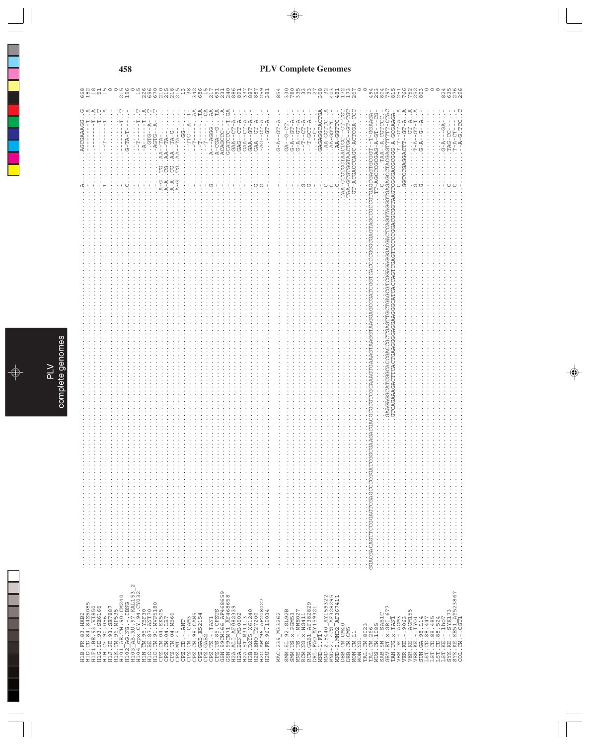# PLV Complete Genomes

```
H1B.FR.83.HXB2                   ......................................................................................................A.........AGCGAAAGG..G  668
H1D.CD.84.84ZR085                ................................................................................................................---------T..A  182
H1F1.BE.93.VI850                 ................................................................................................................---------T..A   18
H1G.SE.93.SE6165                 ................................................................................................................---------T..T   51
H1H.CF.90.056                    .........................................................................................................-......---------T..T   15
H1J.SE.93.SE7887                 .........................................................................................................T......----T----T..A    0
H1K.CM.96.MP535                  ................................................................................................................................    0
H101_AE.TH.90.CM240              ................................................................................................................---------T..T  215
H102_AG.NG.-.IBNG                .........................................................................................................C......G-TA-T-----..  196
H103_AB.RU.97.KAL153_2           ................................................................................................................................    0
H104_cpx.CY.94.CY032             ................................................................................................................--T------T..T   15
H1N.CM.95.YBF30                  ................................................................................................................--T------T..T  226
H1O.BE.87.ANT70                  ................................................................................................................-A-------T..A  696
H1O.CM.91.MVP5180                ................................................................................................................-GTG---A-..T  670
CPZ.CM.04.EK505                  ................................................................................................................-AGTG---A-..T  210
CPZ.CM.04.LB7                    ...........................................................................................A-G..TG..AA--TA-......  215
CPZ.CM.04.MB66                   ...........................................................................................A-A..CG..AA--TA-......  215
CPZ.MT145                        ...........................................................................................A-A..CG..AA--TA-G-.....  218
CPZ.CD.-.ANT                     ...........................................................................................A-G..TG..AA--TA--......  215
CPZ.CM.-.CAM3                    ..................................................................................................GG-......  13
CPZ.CM.98.CAM5                   ...........................................................................................-.......-TTG--A--T-  38
CPZ.GAB_X52154                   ...........................................................................................-.......--T------..AA 382
CPZ.GAB2                         ...........................................................................................-.......--T------..TA 686
CPZ.TZ.-.TAN1                    ...........................................................................................-.......--T------..CA  15
CPZ.US.85.CPZUS                  ...........................................................................................G.......A--AGGG...AA 217
GSN.99CM166_AF468659             ...........................................................................................-.......A-CGA--G...TA 691
GSN.99CM71_AF468658              ...........................................................................................-.......AGAGCCC---.TA 215
H2A.ALI_AF082339                 ...........................................................................................-.......GCATCCC---T-GA 240
H2A.BEN_M30502                   ...........................................................................................-.......GAA--CT-A..- 886
H2A.ST_M31113                    ...........................................................................................-.......GAG--CT-A..- 891
H2B.D205_X61240                  ...........................................................................................-.......GAA--CT-A..- 337
H2B.EHO_U27200                   ...........................................................................................-.......GAA--GT-A..- 881
H2G.ABT96_AF208027               ...........................................................................................G.......GAA--GT-A..- 887
H2U.FR.96.12034                  ...........................................................................................G.......-AG--GT-A..- 259
                                 ...........................................................................................-.......--GT-A..-... 381

MAC.239_M33262                   ...........................................................................................-.......G-A--GT-A..-  854
SMM.SL.92.SL92B                  ...........................................................................................-.......GA--G-CT...- 330
SMM.US.x.PGM53                   ...........................................................................................-.......G-A--CT-A..- 730
MNE.US.-.MNE027                  ...........................................................................................-.......G-A--GT-A..- 330
RCM.NG.x.NG411                   ...........................................................................................G.......--T--CT-A..-  33
RCM.GAB1_AF382829                ...........................................................................................G.......--T-GCT-A..-  33
DRL.FAO_AY159321                 ...........................................................................................-.......-----C-....  27
MND-1.F17                        ...........................................................................................C.......GAGAGCACTGA 308
MND-2.5440_AY159322              ...........................................................................................C.......AA-AGGTTC..A  38
MND-2.14CG_AF328295              ...........................................................................................C.......AA-GGTTC...- 403
MND-2.MND2_AF367411              ...........................................................................................C.......AA-GGTTC...- 481
DEB.CM.CM40                      ...........................................................................................TAA-GTGTGGTAACTGC--GT-TGT 172
DEB.CM.CM5                       ...........................................................................................TAA-GTGTGGTAACTGC--GT-TGT 173
MON.CM.L1                        ...........................................................................................GT-ACGACCAGC-ACTCGA-CCC 267
MON.NG1                          ...........................................................................................................    0
TAL.CM.8023                      ...........................................................................................................    0
TAL.CM.266                       GGACGACAGTTCCGGAGTCGAGCCCCGGATCGGCGAAGACGACGCGCGTCGCAAAGTGAAAGTAAGGTAAGGAGCCGATCGGTCACCCCGGGCGAGTAGCCGCCGTGAGCGAGTGCGGT-T-GGAAGA- 494
MUS.CM.1085                      ...........................................................................................TT-AGCCCGCGAG-A-GT--CG- 253
SAB.SN.-.SAB1C                   ...........................................................................................C.......TAA-A-CGTCCC.- 804
GRV.ET.x.GRI_677                 .................GAAGAGGCATCGGCACCGACCGCTGAGTTGCTGAGCGTCGGAGAGGACGACTCAGGTAGGGTGAGAGCCTACGAGTTTTTT-CTAC 797
TAN.UG.x.TAN1                    .................GTCAGAAAGACTTCACTGAAGGGGAGGAAGGGCATCACCAGTCGAGTTCCCCGGACGCGGTAAGTCGGACGCGGG-A-GCGAAGA- 815
VER.DE.-.AGM3                    ...........................................................................................C.......T-T--GT-A..A 251
VER.KE.-.9063                    ...........................................................................................GGTCCGAGGACTT--GT--A..A 766
VER.KE.-.AGM155                  ...........................................................................................-.......----GT--A..A 752
VER.KE.-.TYO1                    ...........................................................................................G.......T-A--GT-T..A 252
SUN.GA.98.L14                    ...........................................................................................G.......G-A--G--A..- 803
LST.CD.88.447                    ...........................................................................................................    0
LST.CD.88.485                    ...........................................................................................................    0
LST.CD.88.524                    ...........................................................................................................    0
LST.KE.-.lho7                    ...........................................................................................-.......G-A---GA-.. 824
SYK.KE.-.SYK173                  ...........................................................................................C.......TAG-CC---.. 635
SYK.KE.KE51_AY523867             ...........................................................................................C.......T-A-CT---.. 276
COL.CM.-.CGU1                    ...........................................................................................-.......--A-G.TCC..C 296
```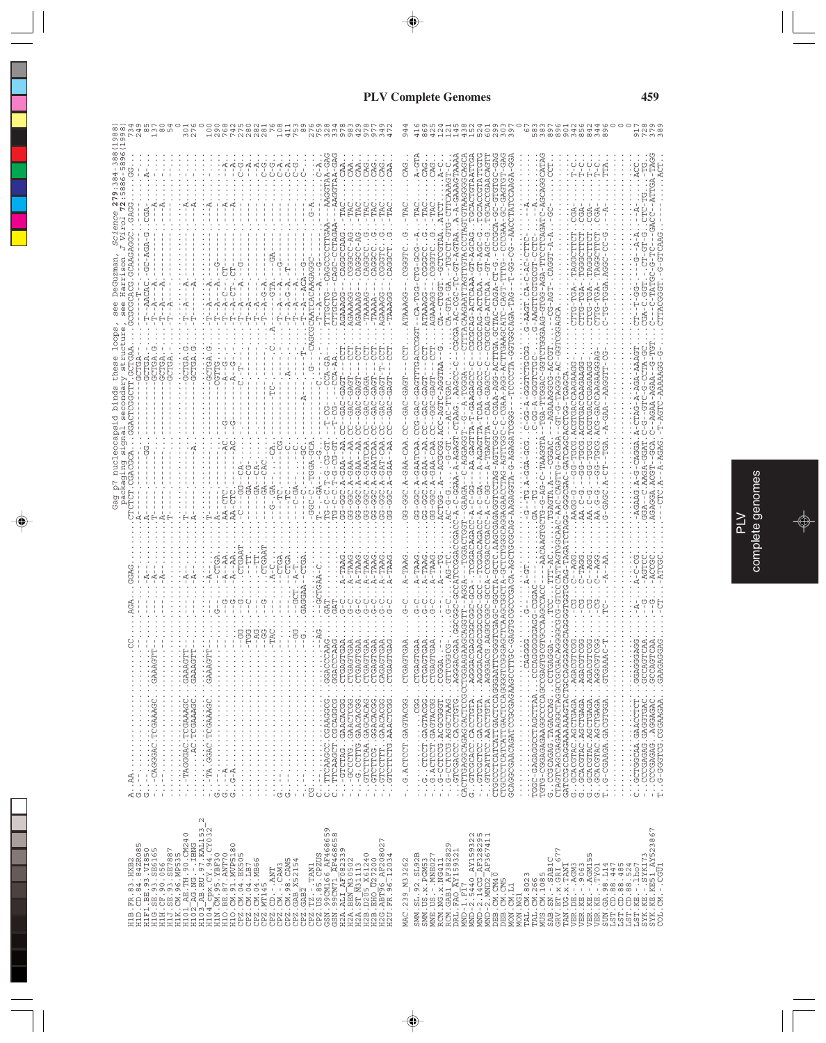Gag p7 nucleocapsid binds these loops, see DeGuzman, *Science* **279**:384-388(1988)
packaging signal secondary structure, see Harrison *J Virol* **72**:5886-5896(1998)

```
H1B.FR.83.HXB2          A.AA..........................CC.....AGA....GGAG.......CTCTCT.CGACGCA...GGACTCGGCTT.GCTGAA....GCGCGCACG.GCAAGAGGC.GAGG......GG.....  734
H1D.CD.84.84ZR085       G.-...................................................A-----..........................GCTGA-.....-T-....................  249
H1F1.BE.93.VI850        ..-...................................................A-----.........GG.............GCTGA......T--AACA....GC-AGA-G..CGA...A...  180
H1G.SE.93.SE6165        ..-....CAGGGAC.TCGAAAGC...GAAAGTT-...........-A-..........A-----..........................GCTGA.G.....T-A-...A-..........A........  137
H1H.CF.90.056           .............................................-A-..........A-----..........................GCTGA......T-A-...A-............A........  80
H1J.SE.93.SE7887        ..............................................................T-----..........................GCTGA......T-A-.................  54
H1K.CM.96.MP535         ....................................................................................................................  0
H101_AE.TH.90.CM240     ...TAGGGAC.TCGAAAGC...GAAAGTT-...........-A-..........T-----.........................GCTGA.G.....T-A--...A........A....  301
H102_AG.NG.-.IBNG       ...........AC.TCGAAAGC...GAAAGTT-...........-A-..........A-----..........A...............GCTGA.G.....T-----A.........A....  276
H103_AB.RU.97.KAL153_2  ....................................................................................................................  0
H104_cpx.CY.94.CY032    ...TA.GGAC.TCGAAAGC...GAAAGTT-...........-A-..........T-----.........................GCTGA.G.....T-A--..A........A....  100
H1N.CM.95.YBF30         G..........................................G-....-CTGA.....A--...............................CGTTG......T-A-..A....G.......  290
H1O.BE.87.ANT70         G.-A.......................................-G.....A--AA.....AA-CTC.........AC....G.....A--G......T-A-..A-..CT-.....A....  768
H1O.CM.91.MVP5180       G.-A.......................................-G.....A--AA.....AA-CTC.........AC....G.....A--G......T-A-..CT-..CT-.....A....  743
CPZ.CM.04.EK505         ..G-A.....................................GG.....-G.....CTGAAT.....C--CTC.........-G....C--T-.....T-A-..T-A-..G.......C-G..  275
CPZ.CM.04.LB7           ......................................TGG.......-TT.....-GA----CA.....CG................................T-A-...........A...  280
CPZ.CM.04.MB66          ......................................-AG.......-TT.....-GA----CA....................................T-A-.............A...  282
CPZ.MT145               ......................................-GG.....G.....CTGAAT.....-G----CAC..............................T-A-..G-A-.......A...  281
CPZ.CD.-.ANT            ......................................TAC.......A-CTGA.....-G-GA----CA....TC-.........C.....A....T-A-..G-A-..GA.......C-G..  108
CPZ.CM.-.CAM3           G.-.........................................-CTGA.....-TC.....CG....................T-A-G-A-..G..........C-A..  411
CPZ.CM.98.CAM5          G.-.........................................-CTGA.....-TC.....C......A-.............T-A-G-A-..T-..........C-A..  753
CPZ.GAB_X52154          .-.....................................GG....GCT..A-T.....-C-GA-----C.....................T-...T-A-..............C-G..  89
CPZ.GAB2                .-.....................................-G....GAGGAA--CTGA.....-C---.GC......A-.........T-...T-A-..ACA-..G.........C....  0
CPZ.TZ.-.TAN1           CG-..........................................................GGC--TGGA-GCA..................-T-CAGCGCCAGCAAGAGGC..........  276
CPZ.US.85.CPZUS         C.-.........................................AG......GCTGAA-C.....T-G-GA-----G.........C.........T-A--A-G..........G-A...  759
GSN.99CM166_AF468659    C..TTCAAGCC.CGAAGGCG..GGACCCAAG...GAT...........TG-C-C-T-G-CG-GT..T-CG----CCA-GA--..TTTGCTG--CAGCCCTTGAA--AAGGTAA-GAG  328
GSN.99CM71_AF468658     C..TTCAAGCT.CGCAGGCG..GGACCCAAG...GAT...........TG-C-C-T-G-CG-GT..T-CG----CCA-AA..TTTGCTG--CAGC-CCTAGAA--AAGGTAA-GAG  334
H2A.ALI_AF082339        ...GTCTAG..GAACACGG...CTGAGTGAA...G-C...A-TAAG..........GG-GGC.A-GAA--AA.CC-GAC-GAGT---CCT...AGAAAGG---CAGGCCAAG....TAC.....CAA.  978
H2A.BEN_M30502          ...GCCCTG..GAACACGG...CTGAGTGAA...G-C...A-TAAG..........GG-GGC.A-GAA--AA.CC-GAC-GAGT---CCT...AGAGAGG---CGGGC-AG...TAC.....CAA.  993
H2A.ST_M31113           ..G.CCTTG.GAACACGG...CTGAGTGAA...G-C...A-TAAG..........GG-GGC.A-GAA--AA.CC-GAC-GAGT---CCT...AGAAAAG---CAGGCC-AG...TAC.....CAA.  429
H2B.D205_X61240         ...GTCTTCAA.GAGCACAG..CTGAGTGAA...G-C...A-TAAG..........GG-GGC.A-GAATCAA.CC-GAC-GAGA---CCT...TAAAAG---CAGGCC..G...TAC.....CAG.  978
H2B.EHO_U27200          ...GTCTTCG..GGACACGG..CTGAGTGAA...G-C...A-TAAG..........GG-GGC.A-GAATCAA.CC-GAC-GAGT---CCT...TAAAA---CAGGCC..G...TAC.....CAG.  977
H2G.ABT96_AF208027      ...GTCCTTT..GAACACGG..CAGAGTGAA...G-C...A-TAAG..........GG-GGC.A-GAT-CAA.CC-GAC-GAGT-T-CCT...AGAAAGG---CGGGTC..G...TAC.....CAG.  349
H2U.FR.96.12034         ...GTCTTCTG.AAACTCGG..CTGAGTGAG...G-C...A-TAAG..........GG-GGC.A-GAA--AA.CC-GAC-GAGT---CCT...TAAAGG---CAGGCT..G...TAC.....CAA.  472

MAC.239_M33262          ...G.ACTCCT.GAGTACGG..CTGAGTGAA...G-C...A-TAAG.......GG-GGC.A-GAA-CAA.CC--GAC-GAGT---CCT...ATAAAGG---CGGGTC..G...TAC.....CAG.  944

SMM.SL.92.SL92B         ......................CGG..CTGAGTGAA...G-C...A-TAAG.......GG-GGC.A-GAATCAA.CCG-GAC-GAGTTTTGACCCGGT--CA-TGG-CTG-GCG-A..TAC.....A-GTA  416
SMM.US.x.PGM53          ..G..CTCCT.GAGTACGG..CTGAGTGAA...G-C...A-TAAG.......GG-GGC.A-GAA--AA.CC-GAC-GAGT---CCT...ATAAAGG---CGGGCC..G...TAC.....CAG.  869
MNE.US.-.MNE027         ..G.ACTCCT.GAGTACGG..CTGAGTGAA...G-C...A-TAAG.......GG-GGC.A-GAA-CAA.CC--GGC-GAGT---CCT...AGAAAGG---CGGGTC..G...TAC.....CAG.  425
RCM.NG.x.NG411          ..G-CCTCCG.ACGCGGGT..CCGGA...A.....................ACTGG-.A--ACGCGG.ACC-AGTC-AGGTAA--G...CA--CTGGT---GCTCGTAA..ATCT.....A--C.  121
RCM.GAB1_AF382829       ..G.CTCCTG.ACGCGGGT..C......A--TG.....................A-GA-C---AG--TG.........--AC-TTGAA--.....CA--CTGGT---GCTCGTTAAG.A.....A-C.  124
DRL.FAO_AY159321        ..GTCGACCC.AGGCTCGTG..AGGGACGAA.GGCGGC-GCCATCCGGACCGACAC-G-GGAA-A-AGAGT-CTAAC-TAGCC-C--CGCGA-AC-GC-AC-GT-AGTAA-A-A-GAAAGTAAAA  142
MND-1.F17               CACTTGAGGCAGAGCACTCCGCCTGAAGAAGCAGGTT--AGGA---TGGACTGGT--GAAGA--C-AGGAGGT--G-A-TGGGA--...CTTTACAAGAATTAGTTGTACCTGTAGTGTAAGGGGCAGCA  438
MND-2.5440_AY159322     G..GTCGCACC.CACCTGTA..AGGGACAGCGGCGC-GCA--TCGGACAGACC-A-C-GG---AA.GAGTTA-T-GAAGAGCC-C---CGCGCAG-ACTCAAA-GT-AGCAG..TGCACGTATTGA  152
MND-2.14CG_AF328295     ..GTCGCTCC.GACCTGTA..AGGGACAAGCGGCGC-GCC--TCGGACAGACC-A-C-GA---A-AGAGTTA-TCAA-GAGCC-C---CGCGCAG-ACTCAA-GT-AGC-G..TGCACCGTATTGTG  524
MND-2.MND2_AF367411     ..GTCATTCC.GACCTGTA..AGGGACG.AAGGCGC-GCTA-CCGGACGGACA-A-C-GA---A-TGAGTTA--CAA-GAGCC-C---CGCGCAG-ACTCAA-GT-AGC-G..TGCACCGAACAGTT  601
DEB.CM.CM40             CTGCCTCTCATCATTGACTCCAGGAATTCGGTTGGACGC-GCTA-GCTC-AAGGACAAGTCTAG-AGTTGGC-C-CGAA-AGG-ACTTGA-GCTAC-CAGA-CT-G-CCGCA-GC-GTGTGC-GAG  299
DEB.CM.CM5              CTGCCCTCATCATTGACTCCAGGGTCGGAGCTCAAGCGGCTA-GCTCTGGCAGGAACCTAG-AGTTGGC-C-CGAA-AGG-ACTTGAAGCATC-CAGT-TTTG-CCCGAA-GC-GAGTGT-GAG  303
MON.CM.L1               GCAGGCGAACAGATCGCGAGAAGCCTTGC-GAGTGCGCCCGCA-AGCTGCGCAG-AAGAGGTA-G-AGAGATCGGG--TCCCCTA-GGTGGCAGA-TAG--T-GG-CG--AACCTATCCAAGA-GGA  397
MON.NG1                 ....................................................................................................................  0

TAL.CM.8023             ..................CAGGGG.....G...-A-GT....................-G---TG.A-GGA-GCG..C-GG-A-GGGTCTGCGG.....G-AAGT-CA-C-AC-CTTC.......-A........  67
TAL.CM.266              TGGC-GAGAGGCTAGCTTAA...CCGAGGGGAGG-CGGAC.........................GA---TG.....C-GG-A-GGGTCTCGG.....G-AAGTTCGTGCGT-CCTC-..-A........  583
MUS.CM.1085             TGTG-CGGAGAGAAGGCCCCACGCCGAGTGCGTGCCAAGCCACC---AACAAGTGTCG-G-AG-C-TAAGGTA--TGA-TTGGAC-GGTCTGGAAG-GTGG-AGA-TTCCTCAGATC-AGCAGGCATAG  383
SAB.SN.-.SAB1C          G..CCGCAGAG.TAGACCAG...CCTGAGGA...TCC....TTT-AC........CGGAC....TGAGTA.A---CGGAC.....AGAAAGGCG-ACCGT....-CG-AGT-.CAGGT-A-A..-GC-......CCT.  897
GRV.ET.x.GRI_677        CTAGTCAGCGAGAAAGTACTGCCGCGACAGGGCGCG-GTCCATTAGTGCAAC-AAC-CAGTTG-ACGAA--GT-G-TAGGG-AC-GGTCGGAGCA......................  896
TAN.UG.x.TAN1           GATCCGCCAGGAAAAAGTACTGCCAGGAGCAGGGTGGTGCAG-TAGATCTAGG-GGGCGAC-GATCAGCACCTGG-TGAGCA.............................  901
VER.DE.-.AGM3           G..GCACGTAC.AGCTGAGA..AGACGTCGG.....-CG...C-TAGG.........AA-C-G.--GG-TGCG.ACGTGACCAAGAAGG......CTTG-TGA-.TAGGCTTCT..CGA-......T-C.  342
VER.KE.-.9063           G..GCACGTAC.AGCTGAGA..AGACGTCGG.....-CG...C-TAGG.........AA-C-G.--GG-TGCG.ACGTGACCAAGAAGG......CTTG-TGA-.TGGGCTTCT..CGA-......T-C.  856
VER.KE.-.AGM155         G..GCACGTAC.AGCTGAGA..AGACGTCGG.....-CG...C-AGG..........AA-C-G.--GG-TGCG.ACGTGACCGAGAAGG......CTCG-TGA-.TAGGCTTCT..CGA-......T-C.  842
VER.KE.-.TYO1           G..GCACGTAC.AGCTGAGA..AGGCGTCGG.....-CG...C-AGG..........AA-G-G.--GG-TGCG.ACG-GACCAAGAAGGAG....CTTG-TGA-.TAGGCTTCT..CGA-......T-C.  344
SUN.GA.98.L14           T..G-CGAAGA.GACGTGGA..GTGAAAC-T...TC-.....A--AA..........G-GAGC.A-CT--TGA..-A-GAA--AAGGTT-CG-.....C-TG-TGA.AGGC-CC-G.--A-......TTA.  896
LST.CD.88.447           ....................................................................................................................  0
LST.CD.88.485           ....................................................................................................................  0
LST.CD.88.524           ....................................................................................................................  0
LST.KE.-.lho7           C..GCTGGCAA.GAACCTCT..GGAGGAGG....-A-.....A-C-CG......-AGAAG.A-G-CAGGA.A-CTAG-A-AGA-AAAGT....CT--T-GG-..--G--A-A.-A-......ACC.  917
SYK.KE.-.SYK173         ...CCCGAGAG.GAGGTGAC..GCCAGTCAA....-G....AGTCC.........GGA--C.AAGA-GGAT.C-G--GTC-G-CCTA-GC.....CGA-C.GGT.-CT-GT-G.CTC-TG.....-TG.  728
SYK.KE.KE51_AY523867    ...CCGGAGAG.AGGAGAC..GCCAGTCAA.....-G....ACCGC........AGAGGA.ACGT--GCA.C-AGGA-AGGA--TAG-AG.......--TGA-TATGC-G-TC-GACC-ATTGA-TAGG  739
COL.CM.-.CGU1           T..G-GGGTCG.CGGAAGAA..GAAGAGGAG...-CT....ATCGC..........-CTC.A--AGAG.T-AGTC-AAAAGG-G-..CTTACGGGT.-G-GTCAAG.............ACT.  389
```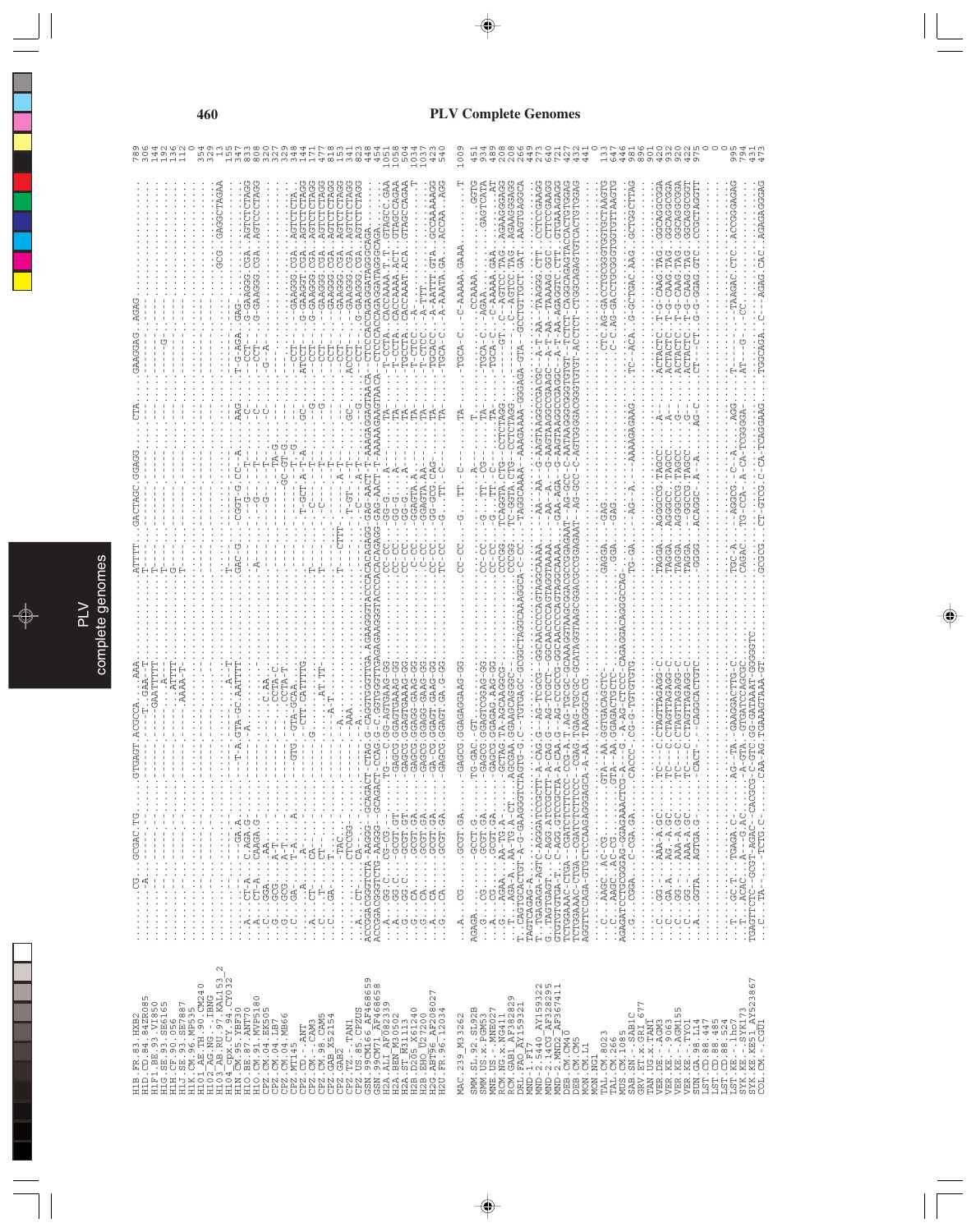# PLV Complete Genomes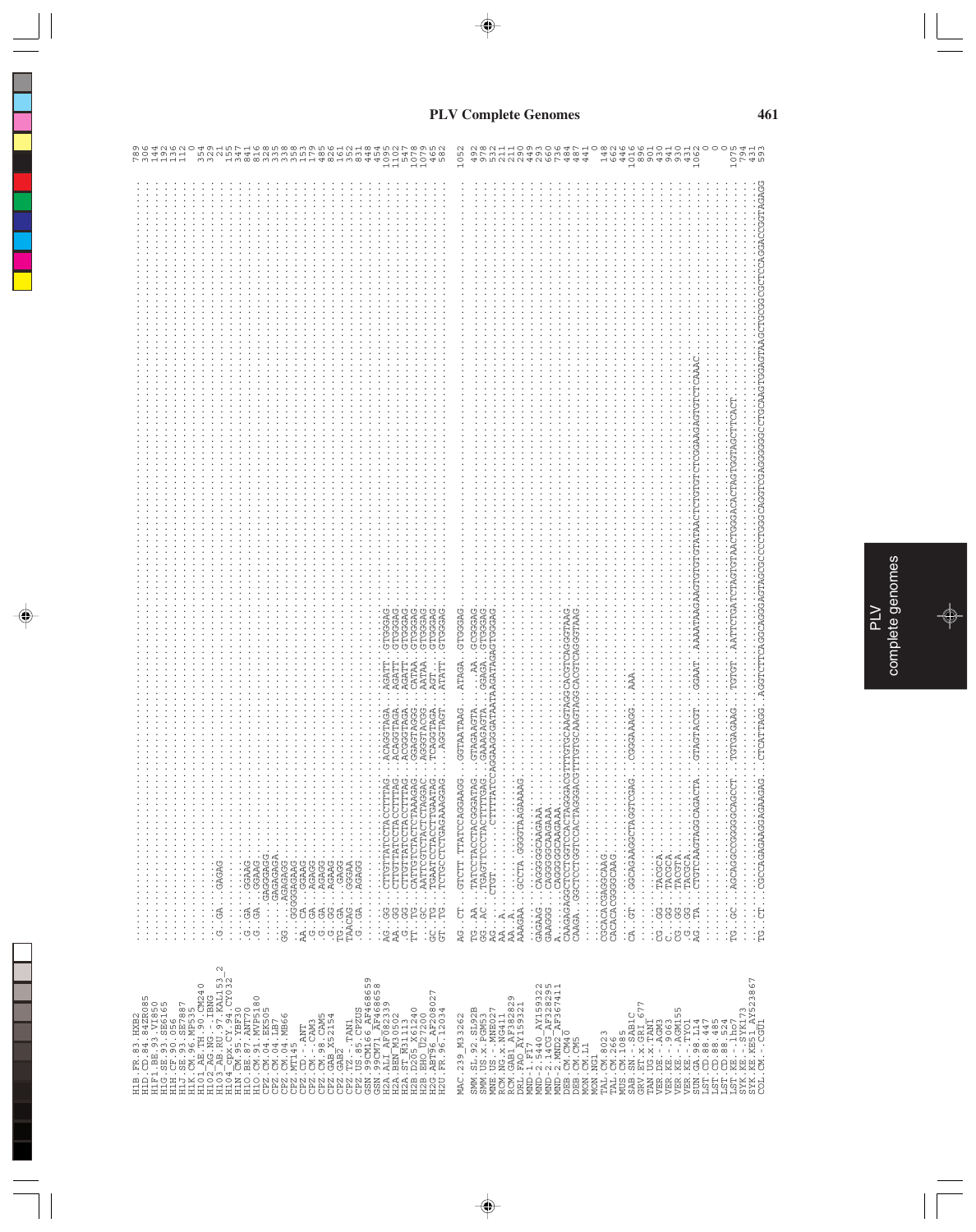# PLV Complete Genomes

```
H1B.FR.83.HXB2                 .........................................................................  789
H1D.CD.84.84ZR085              .........................................................................  306
H1F1.BE.93.VI850               .........................................................................  144
H1G.SE.93.SE6165               .........................................................................  192
H1H.CF.90.056                  .........................................................................  136
H1J.SE.93.SE7887               .........................................................................  112
H1K.CM.96.MP535                .........................................................................    0
H101_AE.TH.90.CM240            .........................................................................  354
H102_AG.NG.-.IBNG              .........................................................................  329
H103_AB.RU.97.KAL153_2         .G..GA...GAGAG...........................................................   21
H104_cpx.CY.94.CY032           .........................................................................  155
H1N.CM.95.YBF30                .........................................................................  347
H1O.BE.87.ANT70                .G..GA...GGAAG...........................................................  841
H1O.CM.91.MVP5180              .G..GA...GGAAG...........................................................  816
CPZ.CM.04.EK505                .........GAGGAGG.........................................................  328
CPZ.CM.04.LB7                  .........GACAGGA.........................................................  315
CPZ.CM.04.MB66                 GG.......AGAGAGG.........................................................  338
CPZ.MT145                      .....GGGGAGAAG...........................................................  358
CPZ.CD.-.ANT                   AA..CA...GGAAG...........................................................  153
CPZ.CM.-.CAM3                  .G..GA...AGAGG...........................................................  179
CPZ.CM.98.CAM5                 .G..GA...AGAGG...........................................................  435
CPZ.GAB_X52154                 .G..GG...AGAAG...........................................................  826
CPZ.GAB2                       TG..GA...GAGG............................................................  161
CPZ.TZ.-.TAN1                  TAACAG...GGGAA...........................................................  352
CPZ.US.85.CPZUS                .G..GA...AGAGG...........................................................  831
GSN.99CM166_AF468659           .........................................................................  418
GSN.99CM71_AF468658            .........................................................................  454
H2A.ALI_AF082339               AG..GG...CTTGTTATCCTACCTTTAG..ACAGGTAGA..AGATT..GTGGGAG..................  1095
H2A.BEN_M30502                 AA..GG...CTTGTTATCCTACCTTTAG..ACAGGTAGA..AGATT..GTGGGAG..................  1102
H2A.ST_M31113                  .G..GG...CTTGTTATCCTACCTTTAG..ACGGGTAGA..AGATT..GTGGGAG..................  547
H2B.D205_X61240                TT..TG...CATTGTCTACTCTAAAGAC..GGAGTAGAG..CATAA..GTGGGAG..................  1078
H2B.EHO_U27200                 ....GC...AATTCGTCTACTCTAGGAC..AGGGTACGG..AATAA..GTGGGAG..................  1079
H2G.ABT96_AF208027             GC..TG...TGAATCCTACCTTGAATAG..TCAGGTAGA..AGT....GTGGGAG..................  465
H2U.FR.96.12034                GT..TG...TCTGCCTCTGAGAAAGGAG....AGGTAGT..ATATT..GTGGGAG..................  582

MAC.239_M33262                 AG..CT...GTCTT.TTATCCAGGAAGG..GGTAATAAG..ATAGA..GTGGGAG..................  1052

SMM.SL.92.SL92B                TG..AA...TATCCTACCTACGGATAG..GTAGAAGTA.....AA..GCGGGAG..................  492
SMM.US.x.PGM53                 GG..AC...TAGGTTCCCTACTTTTGAG..GAAAGAGTA..GGAGA..GTGGGAG..................  538
MNE.US.-.MNE027                AG...CTGT........CTTTTATCCAGGAAGGATAATAAGATAGAGTGGGAG....................  532
RCM.NG.x.NG411                 AA..A....................................................................  211
RCM.GAB1_AF382829              AA..A....................................................................  211
DRL.FAO_AY159321               AAAGAA...GCCTA.GGGGTAAGAAAAG.............................................  290
MND-1.F17                      .........................................................................  449
MND-2.5440_AY159322            GAGAAG...CAGGGGCAAGAAA...................................................  293
MND-2.14CG_AF328295            GAAGGG...CAGGGGGCAAGAAA..................................................  660
MND-2.MND2_AF367411            A........CAGGGGGCAAGAAA..................................................  736
DEB.CM.CM40                    CAAGAGAGGCTCCTGGTCCACTAGGGACGTTTGTGCAAGTAGGCACGTCAGGTAAG.................  484
DEB.CM.CM5                     CAAGA.GGCTCCTGGTCCACTAGGGACGTTTGTGCAAGTAGGCACGTCAGGTAAG..................  487
MON.CM.L1                      .........................................................................  441
MON.NG1                        .........................................................................    0
TAL.CM.8023                    CGCACACGAGGCAAG..........................................................  148
TAL.CM.266                     CACACACGGGGCAAG..........................................................  662
MUS.CM.1085                    .........................................................................  446
GSN.SN.-.SAB1C                 CA..GT...GGCAGAAGGCTAGGTCGAG..CGGGAAAGG.....AAA.........................  1016
GRV.ET.x.GRI_677               .........................................................................  896
TAN.UG.x.TAN1                  .........................................................................  901
VER.DE.-.AGM3                  CG..GG...TACGCA..........................................................  430
VER.KE.-.9063                  C...GG...TACGCA..........................................................  941
VER.KE.-.AGM155                CG..GG...TACGTA..........................................................  930
VER.KE.-.TYO1                  .G..GG...TACGCA..........................................................  431
SUN.GA.98.L14                  AG..TA...CTGTCAAGTAGGCAGACTA..GTAGTACGT..GGAAT..AAAATAAGAAGTGTGTATAACTCTGTGTCTCGGAAGAGTGTCTCAAAC  1062
LST.CD.88.447                  .........................................................................    0
LST.CD.88.485                  .........................................................................    0
LST.CD.88.524                  .........................................................................    0
LST.KE.-.lho7                  TG..GC...AGCAGGCGGGGCAGCCT..TGTGAGAAG..TGTGT..AATTCTGATCTAGTGTAACTGGGACACTAGTGGTAGCTTCACT  1075
SYK.KE.-.SYK173                .........................................................................  794
SYK.KE.KE51_AY523867           .........................................................................  431
COL.CM.-.CGU1                  TG..CT...CGCCAGAGAAGGAGAAGAG..CTCATTAGG..AGGTCTTCAGGCAGGGAGTAGCGCCCCTGGGCAGGTCGAGGGGGGCTCTGCAAGTGGAGTAAGCTGCGGCGCTCCAGGACCGGTAGAGG  593
```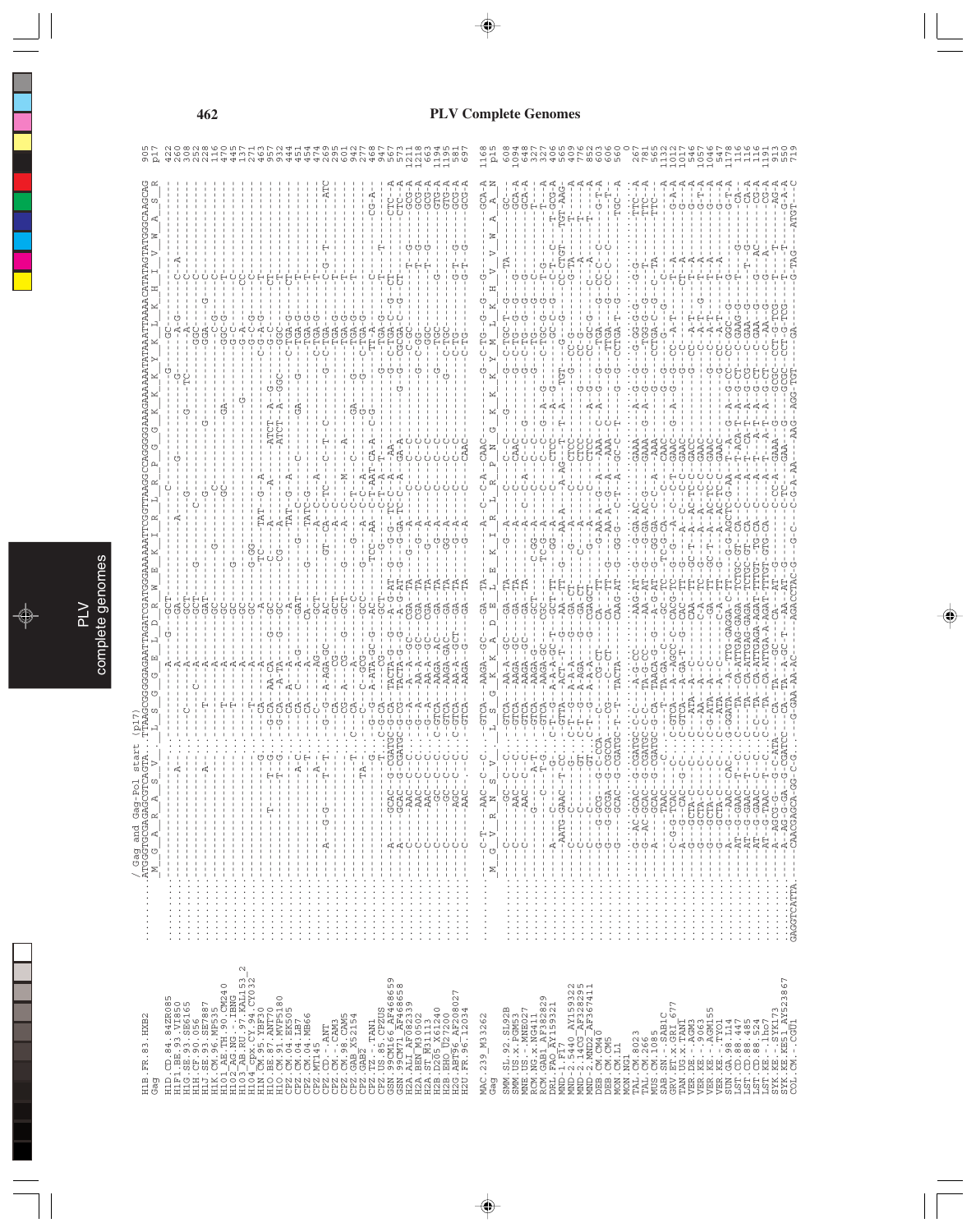# PLV Complete Genomes

```
                              / Gag and Gag-Pol start (p17)
H1B.FR.83.HXB2         .........ATGGGTGCGAGAGCGTCAGTA...TTAAGCGGGGGAGAATTAGATCGATGGGAAAAAATTCGGTTAAGGCCAGGGGGAAAGAAAAAATATAAATTAAAACATATAGTATGGGCAAGCAG  905
Gag                             M  G  A  R  A  S  V    L  S  G  G  E  L  D  R  W  E  K  I  R  L  R  P  G  G  K  K  K  Y  K  L  K  H  I  V  W  A  S  R   p17

H1D.CD.84.84ZR085
H1F1.BE.93.VI850
H1G.SE.93.SE6165
H1H.CF.90.056
H1J.SE.93.SE7887
H1K.CM.96.MP535
H101_AE.TH.90.CM240
H102_AG.NG.-.IBNG
H103_AB.RU.97.KAL153_2
H104_cpx.CY.94.CY032
H1N.CM.95.YBF30
H1O.BE.87.ANT70
H1O.CM.91.MVP5180
CPZ.CM.04.EK505
CPZ.CM.04.LB7
CPZ.CM.04.MB66
CPZ.MT145
CPZ.CD.-.ANT
CPZ.CM.-.CAM3
CPZ.CM.98.CAM5
CPZ.GAB_X52154
CPZ.GAB2
CPZ.TZ.-.TAN1
CPZ.US.85.CPZUS
GSN.99CM166_AF468659
GSN.99CM71_AF468658
H2A.ALI_AF082339
H2A.BEN_M30502
H2A.ST_M31113
H2B.D205_X61240
H2B.EHO_U27200
H2G.ABT96_AF208027
H2U.FR.96.12034

MAC.239_M33262
Gag

SMM.SL.92.SL92B
SMM.US.x.PGM53
MNE.US.-.MNE027
RCM.NG.x.NG411
RCM.GAB1_AF382829
DRL.FAO_AY159321
MND-1.F17
MND-2.5440_AY159322
MND-2.14CG_AF328295
MND-2.MND2_AF367411
DEB.CM.CM40
DEB.CM.CM5
MON.CM.L1
MON.NG1
TAL.CM.8023
TAL.CM.266
MUS.CM.1085
SAB.SN.-.SAB1C
GRV.ET.x.GRI_677
TAN.UG.x.TAN1
VER.DE.-.AGM3
VER.KE.-.9063
VER.KE.-.AGM155
VER.KE.-.TYO1
SUN.GA.98.L14
LST.CD.88.447
LST.CD.88.485
LST.CD.88.524
LST.KE.-.lho7
SYK.KE.-.SYK173
SYK.KE.KE51_AY523867
COL.CM.-.CGU1
```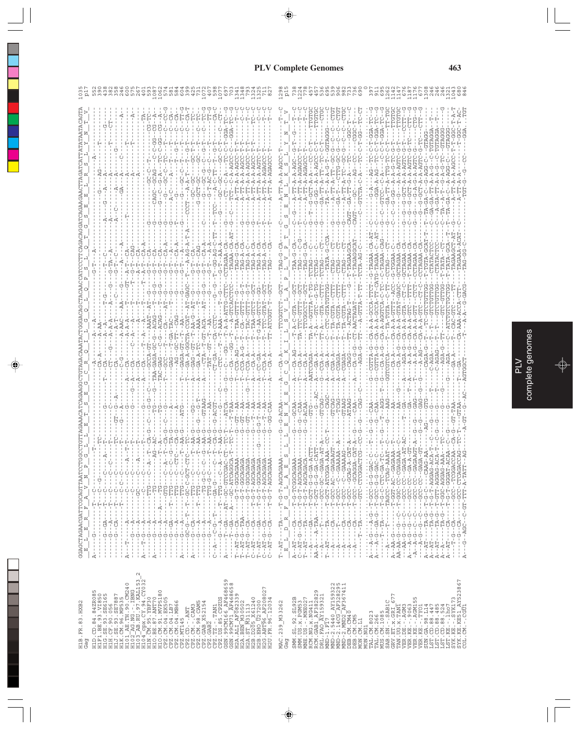```
H1B.FR.83.HXB2          GGAGCTAGAACGATTCGCAGTTAATCCTGGCCTGTTAGAAACATCAGAAGGCTGTAGACAAATACTGGGACAGCTACAACCATCCCTTCAGACAGGATCAGAAGAACTTAGATCATTATATAATACAGTA  1035
Gag                      E  L  E  R  F  A  V  N  P  G  L  L  E  T  S  E  G  C  R  Q  I  L  G  Q  L  Q  P  S  L  Q  T  G  S  E  E  L  R  S  L  Y  N  T  V    p17
```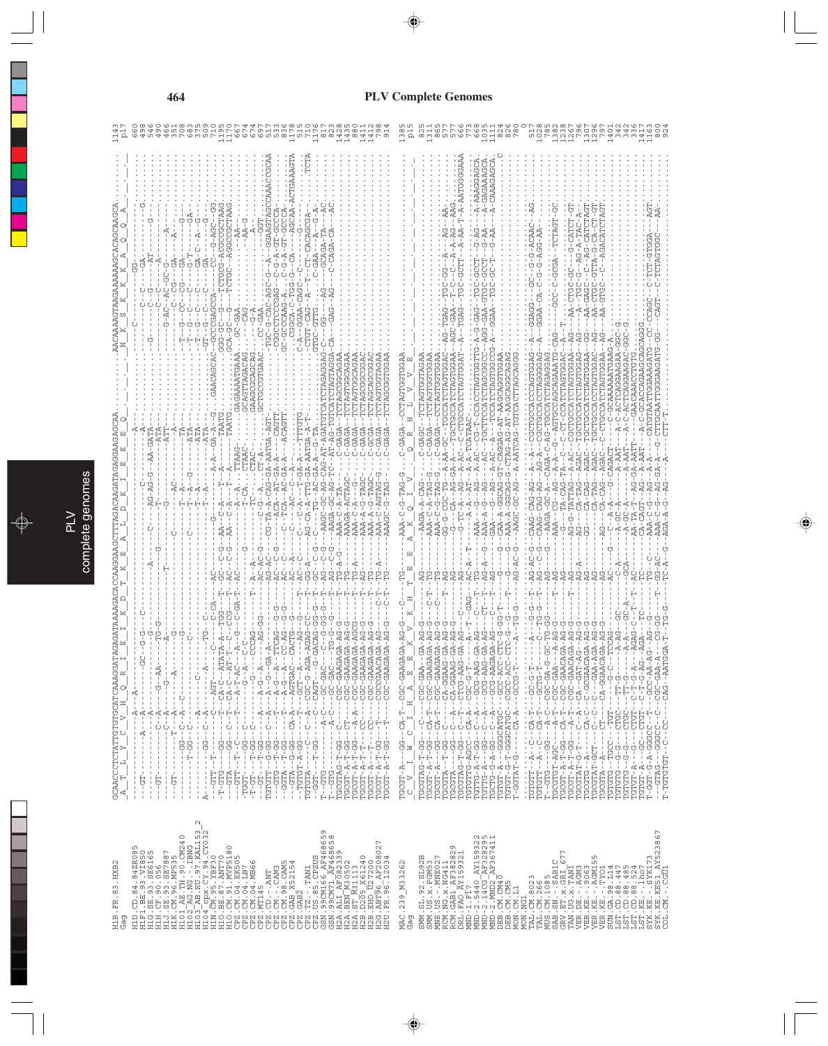```
H1B.FR.83.HXB2        GCAACCCTCTATTGTGTGCATCAAAGGATAGAGATAAAAGACACCAAGGAAGCTTTAGACAAGATAGAGGAAGAGCAA..........AACAAAAGTAAGAAAAAAGCACAGCAAGCA.......  1143
Gag                    A  T  L  Y  C  V  H  Q  R  I  E  I  K  D  T  K  E  A  L  D  K  I  E  E  E  Q                    N  K  S  K  K  K  A  Q  Q  A     p17

H1D.CD.84.84ZR085      ........................................................................................................................  660
...
T-TGTGTGT--CC------CAG---AATGGA-T---TG-G-----TC-A--G-AGA-A-G--AG---A-----CTT-T......................................................  924
```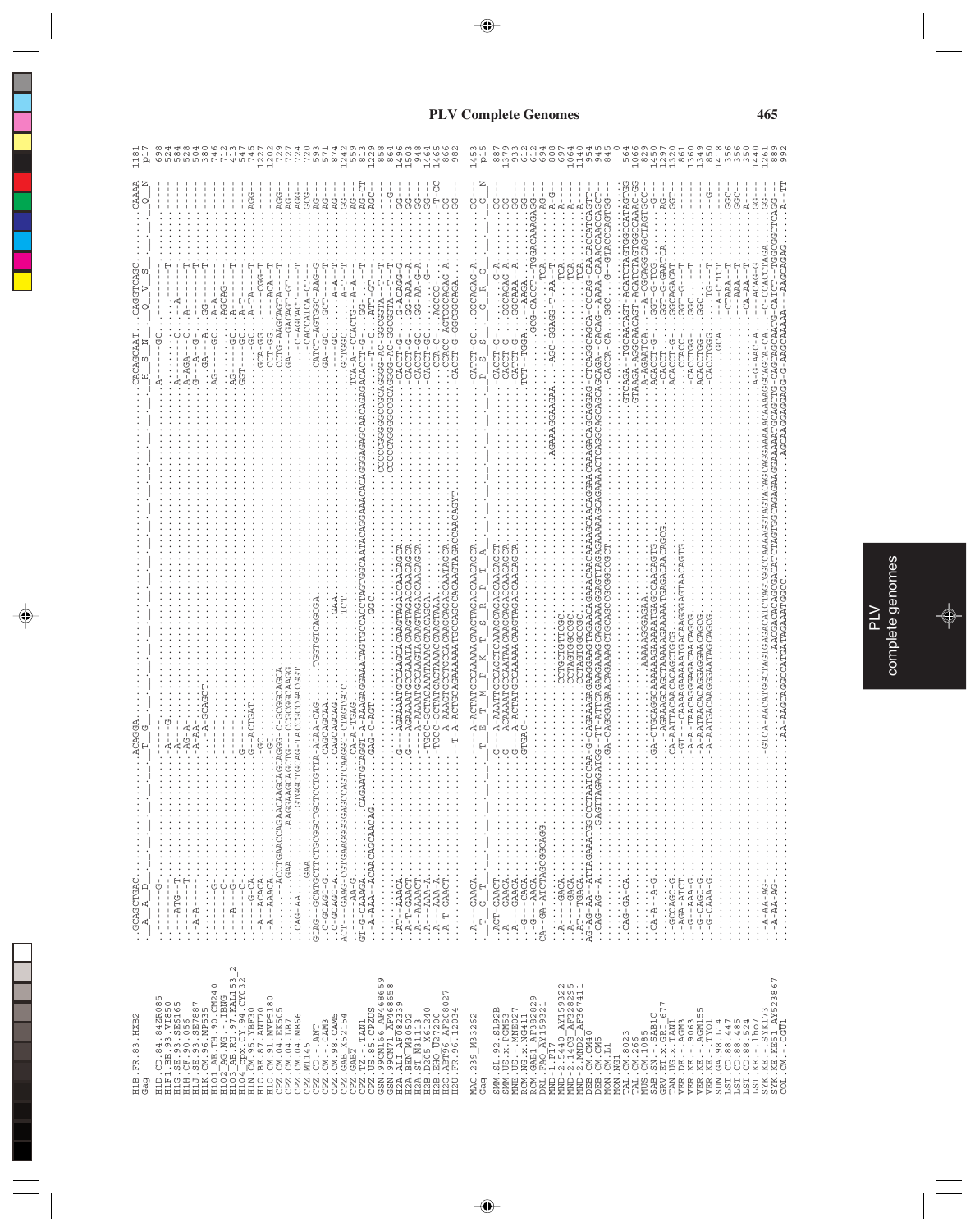```
H1B.FR.83.HXB2          .GCAGCTGAC..........ACAGGA.............................................................CACAGCAAT..CAGGTCAGC........CAAAA  1181
Gag                      A  A  D                T  G                                                                H  S  N    Q  V  S              Q  N   p17

H1D.CD.84.84ZR085       ........G.................................................................................A.........GC........................  698
H1F1.BE.93.VI850        ..........................A---G......................................................................................T.....  858
H1G.SE.93.SE6165        ....ATG--T................A--.........................................................A-------C..--A-......................  524
H1H.CF.90.056           .........T................AG-A-.......................................................A-AGA--C..A.......T..............  584
H1J.SE.93.SE7887        ..A-A.....................A-AA-.......................................................G---A---G..........T..............  528
H1K.CM.96.MP535         ..........................----A--GCAGCT...............................................GA--A...GG......T..............  504
H101_AE.TH.90.CM240     ........G.................................................................................AG---GC..A-A......................  380
H102_AG.NG.-.IBNG       ........C.................................................................................AGCAG-............................  746
H103_AB.RU.97.KAL153_2  ........G.................................................................................AG----GC..A-T-......T..........  712
H104_cpx.CY.94.CY032    ..A----G................................................................................GGT----GC..A-T......T..........  413
H1N.CM.95.YBF30         ........G-CA..............G---ACTGAT..................................................---GC..A-TA----T.....AGG-  547
H1O.BE.87.ANT70         ..A---ACACA...................GC.......................................................GCA-GG.....CGG-T..............  747
H1O.CM.91.MVP5180       ..A---AAACA...................GC.......................................................CCT-GG.....ACA--T..............  1227
CPZ.CM.04.EK505         ........ACCTGAACCAAGAACAAGCAGCAGGG-C-GCGGCAGCA.........................................CCTG-AAGCAGTA---T......AGG-  1202
CPZ.CM.04.LB7           ........GAA.........AAGGAAGCAGCTG-C-GCGGCAAGG..........................................GA----GACAGT--GT-..........AG-  729
CPZ.CM.04.MB66          CAG-AA.....................GTGGCTGCAG-TACGCCGACGGT.....................................CAGCAG---AT--..........AGG  727
CPZ.MT145               .........GAA...........................................................................CACCATCA-CT-.............GCG-  720
CPZ.CD.-.ANT            GCAG--GCATGCTTCTGCGGCTGCTCCTGTTA-ACAA-CAG.........TGGTGTCAGCGA.........................CATCT-AGTGGC-AAG-G..........AG-  593
CPZ.CM.-.CAM3           ..C-GCAGC-G.................CAGCAGCA...........................................................GA---GC..GCT.....T........AG-  571
CPZ.CM.98.CAM5          ..C-GCAGC-A.................CAGCAGCAG..........................GAA..........................................A-A--T........AG-  874
CPZ.GAB.X52154          ACT------GTGAAGGGGAGCCAGTCAAGCC...............TCT..............................GCTGGC.........A-A--T........GC-  1244
CPZ.GAB2                ......AA-G..................CA-A-TGAG..........................................TCA-A--CCACTG--A-A-.........AG--  559
CPZ.TZ.-.TAN1           GT-G-CAAAGA...........CAGAATGCAGGT-A-AAAGAGGAAACAGTGCCACCTAGTGGCAATACAGGAAACACAGGGAGCAACAGAGACACCT-G....GG...T......AG-CT  813
CPZ.US.85.CPZUS         ..A-AAA--ACAACAGCAACAG........GAG-C-AGT.........................GGC...............................CCCCGGCGGCCGCAGGGG-AC-GGCGGTA--T--T.........AGC-  1229
GSN.99CM166.AF468659     ..........................................................................CCCCAGGGCCGCAGGGG-AC-GGCGGTA--T--T.........G-  858
GSN.99CM71.AF468658     ...........................................................................................................................  858
H2A.ALI.AF082339        ..AT--AAACA...................G---AGAAAATGCCAAGCACAAGTAGACCAACAGCA.....................CACCT-G....G-ACAGG-G.........GG-  1496
H2A.BEN.M30502          ..A-T-GAACT...................G---AGAAAATGCCAAATACAAGTAGACCAACAGCA.....................CACCT-G....GG-AAA--A.........GG-  1503
H2A.ST.M31113           ..A--AAAACT...................---A-AAAATGCCAAGTACAAGTAGACCAACAGCA......................CACCT-GC...GG-AA-G-A.........GG-  948
H2B.D205.X61240         ..A-----AAA-A.................TGCC-GCTACAAATAAACCAACAGCA...............................CACCT-GC.....................GG-  1464
H2B.EHO.U27200          ..A-----AAA-A.................TGCC-GCTATGAGTAAACCAACAGCA...............................CCA-GC......AGCCG...........T-GC  1465
H2G.ABT96.AF208027      ..A-T-GAACT...................---A-AAAGTGCCTGCCACAAGCAGACCAATAGCA.......................CCACC-AGTGGCAGAG-A.........GG-  866
H2U.FR.96.12034         ...........................--T-A-ACTGCAGAAAAAATGCCAGCCACAAGTAGACCAACAGT................CACCT-G-GGCGCAGA..........GG-  982

MAC.239_M33262          .A-----GAACA..................-A-ACTATGCCAAAACAAGTAGACCAACAGCA...........................CATCT-GC..GGCAGAG-A.........GG-  1453
Gag                      T  G  T                        T  E  T  M  P  K  T  S  R  P  T  A                          P  S        G  R  G             G  N   p15

SMM.SL.92.SL92B         .AGT-GAACT....................G---A-AAATTGCCAGCTCAAAGCAGACCAACAGCT......................CACCT-G....G-A.............GG-  887
SMM.US.x.PGM53          .A----GAACA...................G---A-ACAAAATGCCAAGTACAAGCAGACCAACAGCA......................CACCT-G....GGCAGAG-A.........GG-  1399
MNE.US.-.MNE027         .A----GAACA...................G---A-ACTATGCCAAAAACAAGTAGACCAACAGCA.......................CATCT-G....GGCAAA--A.........GG-  931
RCM.NG.x.NG411          ..G---CACA.....................GTGAC-...................................................TCT--TGGA.......-AAGA..........GG  612
RCM.GAB1.AF382829       ..G---AACA..................................................................................GCG-CACCT--TGGACAAAGAGG-  612
DRL.FAO_AY159321        CA--GA-ATCTAGCGGCAGG..........................................AGAAAGGAAGAGA.........-AGC-GGAGG-T-AA--T.......TCA.......AG  694
MND-1.F17               ...........................................................................................................A-G-  608
MND-2.5440_AY159322     ..A-----GACA..................CCTGCTGTTCGC.................................................TCA..........A--  697
MND-2.14CG_AF328295     ..A-----GACA..................CCTAGTGGCCGC.................................................TCA..........A--  1064
MND-2.MND2_AF367411     ..AT--TGACA..................CCTAGTGGCCGC..................................................TCA..........A--  1140
DEB.CM.CM40             AG-AG-AA--ATTAGAAATGGCCCTAATCCAA-G-CAGAAGAGAAGGAAGTAGAACACAGAAACAACAAAAGCAACAGGAACAAAGACAGCAGGAG-CTCAGGCAGCA-CCCAG-CAACACCATCAGTT-  954
DEB.CM.CM5              ..CAG-AG--A...........GAGTTAGAGATGG-TT-ATTCAGAGAAGCAGAAAGGAGTTAGAGAAAAAGCAGAAAACTCAGGCAGCAGCAGA-CACAG--AAAA-CAAACCAACCAGCT-  945
MON.CM.L1               .........................GA-CAGGGACACAGAAAGCTGCAGCGGCGGCGCT...............................CACCA-CA...GGC...G--GTACCAGTGG-  845
MON.NG1                 ...........................................................................................................................  0
TAL.CM.8023             ..CAG-GA-CA................................................................GTCAGA--TGCAATAGT-ACATCTAGTGGCCATAGTGG  564
TAL.CM.266              ...........................................................................GTAAGA-AGGCAACAGT-ACATCTAGTGGCCAAAC-GG  1066
MUS.CM.1085             .....................................AAAAAGGGAGA..............................A-AGAATCA.....-A-CGCAGGCAGCTAGTGCC-  829
SAB.SN.-.SAB1C          ..CA-A---A-G..........GA-CTGCAGGCAAAAAAAAGAAGTAGACCAACAGTG...................ACACCT-G....GGT-G-TCG...........G---  1402
GRV.ET.x.GRI_677        ...................-AGAAAGCAGCTAAAAAGAAAAATGAGACAACAGCG..................CACCT.......GGT-G-GAATCA.........AG-  1297
TAN.UG.x.TAN1           ..GCCAGC-G.....................CA-AATTACAACAGCTGCG.....................ACACCT-G...GGCAGCAGAT.........GGT-  1320
VER.DE.-.AGM3           ..AGA-ATCT.......................GT--CAAAAGAAAATGACAAGGAGTAACAGTG......................CCACC.......GGT-G---T...............  861
VER.KE.-.9063           ..G---AAA-G......................A-A-TAACAGGAGACAACAGCG....................CACCTGG.....GGC.....T...............  1360
VER.KE.-.AGM155         ..G---CAGC-G.....................A-AATAACACAGAGGAACAGCG....................ACACCTGG.....GGC..............  1349
VER.KE.-.TYO1           ..G---CAAA-G.....................A-AATGACAAGGGAATAGCAGCG......................CACCTGGG.......TG---T............-G-  850
SUN.GA.98.L14           .............................................................................GCA......-A-CTTCT................  1418
LST.CD.88.447           ...................................................................................CTAAA--T.............GGC-  356
LST.CD.88.485           ...................................................................................-AAA--T.............GGC-  356
LST.CD.88.524           ...................................................................................CA-AA--T.............A--  350
LST.KE.-.lho7           ..A-AA-AG-........GTCA-AACATGGCTAGTGAGACATCTAGTGGCCAAAAGTAGTACAGCAGGAAAACAAAAGCAGCA-CA...A-G-AAC-A......ACAG-G.........GG-  1440
SYK.KE.-.SYK173         ..A-AA-AG-..........................AACGACAGCAGCGACATCTAGTGGCAGAGAAGGAAAAATGCAGCTG-CAGCAGCAATG-CATCT--TGGCGGCTCAGG-  1261
SYK.KE.KE51_AY523867    ..............................AA-AAGCAGGCCATGATAGAAATGGCC..........................AGCAAGGAGGAGG-G-AAGCAAAAA---AAGCAGAG....A--TT  889
COL.CM.-.CGU1           ...........................................................................................................................  992
```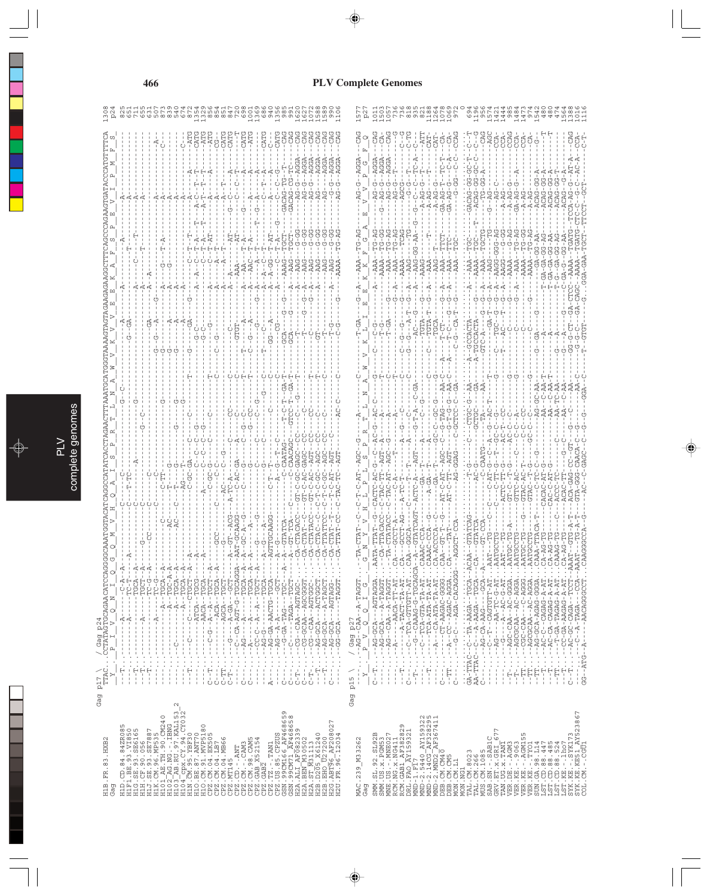```
Gag p17 \    / Gag p24
             TTAC...CCTATAGTGCAGAACATCCAGGGGCAAATGGTACATCAGGCCATATCACCTAGAACTTTAAATGCATGGGTAAAAGTAGTAGAAGAGAAGGCTTTCAGCCCAGAAGTGATACCCATGTTTTCA  1308
Gag              P   I   V   Q   N   I   Q   G   Q   M   V   H   Q   A   I   S   P   R   T   L   N   A   W   V   K   V   V   E   E   K   A   F   S   P   E   V   I   P   M   F   S   p24

H1B.FR.83.HXB2

MAC.239_M33262
```

[Note: This page consists of a multiple sequence alignment of Gag p17/p24 and Gag p15/p27 nucleotide sequences for PLV (primate lentivirus) complete genomes. The dense alignment characters (dashes, dots and nucleotide letters) for each sequence row (H1D.CD.84.84ZR085, H1F1.BE.93.VI850, H1G.SE.93.SE6165, H1H.CF.90.056, H1J.SE.93.SE7887, H1K.CM.96.MP535, H101_AE.TH.90.CM240, H102_AG.NG.-.IBNG, H103_AB.RU.97.KAL153_2, H104_cpx.CY.94.CY032, H1N.CM.95.YBF30, H1O.BE.87.ANT70, H1O.CM.91.MVP5180, CPZ.CM.04.EK505, CPZ.CM.04.LB7, CPZ.CM.04.MB66, CPZ.MT145, CPZ.CD.-.ANT, CPZ.CM.-.CAM3, CPZ.CM.98.CAM5, CPZ.GAB_X52154, CPZ.GAB2, CPZ.TZ.-.TAN1, CPZ.US.85.CPZUS, GSN.99CM166_AF468659, GSN.99CM71_AF468658, H2A.ALI_AF082339, H2A.BEN_M30502, H2A.ST_M31113, H2B.D205_X61240, H2B.EHO_U27200, H2G.ABT96_AF208027, H2U.FR.96.12034; SMM.SL.92.SL92B, SMM.US.x.PGM53, MNE.US.-.MNE027, RCM.NG.x.NG411, RCM.GAB1_AF382829, DRL.FAO_AY159321, MND-1.F17, MND-2.5440_AY159322, MND-2.14CG_AF328295, MND-2.MND2_AF367411, DEB.CM.CM40, DEB.CM.CM5, MON.CM.L1, MON.NG1, TAL.CM.8023, TAL.CM.266, MUS.CM.1085, SAB.SN.-.SAB1C, GRV.ET.x.GRI_677, TAN.UG.x.TAN1, VER.DE.-.AGM3, VER.KE.-.9063, VER.KE.-.AGM155, VER.KE.-.TYO1, SUN.GA.98.L14, LST.CD.88.447, LST.CD.88.485, LST.CD.88.524, LST.KE.-.lho7, SYK.KE.-.SYK173, SYK.KE.KE51_AY523867, COL.CM.-.CGU1) are too dense to transcribe reliably character-by-character.]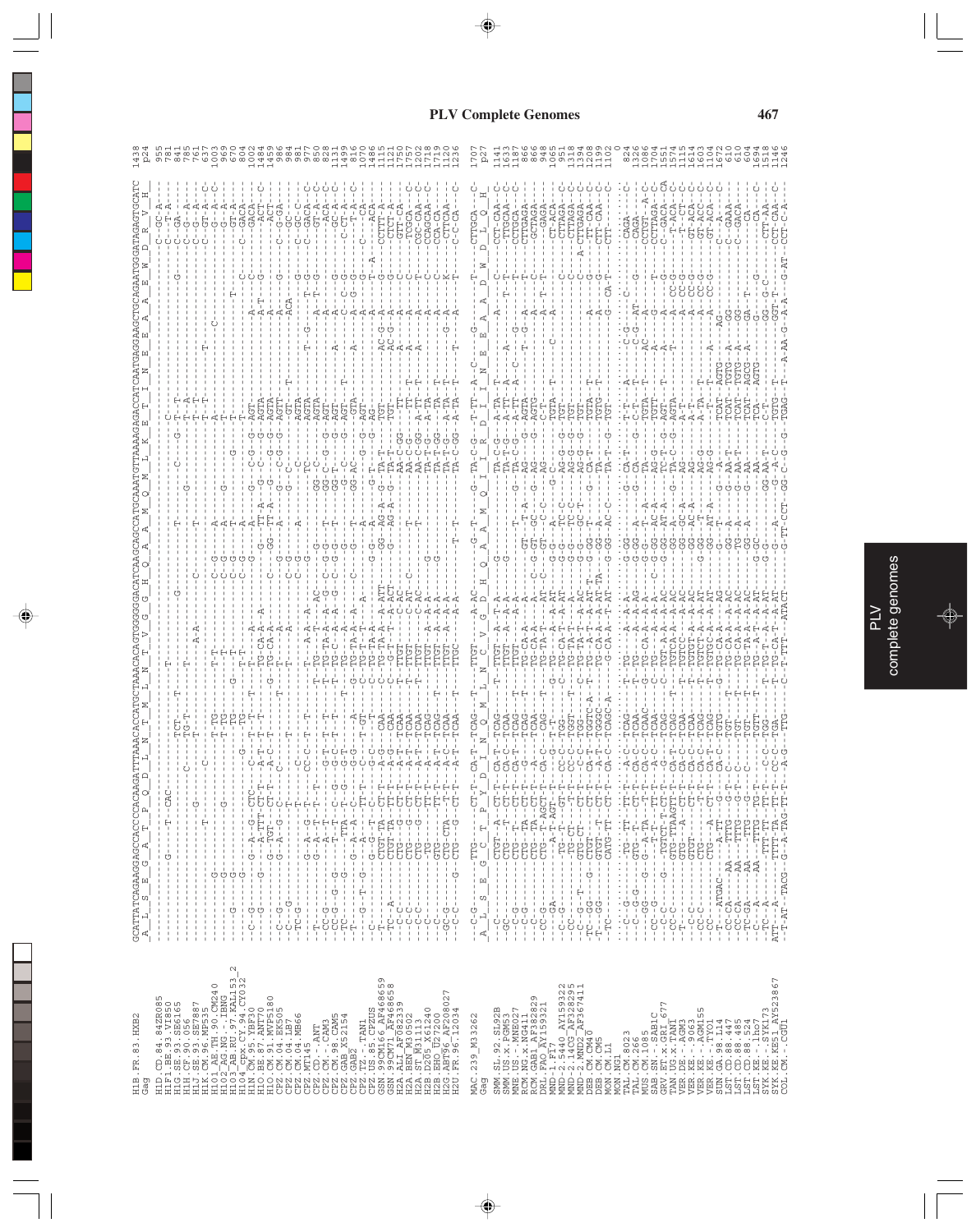```
H1B.FR.83.HXB2          GCATTATCAGAAGGAGCCACCCCACAAGATTTAAACACCATGCTAAACACAGTGGGGGGACATCAAGCAGCCATGCAAATGTTAAAAGAGACCATCAATGAGGAAGCTGCAGAATGGGATAGAGTGCATC  1438
Gag                     A  L  S  E  G  A  T  P  Q  D  L  N  T  M  L  N  T  V  G  G  H  Q  A  A  M  Q  M  L  K  E  T  I  N  E  E  A  A  E  W  D  R  V  H     p24

MAC.239_M33262          --C-G-----TTG---T--CT-T-CA-T--TCAG--T---TTGT------A-AC---G-T-----G-TA-C-G--T-TT--A--C---G------T-----CTTGCA---C  1707
Gag                     A  L  S  E  G  C  T  P  Y  D  I  N  Q  M  L  N  C  V  G  D  H  Q  A  A  M  Q  I  I  R  D  I  I  N  E  E  A  A  D  W  D  L  Q  H     p27
```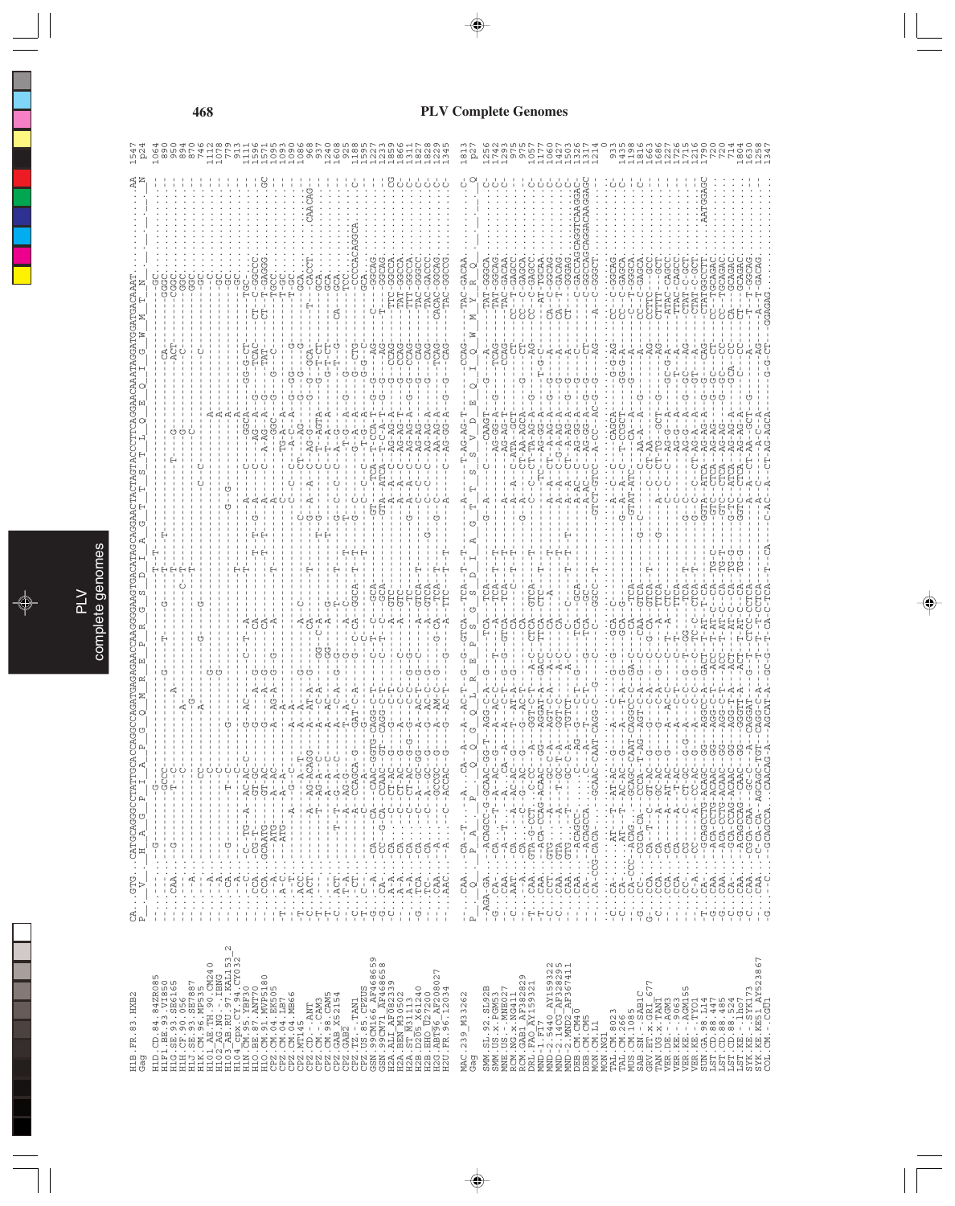# PLV Complete Genomes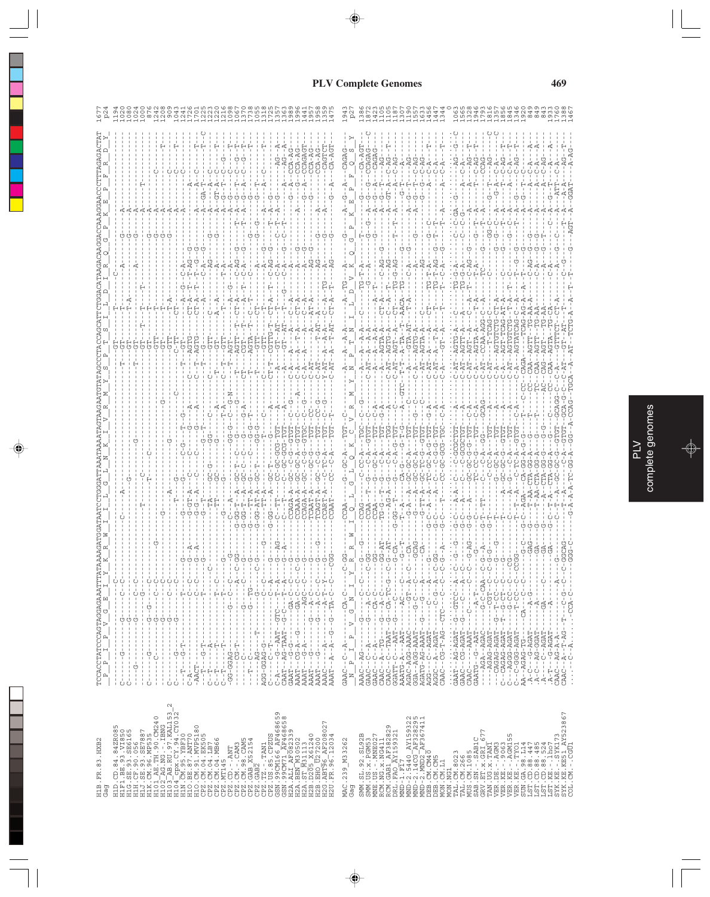# PLV Complete Genomes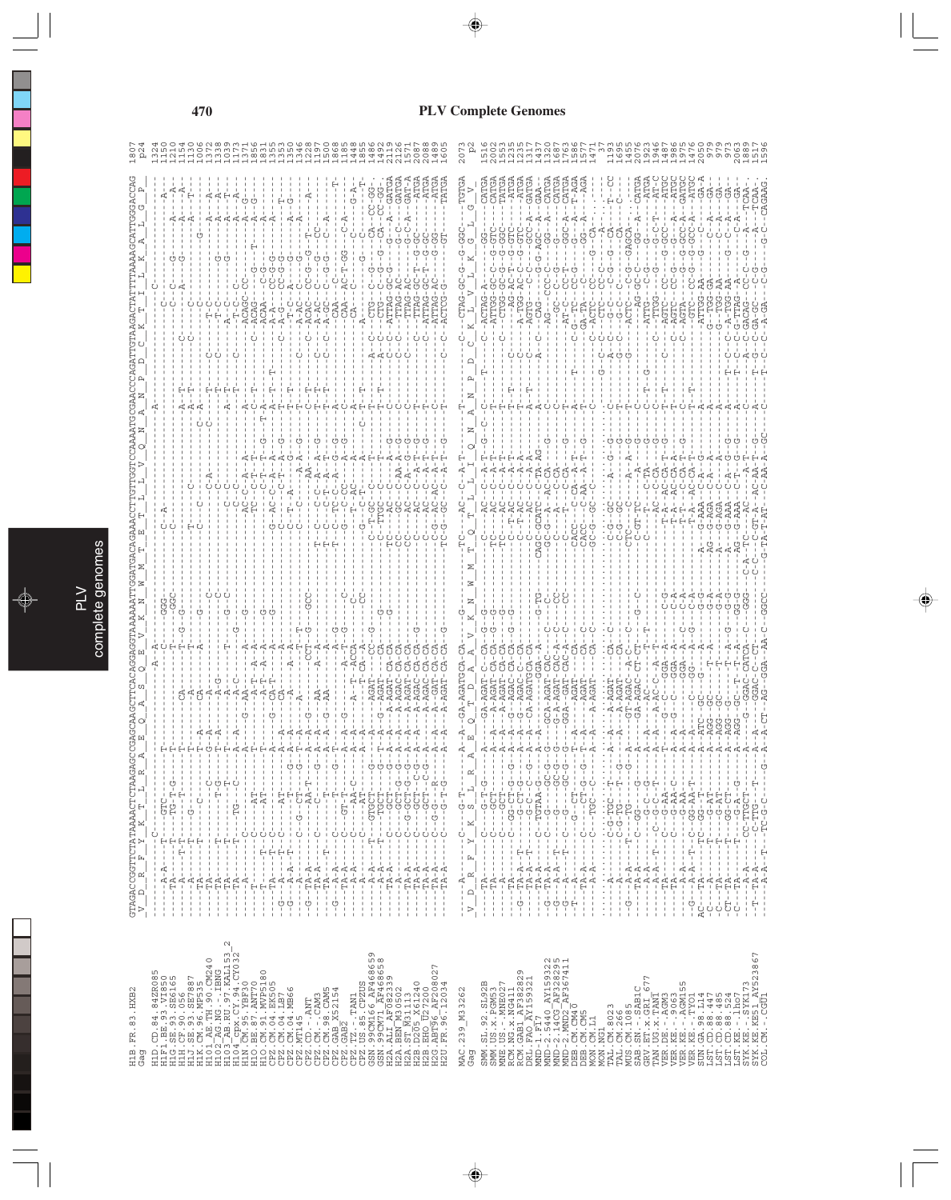# PLV Complete Genomes

```
HIB.FR.83.HXB2              GTAGACCGGTTCTATAAAACTCTAAGAGCCGAGCAAGCTTCACAGGAGGTAAAAAATTGGATGACAGAAACCTTGTTGGTCCAAAATGCGAACCCAGATTGTAAGACTATTTTAAAAGCATTGGGACCAG  1807
Gag                          V  D  R  F  Y  K  T  L  R  A  E  Q  A  S  Q  E  V  K  N  W  M  T  E  T  L  L  V  Q  N  A  N  P  D  C  K  T  I  L  K  A  L  G  P    p24
```

```
MAC.239_M33262              2073
Gag                          V  D  R  F  Y  K  S  L  R  A  E  Q  T  D  A  A  V  K  N  W  M  T  Q  T  L  L  I  Q  N  A  N  P  D  C  K  L  V  L  K  G  L  G  V    p2
```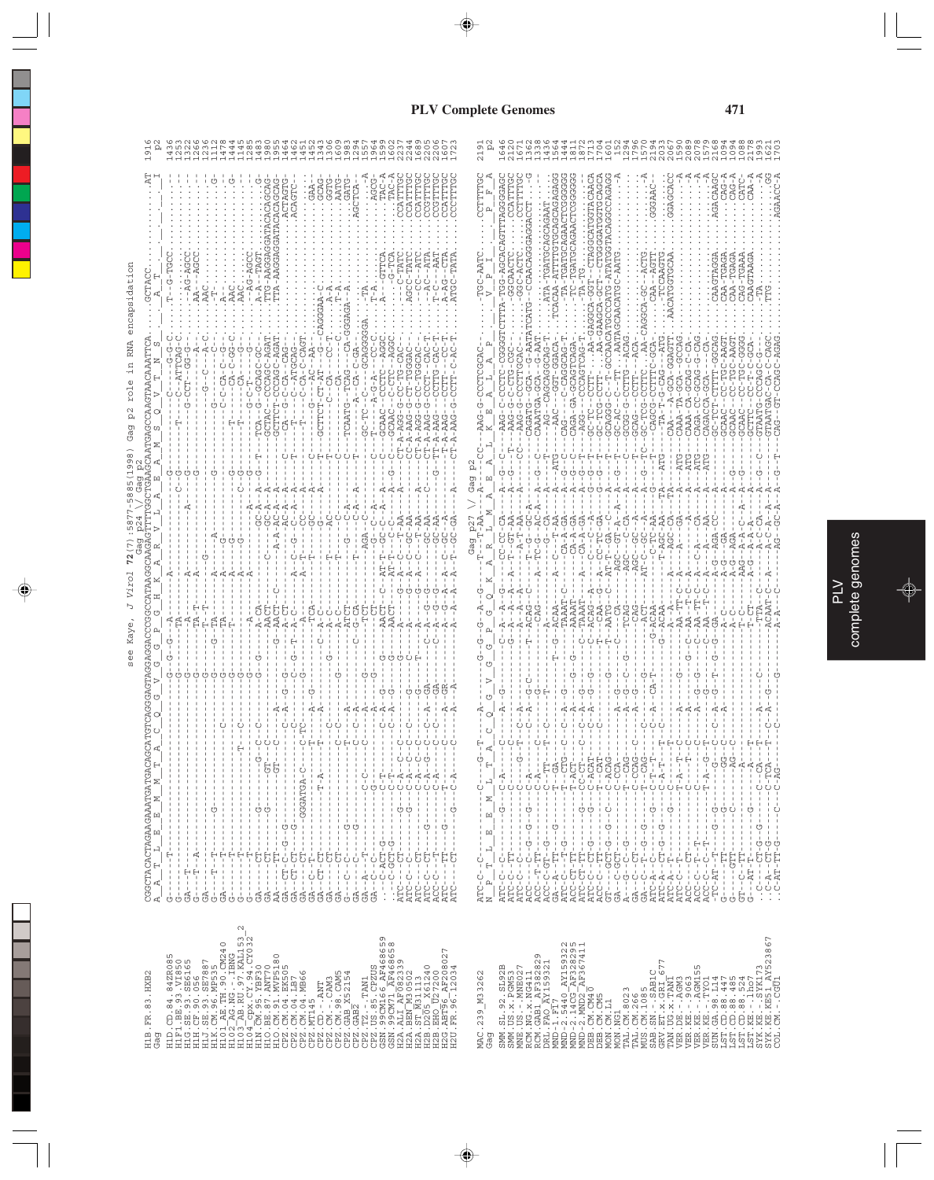see Kaye, J Virol 72(7):5877-5885(1998) Gag p2 role in RNA encapsidation

Gag p24 \/ Gag p2

```
H1B.FR.83.HXB2       CGGCTACACTAGAAGAAATGATGACAGCATGTCAGGGAGTAGGAGGACCCGGCCATAAGGCAAGAGTTTTGGCTGAAGCAATGAGCCAAGTAACAAATTCA....GCTACC.........AT  1916
Gag                  A  A  T  L  E  E  M  M  T  A  C  Q  G  V  G  G  P  G  H  K  A  R  V  L  A  E  A  M  S  Q  V  T  N  S     A  T              I   p2

MAC.239_M33262       ATC-C--C-------...
Gag                  N  P  T  L  E  E  M  L  T  A  C  Q  G  V  G  G  P  G  Q  K  A  R  L  M  A  E  A  L  K  E  A  L  A  P     V  P  I        P  F  A   2191
```

Gag p27 \/ Gag p2

PLV Complete Genomes

PLV complete genomes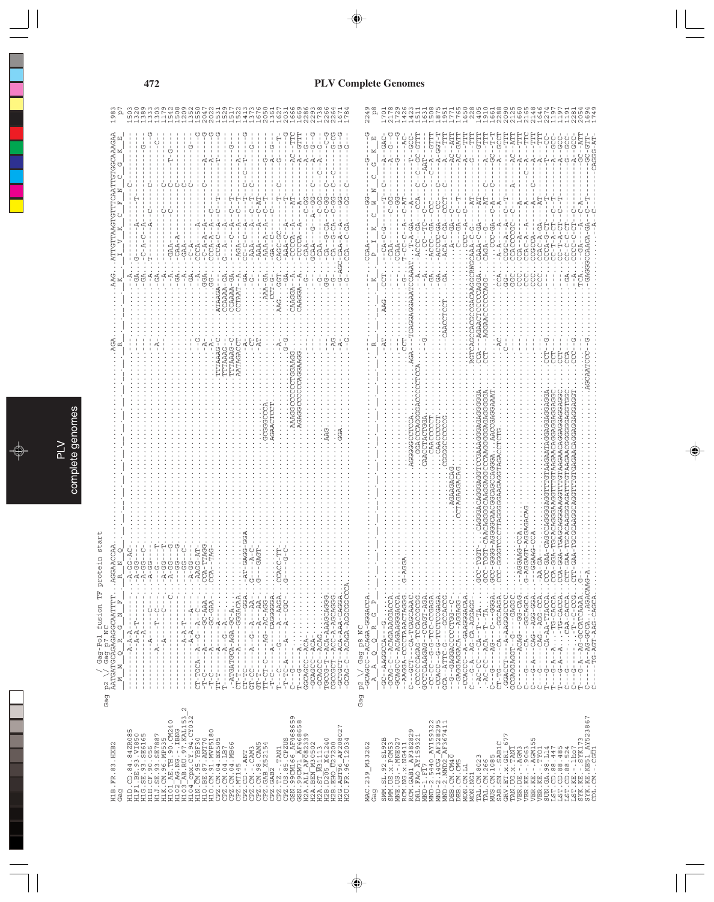# PLV Complete Genomes

```
Gag   p2 \/ Gag-Pol fusion TF protein start
          \/ Gag p7 NC

H1B.FR.83.HXB2            1983
                            p7
H1D.CD.84.84ZR085         1503
H1F1.BE.93.VI850          1320
H1G.SE.93.SE6165          1389
H1H.CF.90.056             1333
H1J.SE.93.SE7887          1303
H1K.CM.96.MP535           1179
H101_AE.TH.90.CM240       1542
H102_AG.NG.-.IBNG         1508
H103_AB.RU.97.KAL153_2    1209
H104_cpx.CY.94.CY032      1352
H1N.CM.95.YBF30           1550
H1O.BE.87.ANT70           2047
H1O.CM.91.MVP5180         2022
CPZ.CM.04.EK505           1535
CPZ.CM.04.LB7             1529
CPZ.CM.04.MB66            1517
CPZ.MT145                 1522
CPZ.CD.-.ANT              1413
CPZ.CM.-.CAM3             1370
CPZ.CM.98.CAM5            1676
CPZ.GAB_X52154            2050
CPZ.GAB2                  1361
CPZ.TZ.-.TAN1             1627
CPZ.US.85.CPZUS           2015
GSN.99CM166_AF468659      1666
GSN.99CM71_AF468658       1669
H2A.ALI_AF082339          2286
H2A.BEN_M30502            2293
H2A.ST_M31113             1734
H2B.D205_X61240           2266
H2B.EHO_U27200            2264
H2G.ABT96_AF208027        1671
H2U.FR.96.12034           1784
```

```
Gag   p2 \/ Gag p8 NC

MAC.239_M33262            2249
                            p8
SMM.SL.92.SL92B           1701
SMM.US.x.PGM53            2178
MNE.US.-.MNE027           1729
RCM.NG.x.NG411            1426
RCM.GAB1_AF382829         1472
DRL.FAO_AY159321          1511
MND-1.F17                 1631
MND-2.5440_AY159322       1508
MND-2.14CG_AF328295       1495
MND-2.MND2_AF367411       1951
DEB.CM.CM40               1771
DEB.CM.CM5                1765
MON.CM.L1                 1650
MON.NG1                    228
TAL.CM.8023               1405
TAL.CM.266                1910
MUS.CM.1085               1661
SAB.SN.-.SAB1C            2288
GRV.ET.x.GRI_677          2090
TAN.UG.x.TAN1             2125
VER.DE.-.AGM3             1660
VER.KE.-.9063             2165
VER.KE.-.AGM155           2148
VER.KE.-.TYO1             1646
SUN.GA.98.L14             2274
LST.CD.88.447             1197
LST.CD.88.485             1197
LST.CD.88.524             1191
LST.KE.-.lho7             2281
SYK.KE.-.SYK173           2052
SYK.KE.KE51_AY523867      1694
COL.CM.-.CGU1             1749
```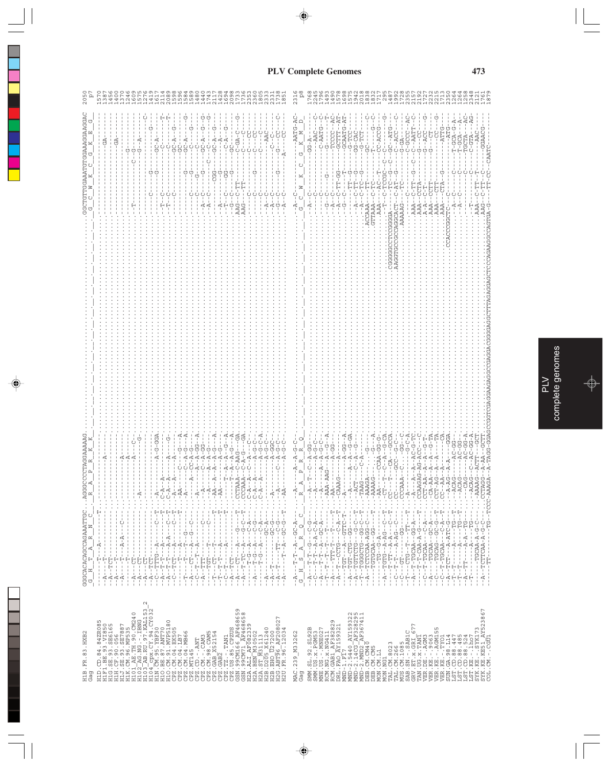# PLV Complete Genomes

```
H1B.FR.83.HXB2          GGCACACAGCCAGAAATTGC...AGGGCCCCTAGGAAAAAG.........................................................GGCTGTTGGAAATGTGGAAAGGAAGGAC 2050
Gag                      G  H  T  A  R  N  C    R  A  P  R  K  K                                                          G  C  W  K  C  G  K  E  G       p7
```

```
MAC.239_M33262          -A---T-T--A--GC-A-...-A----A-A-G-C-...................................................-A--C-----AATG-AC- 2316
Gag                      G  H  S  A  R  Q  C    R  A  P  R  R  Q                                                  G  C  W  K  C  G  K  M  D   p8
```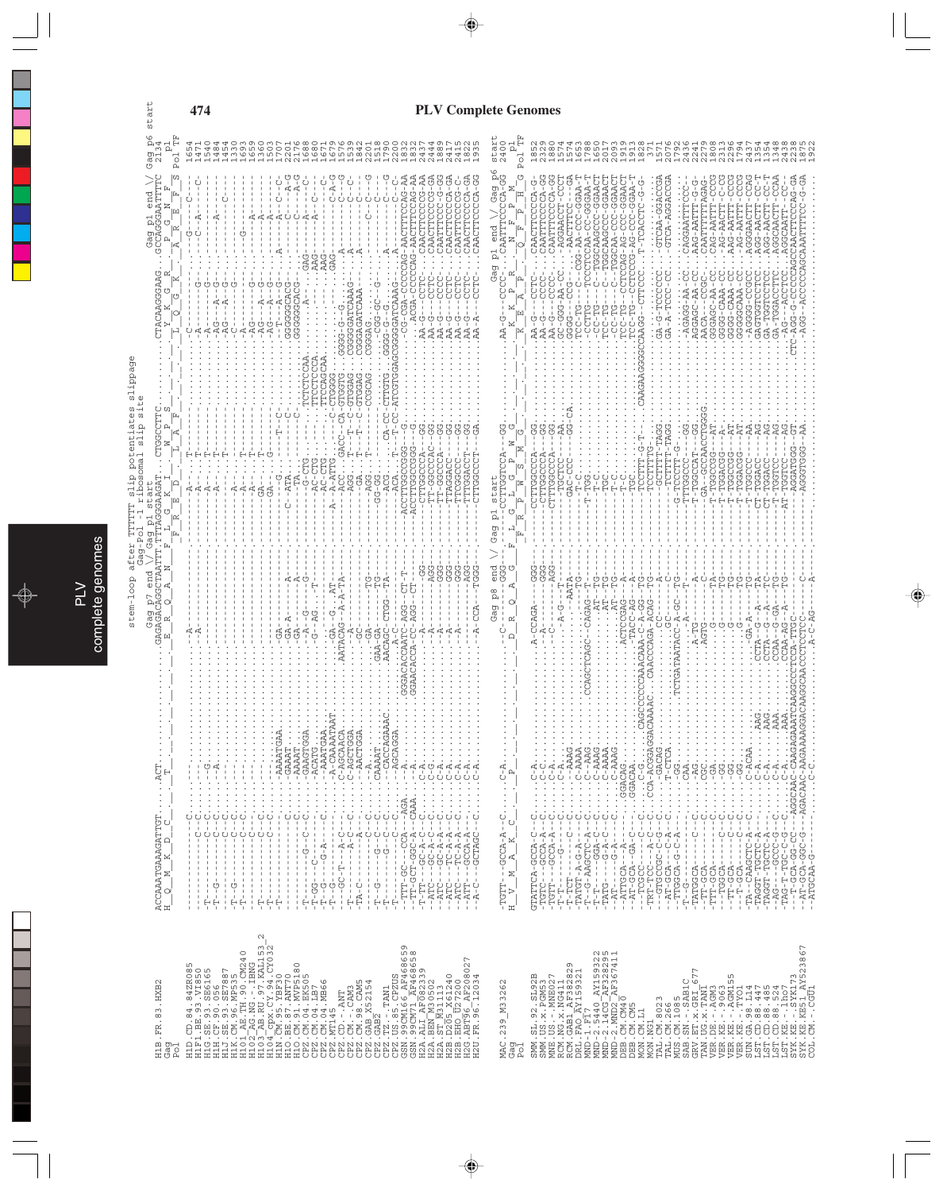## PLV Complete Genomes

```
                                   stem-loop after TTTTTT slip potentiates slippage
                                        Gag-Pol -1 ribosomal slip site
                                   Gag p7 end \/ Gag p1 start                                        Gag p1 end \/ Gag p6 start
H1B.FR.83.HXB2     ACCAAATGAAAGATTGT.....ACT.........GAGACAGGCTAATTT.TTTAGGGAAGAT..CTGGCCTTC.........CTACAAGGGAAG..GCCAGGGAATTTTC  2134
Gag                H  Q  M  K  D  C     T          E  R  Q  A  N  F  L  G  K  I  W  P  S          Y  K  G  R  P  G  N  F
Pol                                                          F  R  E  D  L  A  F          L  Q  G  K  A  R  E  F  S  Pol TF
```

```
MAC.239_M33262     -TGTT--GCCA-A--C.....C-A..........C---------GGG-.CCTTGGTCCA---GG..........AA-G----CCCC-..CAATTTCCCCA-GG  2400
Gag                H  V  M  A  K  C     P          D  R  Q  A  G  F  L  G  L  G  P  W  G          K  K  P  R  N  F  P  M
Pol                                                          F  R  P  W  S  M  G          K  E  A  P  Q  F  P  H  G  Pol TF
                                   Gag p8 end \/ Gag p1 start                                      Gag p1 end \/ Gag p6 start
```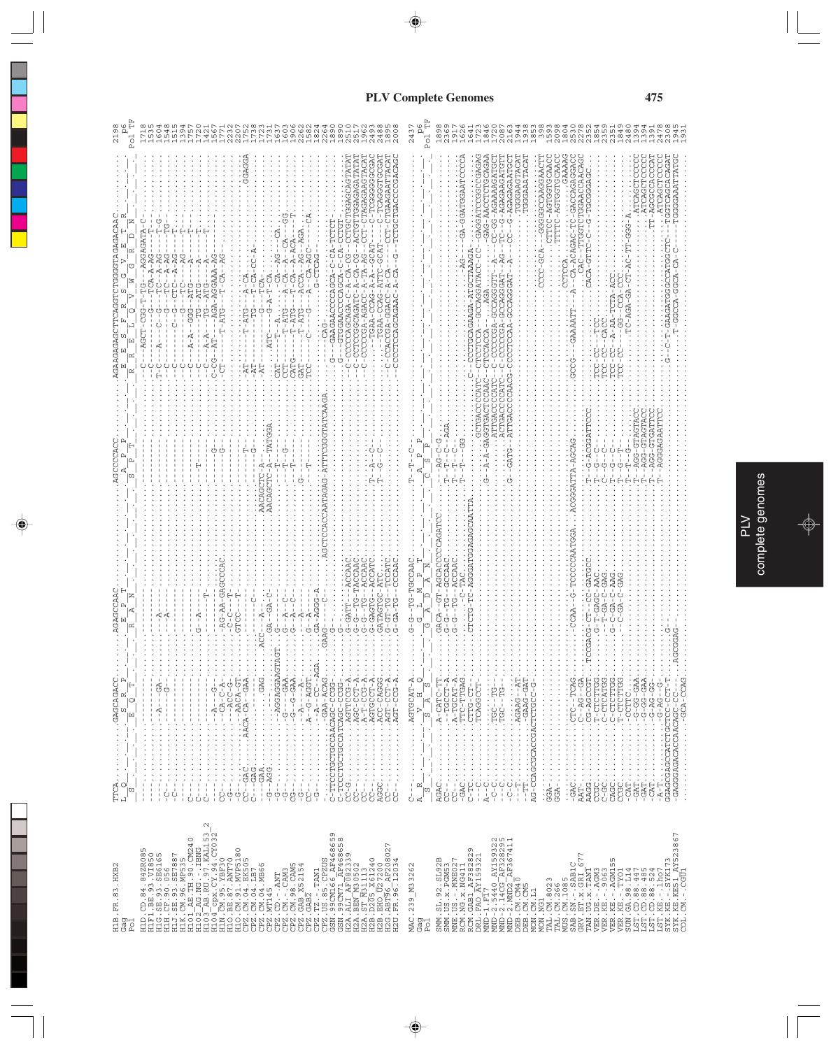```
H1B.FR.83.HXB2                 Gag / Pol                         2198  p6  Pol TF
H1D.CD.84.84ZR085
H1F1.BE.93.VI850
H1G.SE.93.SE6165
H1H.CF.90.056
H1J.SE.93.SE7887
H1K.CM.96.MP535
H101_AE.TH.90.CM240
H102_AG.NG.-.IBNG
H103_AB.RU.97.KAL153_2
H104_cpx.CY.94.CY032
H1N.CM.95.YBF30
H1O.BE.87.ANT70
H1O.CM.91.MVP5180
CPZ.CM.04.EK505
CPZ.CM.04.LB7
CPZ.CM.04.MB66
CPZ.MT145
CPZ.CD.-.ANT
CPZ.CM.-.CAM3
CPZ.CM.98.CAM5
CPZ.GAB.X52154
CPZ.GAB2
CPZ.TZ.-.TAN1
CPZ.US.85.CPZUS
GSN.99CM166_AF468659
GSN.99CM71_AF468658
H2A.ALI_AF082339
H2A.BEN_M30502
H2A.ST_M31113
H2B.D205_X61240
H2B.EHO_U27200
H2G.ABT96_AF208027
H2U.FR.96.12034

Positions: 1718 1535 1604 1548 1515 1394 1757 1720 1421 1562 1771 2232 2207 1752
1734 1723 1731 1637 1603 1593 2262 1582 1824 2264 1890 2510 2517 1962 2488 2478 1895 2008

MAC.239_M33262                 Gag / Pol                         2437  p6  Pol TF
SMM.SL.92.SL92B                1898
SMM.US.x.PGM53                 2369
MNE.US.-.MNE027                1917
RCM.NG.x.NG411                 1626
RCM.GAB1_AF382829              1621
DRL.FAO_AY159321               1723
MND-1.F17                      1846
MND-2.5440_AY159322            1720
MND-2.14CG_AF328295            2087
MND-2.MND2_AF367411            2163
DEB.CM.CM40                    1944
DEB.CM.CM5                     1938
MON.CM.L1                      1853
MON.NG1                        398
TAL.CM.8023                    1593
TAL.CM.266                     2098
MUS.CM.1085                    1804
SAB.SN.-.SAB1C                 2530
GRV.ET.x.GRI_677               2278
TAN.UG.x.TAN1                  2352
VER.DE.-.AGM3                  1854
VER.KE.-.9063                  2359
VER.KE.-.AGM155                2351
VER.KE.-.TYO1                  1849
SUN.GA.98.L14                  2480
LST.CD.88.447                  1394
LST.CD.88.485                  1394
LST.CD.88.524                  1391
LST.KE.-.lho7                  2478
SYK.KE.-.SYK173                2308
SYK.KE.KE51_AY523867           1945
COL.CM.-.CGU1                  1931
```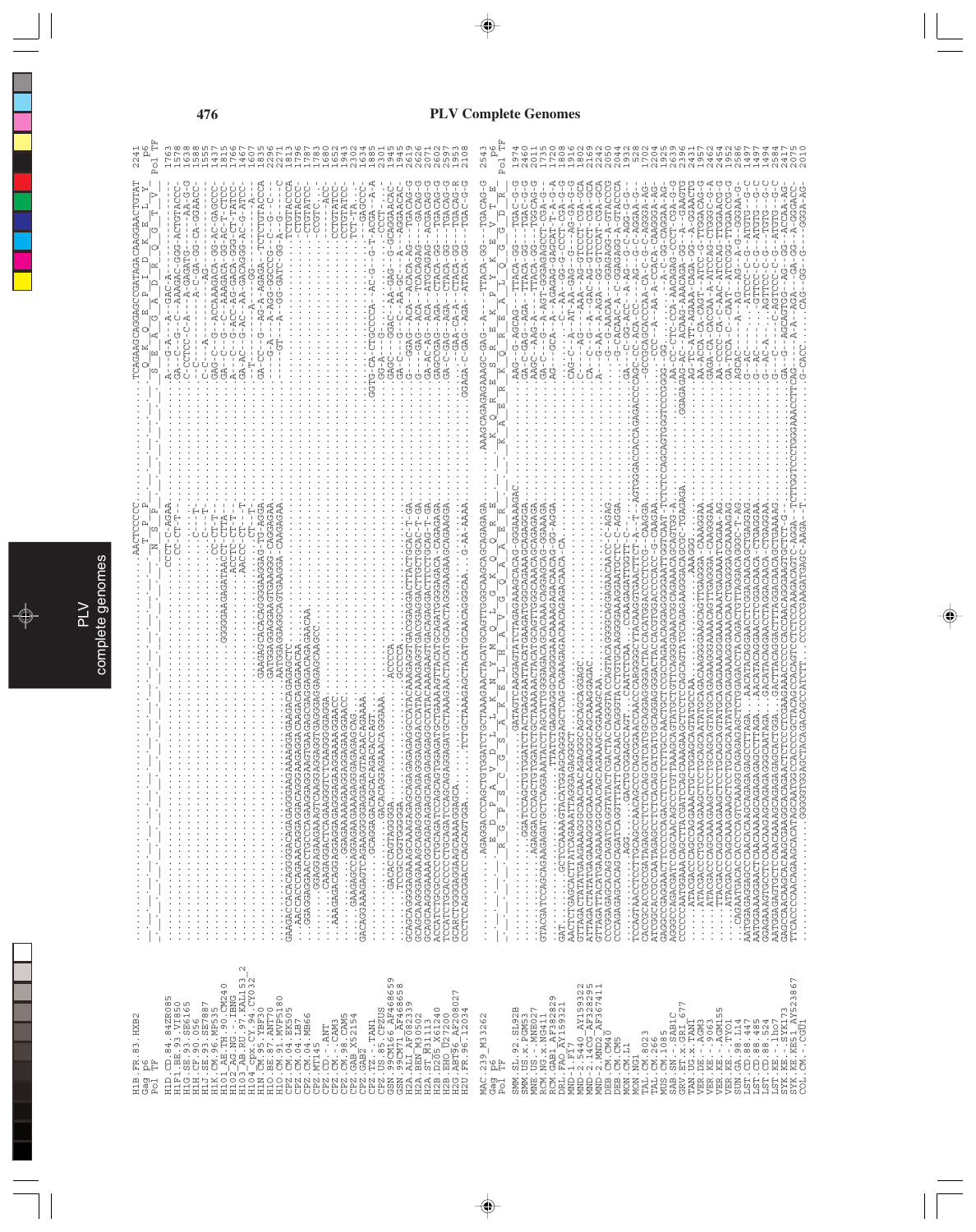```
H1B.FR.83.HXB2       ......................................................AACTCCCCC........................................TCAGAAGCAGGAGCCGATAGACAAGGAACTGTAT  2241
Gag p6                                                                        T  P  P                                         Q  K  Q  E  P  I  D  K  E  L  Y      p6
Pol TF                                                                       N  S  P                                         S  E  A  G  A  D  R  Q  G  T  V     Pol TF
```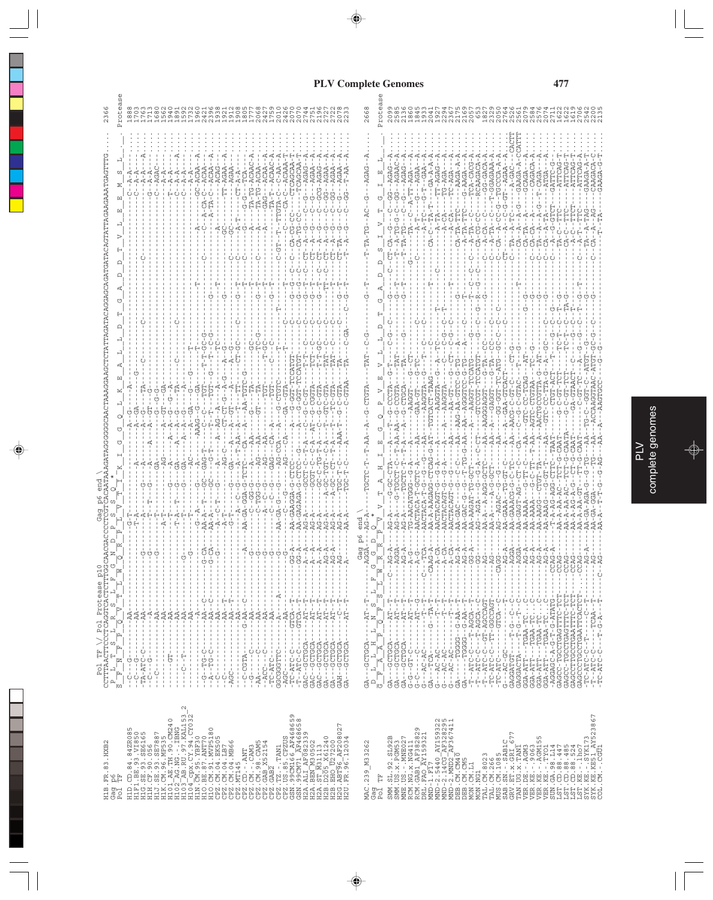PLV Complete Genomes

477

```
Pol TF \/ Pol Protease p10                     Gag p6 end \
CCTTTAACTTCCCTCAGGTCACTCTTTGGCAACGACCCCTCGTCACAATAAAGATAGGGGGGCAACTAAAGGAAGCTCTATTAGATACAGGAGCAGATGATACAGTATTAGAAGAAATGAGTTTG....  2366
S_F__N__F__P__Q__V__T__L__W__Q__R__P__L__V__T__I__K__I__G__G__Q__L__K__E__A__L__L__D__T__G__A__D__D__T__V__L__E__E__M__S__L__.__.  Protease
```

| Sequence | Alignment | Position |
|---|---|---|
| H1B.FR.83.HXB2 | | 2366 |
| Gag p6 | | |
| Pol TF | | Protease |
| H1D.CD.84.84ZR085 | | 1888 |
| H1F1.BE.93.VI850 | | 1703 |
| H1G.SE.93.SE6165 | | 1763 |
| H1H.CF.90.056 | | 1713 |
| H1J.SE.93.SE7887 | | 1680 |
| H1K.CM.96.MP535 | | 1562 |
| H101_AE.TH.90.CM240 | | 1940 |
| H102_AG.NG.-.IBNG | | 1891 |
| H103_AB.RU.97.KAL153_2 | | 1592 |
| H104_cpx.CY.94.CY032 | | 1732 |
| H1N.CM.95.YBF30 | | 1960 |
| H1O.BE.87.ANT70 | | 2421 |
| H1O.CM.91.MVP5180 | | 2396 |
| CPZ.CM.-.CAM3 | | 1938 |
| CPZ.CM.04.LB7 | | 1921 |
| CPZ.CM.04.MB66 | | 1912 |
| CPZ.CM.05.MT145 | | 1908 |
| CPZ.CD.-.ANT | | 1805 |
| CPZ.CM.-.CAM3 | | 1777 |
| CPZ.CM.98.CAM5 | | 2068 |
| CPZ.GAB_X52154 | | 2427 |
| CPZ.GAB2 | | 1759 |
| CPZ.TZ.-.TAN1 | | 2010 |
| CPZ.US.85.CPZUS | | 2010 |
| GSN.99CM166_AF468659 | | 2070 |
| GSN.99CM71_AF468658 | | 2070 |
| H2A.ALI_AF082339 | | 2744 |
| H2A.BEN_M30502 | | 2751 |
| H2A.ST_M31113 | | 2729 |
| H2B.D205_X61240 | | 2726 |
| H2B.EHO_U27200 | | 2722 |
| H2G.ABT96_AF208027 | | 2078 |
| H2U.FR.96.12034 | | 2233 |

```
                                              Gag p6 end \
GA--GCTGCA----AT-T-----AGGA--AG-A---TGCTC-T--T-AA--A--G-CTGTA---TAT--C-G------G--T-----T-TA-TG--AC--G---AGAG--A....  2668
D__L__L__H__L__N__S__L__F__G__G__D__Q__*
G__F__A__P__Q__F__S__L__W__R__R__P__V__T__A__H__I__E__G__Q__P__V__E__V__L__L__D__T__G__A__D__D__S__I__V__T__G__I__E__L__.  Protease
```

| Sequence | Position |
|---|---|
| MAC.239_M33262 | 2668 |
| Gag | |
| Pol TF | Protease |
| SMM.SL.92.SL92B | 2099 |
| SMM.US.x.PGM53 | 2585 |
| MNE.US.-.MNE027 | 2246 |
| RCM.NG.x.NG411 | 1866 |
| RCM.GAB1_AF382829 | 1845 |
| DRL.FAO_AY159321 | 1933 |
| MND-1.F17 | 2041 |
| MND-2.5440_AY159322 | 1927 |
| MND-2.14CG_AF328295 | 2224 |
| MND-2.MND2_AF367411 | 2367 |
| DEB.CM.CM40 | 2169 |
| DEB.CM.CM5 | 2057 |
| MON.CM.L1 | 1653 |
| MON.NG1 | 1827 |
| TAL.CM.8023 | 2329 |
| TAL.CM.266 | 2050 |
| MUS.CM.1085 | 2764 |
| SAB.SN.-.SAB1C | 2526 |
| GRV.ET.x.GRI_677 | 2561 |
| TAN.UG.x.TAN1 | 2079 |
| VER.DE.-.AGM3 | 2584 |
| VER.KE.-.9063 | 2576 |
| VER.KE.-.AGM155 | 2074 |
| VER.KE.-.TYO1 | 2711 |
| SUN.GA.98.L14 | 1622 |
| LST.CD.88.447 | 1622 |
| LST.CD.88.485 | 1619 |
| LST.CD.88.524 | 2546 |
| LST.KE.-.lho7 | 2200 |
| SYK.KE.-.SYK173 | 2135 |
| SYK.KE.KE51_AY523867 | |
| COL.CM.-.CGU1 | |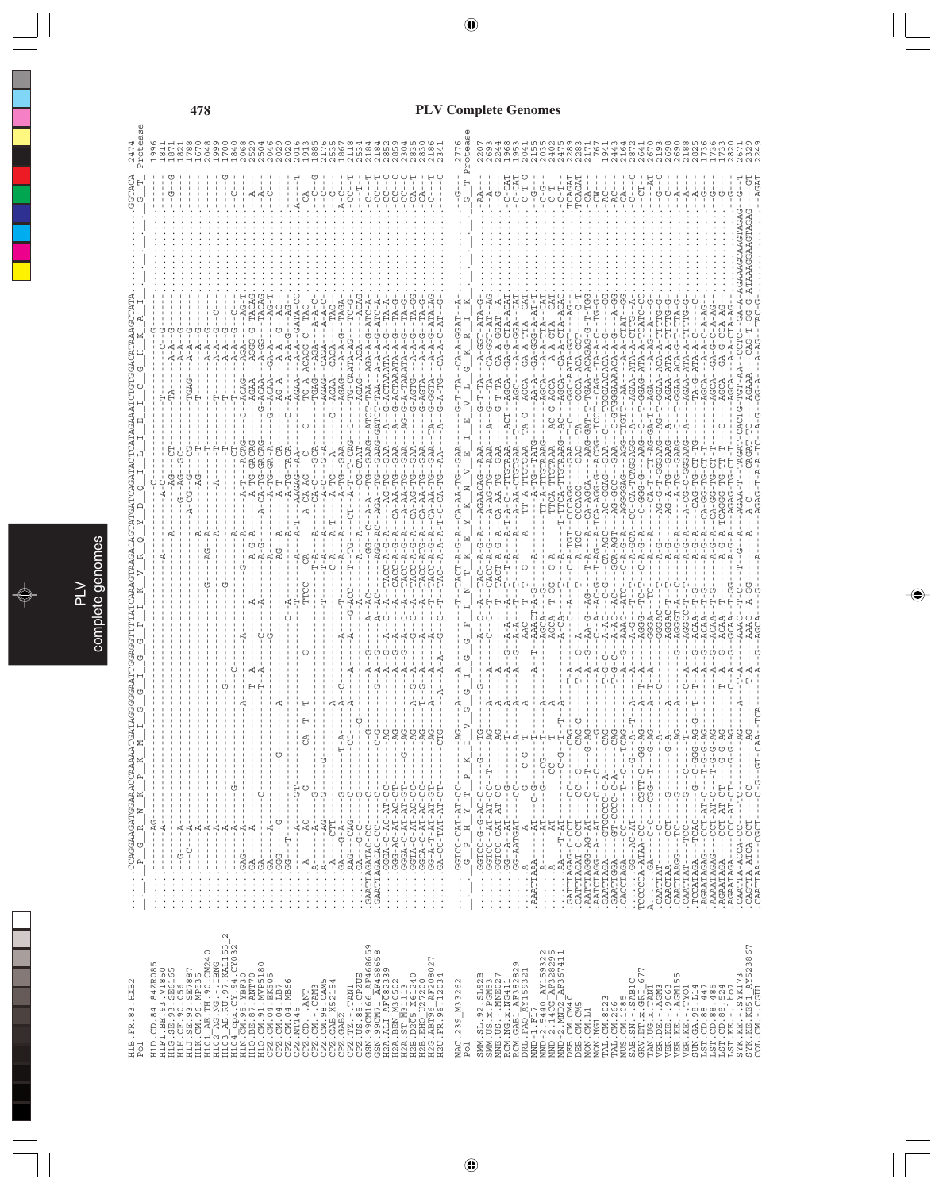# PLV Complete Genomes

```
H1B.FR.83.HXB2          .....CCAGGAAGATGGAAACCAAAAATGATAGGGGGAATTGGAGGTTTTATCAAAGTAAGACAGTATGATCAGATACTCATAGAAATCTGTGGACATAAAGCTATA..........GGTACA  2474
Pol                     ....._P__G__R__W__K__P__K__M__I__G__G__I__G__G__F__I__K__V__R__Q__Y__D__Q__I__L__I__E__I__C__G__H__K__A__I..........G__T    Protease

MAC.239_M33262          .....GGTCC-CAT-AT-CC----AG--A---A---T--TACT-A-G-A-CA-AA-TG--GAA-----G-T-TA--CA-A-GGAT--A-..........G-    2776
Pol                     ....._G__H__Y__T__P__K__I__V__G__G__I__G__F__I__N__T__K__E__Y__K__N__V__E__I__E__V__L__G__K__R__I__K..........G__T Protease
```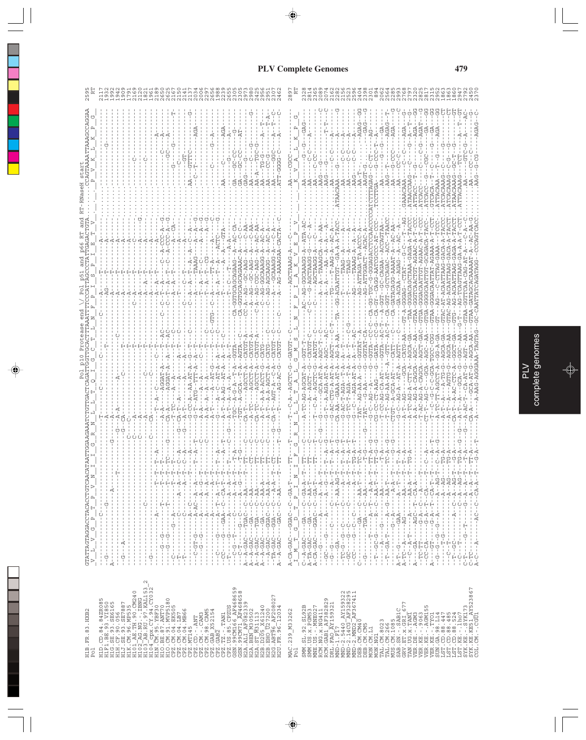# PLV Complete Genomes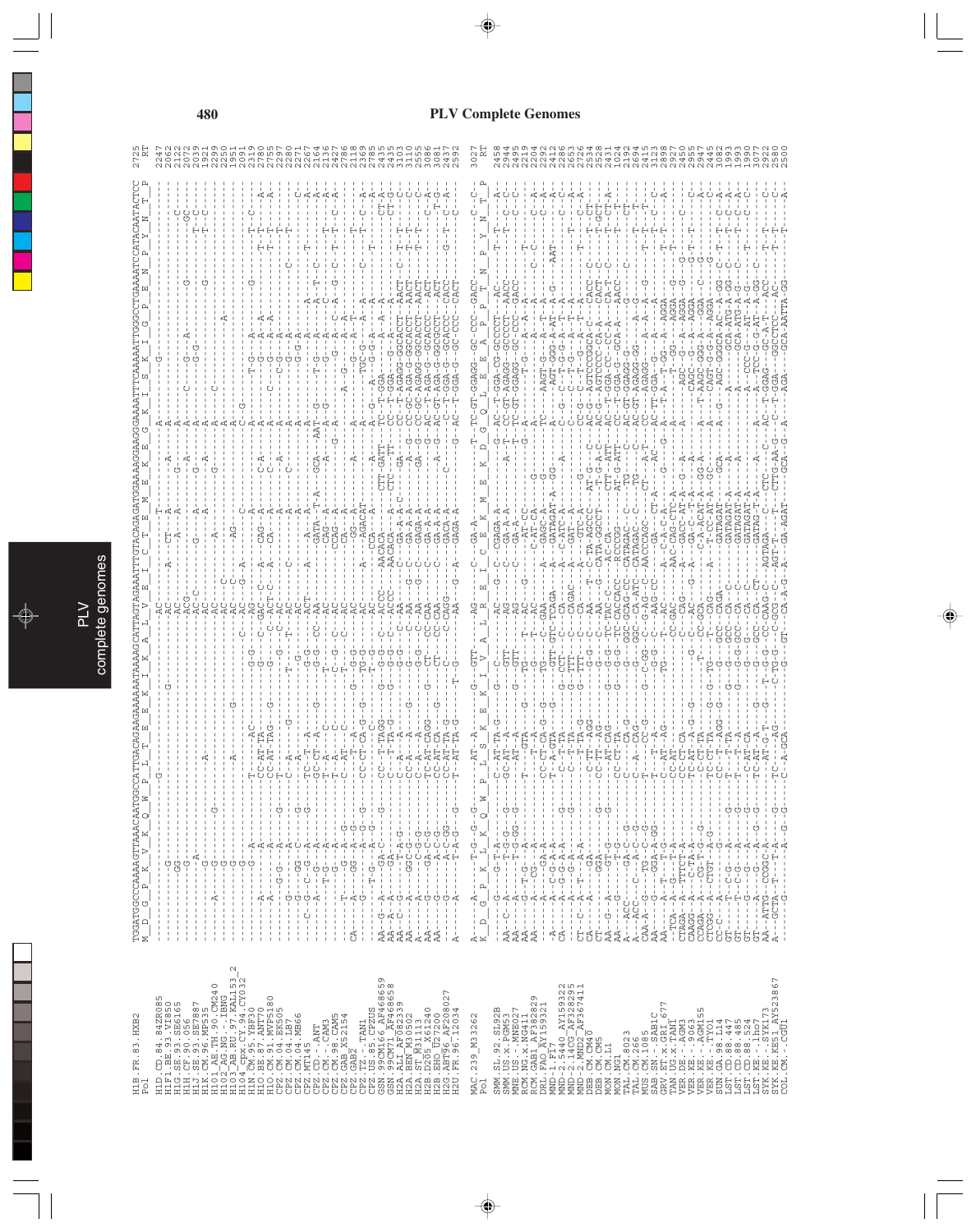```
                           TGGATGCCCAAAAGTTAAACAATGGCCATTAGACAGAAGAAAAAATAAAAGCATTAGTAGAAATTTGTACAGAGATGGAAAAGGAAGGGAAAATTTCAAAAATTGGGCCTGAAAATCCATACAATACTCC   2725
H1B.FR.83.HXB2             M  D  G  P  K  V  K  Q  W  P  L  T  E  E  K  I  K  A  L  V  E  I  C  T  E  M  E  K  E  G  K  I  S  K  I  G  P  E  N  P  Y  N  T  P     RT
Pol

H1D.CD.84.84ZR085                                                                                                                                     2247
H1F1.BE.93.VI850                                                                                                                                      2062
H1G.SE.93.SE6165                                                                                                                                      2122
H1H.CF.90.056                                                                                                                                         2072
H1J.SE.93.SE7887                                                                                                                                      2039
H1K.CM.96.MP535                                                                                                                                       1921
H101_AE.TH.90.CM240                                                                                                                                   2299
H102_AG.NG.-.IBNG                                                                                                                                     2250
H103_AB.RU.97.KAL153_2                                                                                                                                1951
H104_cpx.CY.94.CY032                                                                                                                                  2091
H1N.CM.95.YBF30                                                                                                                                       2319
H1O.BE.87.ANT70                                                                                                                                       2780
H1O.CM.91.MVP5180                                                                                                                                     2755
CPZ.CM.04.EK505                                                                                                                                       2297
CPZ.CM.04.LB7                                                                                                                                         2280
CPZ.CM.04.MB66                                                                                                                                        2270
CPZ.MT145                                                                                                                                             2267
CPZ.CD.-.ANT                                                                                                                                          2164
CPZ.CM.-.CAM3                                                                                                                                         2136
CPZ.CM.98.CAM5                                                                                                                                        2427
CPZ.GAB.X52154                                                                                                                                        2376
CPZ.GAB2                                                                                                                                              2118
CPZ.TZ.-.TAN1                                                                                                                                         2369
CPZ.US.85.CPZUS                                                                                                                                       2785
GSN.99CM166.AF468659                                                                                                                                  2435
GSN.99CM71.AF468658                                                                                                                                   2414
H2A.ALI.AF082339                                                                                                                                      3103
H2A.BEN.M30502                                                                                                                                        3110
H2A.ST.M31113                                                                                                                                         2555
H2B.D205.X61240                                                                                                                                       2575
H2B.EHO.U27200                                                                                                                                        3086
H2G.ABT96.AF208027                                                                                                                                    2437
H2U.FR.96.12034                                                                                                                                       2592

MAC.239_M33262             K  D  G  P  K  L  K  Q  W  P  L  S  K  E  K  I  V  A  L  R  E  I  C  E  K  M  E  K  D  G  Q  L  E  E  A  P  P  T  N  P  Y  N  T  P     3027
Pol                                                                                                                                                     RT

SMM.SL.92.SL92B                                                                                                                                       2458
SMM.US.x.PGM53                                                                                                                                        2494
MNE.US.-.MNE027                                                                                                                                       2491
RCM.NG.x.NG411                                                                                                                                        2219
RCM.GAB1_AF382829                                                                                                                                     2204
DRL.FAO_AF159321                                                                                                                                      2292
MND-2.5440_AY159322                                                                                                                                   2283
MND-2.14CG_AF328295                                                                                                                                   2282
MND-2.MND2_AF367411                                                                                                                                   2653
DEB.CM.CM40                                                                                                                                           2726
DEB.CM.CM5                                                                                                                                            2534
MON.CM.L1                                                                                                                                             2528
MON.NG1                                                                                                                                               2431
TAL.CM.8023                                                                                                                                           1024
TAL.CM.266                                                                                                                                            2192
MUS.CM.1085                                                                                                                                           2694
SAB.SN.-.SAB1C                                                                                                                                        2415
GRV.ET.x.GRI_677                                                                                                                                      3123
TAN.UG.x.TAN1                                                                                                                                         2898
VER.DE.-.AGM3                                                                                                                                         2927
VER.KE.-.9063                                                                                                                                         2450
VER.KE.-.AGM155                                                                                                                                       2955
VER.KE.-.TYO1                                                                                                                                         2997
SUN.GA.98.L14                                                                                                                                         2445
LST.CD.88.447                                                                                                                                         3082
LST.CD.88.485                                                                                                                                         1993
LST.CD.88.524                                                                                                                                         1993
LST.KE.-.lho7                                                                                                                                         1990
SYK.KE.-.SYK173                                                                                                                                       3077
SYK.KE.KE51_AY523867                                                                                                                                  2922
COL.CM.-.CGU1                                                                                                                                         2580
                                                                                                                                                      2500
```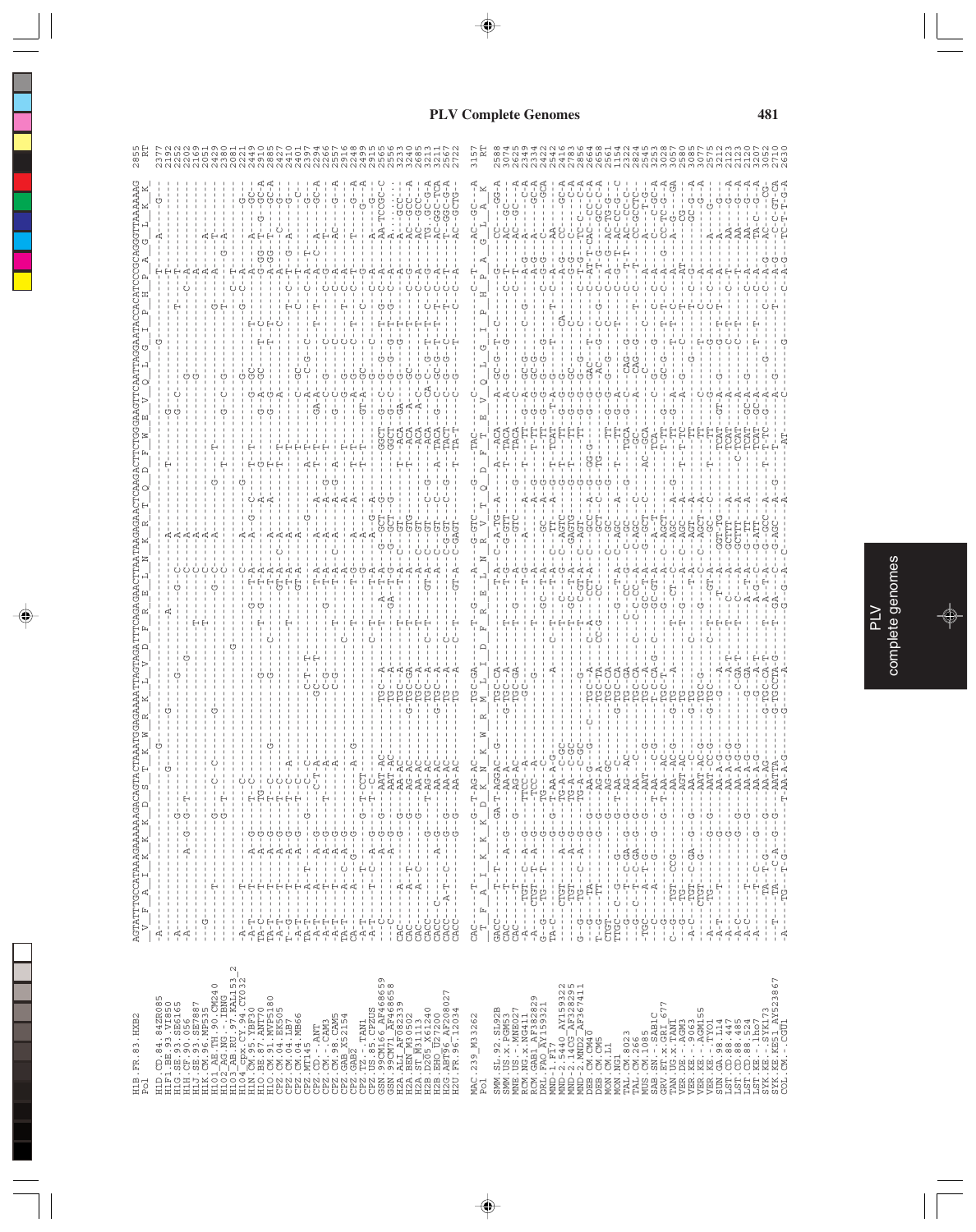## PLV Complete Genomes

```
H1B.FR.83.HXB2              AGTATTTGCCATAAAGAAAAAAGACAGTACTAAATGGAGAAAATTAGTAGATTTCAGAGAACTTAATAAGAGAACTCAAGACTTCTGGGAAGTTCAATTAGGAATACCACATCCCGCAGGGTTAAAAAAG  2855
Pol                          V  F  A  I  K  K  K  D  S  T  K  W  R  K  L  V  D  F  R  E  L  N  K  R  T  Q  D  F  W  E  V  Q  L  G  I  P  H  P  A  G  L  K  K   RT
```

```
MAC.239_M33262              CAC---T------T--------G--T-AG-AC---------TGC-GA---------T-G------A---G-GTC------G-----TAC------C-----------------C-T-------AC--GC---A  3157
Pol                          T  F  A  I  K  K  K  D  K  N  K  W  R  M  L  I  D  F  R  E  L  N  R  V  T  Q  D  F  T  E  V  Q  L  G  I  P  H  P  A  G  L  A  K   RT
```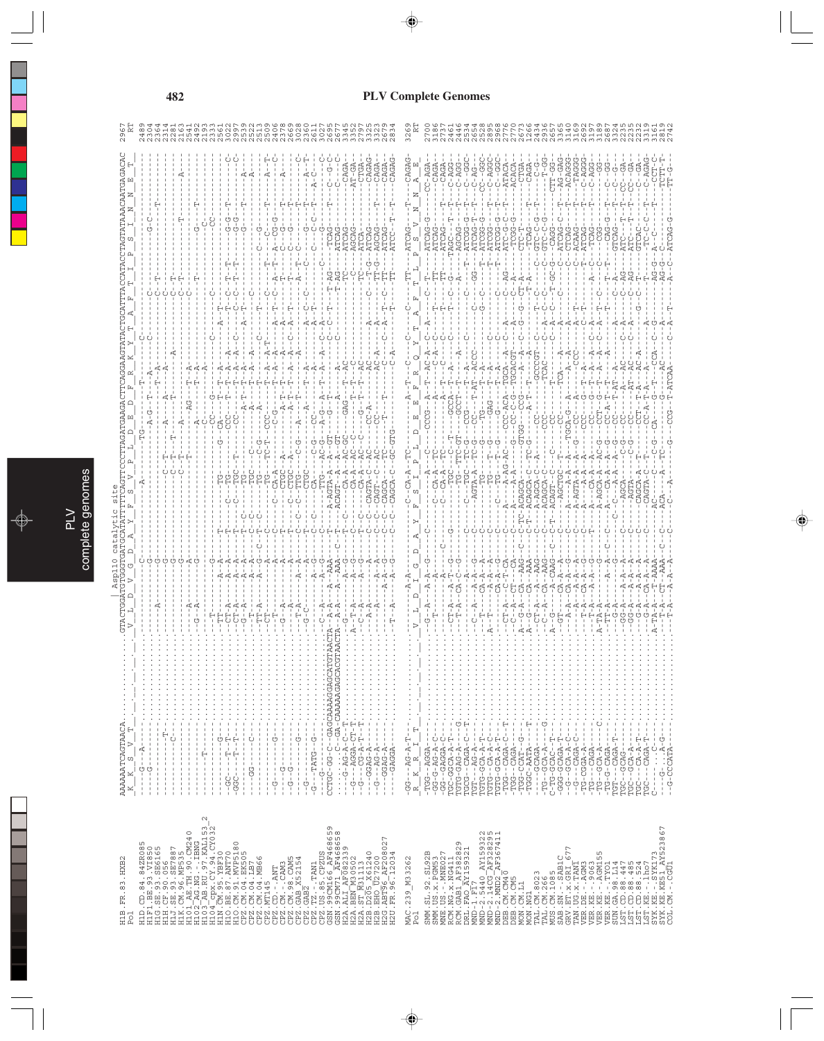# PLV Complete Genomes

```
                    | Asp110 catalytic site
H1B.FR.83.HXB2      AAAAAATCAGTAACA..........GTACTGGATGTGGGTGATGCATATTTTTCAGTTCCCTTAGATGAAGACTTCAGGAAGTATACTGCATTTACCATACCTAGTATAAACAATGAGACAC  2967
Pol                  K  K  S  V  T             V  L  D  V  G  D  A  Y  F  S  V  P  L  D  E  D  F  R  K  Y  T  A  F  T  I  P  S  I  N  N  E  T   RT

MAC.239_M33262      ...
Pol                  R  K  R  I  T             V  L  D  I  G  D  A  Y  F  S  I  P  L  D  E  E  F  R  Q  Y  T  A  F  T  L  P  S  V  N  N  A  E   3269
                                                                                                                                         RT
```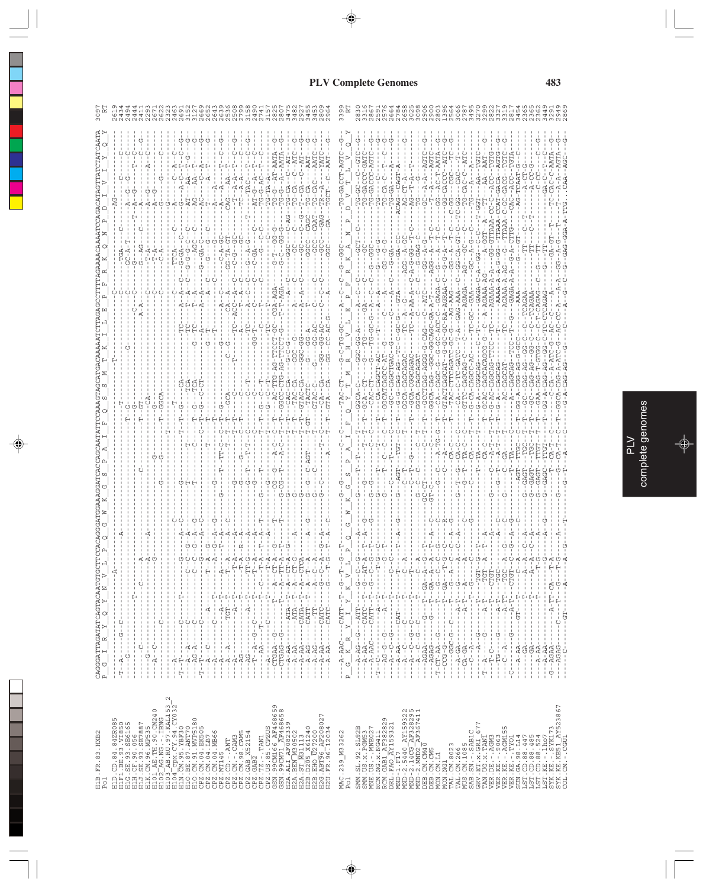# PLV Complete Genomes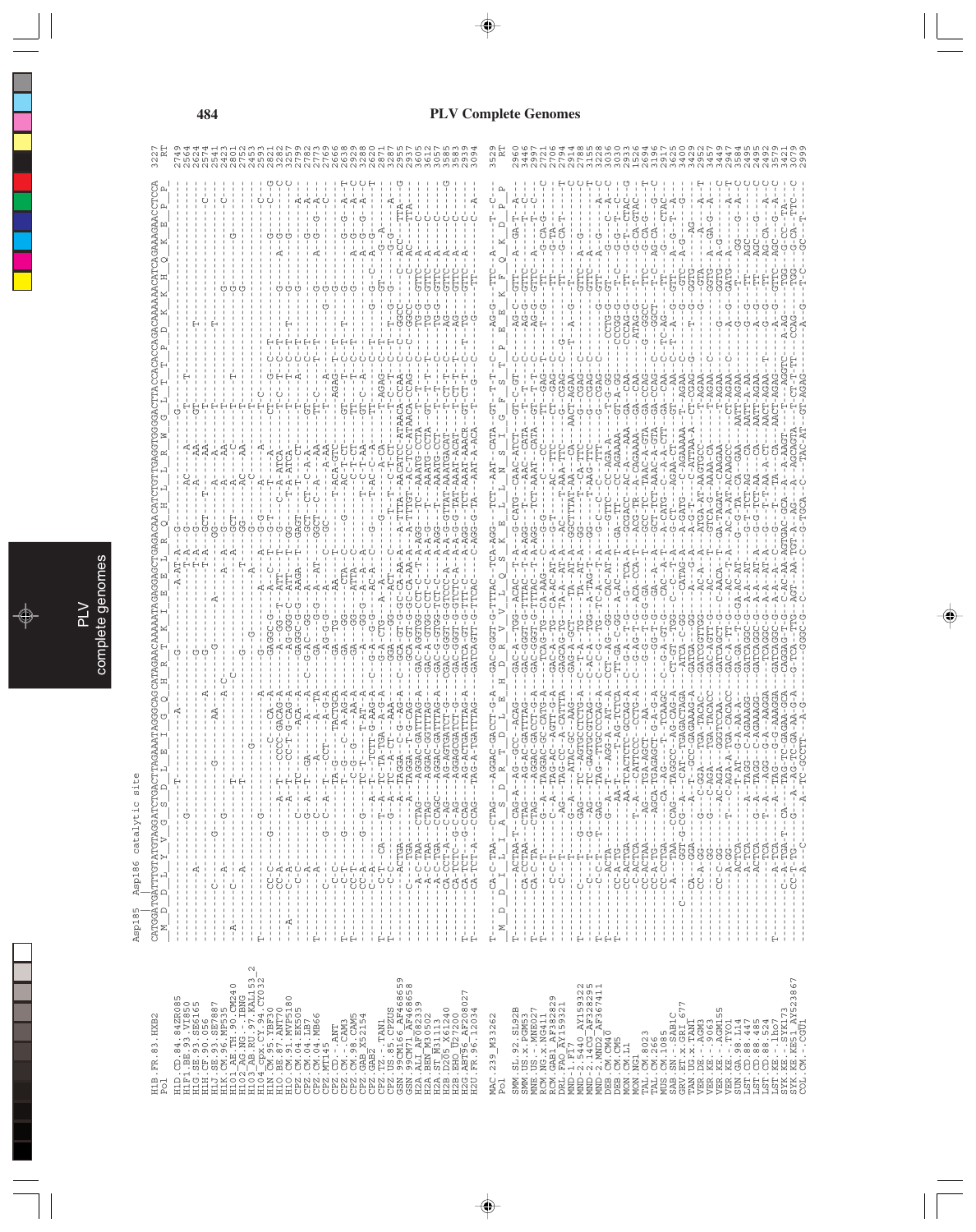## PLV Complete Genomes

Asp185 Asp186 catalytic site

```
H1B.FR.83.HXB2       CATGGATGATTTGTATGTAGGATCTGACTTAGAAATAGGGCAGCATAGAACAAAAATAGAGGAGCTGAGACAACATCTGTTGAGGTGGGGACTTACCACACCAGACAAAAAACATCAGAAAGAACCTCCA  3227
Pol                   M  D  D  L  Y  V  G  S  D  L  E  I  G  Q  H  R  T  K  I  E  E  L  R  Q  H  L  L  R  W  G  L  T  T  P  D  K  K  H  Q  K  E  P  P   RT

MAC.239_M33262       T--CA-C-TAA--CTAG--AGGAC-GACCT-G-A--GAC-GGGT-G-TTTAC--TCA-AGG---TCT--AAT--CATA--GT--T-T--C----AG-G---TTC--A-----T--C--  3529
Pol                   M  D  I  L  I  A  S  D  R  T  D  L  E  H  D  R  V  V  L  Q  S  K  E  L  L  N  S  I  G  F  S  T  P  E  E  K  F  Q  K  D  P  P   RT
```

H1D.CD.84.84ZR085, H1F1.BE.93.VI850, H1G.SE.93.SE6165, H1H.CF.90.056, H1J.SE.93.SE7887, H1K.CM.96.MP535, H101_AE.TH.90.CM240, H102_AG.NG.-.IBNG, H103_AB.RU.97.KAL153_2, H104_cpx.CY.94.CY032, H1N.CM.95.YBF30, H1O.BE.87.ANT70, H1O.CM.91.MVP5180, CPZ.CM.05.EK505, CPZ.CM.04.LB7, CPZ.CM.04.MB66, CPZ.MT145, CPZ.CD.-.ANT, CPZ.CM.-.CAM3, CPZ.CM.98.CAM5, CPZ.GAB_X52154, CPZ.GAB2, CPZ.TZ.-.TAN1, CPZ.US.85.CPZUS, GSN.99CM166_AF468659, GSN.99CM71_AF468658, H2A.ALI_AF082339, H2A.BEN_M30502, H2A.ST_M31113, H2B.D205_X61240, H2B.EHO_U27200, H2G.ABT96_AF208027, H2U.FR.96.12034 — positions 2749, 2564, 2624, 2574, 2541, 2423, 2801, 2752, 2433, 2593, 2821, 3282, 3257, 2799, 2782, 2773, 2769, 2666, 2634, 2929, 3288, 2620, 2871, 2955, 2937, 3605, 3612, 3591, 3585, 3583, 2939, 3094

SMM.SL.92.SL92B, SMM.US.x.PGM53, STM.US.-.MNE027, RCM.NG.x.NG411, RCM.GAB1_AF382829, DRL.FAO_AY159321, MND-1.F17, MND-2.5440_AY159322, MND-2.14CG_AF328295, MND-2.MND2_AF367411, DEB.CM.CM40, DEB.CM.CM5, MON.CM.L1, MON.NG1, TAL.CM.8023, TAL.CM.266, MUS.CM.1085, SAB.SN.-.SAB1C, GRV.ET.x.GRI_677, TAN.UG.x.TAN1, VER.DE.-.AGM3, VER.KE.-.9063, VER.KE.-.AGM155, VER.KE.-.TYO1, SUN.GA.98.L14, LST.CD.88.447, LST.CD.88.485, LST.CD.88.524, LST.KE.-.lho7, SYK.KE.-.SYK173, SYK.KE.KE51_AY523867, COL.CM.-.CGU1 — positions 2960, 3446, 2997, 2721, 2776, 2794, 2914, 2788, 3155, 3228, 3030, 3030, 2933, 1526, 2694, 3196, 2917, 3625, 3400, 3429, 2952, 3457, 3449, 2947, 3584, 2495, 2495, 2492, 3579, 3421, 3579, 2999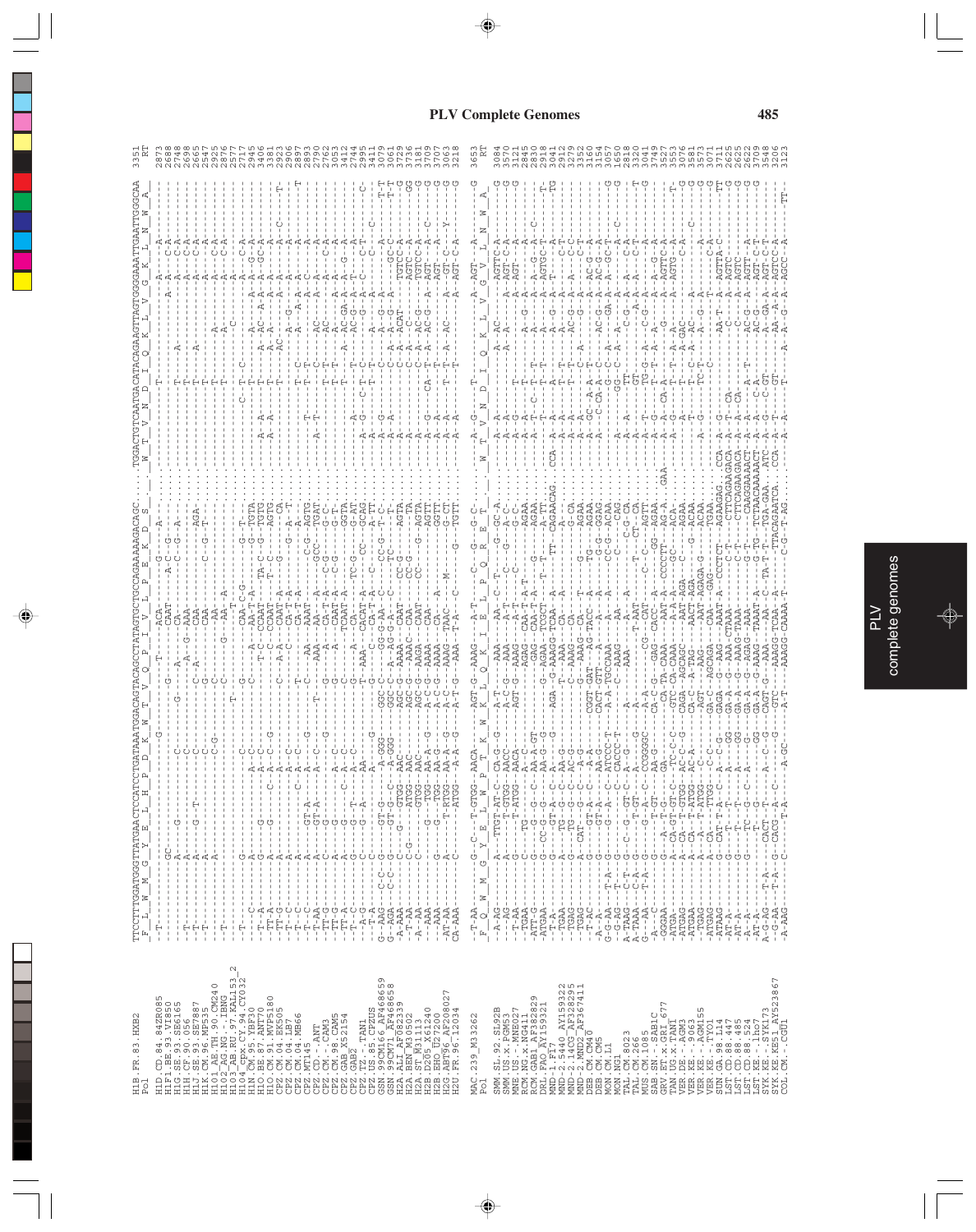| Sequence | Position |
|---|---|
| H1B.FR.83.HXB2 | 3351 |
| Pol | RT |
| H1D.CD.84.84ZR085 | 2873 |
| H1F1.BE.93.VI850 | 2688 |
| H1G.SE.93.SE6165 | 2748 |
| H1H.CF.90.056 | 2698 |
| H1J.SE.93.SE7887 | 2665 |
| H1K.CM.96.MP535 | 2547 |
| H101_AE.TH.90.CM240 | 2925 |
| H102_AG.NG.-.IBNG | 2876 |
| H103_AB.RU.97.KAL153_2 | 2577 |
| H104_cpx.CY.94.CY032 | 2717 |
| H1N.CM.95.YBF30 | 2943 |
| H1O.BE.87.ANT70 | 3406 |
| H1O.CM.91.MVP5180 | 3381 |
| CPZ.CM.04.EK505 | 2923 |
| CPZ.CM.04.LB7 | 2906 |
| CPZ.CM.04.MB66 | 2897 |
| CPZ.MT145 | 2893 |
| CPZ.CD.-.ANT | 2790 |
| CPZ.CM.-.CAM3 | 2762 |
| CPZ.CM.98.CAM5 | 3053 |
| CPZ.GAB.X52154 | 3412 |
| CPZ.GAB2 | 2744 |
| CPZ.TZ.-.TAN1 | 2995 |
| CPZ.US.85.CPZUS | 3411 |
| GSN.99CM166.AF468659 | 3079 |
| GSN.99CM71.AF468658 | 3079 |
| H2A.ALI.AF082339 | 3729 |
| H2A.BEN.M30502 | 3736 |
| H2A.ST.M31113 | 3181 |
| H2B.D205.X61240 | 3709 |
| H2B.EHO.U27200 | 3709 |
| H2G.ABT96.AF208027 | 3548 |
| H2U.FR.96.12034 | 3063 |
| | 3218 |

| Sequence | Position |
|---|---|
| MAC.239.M33262 | 3653 |
| Pol | RT |
| SMM.SL.92.SL92B | 3084 |
| SMM.US.x.PGM53 | 3570 |
| MNE.US.-.MNE027 | 3121 |
| RCM.NG.x.NG411 | 2845 |
| RCM.GAB1.AF382829 | 2830 |
| DRL.FAO.AF159321 | 2918 |
| MND-1.GB1 | 2941 |
| MND-2.5440.AY159322 | 2914 |
| MND-2.14CG.AF328295 | 3279 |
| MND-2.MND2.AF367411 | 3352 |
| DEB.CM.CM40 | 3160 |
| DEB.CM.CM5 | 3154 |
| MON.CM.L1 | 3007 |
| MON.NG1 | 1650 |
| TAL.CM.8023 | 2818 |
| TAL.CM.266 | 3320 |
| MUS.CM.1085 | 3041 |
| SAB.SN.-.SAB1C | 3749 |
| GRV.ET.x.GRI_677 | 3527 |
| TAN.UG.x.TAN1 | 3553 |
| VER.DE.-.AGM3 | 3076 |
| VER.KE.-.9063 | 3581 |
| VER.KE.-.AGM155 | 3573 |
| VER.KE.-.TYO1 | 3071 |
| SUN.GA.98.L14 | 3711 |
| LST.CD.88.447 | 2625 |
| LST.CD.88.485 | 2625 |
| LST.CD.88.524 | 2622 |
| LST.KE.-.lho7 | 3709 |
| SYK.KE.-.SYK173 | 3548 |
| SYK.KE.KE51.AY523867 | 3206 |
| COL.CM.-.CGU1 | 3123 |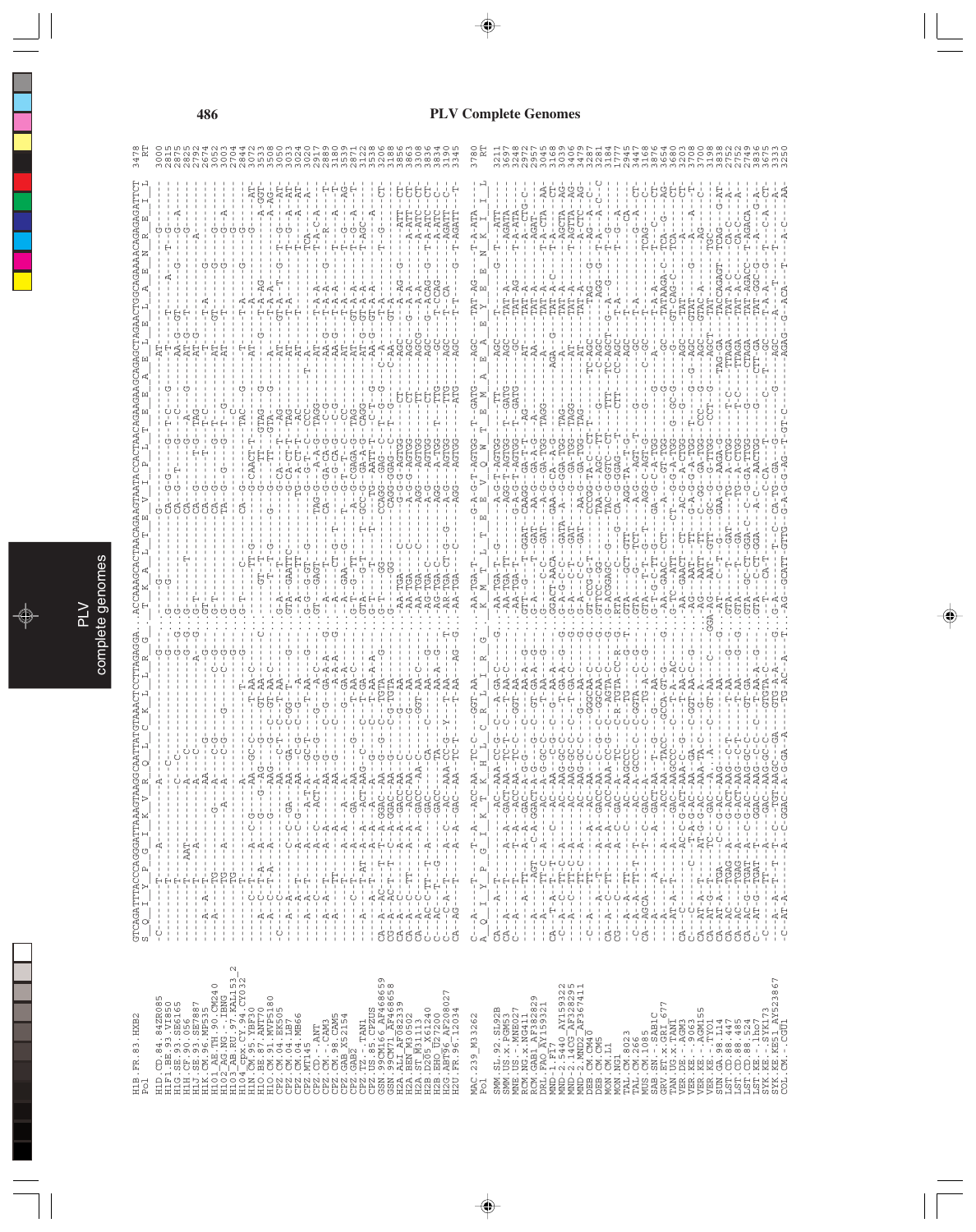```
H1B.FR.83.HXB2
Pol
H1D.CD.84.84ZR085
H1F1.BE.93.VI850
H1G.SE.93.SE6165
H1H.CF.90.056
H1J.SE.93.SE7887
H1K.CM.96.MP535
H101_AE.TH.90.CM240
H102_AG.NG.-.IBNG
H103_AB.RU.97.KAL153_2
H1N.CM.95.YBF30
H1O.BE.87.ANT70
H1O.CM.91.MVP5180
CPZ.CM.04.EK505
CPZ.CM.04.LB7
CPZ.CM.04.MB66
CPZ.MT145
CPZ.CD.-.ANT
CPZ.CM.-.CAM3
CPZ.CM.98.CAM5
CPZ.GAB.X52154
CPZ.GAB2
CPZ.TZ.-.TAN1
CPZ.US.85.CPZUS
GSN.99CM16.AF468659
MON.99CMT12.AF468658
H2A.ALI.AF082339
H2A.BEN.M30502
H2A.ST.M31113
H2B.D205.X61240
H2B.EHO.U27200
H2G.ABT96.AF208027
H2U.FR.96.12034
```

```
MAC.239.M33262
Pol
SMM.SL.92.SL92B
SMM.US.x.PGM53
MNE.US.-.MNE027
RCM.NG.x.NG411
RCM.GAB1.AF382829
DRL.FAO.AY159321
MND-1.F17.M27470
MND-2.5440.AY159322
MND-2.14CG.AF328295
MND-2.MND2.AF367411
DEB.CM.CM40
DEB.CM.CM5
MON.CM.L1
MON.NG1
TAL.CM.8023
TAL.CM.266
MUS.CM.1085
SAB.SN.-.SAB1C
GRV.ET.x.GRI_677
TAN.UG.x.TAN1
VER.DE.-.AGM3
VER.KE.-.9063
VER.KE.-.AGM155
VER.KE.-.TYO1
SUN.GA.98.L14
LST.CD.88.447
LST.CD.88.485
LST.CD.88.524
LST.KE.-.lho7
SYK.KE.-.SYK173
SYK.KE.KE51.AY523867
COL.CM.-.CGU1
```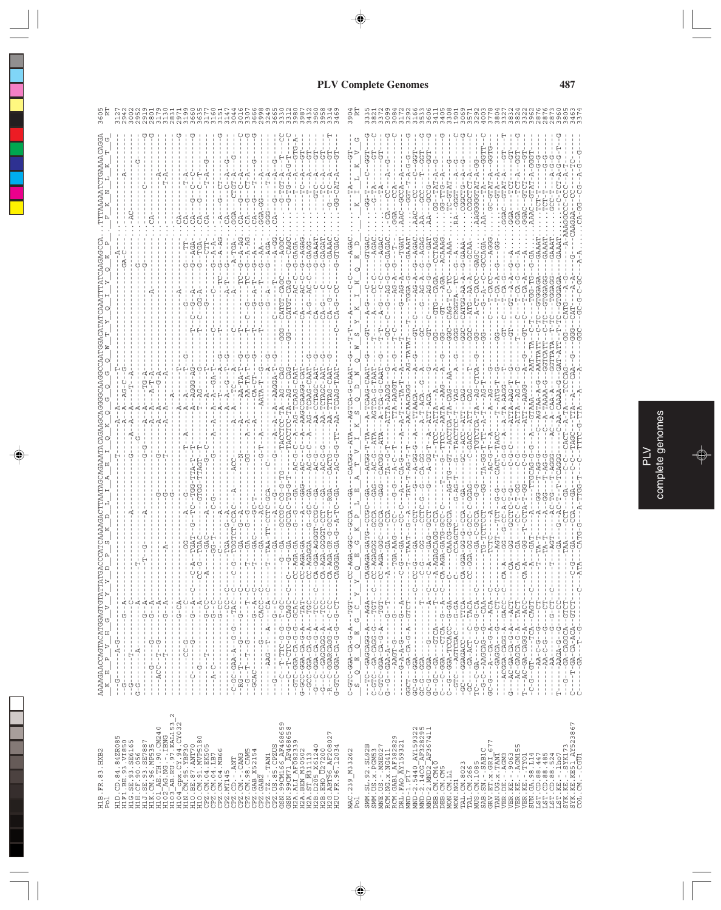## PLV Complete Genomes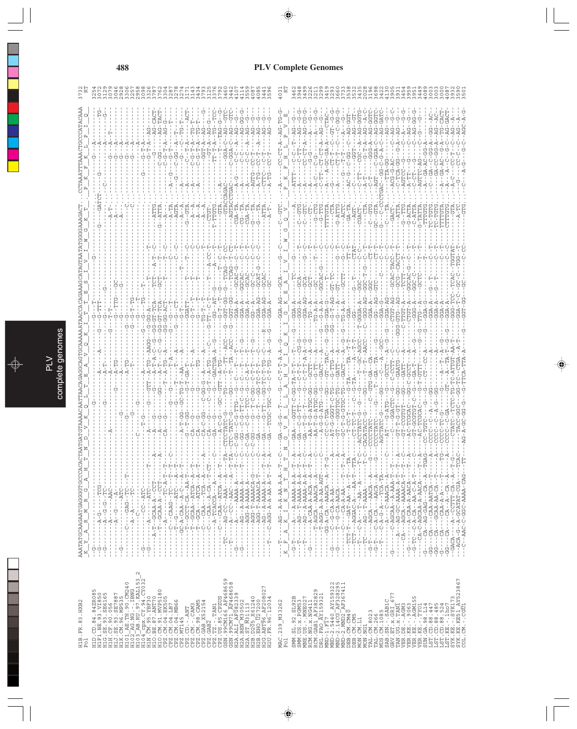# PLV Complete Genomes

```
H1B.FR.83.HXB2          AAATATGCAAGAATGAGGGGTGCCCACACTAATGATGTAAAACAATTAACAGAGGCAGTGCAAAAAATAACCACAGAAAGCATAGTAATATGGGGAAAGACT...CCTAAATTTAAACTGCCCATACAAA  3732
Pol                      K  Y  A  R  M  R  G  A  H  T  N  D  V  K  Q  L  T  E  A  V  Q  K  I  T  T  E  S  I  V  I  W  G  K  T     P  K  F  K  L  P  I  Q    RT

MAC.239_M33262          T--AG--A-A-AA-A-A--T--C--GA--G-G--T--G--C-T-T-A-A--G--GGA-AG--GCA---G--C---C-GTC--A----CC-CT-A--AG-TG-G  4031
Pol                      K  F  A  K  K  N  T  H  T  N  G  V  R  L  L  A  H  V  I  Q  K  I  G  K  E  A  I  V  I  W  G  Q  V     P  K  F  H  L  P  V  E    RT
```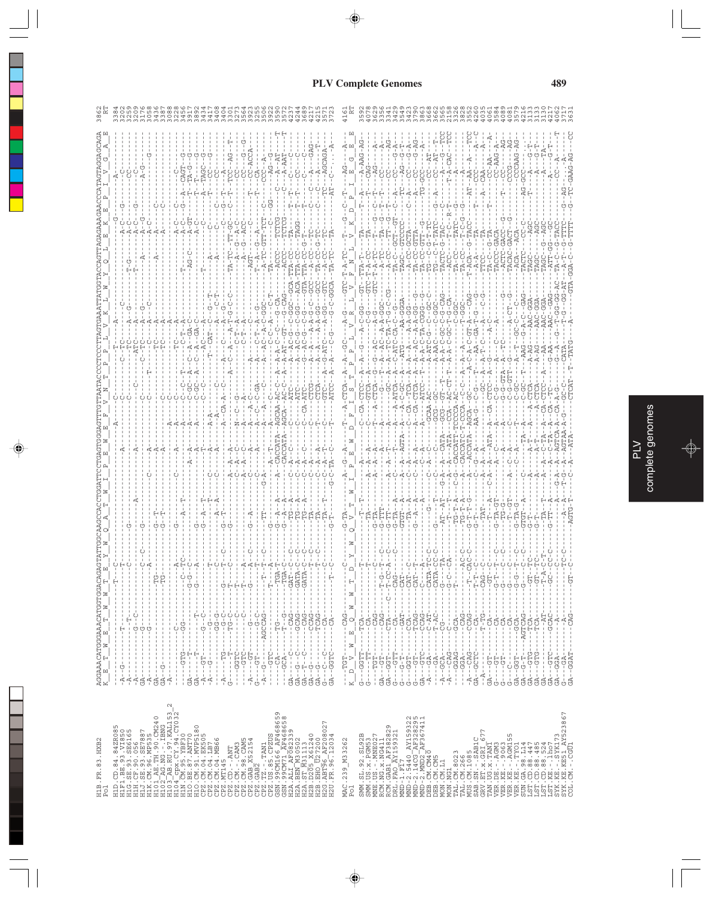# PLV Complete Genomes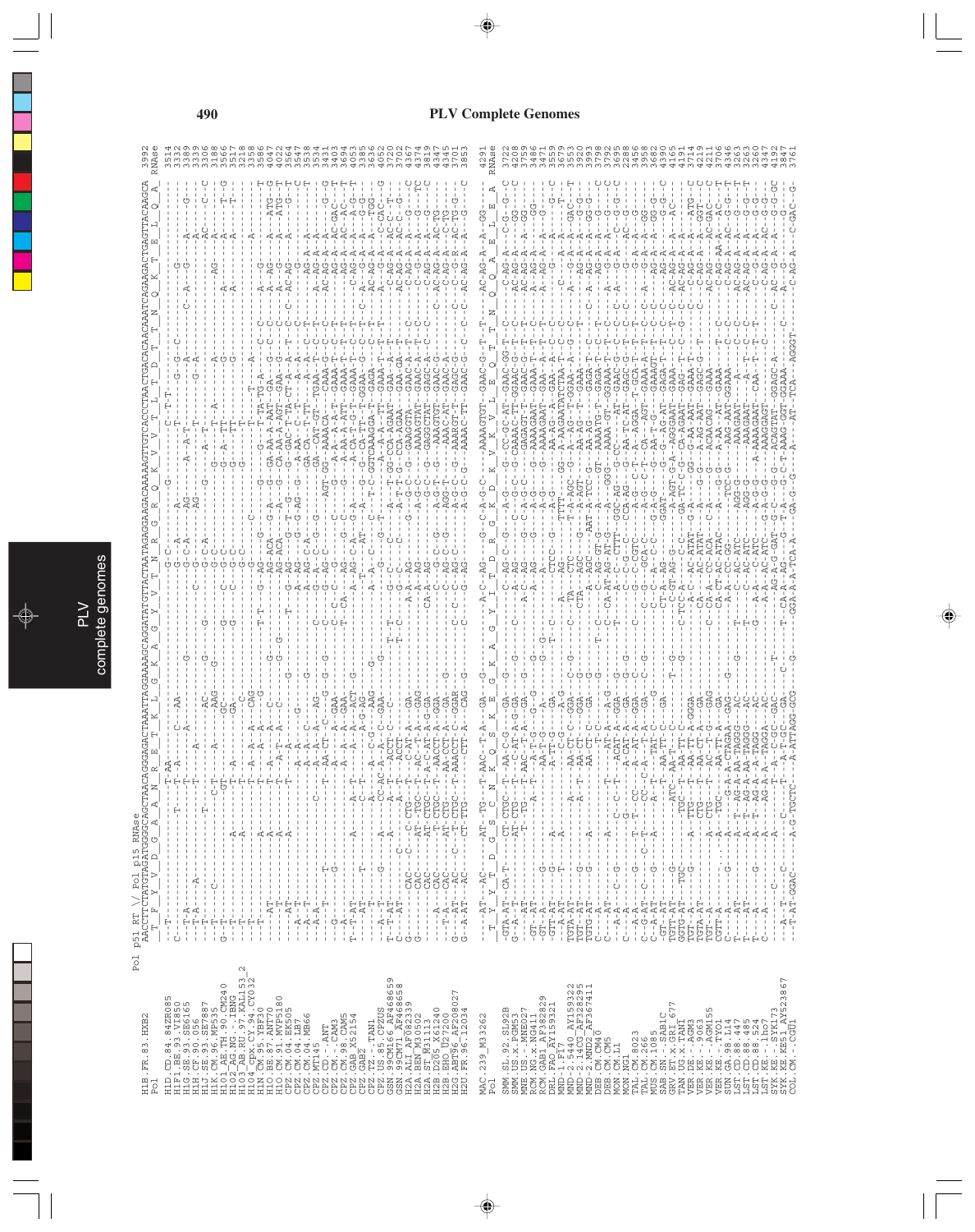Pol p51 RT \/ Pol p15 RNase

```
                      AACCTTCTATGTAGATGGGGCAGCTAACAGGGAGACTAAATTAGGAAAAGCAGGATATGTTACTAATAGAGGAAGACAAAAAGTTGTCACCCTAACTGACACAACAAATCAGAAGACTGAGTTACAAGCA   3992
H1B.FR.83.HXB2        T  F  Y  V  D  G  A  A  N  R  E  T  K  L  G  K  A  G  Y  V  T  N  R  G  R  Q  K  V  V  T  L  T  D  T  T  N  Q  K  T  E  L  Q  A   RNAse
Pol
```

MAC.239_M33262
Pol

Q A E L E A   4291
RNAse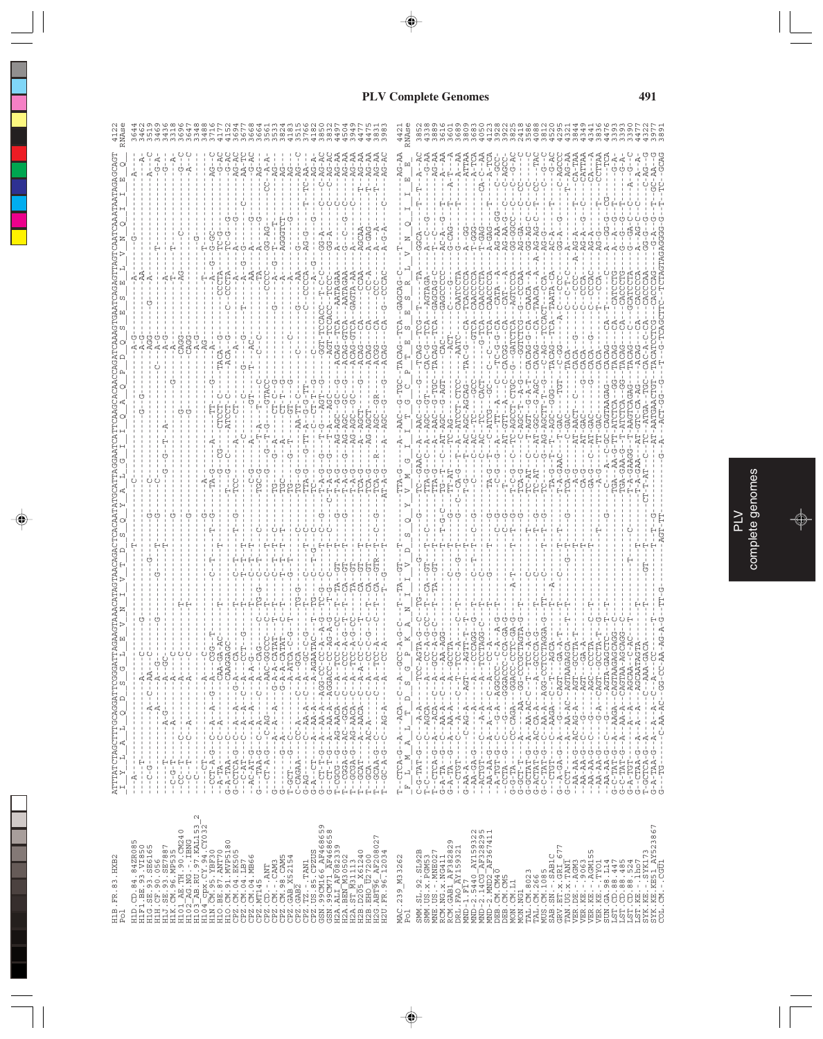## PLV Complete Genomes

```
                          ATTTATCTAGCTTTGCAGGATTCGGGATTAGAAGTAAATAGTAACAGCTCACAATATCATTAGGAATCATTCAAGCACAACCAGATCAAAGTGAATCAGAGTTAGTCAATCAAATAATAGAGCAGT  4122
Pol                        I  Y  L  A  L  Q  D  S  G  L  E  V  N  I  V  T  D  S  Q  Y  A  L  G  I  I  Q  A  Q  P  D  Q  S  E  S  E  L  V  N  Q  I  I  E  Q      RNAse

H1B.FR.83.HXB2
...

MAC.239_M33262             T-CTCA-G--A--ACA--C--A--GCC-A-G-C--T-TA--GT--T----TTA-G----A--AAC--G-TGC-TACAG--TCA--GAGCAG-C---T----------------AG-AA  4421
Pol                        F  L  M  A  L  T  D  S  G  P  K  A  N  I  I  V  D  S  Q  Y  V  M  G  I  I  T  G  C  P  T  E  S  E  S  R  L  V  N  Q  I  I  E  E      RNAse
```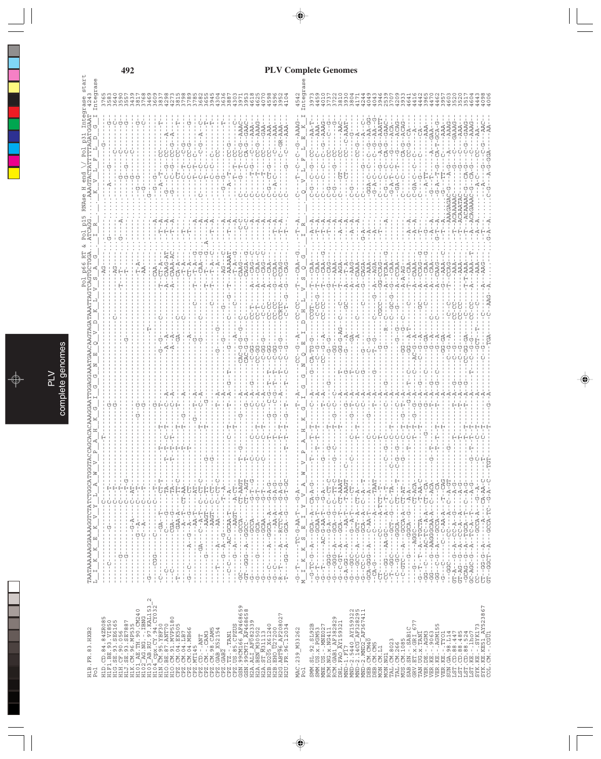# PLV Complete Genomes

```
                        Pol p66 RT & Pol p15 RNAse H end \/ Pol p31 Integrase start
H1B.FR.83.HXB2     TAATAAAAAAGGAAAAGGTCTATCTGGCATGGGTACCAGCACACAAAGGAATTGGAGGAAATGAACAAGTAGATAAATTAGTCAGTGCTGGA...ATCAGG....AAACTACTATTTTTAGATGGAAT  4243
Pol                L  I  K  K  E  K  V  Y  L  A  W  V  P  A  H  K  G  I  G  G  N  E  Q  V  D  K  L  V  S  A  G    I  R    .  K  V  L  F  L  D  G  I  Integrase

MAC.239.M33262     ...
Pol                M  I  K  K  S  E  Y  V  A  W  V  P  A  H  K  G  I  G  G  N  Q  E  I  D  H  L  V  S  Q  G    I  R    Q  V  L  F  L  E  K  I  Integrase
```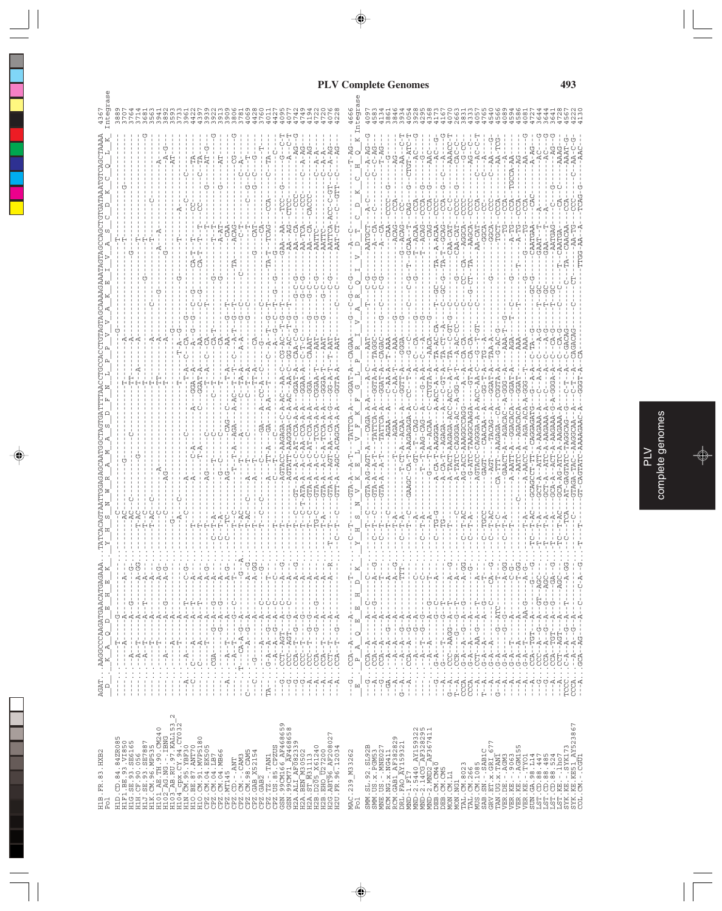## PLV Complete Genomes

```
H1B.FR.83.HXB2         AGAT...AAGGCCCAAGATGAACATGAGAAA..TATCACAGTAATTGGAGAGCAATGGCTAGTGATTTTAACCTGCCACCTGTAGTAGCAAAAGAAATAGTAGCCAGCTGTGATAAATGTCAGCTAAAA  4367
Pol                    D    K  A  Q  D  E  H  E  K   Y  H  S  N  W  R  A  M  A  S  D  F  N  L  P  P  V  V  A  K  E  I  V  A  S  C  D  K  C  Q  L  K   Integrase

MAC.239_M33262         ..G..CCA-A---A.....T-..C--T-..-GTA-A--A-T-..TATTCA-A..GGAT-A..CAGAA..G..C-G-C-G.....A--C-......T-AG-  4666
Pol                    E  P  A  Q  E  E  H  D  K   Y  H  S  N  V  K  E  L  V  F  K  F  G  L  P  R  I  V  A  R  Q  I  V  D  T  C  D  K  C  H  Q  K   Integrase
```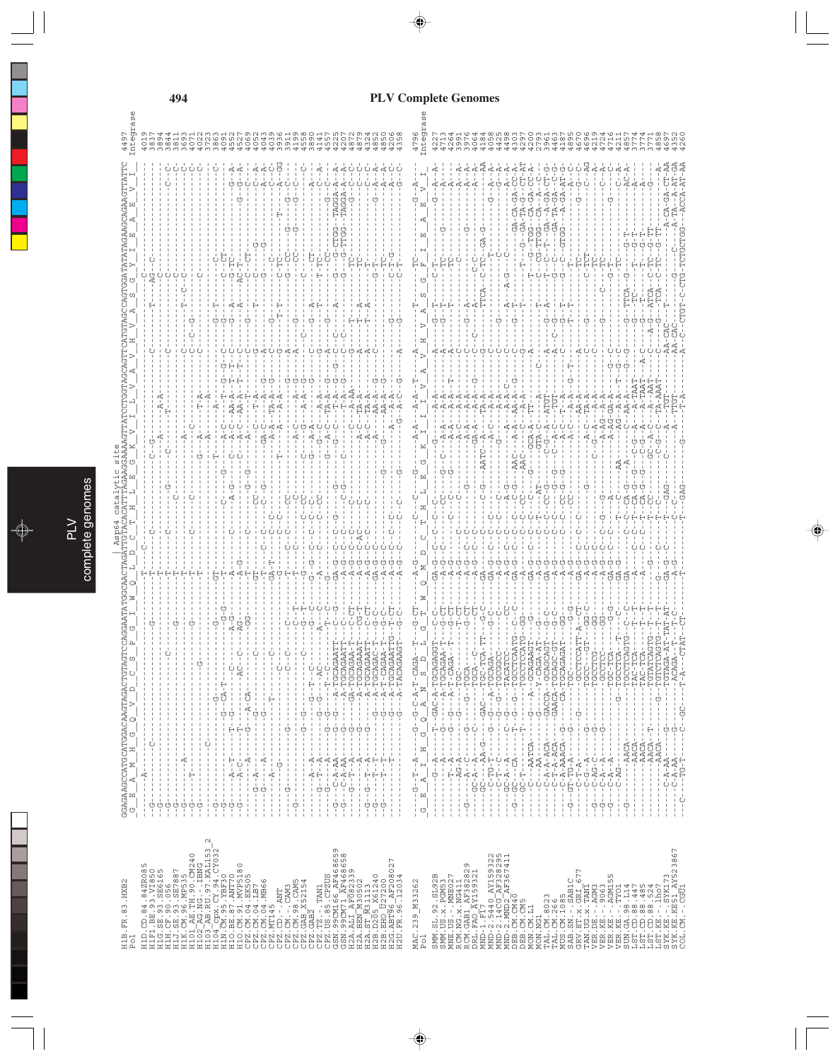# PLV Complete Genomes

```
                                              Asp64 catalytic site
                    GGAGAAGCCATGCATGGACAAGTAGACTGTAGTCCAGGAATATGGCAACTAGATTGTACACATTTAGAAGGAAAAGTTATCCTGGTAGCAGTTCATGTAGCCAGTGGATATATAGAAGCAGAAGTTATTC  4497
H1B.FR.83.HXB2      G  E  A  M  H  G  Q  V  D  C  S  P  G  I  W  Q  L  D  C  T  H  L  E  G  K  V  I  L  V  A  V  H  V  A  S  G  Y  I  E  A  E  V  I
Pol                                                                                                                                      Integrase
```

(The remainder of the page consists of a multiple-sequence nucleotide alignment of PLV complete genomes in the integrase region, with sequence rows for H1D.CD.84.84ZR085, H1F1.BE.93.VI850, H1G.SE.93.SE6165, H1H.CF.90.056, H1J.SE.93.SE7887, H1K.CM.96.MP535, H101_AE.TH.90.CM240, H102_AG.NG.-.IBNG, H103_AB.RU.97.KAL153_2, H104_cpx.CY.94.CY032, H1N.CM.95.YBF30, H1O.BE.87.ANT70, H1O.CM.91.MVP5180, CPZ.CM.04.EK505, CPZ.CM.04.LB7, CPZ.CM.04.MB66, CPZ.MT145, CPZ.CD.-.ANT, CPZ.CM.98.CAM3, CPZ.CM.98.CAM5, CPZ.GAB.X52154, CPZ.GAB2, CPZ.TZ.-.TAN1, CPZ.US.85.CPZUS, GSN.99CM166_AF468659, GSN.99CM71_AF468658, H2A.ALI_AF082339, H2A.BEN_M30502, H2A.ST_M31113, H2B.D205_X61240, H2B.EHO_U27200, H2G.ABT96_AF208027, H2U.FR.96.12034 (positions 4019–4358), and a second block headed MAC.239_M33262 / Pol Integrase (4796) with rows SMM.SL.92.SL92B, SMM.US.x.PGM53, MNE.US.-.MNE027, RCM.NG.x.NG411, RCM.GAB1_AF382829, DRL.FAO_AY159321, MND-1.F17, MND-2.5440_AY159322, MND-2.14CG_AF328295, MND-2.MND2_AF367411, DEB.CM.CM40, DEB.CM.CM5, MON.CM.L1, MON.NG1, TAL.CM.8023, TAL.CM.266, MUS.CM.1085, SAB.SN.-.SAB1C, GRV.ET.x.GRI_677, TAN.UG.x.TAN1, VER.DE.-.AGM3, VER.KE.-.9063, VER.KE.-.AGM155, VER.KE.-.TYO1, SUN.GA.98.L14, LST.CD.88.447, LST.CD.88.485, LST.CD.88.524, LST.KE.-.lho7, SYK.KE.-.SYK173, SYK.KE.KE51_AY523867, COL.CM.-.CGU1 (positions 4227–4260).)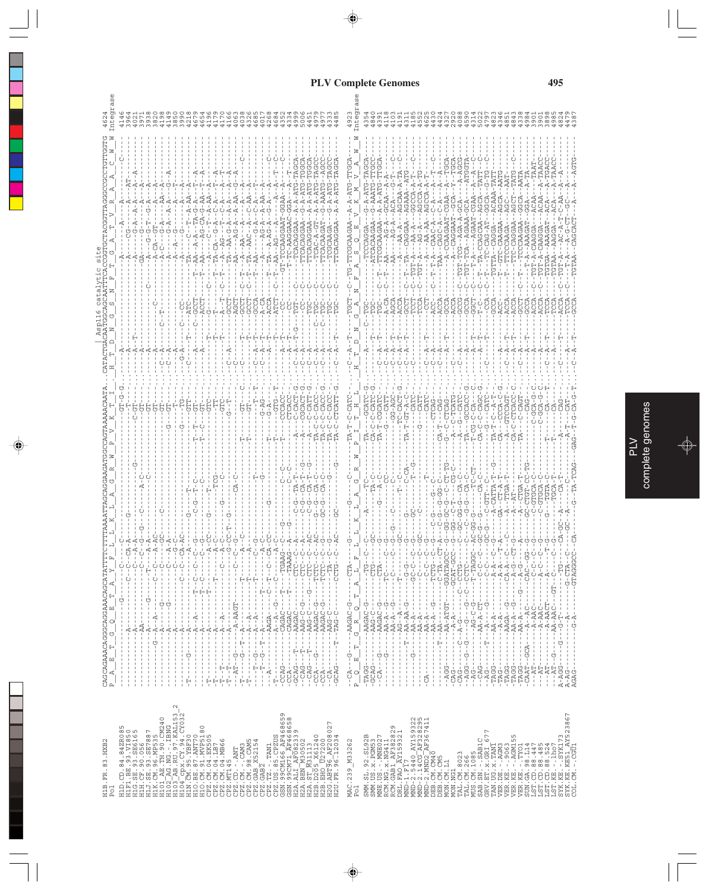# PLV Complete Genomes

```
                          CAGCAGAAACAGGCAGGAAACAGCATATTTCTTTTAAAATTAGCAGGAAGATGGCCAGTAAAAACAATA...CATACTGACAATGGCAGCAATTTCACCGGTGCTACGGTTAGGGCCGCCTGTTGGTG  4624
                          P  A  E  T  G  Q  E  T  A  Y  F  L  L  K  L  A  G  R  W  P  V  K  T  I    H  T  D  N  G  S  N  F  T  S  A  T  V  R  A  A  C  W  W  Integrase
                                                                                                              | Asp116 catalytic site
H1B.FR.83.HXB2
Pol

H1D.CD.84.84ZR085                                                                                                                                        4146
H1F1.BE.93.VI850                                                                                                                                         3964
H1G.SE.93.SE6165                                                                                                                                         4021
H1H.CF.90.056                                                                                                                                            3971
H1J.SE.93.SE7887                                                                                                                                         3938
H1K.CM.96.MP535                                                                                                                                          3820
H101_AE.TH.90.CM240                                                                                                                                      4198
H102_AG.NG.-.IBNG                                                                                                                                        4149
H103_AB.RU.97.KAL153_2                                                                                                                                   3850
H104_cpx.CY.94.CY032                                                                                                                                     3990
H1N.CM.95.YBF30                                                                                                                                          4218
H1O.BE.87.ANT70                                                                                                                                          4679
H1O.CM.91.MVP5180                                                                                                                                        4654
CPZ.CM.04.EK505                                                                                                                                          4196
CPZ.CM.04.LB7                                                                                                                                            4170
CPZ.CM.04.MB66                                                                                                                                           4166
CPZ.MT145                                                                                                                                                4063
CPZ.CD.-.ANT                                                                                                                                             4038
CPZ.CM.-.CAM3                                                                                                                                            4226
CPZ.CM.98.CAM5                                                                                                                                           4685
CPZ.GAB.-.X52154                                                                                                                                         4017
CPZ.GAB2                                                                                                                                                 4268
CPZ.TZ.-.TAN1                                                                                                                                            4684
CPZ.US.85.CPZUS                                                                                                                                          4632
GSN.99CM166.AF468659                                                                                                                                     4334
GSN.99CM71.AF468658                                                                                                                                      4999
H2A.ALI.AF082339                                                                                                                                         5006
H2A.BEN.M30502                                                                                                                                           4451
H2A.ST.M31113                                                                                                                                            4979
H2B.D205.X61240                                                                                                                                          4977
H2B.EHO.U27200                                                                                                                                           4333
H2G.ABT96.AF208027                                                                                                                                       4485
H2U.FR.96.12034

                          CATACTGACAATGGCAGCAATTTCACCGGTGCTACGGTTAGGGCCGCCTGTTGGTG  4923
                          H  T  D  N  G  A  N  F  A  S  Q  E  V  K  M  V  A  W  W  Integrase
MAC.239.M33262
Pol

SMM.SL.92.SL92B                                                                                                                                          4354
SMM.US.x.PGM53                                                                                                                                           4840
MNE.US.-.MNE027                                                                                                                                          4391
RCM.NG.x.NG411                                                                                                                                           4118
RCM.GAB1.AF382829                                                                                                                                        4103
DRL.FAO.AY159321                                                                                                                                         4131
MND-1.F17                                                                                                                                                4185
MND-2.5440.AY159322                                                                                                                                      4552
MND-2.14CG.AF328295                                                                                                                                      4625
MND-2.MND2_AF367411                                                                                                                                      4430
DEB.CM.CM40                                                                                                                                              4424
DEB.CM.CM5                                                                                                                                               4327
MON.CM.L1                                                                                                                                                2920
MON.NG1                                                                                                                                                  4088
TAL.CM.8023                                                                                                                                              4590
TAL.CM.266                                                                                                                                               4314
MUS.CM.1085                                                                                                                                              5022
SAB.SN.-.SAB1C                                                                                                                                           4797
GRV.ET.x.GRI_677                                                                                                                                         4823
TAN.UG.x.TAN1                                                                                                                                            4346
VER.DE.-.AGM3                                                                                                                                            4851
VER.KE.-.9063                                                                                                                                            4843
VER.KE.-.AGM155                                                                                                                                          4338
VER.KE.-.TYO1                                                                                                                                            4984
SUN.GA.98.L14                                                                                                                                            3901
LST.CD.88.447                                                                                                                                            3991
LST.CD.88.485                                                                                                                                            3898
LST.CD.88.524                                                                                                                                            4985
LST.KE.-.lho7                                                                                                                                            4824
SYK.KE.-.SYK173                                                                                                                                          4479
SYK.KE.KE51_AY523867                                                                                                                                     4387
COL.CM.-.CGU1
```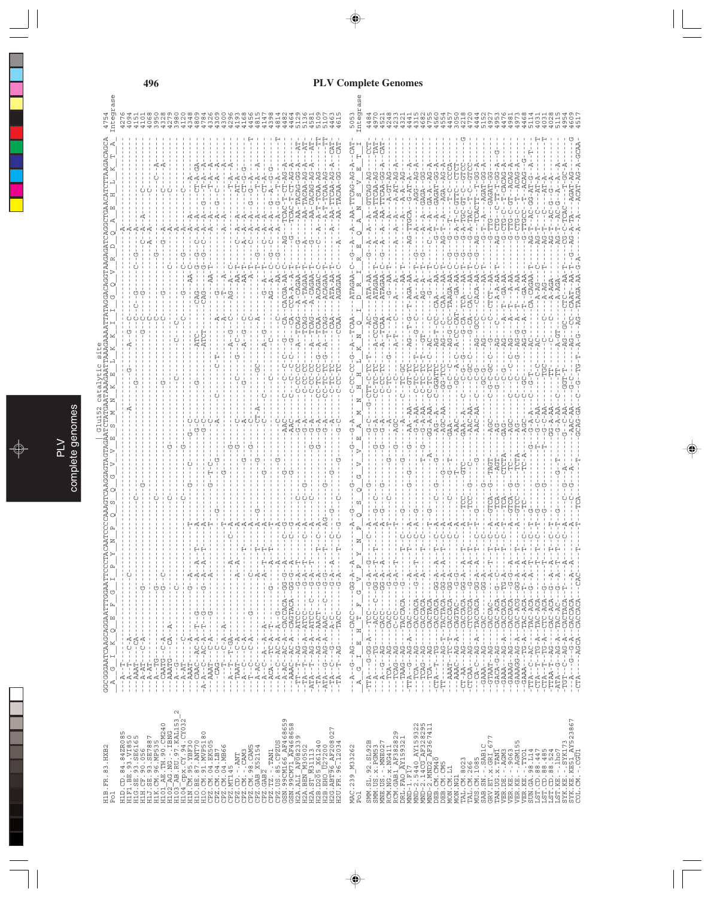# PLV Complete Genomes

```
                         | Glu152 catalytic site
H1B.FR.83.HXB2           GGCGGGATCAAGCAGGAATTTGGAATTCCCTACAATCCCCAAAGTCAAGGAGTAGTAGAATCTATGAATAAAGAATTAAAGAAAATTATAGGACAGGTAAGAGATCAGGCTGAACATCTTAAGACAGCA  4754
Pol                       A  G  I  K  Q  E  F  G  I  P  Y  N  P  Q  S  Q  G  V  V  E  S  M  N  K  E  L  K  K  I  I  G  Q  V  R  D  Q  A  E  H  L  K  T  A   Integrase
```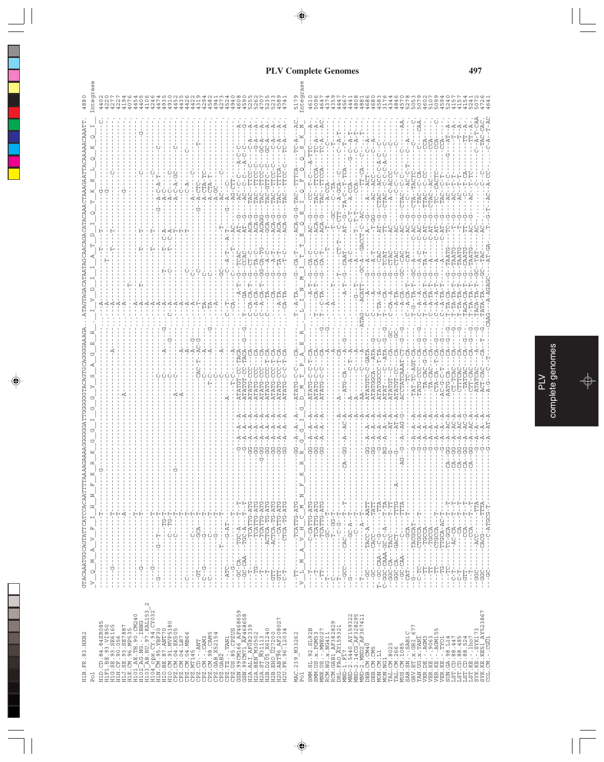# PLV Complete Genomes

```
H1B.FR.83.HXB2     GTACAAATGGCAGTATTCATCCACAATTTTAAAAGAAAAGGGGGGATTGGGGGGTACAGTGCAGGGGAAAGA...ATAGTAGACATAATAGCAACAGACATACAAACTAAAGAATTACAAAAACAAATT   4880
Pol                V  Q  M  A  V  F  I  H  N  F  K  R  K  G  G  I  G  G  Y  S  A  G  E  R     I  V  D  I  I  A  T  D  I  Q  T  K  E  L  Q  K  Q  I         Integrase

H1D.CD.84.84ZR085          4402
H1F1.BE.93.VI850           4420
H1G.SE.93.SE6165           4277
H1H.CF.90.056              4227
H1J.SE.93.SE7887           4194
H1K.CM.96.MP535            4076
H101_AE.TH.90.CM240        4454
H102_AG.NG.-.IBNG          4455
H103_AB.RU.97.KAL153_2     4106
H104_cpx.CY.94.CY032       4246
H1N.CM.95.YBF30            4474
H1O.BE.87.ANT70            4485
H1O.CM.91.MVP5180          4910
CPZ.CM.04.EK505            4935
CPZ.CM.04.LB7              4452
CPZ.CM.04.MB66             4435
CPZ.CM.04.MT145            4426
CPZ.CD.-.ANT               4422
CPZ.CM.-.CAM3              4313
CPZ.CM.98.CAM5             4294
CPZ.GAB_X52154             4582
CPZ.GAB2                   4941
CPZ.TZ.-.TAN1              4273
CPZ.US.85.CPZUS            4254
GSN.99CM166_AF468659       4940
GSN.99CM71_AF468658        4608
H2A.ALI_AF082339           4590
H2A.BEN_M30502             5255
H2A.ST_M31113              5262
H2B.D205_X61240            4707
H2B.EHO_U27200             5235
H2G.ABT96_AF208027         5233
H2U.FR.96.12034            4589
                           4741

MAC.239_M33262                                                                                                           5179
Pol                V  L  M  A  V  H  C  M  N  F  K  R  G  G  I  G  D  M  T  P  A  E  R     L  I  N  M  I  T  E  Q  E  I  Q  F  Q  S  K  N         Integrase

SMM.SL.92.SL92B            4610
SMM.US.x.PGM53             5096
SMM.US.x.MNE027            4647
RCM.NG.x.NG411             4324
RCM.GAB1_AF382829          4359
DRL.FAO_AY159321           4447
MND-1.F17                  4567
MND-2.5440_AY159322        4441
MND-2.14CG_AF328295        4408
MND-2.MND2_AF367411        4881
DEB.CM.CM40                4686
DEB.CM.CM5                 4680
MON.CM.L1                  4583
MON.NG1                    3176
TAL.CM.8023                4344
TAL.CM.266                 4846
MUS.CM.1085                4570
SAB.SN.-.SAB1C             5278
GRV.ET.x.GRI_677           5053
TAN.UG.x.TAN1              5079
VER.DE.-.AGM3              4602
VER.KE.-.9063              5107
VER.KE.-.AGM155            5099
VER.KE.-.TYO1              4594
SUN.GA.98.L14              5240
LST.CD.88.447              4157
LST.CD.88.485              4157
LST.CD.88.524              4154
LST.KE.-.lho7              5241
SYK.KE.-.SYK173            5072
SYK.KE.KE51_AY523867       4726
COL.CM.-.CGU1              4641
```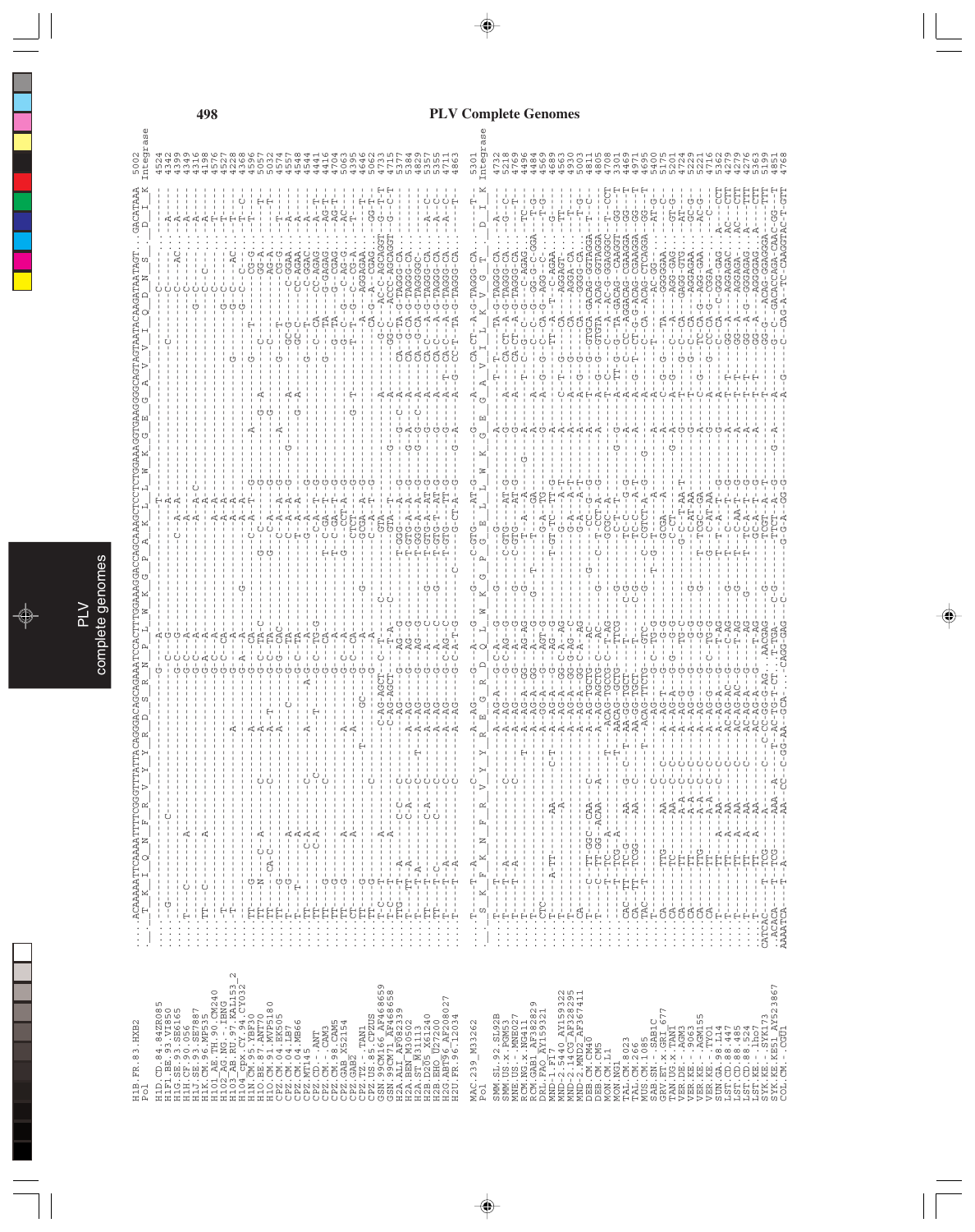# PLV Complete Genomes

```
H1B.FR.83.HXB2          ...ACAAAAATTCAAAATTTTCGGGTTTATTACAGGGACAGCAGAAATCCACTTTGGAAAGGACCAGCAAAGCTCCTCTGGAAAGGTGAAGGGGCAGTAGTAATACAAGATAATAGT...GACATAAA  5002
Pol                        T  K  I  Q  N  F  R  V  Y  Y  R  D  S  R  N  P  L  W  K  G  P  A  K  L  L  W  K  G  E  G  A  V  V  I  Q  D  N  S     D  I  K   Integrase

MAC.239_M33262          ...T--T-A..........C....A-AG---G--A--G...G..C-GTG......AT-G---G-..-A-..CA-CT--A-G-TAGGG-CA...   T-  5301
Pol                        S  K  F  K  N  F  R  V  Y  Y  R  E  G  R  D  Q  L  W  K  G  P  G  E  L  L  W  K  G  E  G  A  V  I  L  K  V  G  T     D  I  K   Integrase
```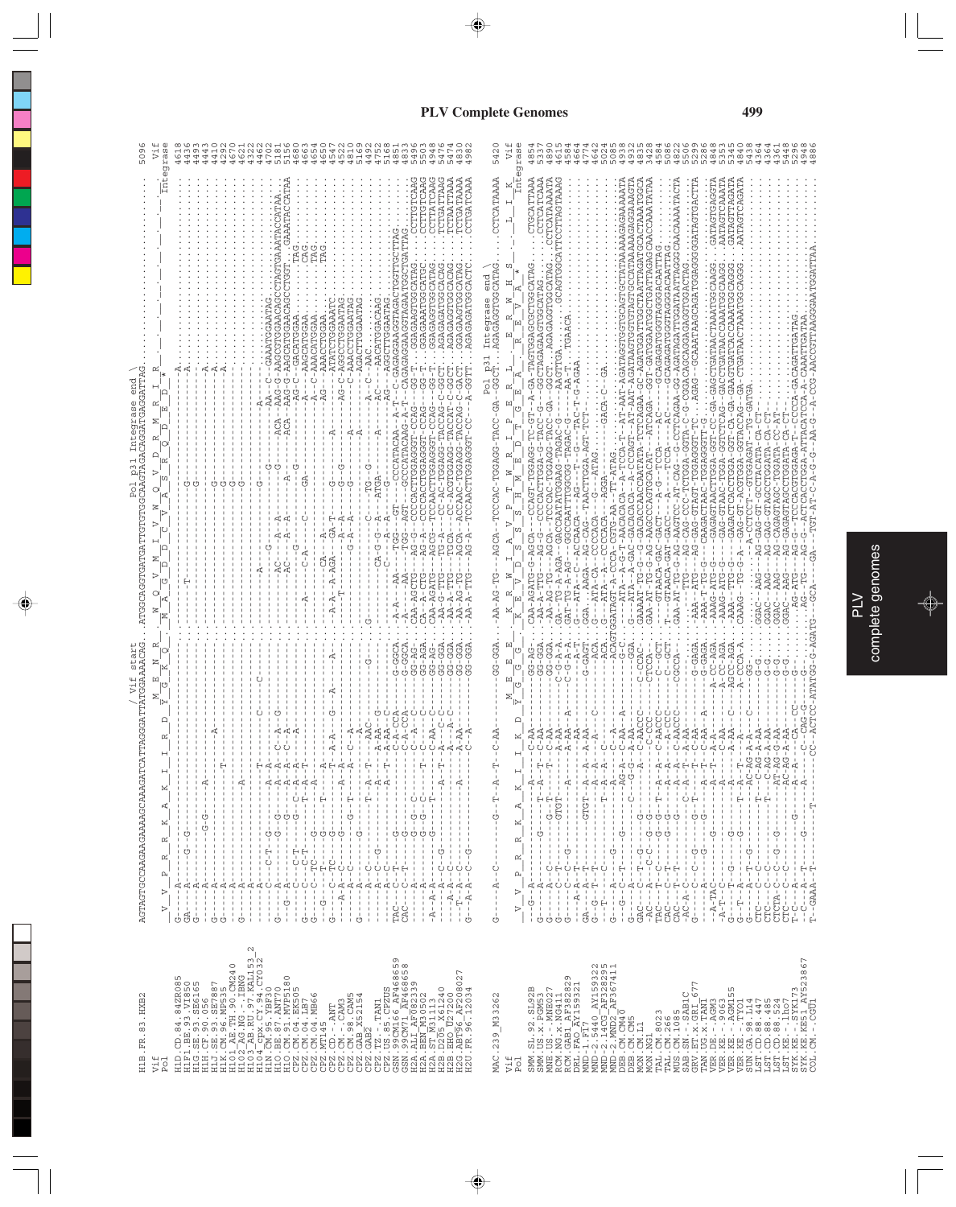```
H1B.FR.83.HXB2          AGTAGTGCCAAGAAGAAAAGCAAAGATCATTAGGGATTATGGAAAACAG...ATGGCAGGTGATGATTGTGTGGCAAGTAGACAGGATGAGGATTAG
Vif                                                  / Vif start
Pol                     V  V  P  R  R  K  A  K  I  I  R  D  Y  G  K  Q     M  A  G  D  D  C  V  A  S  R  Q  D  E  D  *
                                                                          Pol p31 Integrase end \
                                                                                                          Integrase
```

```
MAC.239_M33262          G----A--C--------G--T--A--T--C-AA-------GG-GGA..-AA-AG-TG---AGCA--TCCCAC-TGGAGG-TACC-GA--GGCT...AGAGGAGTGGCATAG........CCTCATAAAA
Vif                                                  M  E  E
Pol                     V  V  P  R  R  K  A  K  I  I  K  D  Y  G  G  K  R  W  I  A  V  P  T  W  R  I  P  E  R  L  E  R  W  H  S  L  I  K
                                                                                       Pol p31 Integrase end \
                                                                                                                    Integrase
```

PLV Complete Genomes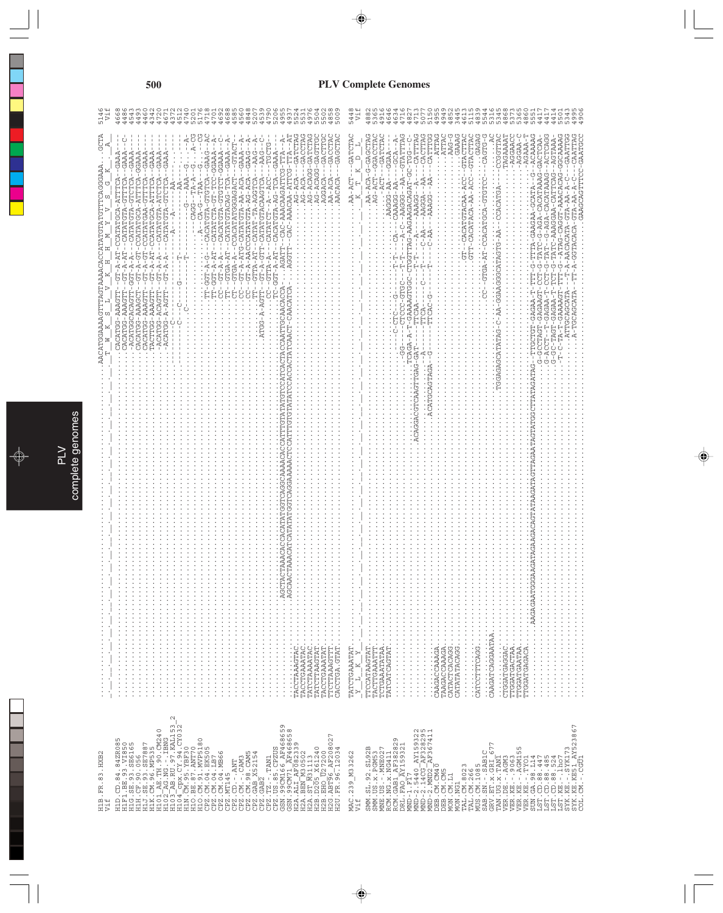# PLV Complete Genomes

```
H1B.FR.83.HXB2                                                                                  AACATGGAAAGTTTAGTAAAACACCATATGTATGTTTCAGGGAAA..GCTA 5146
Vif                                                                                              T  W  K  S  L  V  K  H  H  M  Y  V  S  G  K     A   Vif

H1D.CD.84.84ZR085                                                                          CACATGG-AAAGTT--GT-A-AT-CCATATGCA-ATTTCA--GAAA---- 4668
H1F1.BE.93.VI850                                                                           CACATGG-AAAGTT--GT-A-AT--CATATGTA-GTTTCA--GAAA--C- 4486
H1G.SE.93.SE6165                                                                           -ACATGGCACAGTT-GGT-A-A---CATATGTA-GTCTCA--GAAA---- 4543
H1H.CF.90.056                                                                              CACATGG-AAAGCT--GT-A-GT-CCATATGCA-ATTTCA-GGAAA---- 4493
H1K.CM.96.MP535                                                                            CACATGG-AAAGTT--GT-A-GT-CCATATGAA-GTTTCA--GAAA---- 4460
H101_AE.TH.90.CM240                                                                        TACTTGG-AAAGTT--GT-A-AT-CCATATGTA-ATTTCA--GAAA---- 4342
H102_AG.NG.-.IBNG                                                                          -ACATGG-ACAGTT--GT-A-A---CATATGTA-ATCTCA--GAAA---- 4720
H103_AB.RU.97.KAL153_2                                                                     -ACATGG-A-AGTT--GT-A-A---CATATGTA-GTCTCA--GAAA---- 4671
H104_cpx.CY.94.CY032                                                                       --------C--------------------A-----A-------AA----- 4372
H1N.CM.95.YBF30                                                                            --------C----G----T-----------------------AA------ 4512
H1O.BE.87.ANT70                                                                            --------C-------T--------------G---AAA--G.......A 4741
H1O.CM.91.MVP5180                                                                          ---------------------CAGG--TA-A--G....A-CG 5201
CPZ.CM.04.EK505                                                                            ------------------A--CA-G--TAA---G.......CG 5176
CPZ.CM.04.LB7                                                                      TT-GGT-A-G---CACATGTA-GTGTCA--GAAG--AC 4718
CPZ.CM.04.MB66                                                                     CT-GGT-A-AT--CATATCTA-GTCTCC-GGAAA--A- 4701
CPZ.MT145                                                                          CT--GT-A-AT--CACATGTA-GTGTCT--GAAA--A- 4723
CPZ.CD.-.ANT                                                                       TT--GTGA-AT--CATATGTACAG-TCA--GAAA--A- 4688
CPZ.CM.-.CAM3                                                                      CT--GTGA-A---CCACATATGGGAGACT---GTACT- 4585
CPZ.CM.98.CAM5                                                                     CC--GT-A-ATG-CATATGTA-AA-ACA--GAAA--A- 4560
CPZ.GA.-.GAB1                                                                      CT--GT-A-AACCCATATGTA-AG-ACA--GAAG--A- 4848
CPZ.GAB2                                                                           TT--GTGA-AT--CATATGTA-AAGGTCA--AAG--A- 4504
CPZ.TZ.-.TAN1                                                             ATGG-A-AGTT--GT-A-GTT-CATATGTACAAGTCA---AAG--C- 4539
CPZ.US.85.CPZUS                                                                    CC--GTTA-A---CATATCT--A---ACC--TGCTG- 4790
GSN_99CM166_AF468659                                                               TC-GGT-A-AT--CACATGTA-AG-TCA--GAAA---- 5206
GSN_99CM71_AF468658             AGCTACTAAACACCACATATGGTCAGGCAAAACACCATTTGTATATGTCCATCACTACCAATGCAACACCA...AGATT--CAC-AAACAAGATTCG-TTA--A- 4955
H2A.ALI_AF082339                AGCAACTAAACATCATATATGGTCAGGAAAAACTCCATTTGTATATCCACCACTATCAACT-CAACATCA...AGGTT--CAC-AAACAAGATTCG-TTA--A- 4914
H2A.BEN_M30502          TACCTAAAGTAC                                                         AG-ACA---GATCTAG 5524
H2A.ST_M31113           TACCTGAAATAC                                                         AG-ACA---GACCTAG 5531
H2B.D205_X61240         TATCTAAAATAC                                                         AG-ACA---GACCTAG 4976
H2B.EHO_U27200          TATCTTAAGTAT                                                         AG-ACAGG-GATCTAG 5504
H2G.ABT96_AF208027      TACCTGAAGTAT                                                         AG-ACAGG-GAGTTGC 5500
H2U.FR.96.12034         TTCTTAAAGTTT                                                         AGGACA---GAGTTGC 4858
                        CACCTGA.GTAT                                                         AA-ACA---GACCTAC 5009
                                                                                             AACACA---GAGCTAC

MAC.239_M33262          TATCTGAAATAT                                                         AA-ACT---GATCTAC 5448
Vif                     Y  L  K  Y                                                            K  T  K  D  L    Vif

SMM.SL.92.SL92B         TTCCATAAGTAT                                                         AA-ACA-G-GAGCTAG 4882
SMM.US.x.PGM53          TACCTGAAATTT                                                         AG-ACT---GGACCTAC 4916
MNE.US.-.MNE027         TCTGAAATATAA                                                         ...ACT---GATCTAC 4646
RCM.NG.x.NG411          TATCATCAGTAT                                                         AAAGG-AA---GGAA--- 4634
RCM.GAB1_AF382829                                          -C-CTC-----T-T----CA----CAAAGG-AA---GCA--A- 4716
DRL.FAO_AF159321                                      -GG----CTCCC-GTGC--T-T----A-C--AAGGG--AA--GTATTTAG 4827
MND-1.F17                                    TTCAGA-A-T-GAAAGTGGC-CTGTTAG-AAGAAGACAGT-GC-TGG--C- 4743
MND-2.5440_AY159322               ACAGGACGTCAAGTTGAG-GAT-----TTAAA----TAGAAAGG-A----CATTTAG 5077
MND-2.14CG_AF328295                                    ---A-------TTCA----C---T----C-AA---AAGGA--AA---CACTTAG 5150
MND-2.MND2_AF367411                             ACATGCAGTAGA-G----TTCAC-G---T----C-AA---AAAGG--AA---CATTTGG 4955
DEB.CM.CM40             CAAGACCAAAGA                                                                ATTAG 4949
DEB.CM.CM5              TAAGACCAAAGA                                                                ATTAC 4882
MON.CM.L1               CATACTCACAGG                                                                AAG-G 3445
MON.NG1                 CATATATACAGG                                                                GAAAG 4613
TAL.CM.8023                                                           GT--CACATGTACAA-ACC--GTACTTAC 5115
TAL.CM.266                                                            GTT-CACATACA-AA-ACC--GTACTTAC 4839
MUS.CM.1085             CATCCTTTCAGG                                                               ..GAGAG 5544
SAB.SN.-.SAB1C                                                        CC--GTGA-AT-CCACATGCA-GTGTCC-..CAGTG-G 5316
GRV.ET.x.GRI_677        CAAGATCAGGAATAA.                                                         .......AC 5345
TAN.UG.x.TAN1                                     TGGAGAGCATATAG-C-AA-GGAAGGGCATAGTG-AA--CCACATGA----CCGGTTAC 4868
VER.DE.-.AGM3           CTGGATGAGGAC                                                             TAGAAAAT 5373
VER.KE.-.9063           TTGGATGACTAA                                                             -AGGAACC 5365
VER.KE.-.AGM155         TTGGATGAATAA                                                             -AGGAA-C 4860
VER.KE.-.TYO1           TTGGATGAGACA                                                             -AGAAA--T 5551
SUN.GA.98.L14                AAGAGAATGGGAAGATAGAAGACAGTAAGATAGTTAGAATAGTATGGCTTATAGATAG--TTGCTGT-GAGAA-T-TTT-G-TTTA-GAAGAA-GCATA--G--ACAAAAG 4417
LST.CD.88.447                                                        G-GCCTAGT-GAGAAGT-CCT-G-TATC-G-AGA-CACATAAAG-GACTCAA- 4417
LST.CD.88.485                                                        G-ACCT--T-GAGAA-T-CCT-G-TATC-G-AGA-CACATAAAG--ACTCAG 4414
LST.CD.88.524                                                        G-GC-TAGT-GAGAA-T-CCT-G-TATCAG-AAAGA-CATTCAG--AGTAA- 5501
LST.KE.-.lho7                                                        T-C-TA-T-GAAAAGT-TTT-G--ATAG-CAGGT-AAACACAG-GGCAAAAG 5343
SYK.KE.-.SYK173                                                      -ATTGCAGCATA---T-A-AACACATA-GTA-AA-A-C--GAATTGG 4995
SYK.KE.KE51_AY523867                                                 A-TGCAGCATA---TT-A-GGTACACA-GTA-AA-A-C---CAATTAG 4906
COL.CM.-.CGU1                                                                             GAAGCAGTTTCC-GAATGCC
```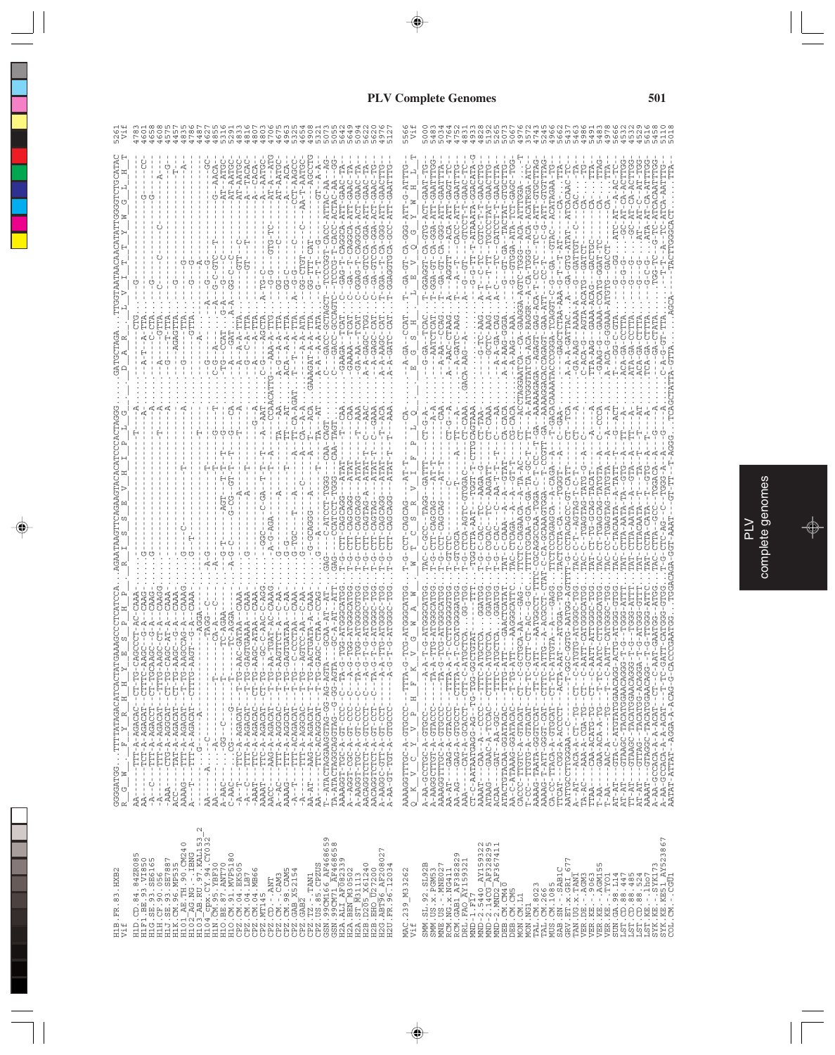# PLV Complete Genomes

```
H1B.FR.83.HXB2                 5261
Vif
H1D.CD.84.84ZR085              4783
H1F1.BE.93.VI850               4601
H1G.SE.93.SE6165               4658
H1H.CF.90.056                  4608
H1J.SE.93.SE7887               4575
H1K.CM.96.MP535                4457
H101_AE.TH.90.CM240            4835
H102_AG.NG.-.IBNG              4786
H103_AB.RU.97.KAL153_2         4487
H104_cpx.CY.94.CY032           4627
H1N.CM.95.YBF30                4857
H1O.BE.87.ANT70                5316
H1O.CM.91.MVP5180              5291
CPZ.CM.04.EK505                4833
CPZ.CM.04.LB7                  4816
CPZ.CM.04.MB66                 4803
CPZ.MT145                      4706
CPZ.CD.-.ANT                   4675
CPZ.CM.-.CAM3                  4963
CPZ.CM.98.CAM5                 4654
CPZ.GAB_X52154                 4908
CPZ.GAB2
CPZ.TZ.-.TAN1
CPZ.US.85.CPZUS                5321
GSN.99CM166_AF468659           5073
GSN.99CM71_AF468658            5057
H2A.ALI_AF082339               5642
H2A.BEN_M30502                 5649
H2A.ST_M31113                  5094
H2B.D205_X61240                5622
H2B.EHO_U27200                 5094
H2G.ABT96_AF208027             4976
H2U.FR.96.12034                5127

MAC.239_M33262                 5566
Vif
SMM.SL.92.SL92B                5000
SMM.US.x.PGM53                 5034
MNE.US.-.MNE027                5034
RCM.NG.x.NG411                 4764
RCM.GAB1_AF382829              4752
DRL.FAO_AF159321               4831
MND-1.F17                      4823
MND-2.5440_AY159322            5192
MND-2.14CG_AF328295            5265
MND-2.MND2_AF367411            5073
DEB.CM.CM40                    5067
DEB.CM.CM5                     4976
MON.CM.L1                      3572
MON.NG1                        4743
TAL.CM.8023                    5245
TAL.CM.266                     4966
MUS.CM.1085                    5662
SAB.SN.-.SAB1C                 5437
GRV.ET.x.GRI_677               5463
TAN.UG.x.TAN1                  4986
VER.DE.-.AGM3                  5491
VER.KE.-.9063                  5483
VER.KE.-.AGM155                4978
VER.KE.-.TYO1                  5666
SUN.GA.98.L14                  4532
LST.CD.88.447                  4532
LST.CD.88.485                  4529
LST.CD.88.524                  5616
LST.KE.-.lho7                  5458
SYK.KE.-.SYK173                5110
SYK.KE.KE51_AY523867           5018
COL.CM.-.CGU1
```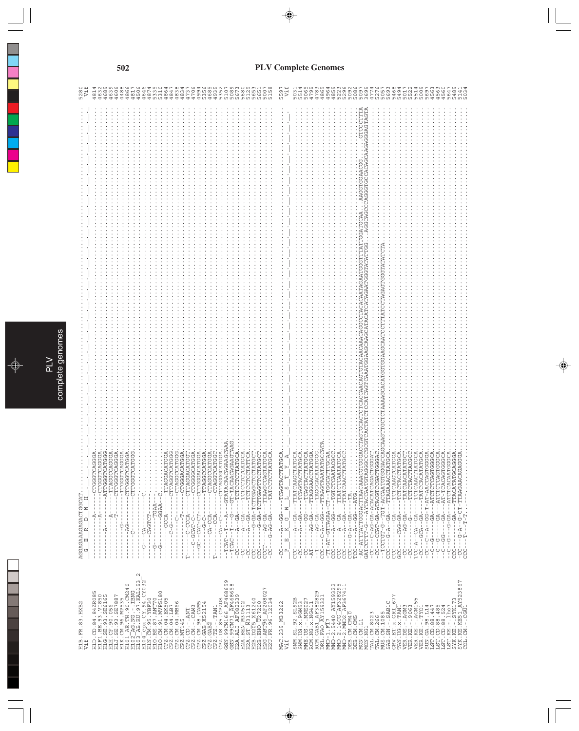# PLV Complete Genomes

```
H1B.FR.83.HXB2              AGGAGAAAGAGACTGGCAT.......................................................   5280
Vif                          G  E  R  D  W  H                                                            Vif

H1D.CD.84.84ZR085           ---------A-----CTGGGTCAGGGA.........................................   4814
H1F1.BE.93.VI850            ---------A-----CTGGGTCAGGGA.........................................   4632
H1G.SE.93.SE6165            -------A-------ATTGGGTCATGGG........................................   4689
H1H.CF.90.056               ---------A-----TTAGGCCAGGGA.........................................   4639
H1J.SE.93.SE7887            ---------T-----CTTGGGTCAGGGA........................................   4606
H1K.CM.96.MP535             -------G-------TTTGGGTCAGGGA........................................   4488
H101_AE.TH.90.CM240         -------AG------CTTGGGTCATGGA........................................   4866
H102_AG.NG.-.IBNG           -------C-------CTTGGGTCATGGG........................................   4817
H103_AB.RU.97.KAL153_2      ---G---CA------C....................................................   4506
H104_cpx.CY.94.CY032        ---G--CAGTCT--------................................................   4646
H1N.CM.95.YBF30             --G-----TGAA--......................................................   4874
H1O.BE.87.ANT70             --G------GGAA--C....................................................   5335
H1O.CM.91.MVP5180           ---------GCCA-----TTAGGACATGGA......................................   5310
CPZ.CM.04.EK505             ---------C-G------CTTAGGTCATGGG.....................................   4864
CPZ.CM.04.LB7               ---------C--------CTAGGACATGGG......................................   4847
CPZ.CM.04.MB66              ---------T--------CTGGGACATGGA......................................   4838
CPZ.MT145                   T-----C-CCCA-----CTTAGGACATGGT......................................   4834
CPZ.CD.-.ANT                ---C-GCAT-C-------CTGGGGCATGGA......................................   4737
CPZ.CM.-.CAM3               ---GC-CAT-CT------CCTGGGACATGGA.....................................   4706
CPZ.CM.98.CAM5              ------CS-C--------TTAGGCCATGGA......................................   4994
CPZ.GAB.X52154              ------CA-CCA------CTAGGCCATGGA......................................   5356
CPZ.GAB2                    T--------CCA------CTAGGTCATGGC......................................   4685
CPZ.TZ.-.TAN1               ---------CA--C----CTTAGGGCATGGA.....................................   4939
CPZ.US.85.CPZUS             --TCAT--T---A--GTATACAACAGAAGCAAA...................................   5352
GSN.99CM16_AF468659         --TCAC--T---G--GT-TACAACAGGACTAAG...................................   5107
GSN.99CM71_AF468658         -CC----A--GA---TCTCTCTTATGCA........................................   5098
H2A.ALI_AF082339            -CC----A--GA---TCTCTCTCATGCA........................................   5673
H2A.BEN_M30502              -CC----A--GA---TCTCTCCTATTCA........................................   5680
H2A.ST_M31113               -CC----G-GA-TCTTGAGCTCCTATGCT.......................................   5125
H2B.D205_X61240             CCC----G-GA-TCTTGAGCTCCTATGCT.......................................   5653
H2B.EHO_U27200              CCCT---AG-GA---TTAAGCCAGTATGCA......................................   5007
H2G.ABT96_AF208027          -CC----G-AG-GA---TATCTCTTATGCA......................................   5158
H2U.FR.96.12034

MAC.239_M33262              -CC-----A--GG---TCAGTACTTATGCA......................................   5597
Vif                          P  E  K  G  W  L  S  T  Y  A                                           Vif

SMM.SL.92.SL92B             CCC-----A--GA---TTATCAAGCTATGCA.....................................   5031
SMM.US.x.PGM53              -CC-----A--GA---TCAGTACTATGCA.......................................   5514
MNE.US.-.MNE027             -CC--------GG---TCAGTACTTATGCA......................................   5065
RCM.NG.x.NG411              -AT-----AG-GA---TTAGGAACCTATGGA.....................................   4795
RCM.GAB1_AF382829           --T-----AG-GA---TAGGACATATGGG.......................................   4783
DRL.FAO_AY159321            CCC---C-A--GG---TTAAGTAAATATGCCATA..................................   4865
MND-1.F17                   -CT-AT-GTTAGAA-CT--TGCATTATGCAA.....................................   4804
MND-2.5440_AY159322         CCT-----A-GG---TGTCTCAATATGCC.......................................   4865
MND-2.14CG_AF328295         CCC-----A--GA---TTATCTCAATATGCA.....................................   5223
MND-2.MND2_AF367411         CCC-----A--GA---TTATCAACTTATGCC.....................................   5296
DEB.CM.CM40                 CCC-----G-A--GA---TA................................................   5092
DEB.CM.CM5                  TCC----G--GG--ATG...................................................   5086
MON.CM.L1                   -AC-ATTTATTGGACTTAACAAAACGTGGACCTAGTGCACTCTCACCAACAGTGTACAAACAGGCCTACACAATAGAATGGGTTTATTGGATGCAA...AAGGTGGAACGG.....GTCCCTTTA   5007
MON.NG1                     GATCCTTT-G---AYTACCAATGTAGGCCCGCGTCATATCTCCATCAGTCAAATGGAAGCAAGCATACATCATAGAATGGGTATATTGG...AGGCAGCCCAGGGTGCCACAGCAAGAGGAGTAGTA   3699
TAL.CM.8023                 -CC---C-AG-GA-ACACATCAGACTGGGAT.....................................   4774
TAL.CM.266                  -CC---CCAT-GA-ATACGTCCGATTGGGAC.....................................   5276
MUS.CM.1085                 -TCCTGT-G--TGT-ACCAATGTGGACCAGCAAGTTGCTCTAAAAGCACATGGTGGAAGCAATCCTTTATCCTAGAGTGGGTATATCTA   5057
SAB.SN.-.SAB1C              CCC--G-A--GA---TTAGAAACCTATGCA......................................   5063
GRV.ET.x.GRI_677            CCC-------GA---TCTCAAGTCATGGA.......................................   5468
TAN.UG.x.TAN1               GCC----CAG-GA---TCTCTACCTATGCA......................................   5494
VER.DE.-.AGM3               -CC------AG-GA---TATCAACATATGCT.....................................   5017
VER.KE.-.9063               -CC------G----TCTCTACTTACGCC........................................   5522
VER.KE.-.AGM155             TCC-A--CA-GA---TCTCAACTTATGCA.......................................   5554
VER.KE.-.TYO1               -CC----GCA-GA---TATCCACATATGCA......................................   5009
SUN.GA.98.L14               -CC--C---A--GG-T-AT-AACCAGTGGGGA....................................   5697
LST.CD.88.447               -C--G------GA---ATCTCTCAGTGGGCA.....................................   4563
LST.CD.88.485               -C--G------GA---ATCTCTCAGTGGGCA.....................................   4563
LST.CD.88.524               -C--GG-----GA---AT-TCACAGTGGGCA.....................................   4550
LST.KE.-.lho7               -C--G----G-GA---ATCTCACAATGGGCA.....................................   5647
SYK.KE.-.SYK173             CCC--------GA---TTACATATGCAGGGA.....................................   5489
SYK.KE.KE51_AY523867        -CC----G-A---G-CT-TTAAGAACAGAGGGA...................................   5141
COL.CM.-.CGU1               CCC----T---T-T--....................................................   5034
```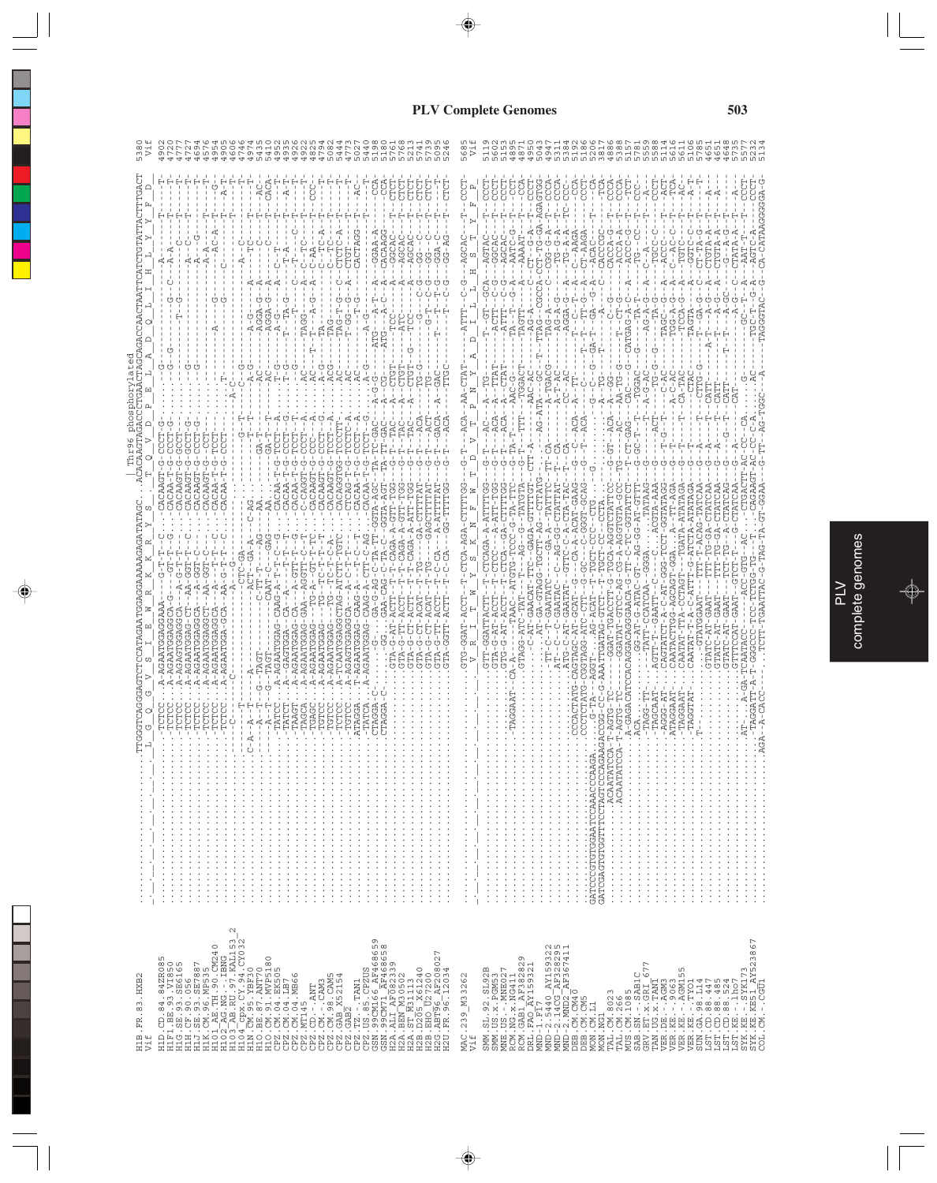```
H1B.FR.83.HXB2
Vif
H1D.CD.84.84ZR085
H1F1.BE.93.VI850
H1G.SE.93.SE6165
H1H.CF.90.056
H1J.SE.93.SE7887
H1K.CM.96.MP535
H101_AE.TH.90.CM240
H102_AG.NG.-.IBNG
H103_AB.RU.97.KAL153_2
H104_cpx.CY.94.CY032
H1N.CM.95.YBF30
H1O.BE.87.ANT70
H1O.CM.91.MVP5180
CPZ.CM.04.EK505
CPZ.CM.04.LB7
CPZ.CM.04.MB66
CPZ.MT145
CPZ.CD.-.ANT
CPZ.CM.-.CAM3
CPZ.CM.98.CAM5
CPZ.GAB.X52154
CPZ.GAB2
CPZ.TZ.-.TAN1
CPZ.US.85.CPZUS
GSN.99CM166_AF468659
GSN.99CM71_AF468658
H2A.ALI_AF082339
H2A.BEN_M30502
H2A.ST_M31113
H2B.D205_X61240
H2B.EHO_U27200
H2G.ABT96_AF208027
H2U.FR.96.12034

MAC.239_M33262
Vif

SMM.SL.92.SL92B
SMM.US.x.PGM53
MNE.US.-.MNE027
RCM.NG.x.NG411
RCM.GAB1_AF382829
DRL.FAO_AY159321
MND-1.F17
MND-2.5440_AY159322
MND-2.14CG_AF328295
MND-2.MND2_AF367411
DEB.CM.CM40
DEB.CM.CM5
MON.CM.L1
MON.NG1
TAL.CM.8023
TAL.CM.266
MUS.CM.1085
SAB.SN.-.SAB1C
GRV.ET.x.GRI_677
TAN.UG.x.TAN1
VER.DE.-.AGM3
VER.KE.-.9063
VER.KE.-.AGM155
VER.KE.-.TYO1
SUN.GA.98.L14
LST.CD.88.447
LST.CD.88.485
LST.CD.88.524
LST.KE.-.lho7
SYK.KE.-.SYK173
SYK.KE.KE51_AY523867
COL.CM.-.CGU1
```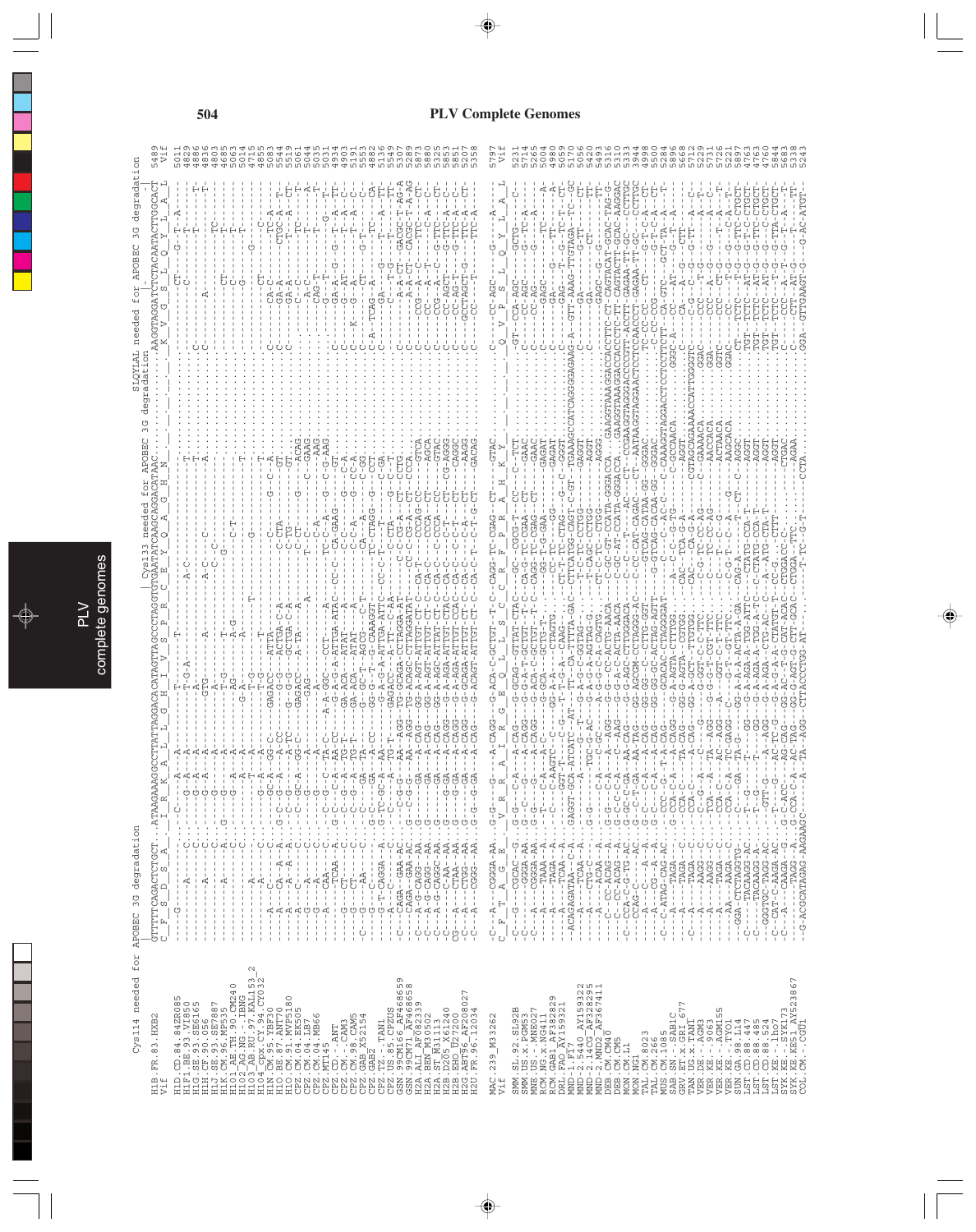```
Cys114 needed for APOBEC 3G degradation                                    Cys133 needed for APOBEC 3G degradation   SLQYLAL needed for APOBEC 3G degradation
```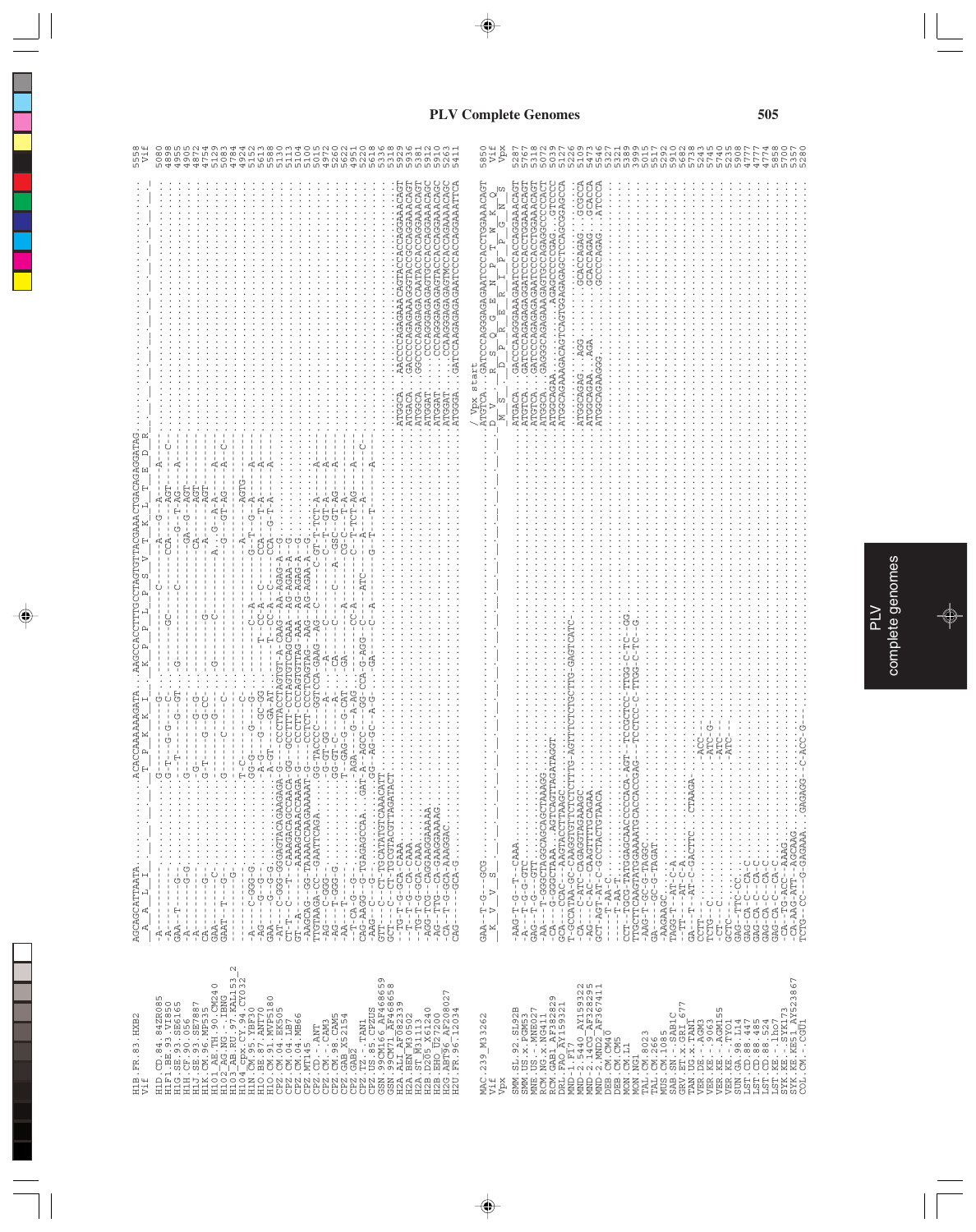# PLV Complete Genomes

```
H1B.FR.83.HXB2          AGCAGCATTAATA..........ACACCAAAAAAGATA...AAGCCACCTTTGCCTAGTGTTACGAAACTGACAGAGGATAG.................................................  5558
                         A  A  L  I            T  P  K  K  I     K  P  P  L  P  S  V  T  K  L  T  E  D  R                                                      Vif

MAC.239_M33262          GAA--T-G---GCG.........................................................................................................  5850
                         K  V  V  S                                                                    / Vpx start
                                                                                                         ATGTCA..GATCCCAGGGAGAGAATCCCACCTGGAAACAGT  Vif
                                                                                                         D  V    R  S  Q  G  E  N  P  T  W  K  Q   Vpx
                                                                                                         M  S    D  P  R  E  R  I  P  P  G  N  S
```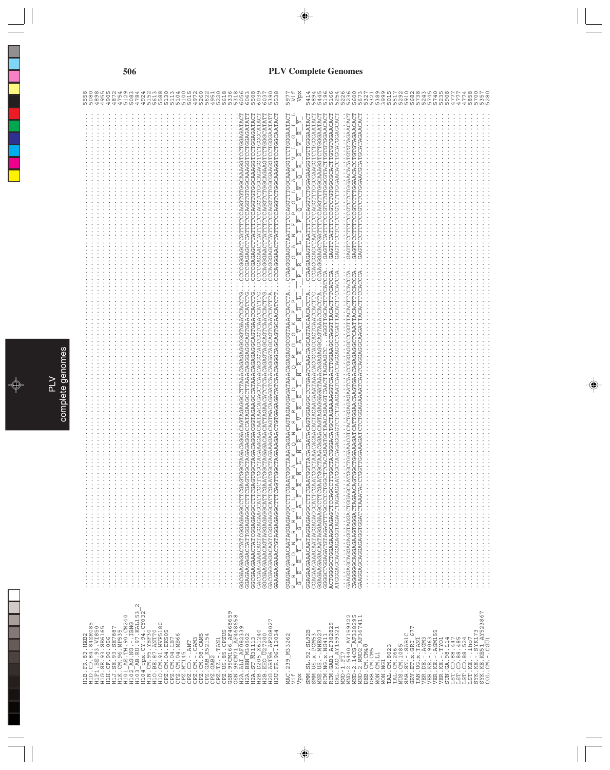# PLV Complete Genomes

```
H1B.FR.83.HXB2                 5558
H1D.CD.84.84ZR085              5080
H1F1.BE.93.VI850               4898
H1G.SE.93.SE6165               4955
H1H.CF.90.056                  4955
H1J.SE.93.SE7887               4872
H1K.CM.96.MP535                4754
H101_AE.TH.90.CM240            5129
H102_AG.NG.-.IBNG              5083
H103_AB.RU.97.KAL153_2         4784
H104_cpx.CY.94.CY032           4924
H1N.CM.95.YBF30                5152
H1O.BE.87.ANT70                5613
H1O.CM.91.MVP5180              5588
CPZ.CM.04.EK505                5130
CPZ.CM.04.LB7                  5113
CPZ.CM.04.MB66                 5104
CPZ.MT145                      5100
CPZ.CD.-.ANT                   5015
CPZ.CM.-.CAM3                  4972
CPZ.CM.98.CAM5                 5620
CPZ.GAB.X52154                 5622
CPZ.GAB2                       4951
CPZ.TZ.-.TAN1                  5220
CPZ.US.85.CPZUS                5618
GSN.99CM166_AF468659           5316
GSN.99CM71_AF468658            5318
H2A.ALI_AF082339               6056
H2A.BEN_M30502                 6063
H2A.ST_M31113                  5508
H2B.D205_X61240                6044
H2B.EHO_U27200                 6037
H2G.ABT96_AF208027             5390
H2U.FR.96.12034                5538

MAC.239_M33262                 5977
Vif                            Vif
Vpx                            Vpx
```

```
SMM.SL.92.SL92B
SMM.US.x.PGM53
MNE.US.-.MNE027
RCM.NG.x.NG411
RCM.GAB1_AF382829
DRL.FAO_AY159321
MND-1.F17
MND-2.5440_AY159322
MND-2.14CG_AF328295
MND-2.MND2_AF367411
DEB.CM.CM40
DEB.CM.CM5
MON.CM.L1
MON.NG1
TAL.CM.8023
TAL.CM.266
MUS.CM.1085
SAB.SN.-.SAB1C
GRV.ET.x.GRI_677
TAN.UG.x.TAN1
VER.DE.-.AGM3
VER.KE.-.9063
VER.KE.-.AGM155
VER.KE.-.TYO1
SUN.GA.98.L14
LST.CD.88.447
LST.CD.88.485
LST.CD.88.524
LST.KE.-.lho7
SYK.KE.-.SYK173
SYK.KE.KE51_AY523867
COL.CM.-.CGU1

5414 5894 5445 5196 5264 5226 5236 5600 5673 5327 5321 5389 3999 5015 5517 5292
5910 5682 5738 5243 5745 5740 5235 5908 4777 4777 4774 5858 5700 5377 5280
```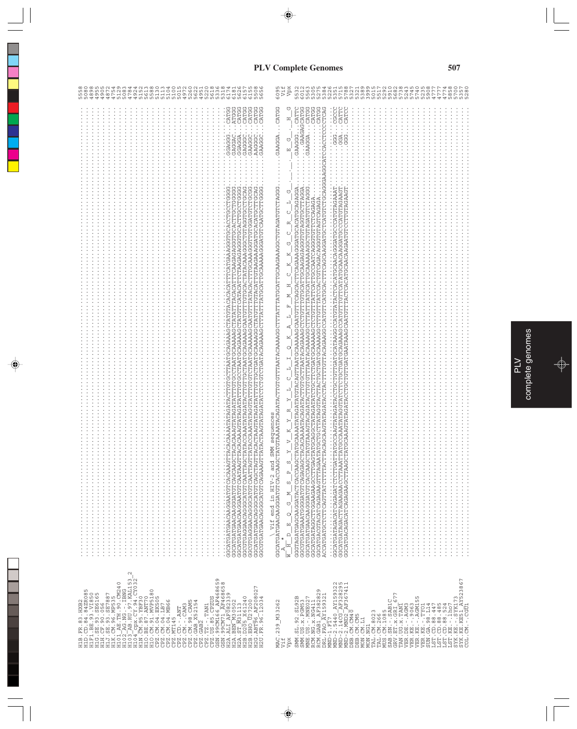# PLV Complete Genomes

```
H1B.FR.83.HXB2                                                                                                        5558
H1D.CD.84.84ZR085                                                                                                     5080
H1F1.BE.93.VI850                                                                                                      4898
H1G.SE.93.SE6165                                                                                                      4955
H1H.CF.90.056                                                                                                         4875
H1J.SE.93.SE7887                                                                                                      4872
H1K.CM.96.MP535                                                                                                       4754
H101_AE.TH.90.CM240                                                                                                   5129
H102_AG.NG.-.IBNG                                                                                                     5083
H103_AB.RU.97.KAL153_2                                                                                                4784
H104_cpx.CY.94.CY032                                                                                                  4924
H1N.CM.95.YBF30                                                                                                       5152
H1O.BE.87.ANT70                                                                                                       5613
H1O.CM.91.MVP5180                                                                                                     5588
CPZ.CM.04.EK505                                                                                                       5130
CPZ.CM.04.LB7                                                                                                         5113
CPZ.CM.04.MB66                                                                                                        5104
CPZ.MT145                                                                                                             5100
CPZ.CD.-.ANT                                                                                                          5015
CPZ.CM.-.CAM3                                                                                                         4972
CPZ.CM.98.CAM5                                                                                                        5620
CPZ.GAB_X52154                                                                                                        5622
CPZ.GAB2                                                                                                              4951
CPZ.TZ.-.TAN1                                                                                                         5220
CPZ.US.85.CPZUS                                                                                                       5618
GSN.99CM166_AF468659                                                                                                  5636
GSN.99CM71_AF468658                                                                                                   5318
H2A.ALI_AF082339          GGCATGATGAACAAGGAATGTCACAAAGTTACACAAAATATAGATACTTGTGCTTAATGCAGAAAGCTATGTACACACATTTCATGAAAGGGTGCACCTGCCTGGGG........GGAGGG...CATGG 6174
H2A.BEN_M30502            GGCATGATGAACAAGGGATGTCAGCAAGCTACACAAAGTATAGATATTTGTGCCTAATGCAAAAAGCTATATTTACACATTTCAAGAGAGGGTGCACTTGCTGGGG........GAGGAC...ATGGG 6181
H2A.ST_M31113             GGCATGATGAACAAGGAATGTCAATAAGTTACACAAAGTATAGATATTTGTGCCTAATGCAGAAAGCTATGTTCATACATTTCTAAGAGAGGGTGCACTTGCCTGGGG........GGAGGA...CATGG 5626
H2B.D205_X61240           GGCGTGAGGAACAGGCGATGTCAATTAGCTATACCAAATATAGATACTTGTGCTAATGCAGAAAGCAATGTTTGCACTATACAAGAGGCTGTAGTGCCTGCAG........GAGGGC...CATGG 6155
H2B.EHO_U27200            GGCGTGAGGAACAGGGCATGTCAATTAGTTATACCAAATATAGATATTTGTCTAATGCAAAAAGCAATGTTTATACACTTTGCAAAGGGTGTAGATGTCTGCGG........GAAGGC...CATGG 5550
H2G.ABT96_AF208027        GGCATGATGAACAGGGCATGTCAGCTAGTTACACTAAGTATAGATATTTGTTGCTGATGCAAAAGGCTATGTTTGTACATTGTAAGAAGGATGCACATGCTTGCAG........AAGGGC...CATGG 5508
H2U.FR.96.12034           GGCGTGATGAACAGGGCATGTCAGAAAGTTATACTAAGTATAGATATCTCTGTCTGATACAGAAAGCTTTATTTATGCATTGCAAAAAGGATGTCAATGTCTTGGGG........GAAGGC...CATGG 5656

                          \ Vif end in HIV-2 and SMM sequences
MAC.239_M33262            GGCATGATGAACAAGGATGTCACCAAGCTATGTAAAATACAGATACTTGTGTTTAATACAAAAGGCTTTATTTATGCATTGCAAGAAAGGCTGTAGATGTCTAGGG........GAAGGA...CATGG 6095
Vif                          A *                                                                                                             Vif
Vpx                       W  H  D  E  Q  G  M  S  P  S  Y  V  K  Y  R  Y  L  C  L  I  Q  K  A  L  F  M  H  C  K  K  G  C  R  C  L  G  .  .  E  G  .  .  H  G  Vpx

SMM.SL.92.SL92B           GGTAGATGAGCAAGGATACTCACCAAGCTATGCAAAATATAGATATGTACAGTTAATGCAAAAAGCAATGTTTCAGCACTTCAGAAAGGATGCACATGCAGAGGA........GAAGGG...CATTC 5532
SMM.US.x.PGM53            GGCGTGATGAAATGGGATGTCAGGAGCTACACAAAATACAGATACTGTGCTTAATACAGAAAGCTCTGTTTGTGCATTGCAAGAGAGGGTGTAGGTGCTTAGGA........GAAGAGCATGG 6012
MNE.US.-.MNE027           GGCATGATGAACAAGGATGTCACCAAGCTATGTAAAGTACAGATACTTGTGTTTAATACAAAAGGCTTTATTTATGCATTGCAAAAAAGGCTGTAGATGTCTAGGG........GAAGGA...CATGG 5563
RCM.NG.x.NG411            GGCGTGATGAGGCTGGAAGAAGCTCTTGAGTGTCAGGCTATACAGATATCTTGCTTGTCTGACAAAAGCTTATTTATTATTGCAAATGAAGGGTGTTCTCAGAGA........CATGG 5279
RCM.GAB1_AF382829         GGCATGACGTACATCAGAGAAGTTTAGAATATGCTGCTTATAGCTGTTATTTACTCTGTGATGCAAAGCTTTTGTTTATCCACTGTCAGACAGGGTGTAGTCAGAGA........CATGG 5384
DRL.FAO_AY159321          ACCATGATGCTCTTCAGTTATCTTTTACTTACAGCAAGTATAGATACTACTTTTGTTACAGAAGGCCATGTTCATGCACTTTCAGCAAGGATGCTCATGTCTGCAGGAAGGCATCCACCTCCCCTCAG 5226
MND-1.F17                                                                                                              5351
MND-2.5440_AY159322       GGCATGATAGACATCAGAGATCTCTTGATTATGCCAAGTATAGATACTGCTGTTGATGCATAAGGCCATGTATACTCACATGCAACAGGATGCCCATGTAGAAAT........GGG...CGCCC 5015
MND-2.14CG_AF328295       GGCATGATAGACTTAGAGAACCTTAAATTATGCCAAATATAGGTATCTTCTGCTGATGCAGAAAGCCATGTTTGTTCATATGCAACAAGGATGCCCATGTAGAAGT........GGA...CATTC 5715
MND-2.MND2_AF367411       GGCATGACAGACATCAGAGAGCTTAAGCTATGCAAAGTATAGATACTTCTTGTTGATGAATAAAGCAATGTTTACTCACATGCAACAAGAATGTCCTTGTAGAAGT........GGG...CATTC 5784
DEB.CM.CM40                                                                                                            5327
DEB.CM.CM5                                                                                                             5321
MON.CM.L1                                                                                                              5389
MON.NG1                                                                                                                3999
TAL.CM.8023                                                                                                            5015
TAL.CM.266                                                                                                             5517
MUS.CM.1085                                                                                                            5292
SAB.SN.-.SAB1C                                                                                                         5910
GRV.ET.x.GRI_677                                                                                                       5682
TAN.UG.x.TAN1                                                                                                          5738
VER.DE.-.AGM3                                                                                                          5243
VER.KE.-.9063                                                                                                          5745
VER.KE.-.AGM155                                                                                                        5740
VER.KE.-.TYO1                                                                                                          5235
SUN.GA.98.L14                                                                                                          5908
LST.CD.88.447                                                                                                          4777
LST.CD.88.485                                                                                                          4777
LST.CD.88.524                                                                                                          4774
LST.KE.-.lho7                                                                                                          5858
SYK.KE.-.SYK173                                                                                                        5357
SYK.KE.KE51_AY523867                                                                                                   5357
COL.CM.-.CGU1                                                                                                          5280
```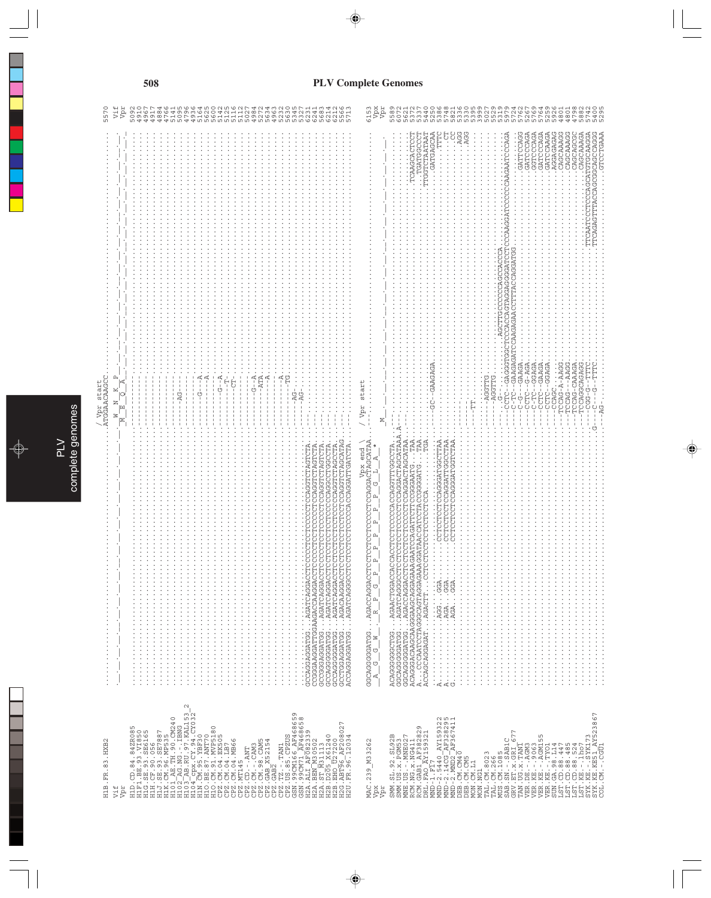# PLV Complete Genomes

```
                                                                                    / Vpr start
H1B.FR.83.HXB2              ..............................................................ATGGAACAAGCC..........................................   5570
Vif                                                                                  W  N  K  P                                                    Vif
Vpr                         _________________________________________________M__E__Q__A_______________________________________________         Vpr

H1D.CD.84.84ZR085           .....................................................--------------..........................................   5092
H1F1.BE.93.VI850            .....................................................--------------..........................................   4910
H1G.SE.93.SE6165            .....................................................--------------..........................................   4967
H1H.CF.90.056               .....................................................--------------..........................................   4917
H1J.SE.93.SE7887            .....................................................--------------..........................................   4884
H1K.CM.96.MP535             .....................................................--------------..........................................   4786
H101_AE.TH.90.CM240         .....................................................--------------..........................................   5141
H102_AG.NG.-.IBNG           .....................................................-----AG-------..........................................   5095
H103_AB.RU.97.KAL153_2      .....................................................--------------..........................................   4796
H104_cpx.CY.94.CY032        .....................................................--------------..........................................   4936
H1N.CM.95.YBF30             .....................................................--------G--A-..........................................   5164
H1O.BE.87.ANT70             .....................................................-----------A-..........................................   5625
H1O.CM.91.MVP5180           .....................................................--------------..........................................   5600
CPZ.CM.04.EK505             .....................................................--------G--A-..........................................   5142
CPZ.CM.04.LB7               .....................................................---------T---..........................................   5125
CPZ.CM.04.MB66              .....................................................--------CT---..........................................   5116
CPZ.MT145                   .....................................................--------------..........................................   5112
CPZ.CD.-.ANT                .....................................................--------------..........................................   5027
CPZ.CM.-.CAM3               .....................................................--------G--A-..........................................   4984
CPZ.CM.98.CAM5              .....................................................---------ATA-..........................................   5272
CPZ.GAB_X52154              .....................................................-----------A-..........................................   5634
CPZ.GAB2                    .....................................................--------------..........................................   4963
CPZ.TZ.-.TAN1               .....................................................------------A..........................................   5232
CPZ.US.85.CPZUS             .....................................................-----------TG..........................................   5630
GSN.99CM166_AF468659        .....................................................--------------..........................................   5345
GSN.99CM71_AF468658         .....................................................-----AG-------..........................................   5327
H2A.ALI_AF082339            GCCAGGAGGATGG...AGATCAGGACCTCCCCCTCTCCCCCTCCAGGTCTAGTCTA-.............................................   6231
H2A.BEN_M30502              CCGGGAAGGATTGGAAGACCAAGGACCTCCCCCTCTCCCCCTCCAGGTCTAGTCTA-.............................................   6241
H2A.ST_M31113               GCCGGGAGGATGG...AGATCAGGACCTCCCCCTCTCCCCCTCCAGGTCTAGTCTA-.............................................   5683
H2B.D205_X61240             GCCAGGGGGATGG...AGATCAGGACCTCCCCCTCTCCCCCCCCAGGCCTGGCCTA-.............................................   6214
H2B.EHO_U27200              GCCAGGGGGATGG...AGATCAGGACCTCTCCCTCTCCCCCTCCAGGTCTAGCCTA-.............................................   6210
H2G.ABT96_AF208027          GCCTGGAGGATGG...AGACAAGGACCTCCTCCTCTCCCCCTCCAGGTCTAGCATAG.............................................   5566
H2U.FR.96.12034             ACCAGGAGGATGG...AGATCAGGGCCTCCTCCTCTCCCCCACCAGGATTGATCTA-.............................................   5713

                                                                  Vpx end \    / Vpr start
MAC.239_M33262              GGCAGGGGGATGG...AGACCAGGACCTCCTCCTCCTCCCCCTCCAGGACTAGCATAA..............................................   6153
Vpx                          A  G  G  W  _  R  P  G  P  P  P  P  P  P  P  G  L  A  *                                                    Vpx
Vpr                                                                         M__________________________________________________________  Vpr

SMM.SL.92.SL92B             ACAGGGGGGCTGG...AGAACTGGACCACCACCTCCTCCCCCACCAGGTTTGGCCTA.............................................   5589
SMM.US.x.PGM53              GGCAGGGGGATGG...AGATCAGGGCCTCCTCCTCCTCCCCCTCCAGGACTAGCATAAA.A..........................................   6072
MNE.US.-.MNE027             GGCAGGGGGATGG...AGACCAGGACCTCCTCCTCCTCCCCCTCCAGGACTAGCATAA............................................   5621
RCM.NG.x.NG411              ACAGGACAAGCAAGGGAAGCAGGAGAAAGAATCCAGATTCTTCCGGGAATG.  TAA..................................TCAAGCACTCCT   5372
RCM.GAB1_AF382829           A....CCAATCCTAGGCAGTAGGAGAAAGGATAACCATCTACCGGGGAATG.  TAA.................................TGATGCCCTCT   5332
DRL.FAO_AY159321            ACAGCAGGAGAT...CCTCCTCCTCCTCCTCCCA.................   TGA................................TTGGTCTAATAAT   5440
MND-1.F17                   ......................................................-GC--GAAGAGA...................................GATGAGCAA   5250
MND-2.5440_AY159322         A..............AGG...GGA........CCTCCTCCTCCAGGATGGCTTAA............................................TTTC   5386
MND-2.14CG_AF328295         A..............AGA...GGA........CCTCCTCCTCCAGGATTGGCCTAA...............................................CT   5748
MND-2.MND2_AF367411         G..............AGA...GGA........CCTCCTCCTCCAGGATGGTCTAA................................................CC   5821
DEB.CM.CM40                 ......................................................--------------.............................................AGC   5336
DEB.CM.CM5                  ......................................................--------------.............................................AGG   5330
MON.CM.L1                   ......................................................--------------...........................................   5395
MON.NG1                     ......................................................-------TT-----...........................................   3999
TAL.CM.8023                 ......................................................------AGGTTG.............................................   5027
TAL.CM.266                  ......................................................------AGGTTG.............................................   5529
MUS.CM.1085                 ......................................................--G-----..........AGCTTGCCCCCCAGCCACCCA.....................   5319
SAB.SN.-.SAB1C              ......................................................-CCTC--GAGGGTGGCTCCCACCAGTAGGAGGGATCCTCCCAAGGATCCCCCCAAGAATCCCAGA   5979
GRV.ET.x.GRI_677            ......................................................-C-TC--GAAGAGATCCAAGAACCTTTACCAGGATGG............................   5724
TAN.UG.x.TAN1               ......................................................-C-G---GAAGA...................................................GATTCCAGG   5762
VER.DE.-.AGM3               ......................................................-CTC--G-AGA..................................................GATCCCAGA   5267
VER.KE.-.9063               ......................................................-C-TC--GGAGA..................................................GGTCCCAGA   5769
VER.KE.-.AGM155             ......................................................-CCTC--GAAGA..................................................GATCCCAGA   5764
VER.KE.-.TYO1               ......................................................-CCTC--GGAGA..................................................GATCCAAGA   5259
SUN.GA.98.L14               ......................................................--CCAGC-.....................................................AGGAGAGAG   5926
LST.CD.88.447               ......................................................--TCCAG-A-AAGG.................................................CAGCAAAGG   4807
LST.CD.88.485               ......................................................--TCCAG--AAGG..................................................CAGCAAAGG   4801
LST.CD.88.524               ......................................................--TCCAG-CAAAGA.................................................CAGCAGCGC   4798
LST.KE.-.lho7               ......................................................--TCCAGGCAGAGG................................................CAGCAAAGA   5882
SYK.KE.-.SYK173             ......................................................---CGG-G--TTTC................TTCAATCCCTCCCAGCATGTGCAAGGA   5742
SYK.KE.KE51_AY523867        ......................................................G---G---G--TTTC..............TTCAGAGTTTACCAGCGGCAGCAGGG   5565
COL.CM.-.CGU1               ......................................................--AG--..........................................GTCCTGAAA   5295
```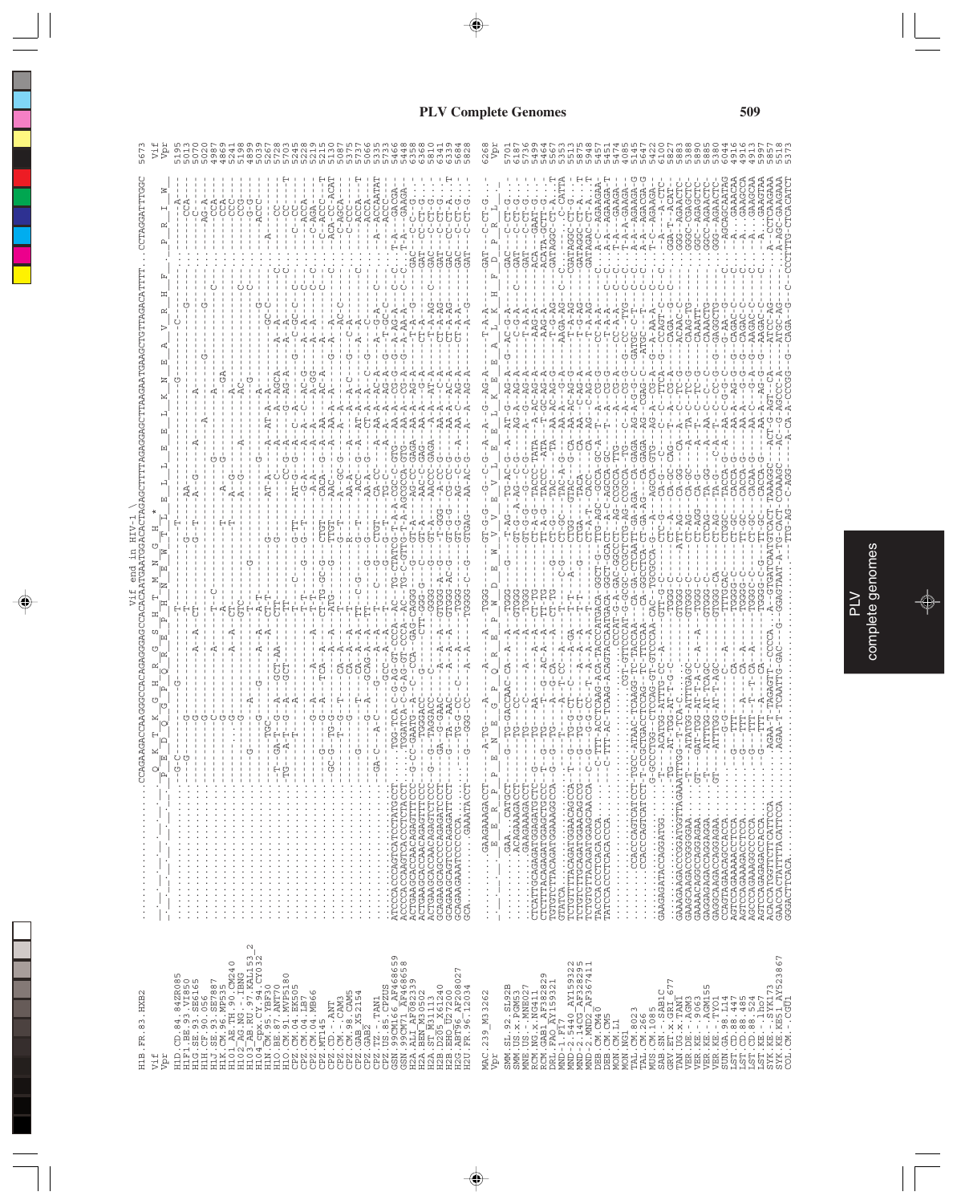Vif end in HIV-1

```
HIB.FR.83.HXB2          ...........CCAGAGACCAAGGGCCACAGAGGGAGCCACACAATGAATGGACACTAGAGCTTTTAGAGGAGCTTAAGAATGAAGCTGTTAGACATTTT...CCTAGGATTTGGC   5673
```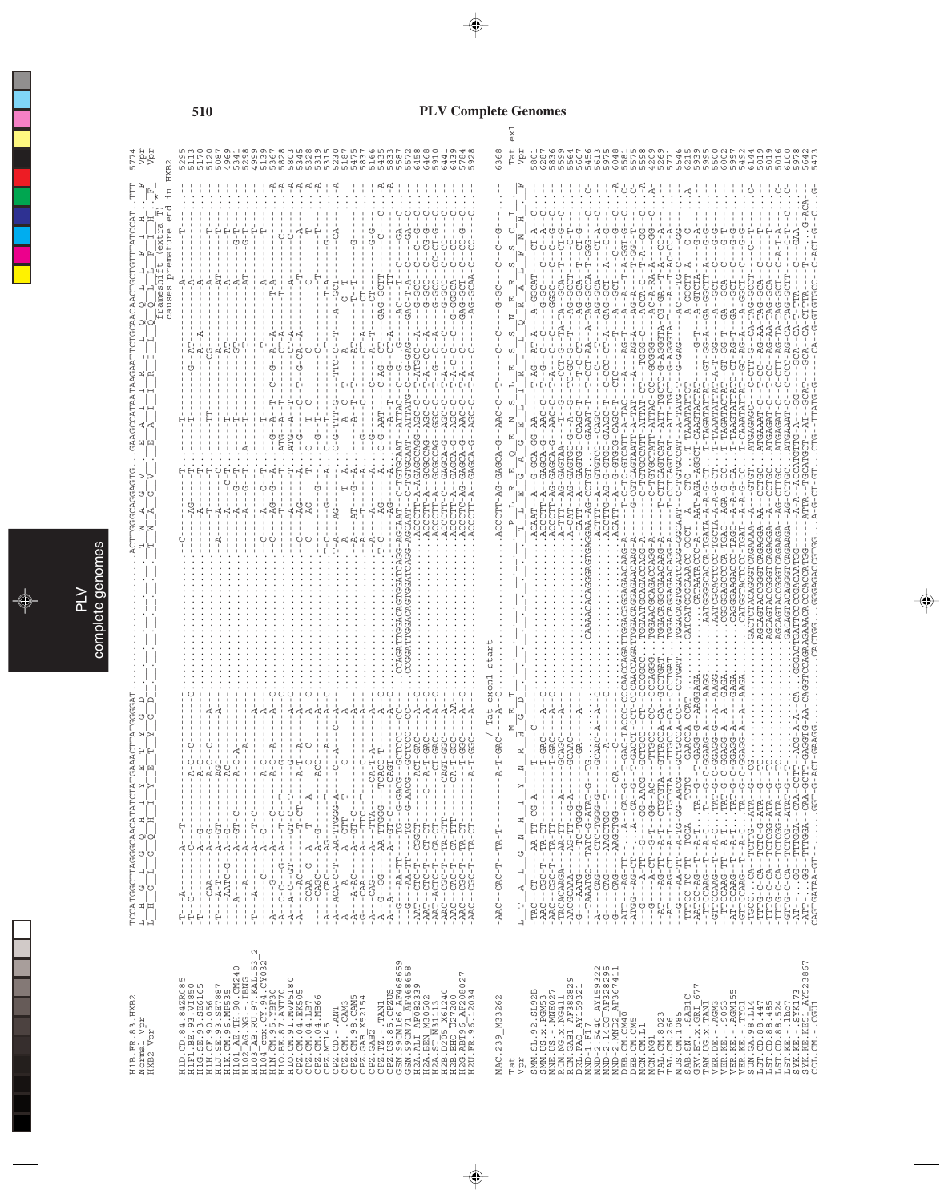# PLV Complete Genomes

```
HIB.FR.83.HXB2        TCCATGGCTTAGGGCAACATATCTATGAAACTTATGGGGAT..........................................................ACTTGGGCAGGAGTG...GAAGCCATAATAAGAATTCTGCAACAACTGCTGTTTATCCAT.TTT  5774
Normal Vpr            L  H  G  L  G  Q  H  I  Y  E  T  Y  G  D                                                            T  W  A  G  V     E  A  I  I  R  I  L  Q  Q  L  L  F  I  H  .  F   Vpr
HXB2 Vpr              L  H  G  L  G  Q  H  I  Y  E  T  Y  G  D                                                            T  W  A  G  V     E  A  I  I  R  I  L  Q  Q  L  L  F  I  H  *  F   Vpr
                                                                                                                                                                  frameshift (extra T)
                                                                                                                                                                  causes premature end in HXB2
```

```
                      / Tat exon1 start
MAC.239_M33262        -AAC--CAC-T--TA-T---------A-T-GAC---A-C........ACCCTT-AG-GAGCA-G--AAC-C--T-----C--C----G-GC---C--C-G---  6368
Tat                                              M  E  T                  P  L  R  E  Q  E  N  S  L  E  S  S  N  E  R  S  S  C  I      Tat ex1
Vpr                   L  T  A  L  G  N  H  I  Y  N  R  H  G  D                L  E  G  A  G  E  L  I  R  I  L  Q  R  A  L  F  M  H  .  F   Vpr
```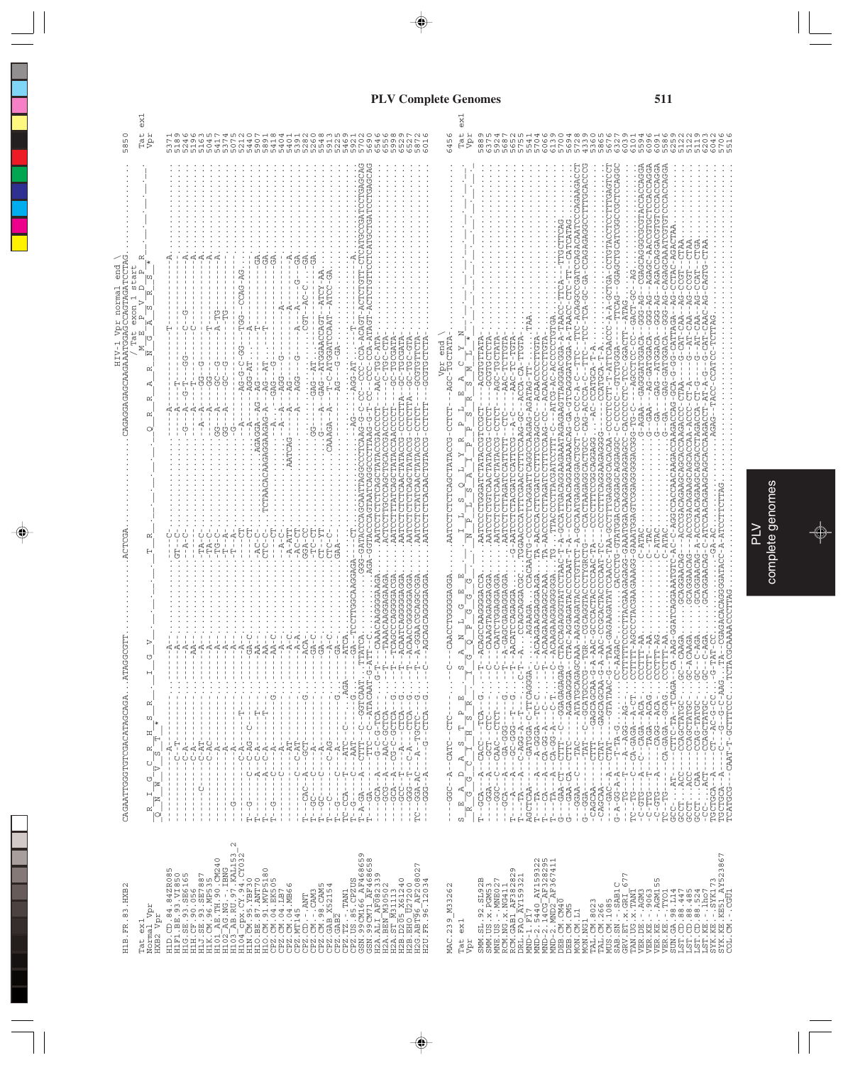# PLV Complete Genomes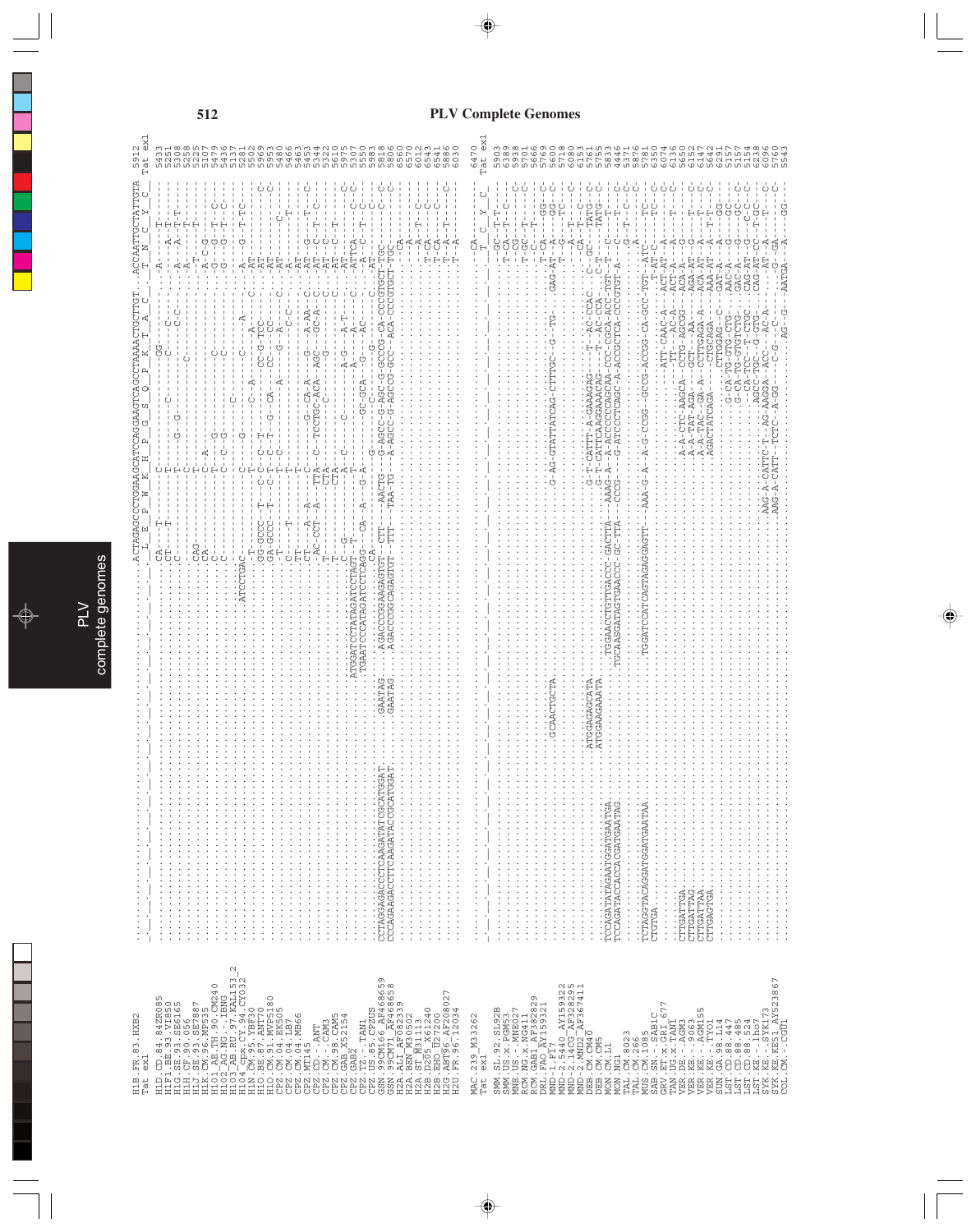# PLV Complete Genomes

```
H1B.FR.83.HXB2          ...ACTAGAGCCCTGGAAGCATCCAGGAAGTCAGCCTAAAACTGCTTGT...ACCAATTGCTATTGTA  5912
Tat ex1                    L  E  P  W  K  H  P  G  S  Q  P  K  T  A  C     T  N  C  Y  C   Tat ex1

H1D.CD.84.84ZR085       CA---T----------C-----------------GG----------------A----------T---  5433
H1F1.BE.93.VI850        CT---T----------T---------C-------C----C-----------A--T-----------  5251
H1G.SE.93.SE6165        C---------------T------G--G--------------C-C--------A--A--T-T-----  5308
H1H.CF.90.056           ----------------C------------------------------------A------T-----  5258
H1J.SE.93.SE7887        CAG-------------T--------------------C---------------T----T-----  5225
H1K.CM.96.MP535         CA--------------C--A---------------------------------A-C-G--------  5107
H101_AE.TH.90.CM240     C---------------T----G--------C----------------------G--G--T--C--  5479
H102_AG.NG.-.IBNG       C---------------C--C--G------------C-----------------G--G--T--C--  5436
H103_AB.RU.97.KAL153_2  ATCCTGAC---------------------C----------------------------T--------  5137
H104_cpx.CY.94.CY032    -----------------G------------C------A--------A------G--T-TC------  5281
H1N.CM.95.YBF30         T----------------T--------C--A--------A-----C.--AT-----------------  5502
H1O.BE.87.ANT70         GG-GCCC--T---C-C--T---------CC-G-TCC-------------AT----------C-----  5969
H1O.CM.91.MVP5180       GA-GCCC--T---C-T--T--G--CA----CC----CC---------------AT-----C-----  5953
CPZ.CM.04.EK505         -T-------T----C-------------A---------G--A---C.--AT-------C-------  5480
CPZ.CM.04.LB7           -----T-------T------------------------------------------C--T----  5466
CPZ.CM.04.MB66          TT---T--------T--------------------------------C--C-AT--------------  5453
CPZ.MT145               CT---A--A-----C-------G---CA-A----G--A-AA--C.--AT--G-----T--C----  5453
CPZ.CD.-.ANT            -AC-CCT--A---TTA-C--TCCTGC-ACA--AGC--GC-A--C.--AT--C-T--C--------  5344
CPZ.CM.-.CAM3           T-----------------CTA-----C-------------G-----C.--AT--C----------  5322
CPZ.CM.98.CAM5          ATGGATCCTATAGATCCTAGT--T-------------------C.--AT--C-T-----------  5610
CPZ.GAB.X52154          --C--G-------CTA-----------------A-G-----A-T--C.--AT-------------  5475
CPZ.GAB2                TGAATCCCATAGATCTCAGG--CA--A-----G-A------GC-GCA--G--AC--C.--A-C-T-C-  5307
CPZ.TZ.-.TAN1           CA------------------------------G---C---G------------ATTCA------C--C  5550
CPZ.US.85.CPZUS         CCTAGGAGACCCTCAAGATATCGCATGGAT  GAATAG   AGACCCGGAAGAGTGT--CTT--AACTG--G-AGCC-G-AGC-G-GCCG-CA-CCCGTGCT-TGC---C---C--C  5983
GSN.99CM166_AF468659    CCCAGAAGACCTTCAAGATACCGCATGGAT  GAATAG   AGACCCGGCAGAGTGT--TTT--TAA-TG--A-AGCC-G-AGCCG-GCC-ACA-CCCGTGCT-TGC---C---C  5818
MON.99CM71_AF468658                                                                                                                     5836
H2A.ALI_AF082339        -------------------------------------CA---------------------------  6560
H2A.BEN_M30502          ---------------------------------------A--------------------------  6570
H2A.ST_M31113           ----------------------------------------A--T----C----------------  6012
H2B.D205_X61240         ---------------------------------------T-CA--------C--------------  6543
H2B.EHO_U27200          ---------------------------------------T-CA--------C--------------  6240
H2G.ABT96_AF208027      ---------------------------------------T--A--T-----C--------------  5886
H2U.FR.96.12034         ---------------------------------------T--A-----------------------  6030

MAC.239_M33262          ..............................CA--------------------------------  6470
Tat ex1                                                T  Q  Y  C                            Tat ex1

SMM.SL.92.SL92B         ----------------------------GC--T-T---------------------------  5903
SMM.US.x.PGM53          ----------------------------T-CA-T--C------------------------C  5930
MNE.US.-.MNE027         ----------------------------CG--T----------------------------C  5938
RCM.NG.x.NG411          ----------------------------T-GC--T-------------------------C  5701
RCM.GAB1_AF382829       ----------------------------C---T-----------------------------  5666
DRL.FAO_AY159321        GCAACTGCTA  G-AG-GTATTATCAG-CTTTGC--G--TG-  GAG-AT--A--T-CA--GG--C  5769
MND-1.F17               ----------------------------------A--------------GG--C  5718
MND-2.5440_AY159322     ----------------------------------A--T---------------C  6080
MND-2.14CG_AF328295     ATGGAGAGCATA  G-T-CATTT-A-GAAAGAG---T--AC-CCAC.C--GC---CA-T---C  6153
MND-2.MND2_AF367411     ATGGAAGAAATA  G-T-CATTCAAGGAAACAG---T--AC-CCA.C--T-----TATG--C  5761
DEB.CM.CM40             TCCAGATATAGAATGGATGAATGA  TGGAACCTGTTGACCC-GACTTA--AAAG-A--A-ACCCCCAGCAA-CCC-CGCA-ACC-TGT-T----TATG--C  5735
DEB.CM.CM5              TCCAGATACCACCACGATGAATAG  TGCAAGATAGTAGAACCC-GC-TTA--CCCG---G-ATCCCTCAGC-A-ACGCTCA-CCCGTGT-A---C---T---C  5831
MON.CM.L1               ----------------------------G---T--C--C  4446
MON.NG1                 ----------------------------------A-----C  5371
TAL.CM.8023             TCTAGGTACAGGATGGATGAATAA  TGGATCCATCAGTAGAGGAGTT--AAA-G-A--A-G-CCGG--GCCG-ACCG-CA-GCC-TGT--ATC----TC---C  5876
TAL.CM.266              CTGTGA  -------------------T-AT-C----TC---C  5781
MUS.CM.1085             ----------------------------ATT-CAAC-A---ACT-AT---A-----C  6350
SAB.SN.-.SAB1C          ------------------------------TT---AC-A---ACT-A---T-----C  6074
GRV.ET.x.GRI_677        CTTGATTGA  A-A-CTC-AAGCA--CCTG-AGCGG---ACA-A----G-------C  6136
TAN.UG.x.TAN1           CTTGATTAG  A-A-TAT-AGA----GCT--AA-----AGA-AT--G--T---C  5650
VER.DE.-.AGM3           CTTGATTAA  A-A-TAC--GA-A--CTTGAGA-A---ACA-AT--A-T----C  6152
VER.KE.-.9063           CTTGAGTGA  AGACTATCAGA---CTGCAGA-----AAA-AT--A-T-T--C  6147
VER.KE.-.AGM155         ------------------------------CTTGGAG--C---GAT-A---A---GG---  5642
VER.KE.-.TYO1           ------------------------------G-CA-TG-GTG-CTG---AAC-A---G---GC---  6291
SUN.GA.98.L14           ------------------------------G-CA-TG-GTGTCTG--GAC-A---G---GC--C  5157
LST.CD.88.447           ------------------------------CA-TG--TC-CTG---CAG-AT--G--C-C--C  5157
LST.CD.88.485           AAG-A-CATTC-T--AG-AAGGA--ACC--AC-A---AT--A---T----C  5154
LST.CD.88.524           AAG-A-CATT--TCTC-A-GG----C-G---C----G--GA---------C  6238
LST.KE.-.lho7           AGCC-TGC--G-GTG--CAG-AT-CC--T-GC--  6096
SYK.KE.-.SYK173         ---AG-G---AATGA--A---GG--  5760
SYK.KE.KE51_AY523867                                                                    5543
COL.CM.-.CGU1
```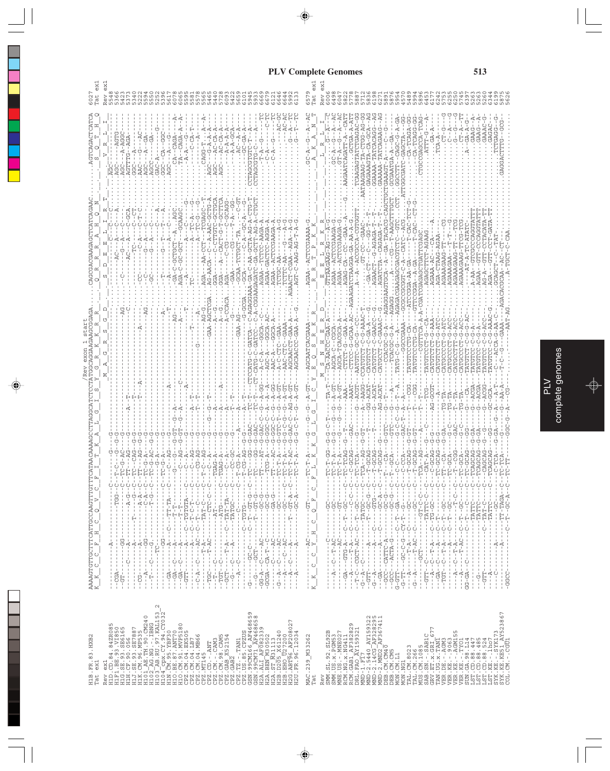```
                                   /Rev exon 1 start
H1B.FR.83.HXB2
Tat ex1
Rev ex1
H1D.CD.84.84ZR085
H1F1.BE.93.VI850
H1G.SE.93.SE6165
H1H.CF.90.056
H1J.SE.93.SE7887
H1K.CM.96.MP535
H101_AE.TH.90.CM240
H102_AG.NG.-.IBNG
H103_AB.RU.97.KAL153_2
H104_cpx.CY.94.CY032
H1N.CM.95.YBF30
H1O.BE.87.ANT70
H1O.CM.91.MVP5180
CPZ.CM.04.LB7
CPZ.CM.04.MB66
CPZ.MT145
CPZ.CD.-.ANT
CPZ.CM.-.CAM3
CPZ.CM.98.CAM5
CPZ.GAB_X52154
CPZ.GAB2
CPZ.TZ.-.TAN1
CPZ.US.85.CPZUS
GSN.99CM166_AF468659
GSN.99CM71_AF468658
H2A.ALI_AF082339
H2A.BEN_M30502
H2A.ST_M31113
H2B.D205_X61240
H2B.EHO_U27200
H2G.ABT96_AF208027
H2U.FR.96.12034

MAC.239_M33262
Tat ex1
Rev ex1
SMM.SL.92.SL92B
SMM.US.x.PGM53
MNE.US.-.MNE027
RCM.NG.x.NG411
RCM.GAB1_AF382829
DRL.FAO_AY159321
MND-1.F17
MND-2.5440_AY159322
MND-2.14CG_AF328295
MND-2.MND2_AF367411
DEB.CM.CM40
DEB.CM.CM5
MON.CM.L1
MON.NG1
TAL.CM.8023
TAL.CM.266
MUS.CM.1085
SAB.SN.-.SAB1C
GRV.ET.x.GRI_677
TAN.UG.x.TAN1
VER.DE.-.AGM3
VER.KE.-.9063
VER.KE.-.AGM155
VER.KE.-.TYO1
SUN.GA.98.L14
LST.CD.88.447
LST.CD.88.485
LST.CD.88.524
LST.KE.-.lho7
SYK.KE.-.SYK173
SYK.KE.KE51_AY523867
COL.CM.-.CGU1
```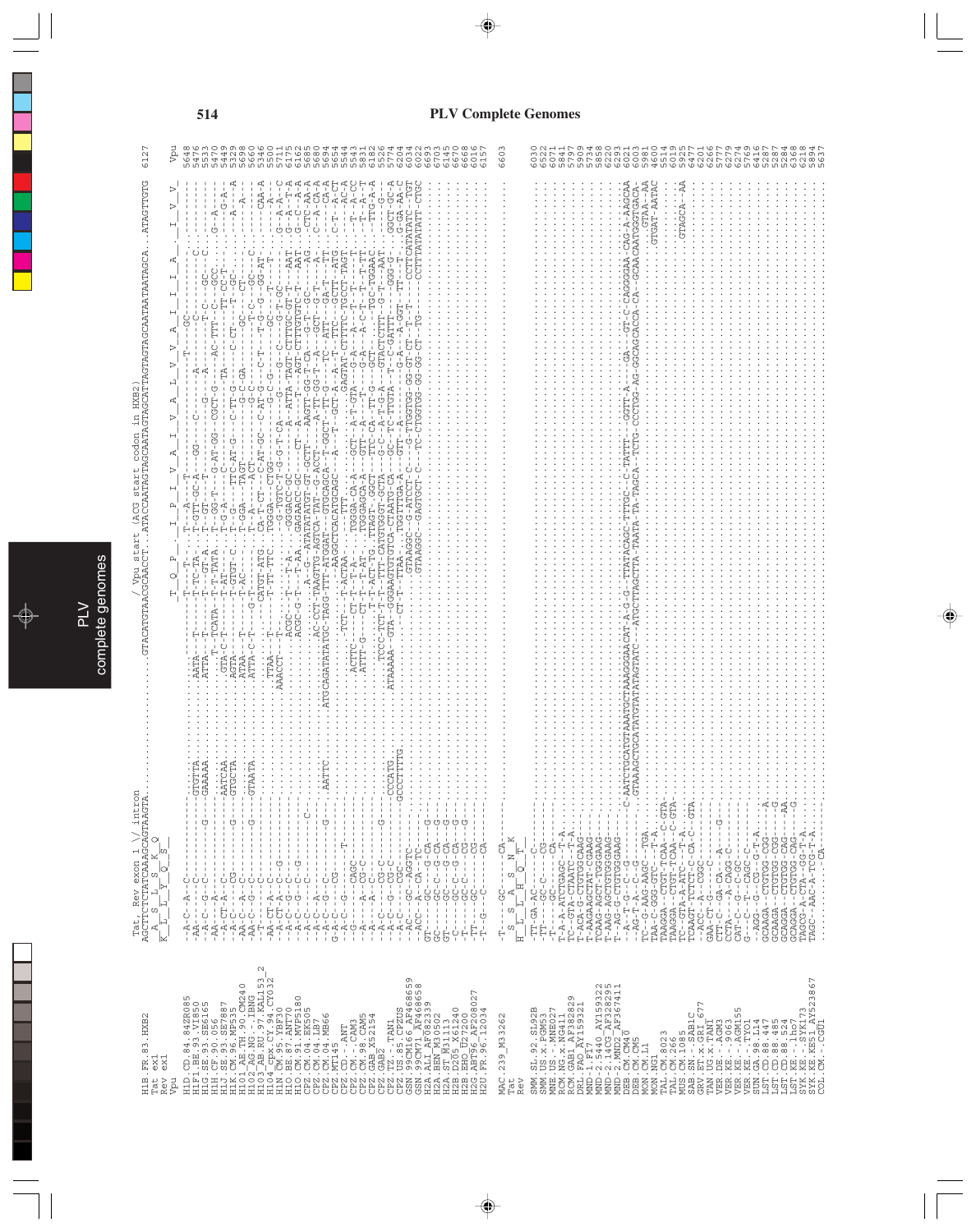## PLV Complete Genomes

```
                      Tat, Rev exon 1 \/ intron                          / Vpu start (ACG start codon in HXB2)
H1B.FR.83.HXB2        AGCTTCTCTATCAAAGCAGTAAGTA.........................GTACATGTAACGCAACCT...ATACCAATAGTAGCAATAGTAGCATTAGTAGTAGCAATAATAATAGCA...ATAGTTGTG  6127
Tat ex1                A__S__L__S__K__Q
Rev ex1               K__L__L__Y__Q__S
Vpu                                                                       T__Q__P__  I__P__I__V__A__I__V__A__L__V__V__A__I__I__I__A___I__V__V    Vpu
```

The remainder of this page is a multiple sequence alignment of PLV complete genomes (H1D.CD.84.84ZR085 through COL.CM.-.CGU1, including MAC.239_M33262 Tat/Rev and SIV strains), with sequence characters too small to be reliably transcribed. Position numbers at right include: 5648, 5476, 5533, 5470, 5449, 5329, 5698, 5660, 5346, 5500, 5711, 6175, 5685, 5680, 5694, 5654, 5543, 5831, 6182, 5526, 6204, 6034, 6202, 6693, 6623, 6145, 6670, 6668, 6016, 6157, 6603, 6030, 6522, 6071, 5841, 5797, 5909, 5734, 5858, 6223, 6293, 6021, 6003, 5981, 4609, 5514, 6019, 5925, 6477, 6201, 6266, 5777, 6279, 6274, 5769, 6416, 5287, 5287, 5284, 5241, 6218, 5894, 5637.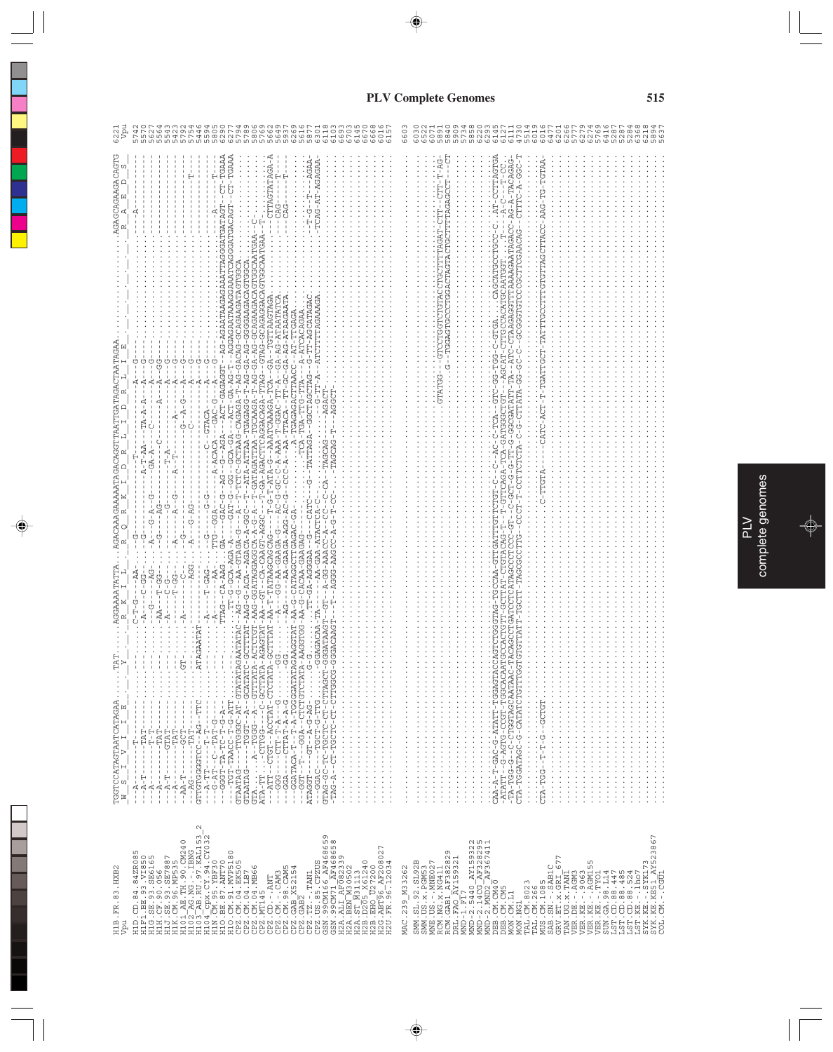## PLV Complete Genomes

```
                          TGTCCATAGTAATCATAGAA.....TAT.....AGGAAAATATTA....AGACAAGAAAAATAGACAGGTTAATTGATAGACTAATAGAA.................AGAGCAGAAGACAGTG  6221
                          W  S  I  V  I  I  E  .     Y     .  R  K  I  L  .  R  Q  R  K  I  D  R  L  I  D  R  L  I  E  .              .  R  A  E  D  S   Vpu
H1B.FR.83.HXB2
Vpu
H1D.CD.84.84ZR085
H1F1.BE.93.VI850
H1G.SE.93.SE6165
H1H.CF.90.056
H1J.SE.93.SE7887
H1K.CM.96.MP535
H101_AE.TH.90.CM240
H102_AG.NG.-.IBNG
H103_AB.RU.97.KAL153_2
H1N.CM.95.YBF30
H1O.BE.87.ANT70
H1O.CM.91.MVP5180
CPZ.CM.04.EK505
CPZ.CM.04.LB7
CPZ.CM.04.MB66
CPZ.MT145
CPZ.CD.-.ANT
CPZ.CM.-.CAM3
CPZ.CM.98.CAM5
CPZ.GA.-.GAB2
CPZ.TZ.-.TAN1
CPZ.US.85.CPZUS
GSN.99CM166.AF468659
GSN.99CM71.AF468658
H2A.ALI.AF082339
H2A.BEN.M30502
H2A.ST.M31113
H2B.D205.X61240
H2B.EHO.U27200
H2G.ABT96.AF208027
H2U.FR.96.12034

MAC.239.M33262
SMM.SL.92.SL92B
SMM.US.x.PGM53
MNE.US.-.MNE027
RCM.NG.x.NG411
RCM.GAB1.AF382829
DRL.FAO.AY159321
MND-1.F17
MND-2.5440.AY159322
MND-2.14CG.AF328295
MND-2.MND2.AF367411
DEB.CM.CM40
DEB.CM.CM5
MON.CM.L1
MON.NG1
TAL.CM.8023
TAL.CM.266
MUS.CM.1085
SAB.SN.-.SAB1C
GRV.ET.x.GRI_677
TAN.UG.x.TAN1
VER.DE.-.AGM3
VER.KE.-.9063
VER.KE.-.AGM155
VER.KE.-.TYO1
SUN.GA.98.L14
LST.CD.88.447
LST.CD.88.485
LST.CD.88.524
LST.KE.-.lho7
SYK.KE.-.SYK173
SYK.KE.KE51_AY523867
COL.CM.-.CGU1
```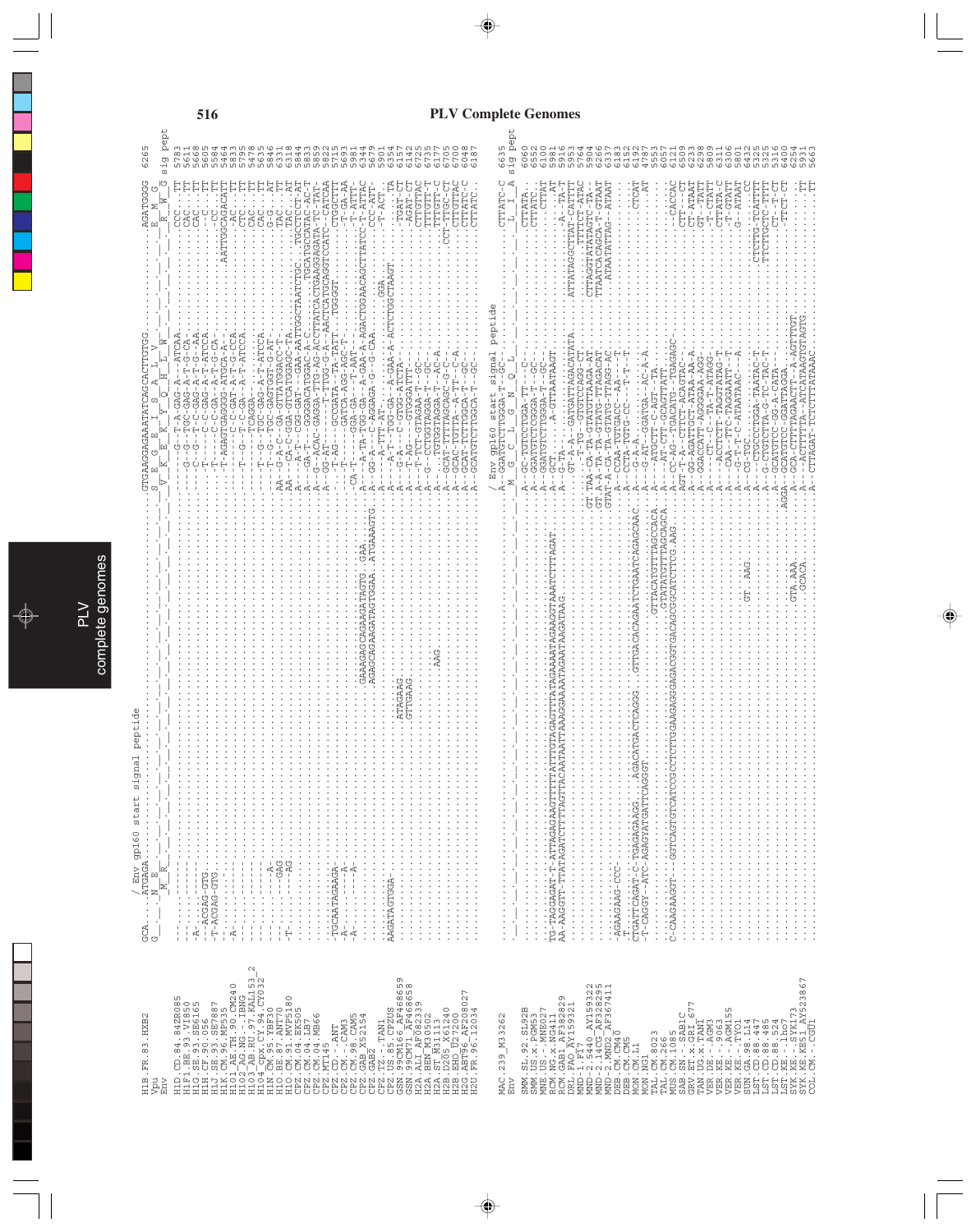# PLV Complete Genomes

```
                         / Env gp160 start signal peptide
H1B.FR.83.HXB2           GCA.....ATGAGA.................................................................GTGAAGGAGAAATATCAGCACTTGTGG.............AGATGGGG  6265
Vpu                      G_ _ _ _ N_ E_ _
Env                                 M_ R_                                                                S_ E_ G_ E_ I_ S_ A_ L_ V_           E_ M_ G_
                                                                                                         V_ K_ E_ K_ Y_ Q_ H_ L_ W_          R_ W_ G_  sig pept

MAC.239_M33262                                            / Env gp160 start signal peptide
Env                                                       A--GGATGTCTGGGA-T--GC-.            CTTATC-C  6635
                                                          M_ G_ C_ L_ G_ N_ Q_ L_            L_ I_ A_  sig pept
```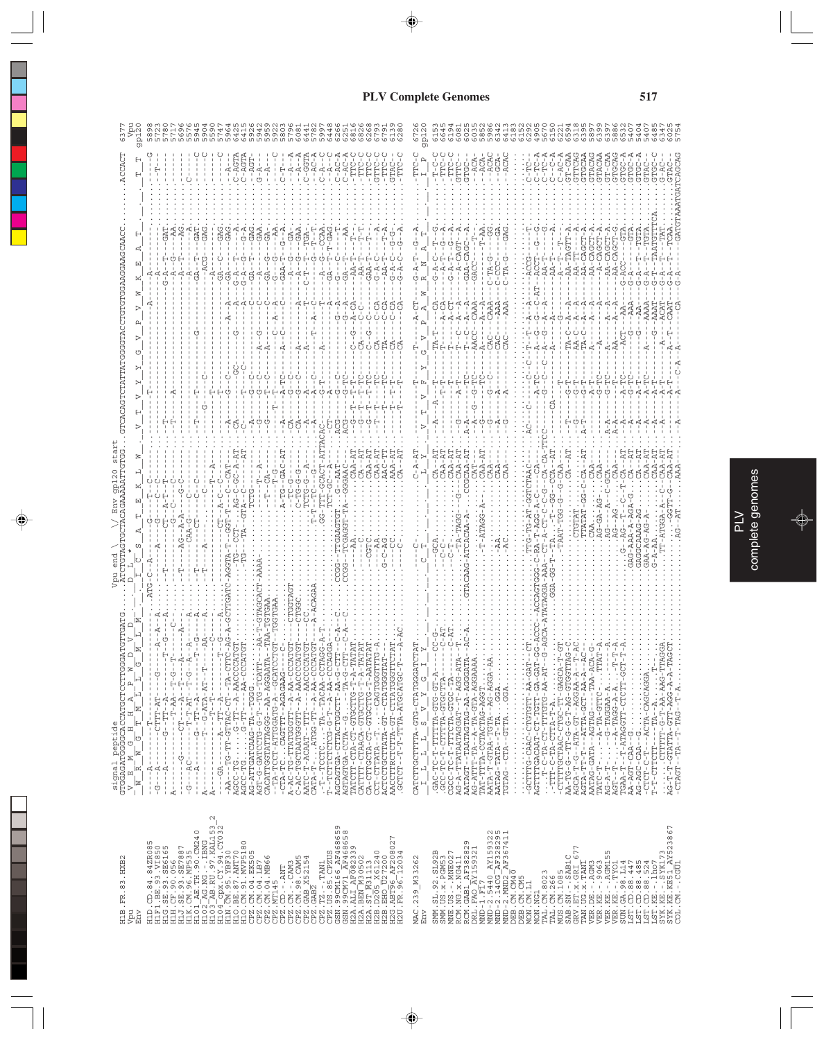```
signal peptide                                         Vpu end \   \/ Env gp120 start
GTGGAGATGGGGCACCATGCTCCTTGGGATGTTGATG.....ATCTGTAGTGCTACAGAAAAATTGTGG...GTCACAGTCTATTATGGGGTACCTGTGTGGAAGGAAGCAACC......ACCACT
```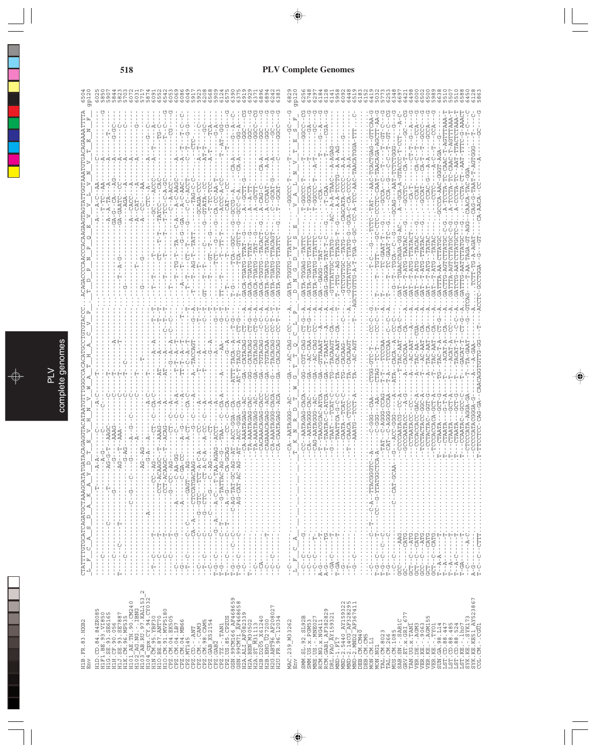# PLV Complete Genomes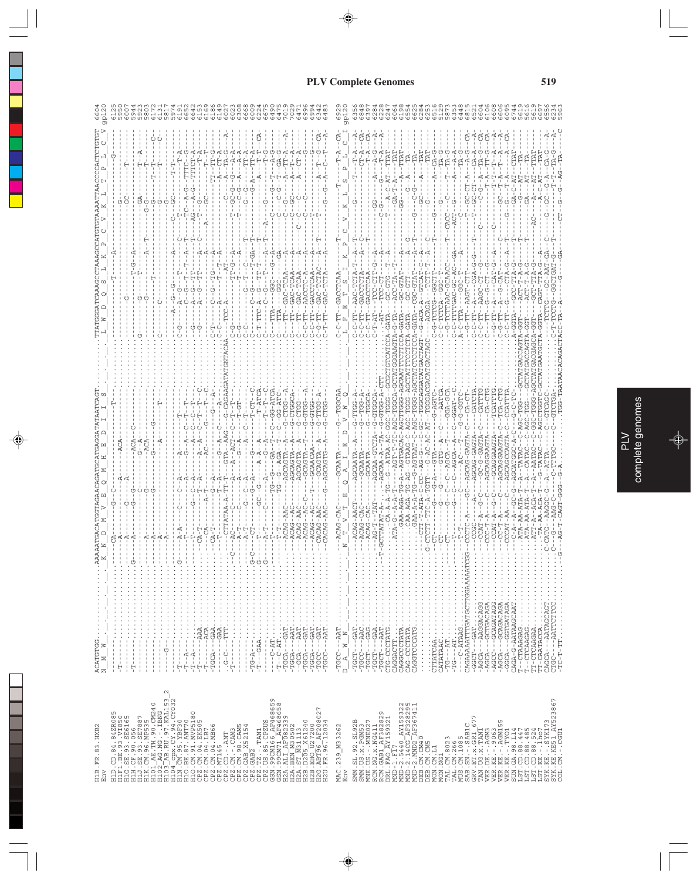# PLV Complete Genomes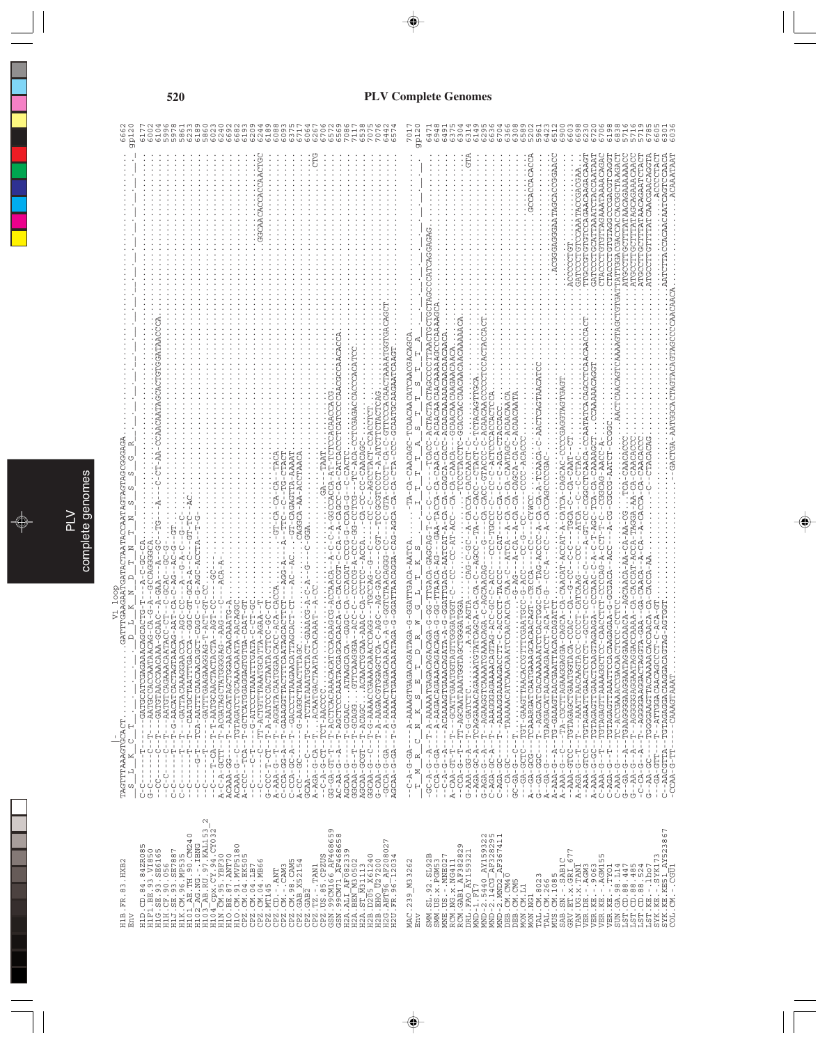```
                                   V1 loop
H1B.FR.83.HXB2                                                   6662
Env                                                              gp120
H1D.CD.84.84ZR085                                                6177
H1F1.BE.93.VI850                                                 6002
H1G.SE.93.SE6165                                                 6104
H1H.CF.90.056                                                    5996
H1J.SE.93.SE7887                                                 5978
H1K.CM.96.MP535                                                  5861
H101_AE.TH.90.CM240                                              6233
H102_AG.NG.-.IBNG                                                6189
H103_AB.RU.97.KAL153_2                                           5860
H104_cpx.CY.94.CY032                                             6023
H1N.CM.95.YBF30                                                  6240
H1O.BE.87.ANT70                                                  6692
H1O.CM.91.MVP5180                                                6682
CPZ.CM.04.EK505                                                  6193
CPZ.CM.04.LB7                                                    6206
CPZ.CM.04.MB66                                                   6244
CPZ.MT145                                                        6189
CPZ.CD.-.ANT                                                     6088
CPZ.CM.-.CAM3                                                    6093
CPZ.CM.98.CAM5                                                   6375
CPZ.GAB.X52154                                                   6717
CPZ.GAB2                                                         6064
CPZ.TZ.-.TAN1                                                    6267
CPZ.US.85.CPZUS                                                  6706
GSN.99CM166.AF468659                                             6569
GSN.99CM71.AF468658                                              7086
H2A.ALI.AF082339                                                 7117
H2A.BEN.M30502                                                   6538
H2A.ST.M31113                                                    7070
H2B.D205.X61240                                                  7076
H2B.EHO.U27200                                                   6442
H2G.ABT96.AF208027                                               6574
H2U.FR.96.12034

MAC.239.M33262                                                   7017
Env                                                              gp120
SMM.SL.92.SL92B                                                  6471
SMM.US.x.PGM53                                                   6948
MNE.US.-.MNE027                                                  6491
RCM.NG.x.NG411                                                   6375
RCM.GAB1.AF382829                                                6304
DRL.FAO.AF159321                                                 6314
MND-1.F17                                                        6149
MND-2.5440.AY159322                                              6295
MND-2.14CG.AF328295                                              6636
MND-2.MND2.AF367411                                              6704
DEB.CM.CM40                                                      6366
DEB.CM.CM5                                                       6308
MON.CM.L1                                                        6589
MON.NG1                                                          5202
TAL.CM.8023                                                      5961
TAL.CM.266                                                       6423
MUS.CM.1085                                                      6512
SAB.SN.-.SAB1C                                                   6900
GRV.ET.x.GRI_677                                                 6603
TAN.UG.x.TAN1                                                    6698
VER.DE.-.AGM3                                                    6230
VER.KE.-.9063                                                    6720
VER.KE.-.AGM155                                                  6785
VER.KE.-.TYO1                                                    6706
SUN.GA.98.L14                                                    6198
LST.CD.88.447                                                    6838
LST.CD.88.485                                                    5716
LST.CD.88.524                                                    5716
LST.KE.-.lho7                                                    5719
SYK.KE.-.SYK173                                                  6605
SYK.KE.KE51.AY523867                                             6301
COL.CM.-.CGU1                                                    6036
```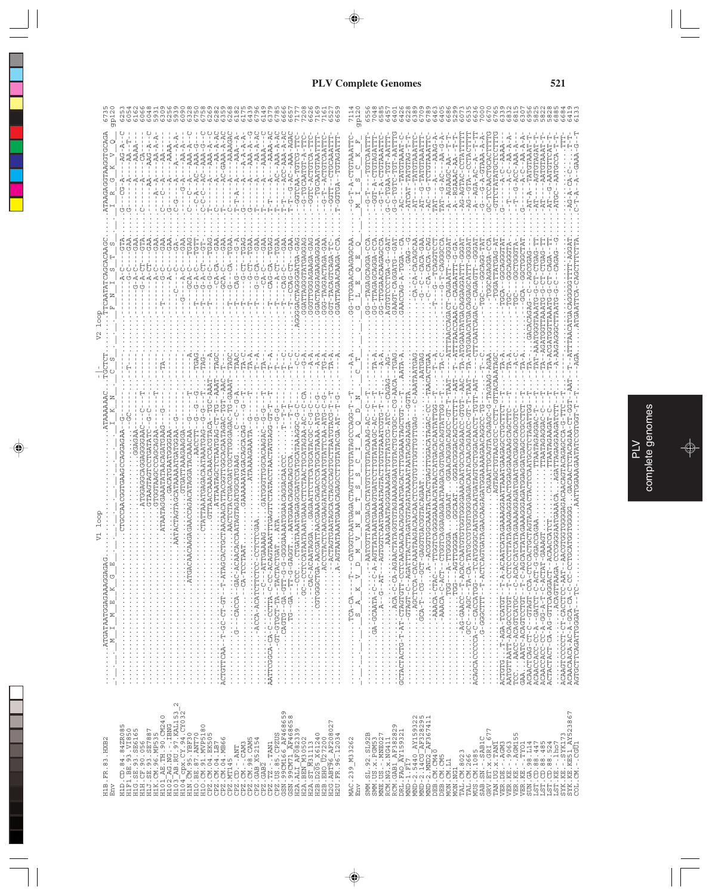# PLV Complete Genomes

```
                                    V1 loop                                                    V2 loop
H1B.FR.83.HXB2        ......ATGATAATGGAGAAAGGAGAG..................................ATAAAAAAC..TGCTCT.............TTCAATATCAGCACAAGC.....ATAAGAGGTAAGGTGCAGA  6735
Env                   _'_'_'_M__I__M__E__K__G__E_'_'_'_'_'_'_'_'_'_'_'_'_'_'_'_'_'_'_'_'_I__K__N_'_'_C__S_'_'_'_'_'_'_'_F__N__I__S__T__S_'_'_'_I__R__G__K__V__Q_  gp120
```

MAC.239_M33262 ... COL.CM.-.CGU1 (sequence alignment continues)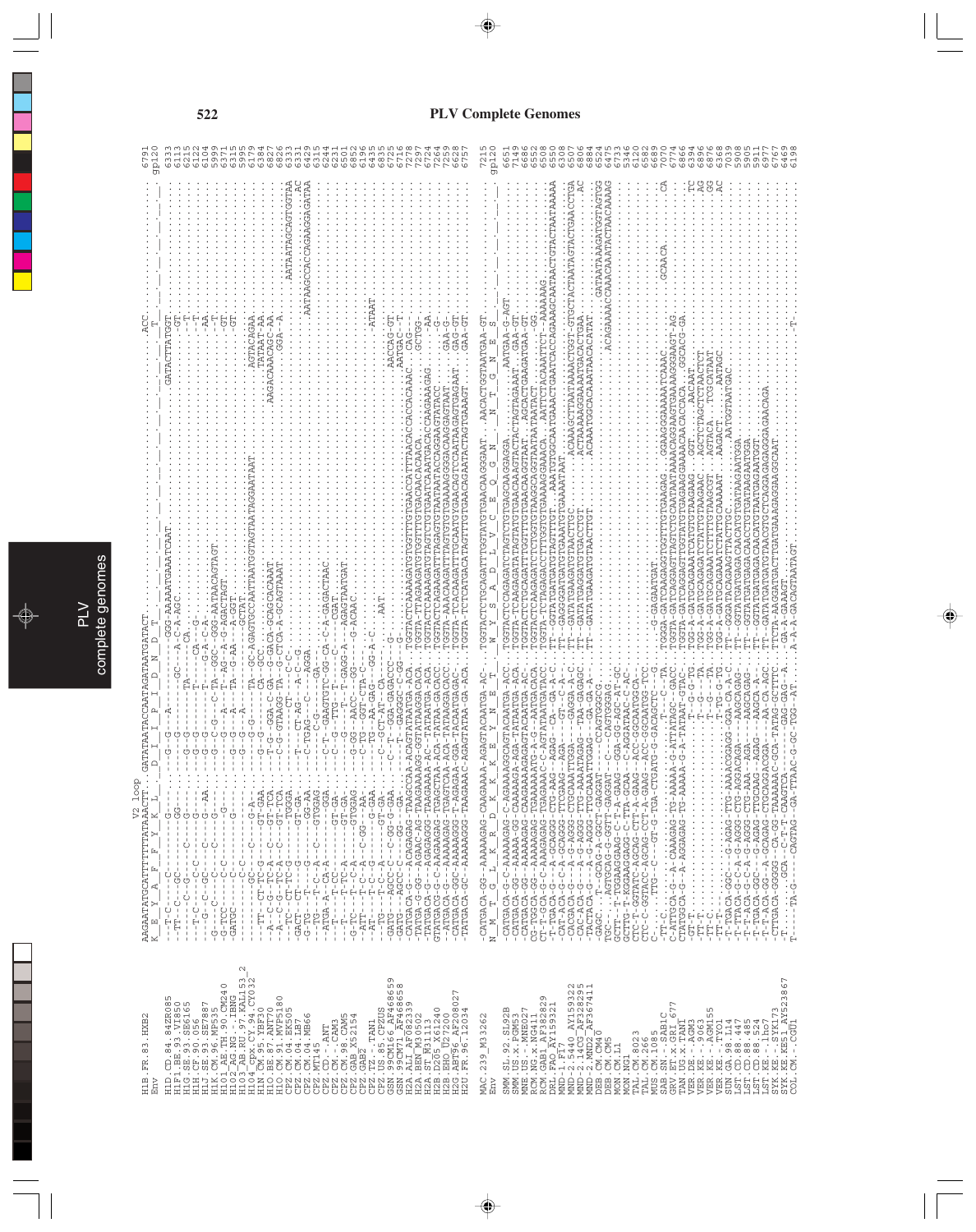```
                              V2 loop
H1B.FR.83.HXB2               AAAGAATATGCATTTTTTTATAAACTT..GATATAATACCAATAGATAATGATACT.....ACC   6791
Env                           K  E  Y  A  F  F  Y  K  L    D  I  I  P  I  D  N  D  T       T      gp120

H1D.CD.84.84ZR085                                                                      6333
H1F1.BE.93.VI850                                                                       6113
H1G.SE.93.SE6165                                                                       6215
H1H.CF.90.056                                                                          6122
H1J.SE.93.SE7887                                                                       6104
H1K.CM.96.MP535                                                                        5999
H101_AE.TH.90.CM240                                                                    6371
H102_AG.NG.-.IBNG                                                                      6315
H103_AB.RU.97.KAL153_2                                                                 5995
H104_cpx.CY.94.CY032                                                                   6179
H1N.CM.95.YBF30                                                                        6384
H1O.BE.87.ANT70                                                                        6827
H1O.CM.91.MVP5180                                                                      6826
CPZ.CM.04.EK505                                                                        6333
CPZ.CM.05.LB7                                                                          7264
CPZ.CM.04.MB66                                                                         6429
CPZ.MT145                                                                              6315
CPZ.CD.-.ANT                                                                           6244
CPZ.CM.-.CAM3                                                                          6231
CPZ.CM.98.CAM5                                                                         6543
CPZ.GAB_X52154                                                                         6852
CPZ.GAB2                                                                               6196
CPZ.TZ.-.TAN1                                                                          6435
CPZ.US.85.CPZUS                                                                        6835
GSN.99CM166_AF468659                                                                   6758
GSN.99CM71_AF468658                                                                    6716
H2A.ALI_AF082339                                                                       7278
H2A.BEN_M30502                                                                         7297
H2A.ST_M31113                                                                          6724
H2B.D205_X61240                                                                        7264
H2B.EHO_U27200                                                                         7259
H2G.ABT96_AF208027                                                                     6628
H2U.FR.96.12034                                                                        6757

MAC.239_M33262               -CATGACA-GG--AAAAAGAG-CAAGAAAA-AGAGTACAATGA-AC..TGGTACTCTGCAGATTTGGTATGTGAACAAGGAAT..AACACTGGTAATGAA-GT   7215
Env                           N  M  T  G  L  K  R  D  K  K  K  E  Y  N  E  T   W  Y  S  A  D  L  V  C  E  Q  G  N   N  T  G  N  E  S      gp120

SMM.SL.92.SL92B                                                                        6651
SMM.US.x.PGM53                                                                         7149
MNE.US.-.MNE027                                                                        6686
RCM.NG.x.NG411                                                                         6552
RCM.GAB1_AF382829                                                                      6508
DRL.FAO_AY159321                                                                       6308
MND-1.FI7                                                                              6507
MND-2.5440_AY159322                                                                    6806
MND-2.14CG_AF328295                                                                    6884
MND-2.MND2_AF367411                                                                    6733
DEB.CM.CM40                                                                            6524
DEB.CM.CM5                                                                             6475
MON.CM.L1                                                                              6733
MON.NG1                                                                                5346
TAL.CM.8023                                                                            6120
TAL.CM.266                                                                             6582
MUS.CM.1085                                                                            6689
SAB.SN.-.SAB1C                                                                         7070
GRV.ET.x.GRI_677                                                                       6774
TAN.UG.x.TAN1                                                                          6866
VER.DE.-.AGM3                                                                          6394
VER.KE.-.9063                                                                          6886
VER.KE.-.AGM155                                                                        6876
VER.KE.-.TYO1                                                                          6368
SUN.GA.98.L14                                                                          7039
LST.CD.88.447                                                                          5908
LST.CD.88.485                                                                          5995
LST.CD.88.524                                                                          5911
LST.KE.-.lho7                                                                          6977
SYK.KE.-.SYK173                                                                        6767
SYK.KE.KE51_AY523867                                                                   6469
COL.CM.-.CGU1                                                                          6198
```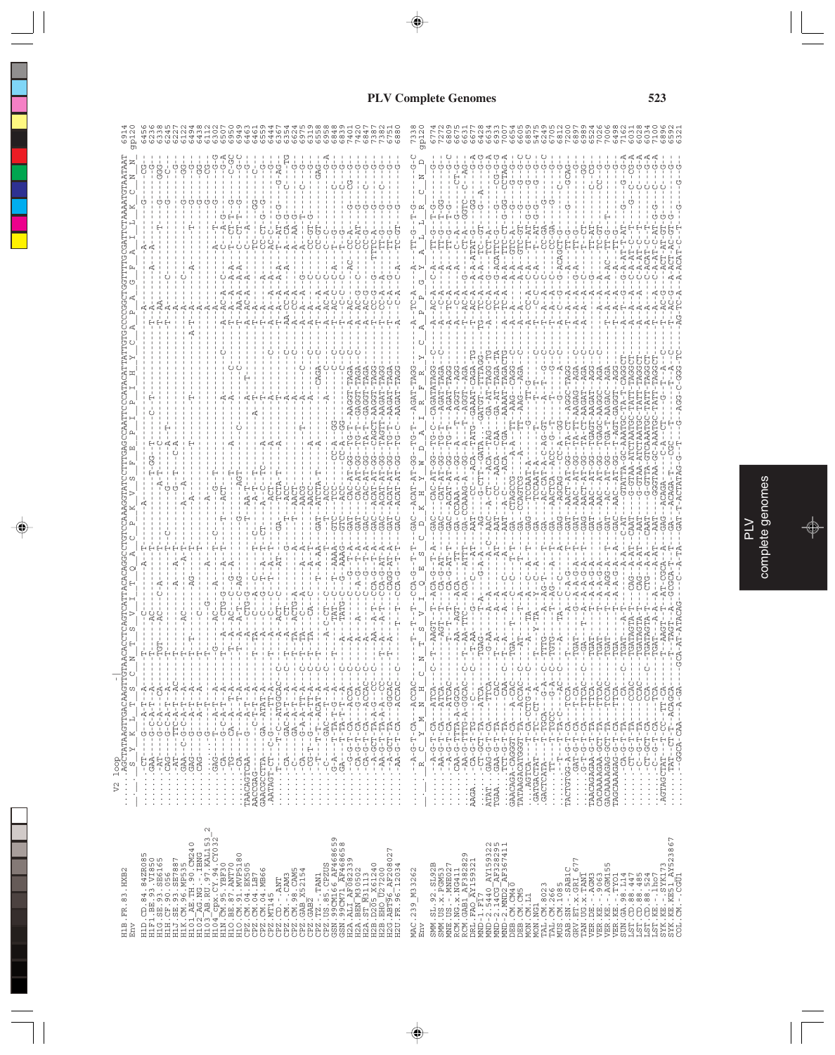# PLV Complete Genomes

```
                         V2 loop
                         ...AGCTATAAGTTGACAAGTTGTAACACCTCAGTCATTACACAGGCCTGTCCAAAGGTATCCTTTGAGCCAATTCCCATACATTATTGTGCCCCGGCTGGTTTTGCGATTCTAAAATGTAATAAT 6914
H1B.FR.83.HXB2           ___S__Y__K__L__T__S__C__N__T__S__V__I__T__Q__A__C__P__K__V__S__F__E__P__I__P__I__H__Y__C__A__P__A__G__F__A__I__L__K__C__N__N  gp120
Env
```

*(Nucleotide sequence alignment of the Env/gp120 V2 loop region for HIV-1, HIV-2, SIV and related primate lentivirus complete genomes; sequence rows are rotated and not legibly reproducible at this resolution.)*

Sequences listed (top block): H1D.CD.84.84ZR085, H1F1.BE.93.VI850, H1G.SE.93.SE6165, H1H.CF.90.056, H1J.SE.93.SE7887, H1K.CM.96.MP535, H101_AE.TH.90.CM240, H102_AG.NG.-.IBNG, H103_AB.RU.97.KAL153_2, H104_cpx.CY.94.CY032, H1N.CM.95.YBF30, H1O.BE.87.ANT70, H1O.CM.91.MVP5180, CPZ.CM.04.EK505, CPZ.CM.04.LB7, CPZ.CM.04.MB66, CPZ.CM.-.MT145, CPZ.CD.-.ANT, CPZ.CM.-.CAM3, CPZ.CM.98.CAM5, CPZ.GAB_X52154, CPZ.GAB2, CPZ.TZ.-.TAN1, CPZ.US.85.CPZUS, GSN.99CM166_AF468659, GSN.99CM71_AF468658, H2A.ALI_AF082339, H2A.BEN_M30502, H2A.ST_M31113, H2B.D205_X61240, H2B.EHO_U27200, H2G.ABT96_AF208027, H2U.FR.96.12034

```
MAC.239_M33262           ___P__C__Y__M__N__H__C__N__T__S__V__I__Q__E__S__C__D__K__H__Y__W__D__A__I__R__F__R__Y__C__A__P__P__G__Y__A__L__L__R__C__N__D  7338
Env                                                                                                                                                gp120
```

Sequences listed (bottom block): SMM.SL.92.SL92B, SMM.US.x.PGM53, MNE.US.-.MNE027, RCM.NG.x.NG411, RCM.GAB1_AF382829, MND-1.F17_AY159321, MND-2.5440_AY159322, MND-2.14CG_AF328295, MND-2.MND2_AF367411, DEB.CM.CM40, DEB.CM.CM5, MON.CM.L1, MON.NG1, TAL.CM.8023, TAL.CM.266, MUS.CM.1085, SAB.SN.-.SAB1C, GRV.ET.x.GRI_677, TAN.UG.x.TAN1, VER.DE.-.AGM3, VER.KE.-.9063, VER.KE.-.AGM155, VER.KE.-.TYO1, SUN.GA.98.L14, LST.CD.88.447, LST.CD.88.485, LST.CD.88.524, LST.KE.-.lho7, SYK.KE.-.SYK173, SYK.KE.KE51_AY523867, COL.CM.-.CGU1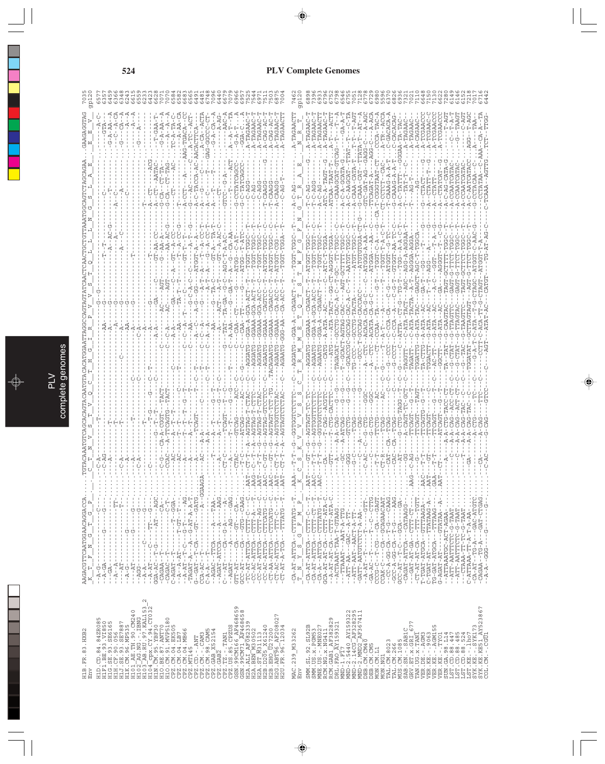```
H1B.FR.83.HXB2          AAGACGTTCAATGGAACAGGACCA.....TGTACAAATGTCAGCACAGTACAATGTACACATGGAATTAGGCCAGTAGTATCAACTCAACTGCTGTTAAATGGCAGTCTAGCAGAA...GAAGAGGTAG  7035
Env                      K  T  F  N  G  T  G  P       C  T  N  V  S  T  V  Q  C  T  H  G  I  R  P  V  V  S  T  Q  L  L  L  N  G  S  L  A  E     E  E  V    gp120

MAC.239_M33262          -CA-AT-ATTCA..CTTTATG--T..AAA--T-T--G--GGTGGTCTCTTC--C--AGGATG--GGA-A--CAGACT--T---TGGT-TGGC--T-----G--A-C-AG-.....A-TAGAACTT  7462
Env                      T  N  Y  S  G  F  M  P     T  N  K  V  V  S  C  T  R  M  M  E  T  Q  T  S  T  W  F  G  F  N  G  T  R  A  E     N  R  T    gp120
```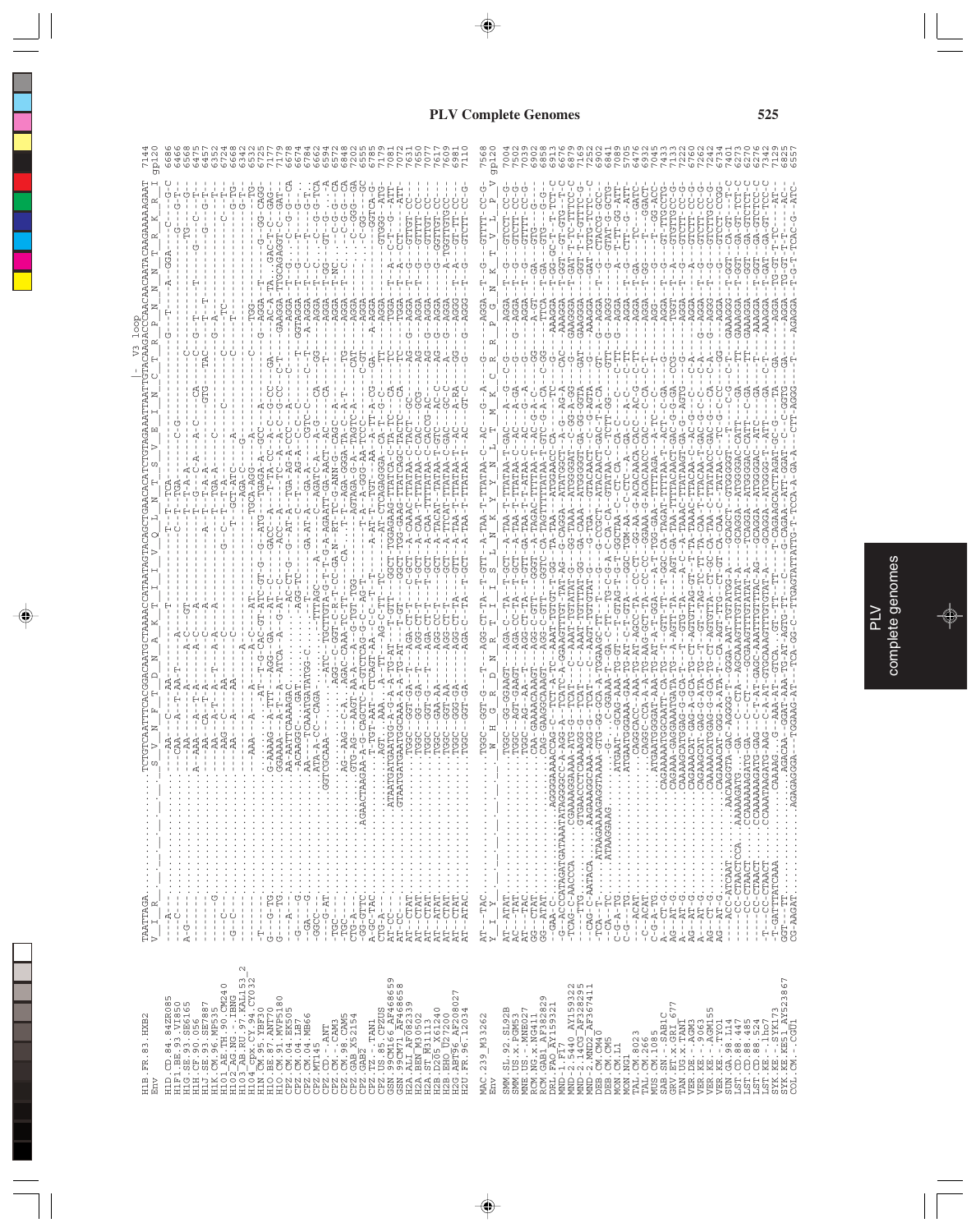# PLV Complete Genomes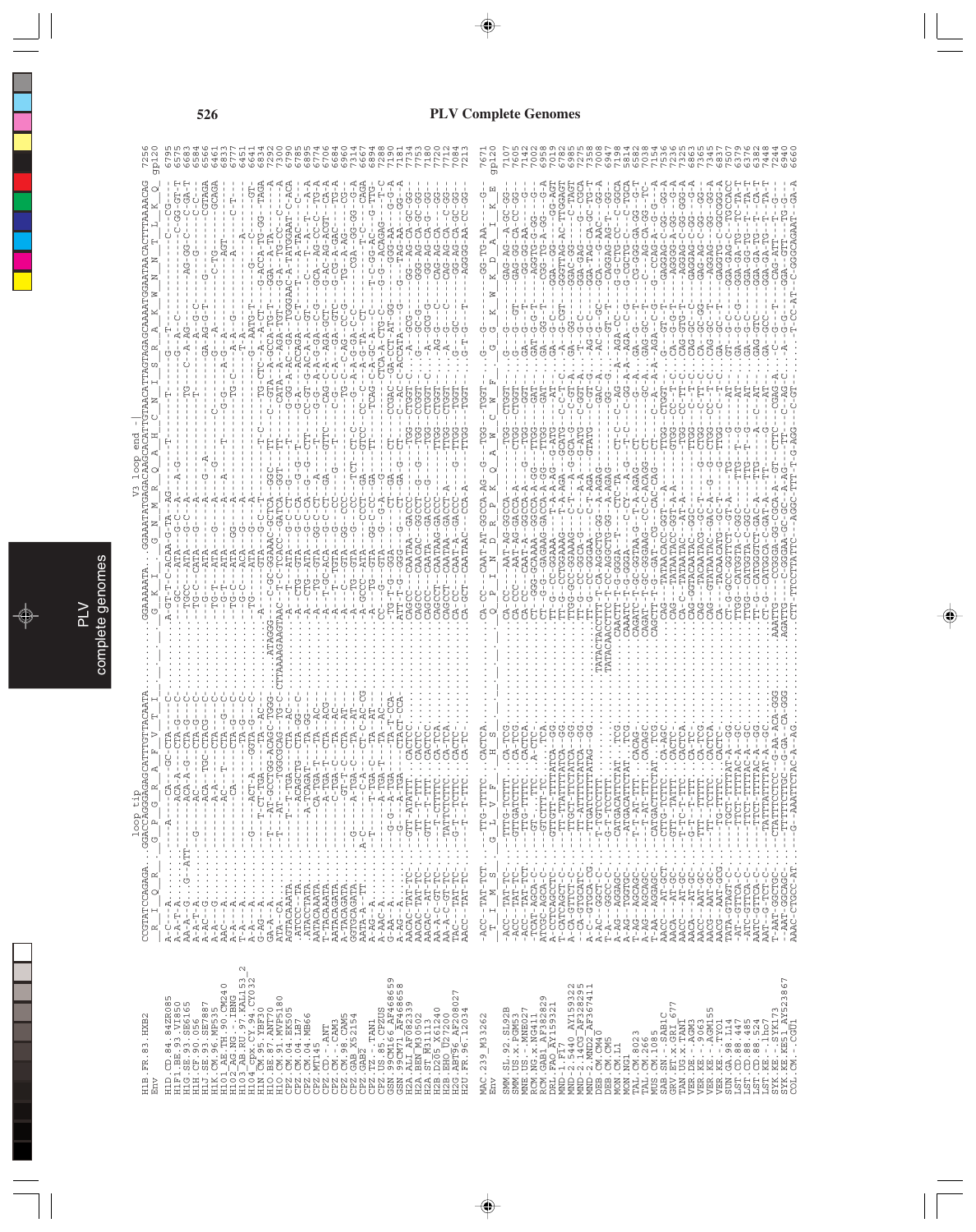```
                         V3 loop tip                                V3 loop end
H1B.FR.83.HXB2                                                                                7256
Env                                                                                           gp120
H1D.CD.84.84ZR085                                                                             6795
H1F1.BE.93.VI850                                                                              6575
H1G.SE.93.SE6165                                                                              6683
H1H.CF.90.056                                                                                 6564
H1J.SE.93.SE7887                                                                              6566
H1K.CM.96.MP535                                                                               6461
H101_AE.TH.90.CM240                                                                           6833
H102_AG.NG.-.IBNG                                                                             6777
H103_AB.RU.97.KAL153_2                                                                        6641
H104_cpx.CY.94.CY032                                                                          6641
H1N.CM.95.YBF30                                                                               6834
H1O.BE.87.ANT70                                                                               7292
H1O.CM.91.MVP5180                                                                             7300
CPZ.CM.04.EK505                                                                               6790
CPZ.CM.04.LB7                                                                                 6927
CPZ.CM.04.MB66                                                                                6895
CPZ.MT145                                                                                     6774
CPZ.CD.-.ANT                                                                                  6706
CPZ.CM.-.CAM3                                                                                 6684
CPZ.CM.98.CAM5                                                                                6723
CPZ.GAB_X52154                                                                                7314
CPZ.GAB2                                                                                      6667
CPZ.TZ.-.TAN1                                                                                 6894
CPZ.US.85.CPZUS                                                                               7288
GSN.99CM166_AF468659                                                                          6779
GSN.99CM71_AF468658                                                                           7181
H2A.ALI_AF082339                                                                              7734
H2A.BEN_M30502                                                                                7753
H2A.ST_M31113                                                                                 7180
H2B.D205_X61240                                                                               7722
H2B.EHO_U27200                                                                                7712
H2G.ABT96_AF208027                                                                            7084
H2U.FR.96.12034                                                                               7213

MAC.239_M33262                                                                                7671
Env                                                                                           gp120
SMM.SL.92.SL92B
SMM.US.x.PGM53
MNE.US.-.MNE027
RCM.NG.x.NG411
RCM.GAB1_AF382829
DRL.FAO_AY159321
MND-1.F17
MND-2.5440_AY159322
MND-2.14CG_AF328295
MND-2.MND2_AF367411
DEB.CM.CM40
DEB.CM.CM5
MON.CM.L1
MON.NG1
TAL.CM.8023
TAL.CM.266
MUS.CM.1085
SAB.SN.-.SAB1C
GRV.ET.x.GRI_677
TAN.UG.x.TAN1
VER.DE.-.AGM3
VER.KE.-.9063
VER.KE.-.AGM155
VER.KE.-.TYO1
SUN.GA.98.L14
LST.CD.88.447
LST.CD.88.485
LST.CD.88.524
LST.KE.-.lho7
SYK.KE.-.SYK173
SYK.KE.KE51_AY523867
COL.CM.-.CGU1
```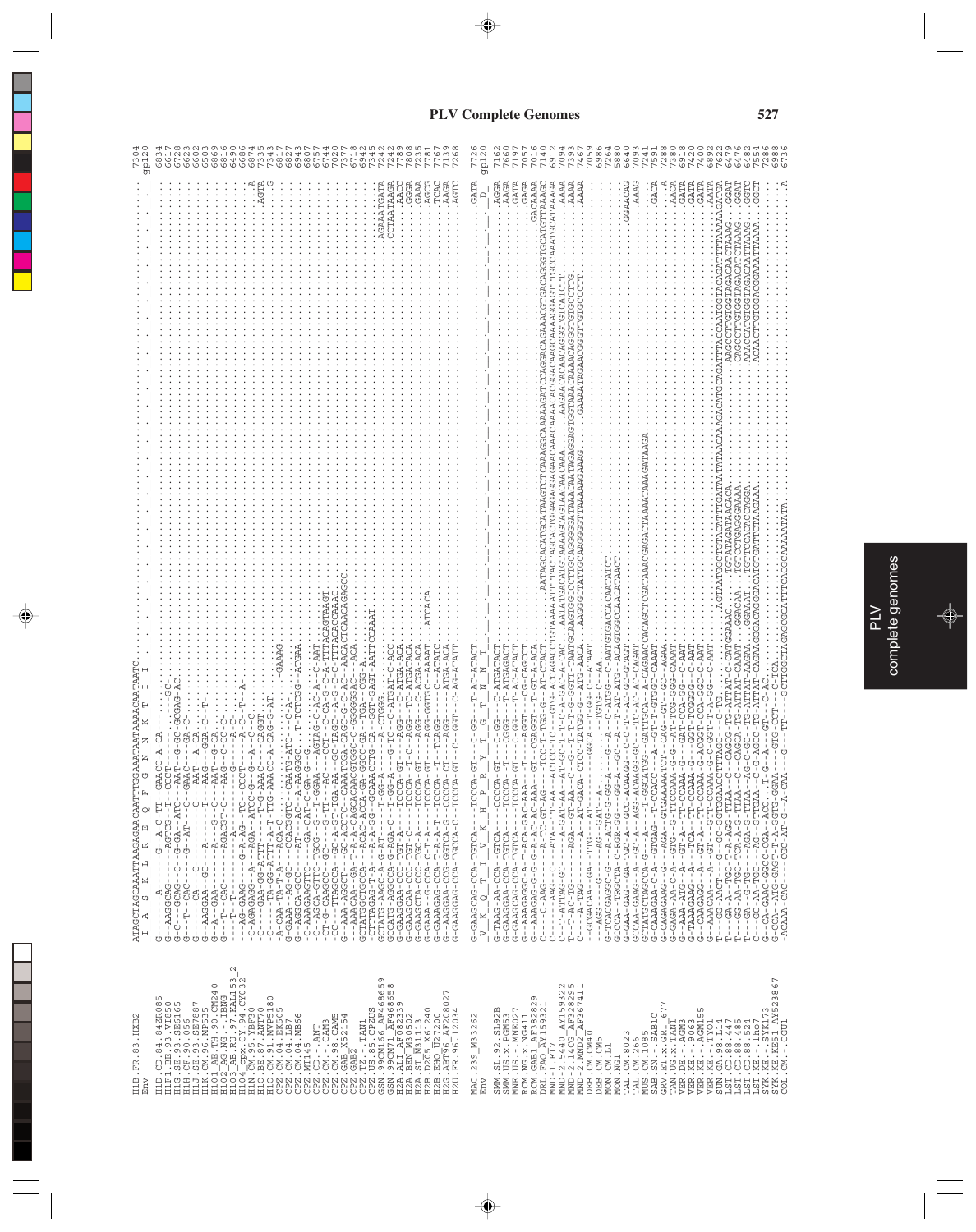```
H1B.FR.83.HXB2              ATAGCTAGCAAATTAAGAGAACAATTTGGAAATAATAAAACAATAATC...................................................... 7304
Env                          I  A  S  K  L  R  E  Q  F  G  N  N  K  T  I                                                          gp120

H1D.CD.84.84ZR085           G------A-------G--A-C-TT--GAACC-A-CA---...............................................................6834
H1F1.BE.93.VI850            G--AAGGCAG-----AGTCG--T--CCCT-------GC-..............................................................6617
H1G.SE.93.SE6165            G-C---GCAG--C--G-GA--ATC---AAT--G-GC-GCGAG-AC.........................................................6728
H1H.CF.90.056               G---T--CAC----G--AT----C--GAAC---GA-C-................................................................6623
H1J.SE.93.SE7887            G------CA--C----------C--AAT--A-CA-...................................................................6602
H1K.CM.96.MP535             G--AAGGA--GC---A-----T---AAG--GGA-C--T-...............................................................6503
H101_AE.TH.90.CM240         G--A--GAA-----A---G--C---AAT--G-CA-...................................................................6869
H102_AG.NG.-.IBNG           G---T--CAC-----AGACGT--C---AAG--C-CC-C-...............................................................6816
H103_AB.RU.97.KAL153_2      ---T----T------A--------------A-C-...................................................................6490
H104_cpx.CY.94.CY032        --AG-GAAG-----G-A-AG--TC--CCCT------A--C--T--A-.......................................................6686
H1N.CM.95.YBF30             -C-AGAGAGG--A--AGA--ATCC-G---G--A-----C-...............................................................6874
H1O.BE.87.ANT70             -C---GAA-G-ATTT--T-G-AAAC----CAGGT.....................................................................7335
H1O.CM.91.MVP5180           -C---TA-GG-ATTT-A-T-TTG-AAACC-A-CAG-G-AT.............................................................7343
CPZ.CM.04.EK505             -A-CAA-TA-T-A---ACA-C-------------------------------GAAAG.............................................6817
CPZ.CM.04.LB7               -C-GAAA--AG-GC---CACGGTC--CAATG-ATC--C-A-.............................................................6827
CPZ.CM.04.MB66              -C-AGCCA-AC---AT--AC-A-AAGGC---T-TCTCGG--ATGAA.........................................................6807
CPZ.MT145                   -C-AAAGAAGTTC---GA-CAT-C-GA-G-G..........................................................................6757
CPZ.CD.-.ANT                -C--AGCA-GTTC-TGCG-G--T-GGAA---AGTAG-C-AC-A--C-AAT.....................................................6744
CPZ.CM.-.CAM3               -CT-G-CAAGCC--GC---G-TT---AC---CCT--C-CA-G-C-A-TTTACAGTAAGT............................................7020
CPZ.CM.98.CAM5              -C-G-TTAGCCA--CC-A-GT-TGA-AA-GC-TAGC--A-G-C-TTTACACTAAAC.............................................6968
CPZ.GAB.X52154              G-AAA-AA-A-----GA-A--C-A--CAGATCGA-CAAAATCAA-CAAACTCAACAGAGCC..........................................6718
CPZ.GAB2                    ---AAACAA--GA-T-A-A-CAGCACAACGTGGC-G-GGGGAC--ACA.......................................................6942
CPZ.TZ.-.TAN1               GCTATGCTGCCA---ACAC-ACCA-GA-GGCC-GA--TGA--CGG-A.........................................................7345
CPZ.US.85.CPZUS             -CTTTAGAG-T-A---A-A-GG--GCAAACCTG-CA--GGT-GAGT-AATTCCAAAT..............................................7242
GSN.99CM166_AF468659        GCTATG-AAGC-A-G-AT--T-GG-A---A-CTGGG.........................................................AGAAATGATA 7242
GSN.99CM71_AF468658         GCTAGT-AGGCCA--AGA-C---G-T--T-TCTGG-ATGAT-C-ACC...........................................CCTAATAGGA 7789
H2A.ALI_AF082339            G-GAAGGAA-CCC-TGT-A----TCCCA-GT---AGG--ATGA-ACA.................................................AACC 7808
H2A.BEN_M30502              G-GAAGCAA-CCC-TGT-C----TCCCA--T-C--AGG--TC-ATGATACA.............................................GGGA 7235
H2A.ST_M31113               G-GAAGCTA-CCC-TGC-A----TCCCA--GT----AGG--C-ACGA-ACA...............................................GAAA 7781
H2B.D205_X61240             G-GAAA-G-CCA-C-T-A----TCCCA-GT----AGG-GGTGC--AAAAT....ATCACA.....................................GGCG 7227
H2B.EHO_U27200              G-GAAGAA-CCA-T-A--T---TCCCA-GT----AGG---C--ATATC.................................................TCAC 7139
H2G.ABT96_AF208027          G--AAGGAA-CCG-GGTCA-G--CCCCA-CT----AGG-----ATGA-ACA..............................................AAGA 7268
H2U.FR.96.12034             G-GAAGGAG-CCA-TGCCA-C--TCCCA-C--GGT--C-AG-ATATT.................................................AGTC

MAC.239_M33262              G-GAAGCAG-CCA-TGTCA----TCCCA-GT---C-GG---T-AC-ATACT.............................................GATA 7726
Env                          V  K  Q  T  I  V  K  H  P  R  Y  T  G  T  N  N  T                                           D  gp120

SMM.SL.92.SL92B             G-TAAG-AA-CCA--GTCA----CCCCA-GT----C-GG--C-ATGATACT..............................................AGGA 7162
SMM.US.x.PGM53              G-GAAGCAG-CCA-TGTCA----TCCCA-GT----C-GG--T-ATGAGACT..............................................AAGA 7264
MNE.US.-.MNE027             G-GAAGCAG-CCA-TGTCA----TCCCA-GT----C-GG--T-AC-ATACT..............................................GATA 7197
RCM.NG.x.NG411              G--AAAGAGGC-A-T-ACA-GAC-AAA--T----AGGT---CG-CAGCCT...............................................GAGA 7057
RCM.GAB1_AF382829           G--AAAGAG-G-G-A-AC-AC-AAA--GT---CGAGGT--T-GT-A-ACA............................................GACAAAA 7016
DRL.FAO_AY159321            C----C-AAG----A-TC-GT-AG--A-TCC-T-TGG-G--AT-CTACT..................AATAGCACATGCATAAGTCTCAAAGGCAAAAGATCCAGGACAGAAACGTGACAGGGTGACATGTTAAAGC 7140
MND-1.F17_M27470            C---T-ATTAG-GC----ATA-GAT-AA--AT-GC-T-T-CTG-GACTGGCCTTGTAAAAATTTTACTAGCAATCTGGAGGAGAGGAGAAATACACAGCAGCAAGCAAAAAGATTTGCCAAATGCATAAAAGA 7892
MND-2.5440_AY159322         T-T-AC-TG-----AGA--GT-AA--C--G-T-T-T-G-GGTT-TAATGCAAGTGGCCCTTGCAGGGGGATAAACAATAGAGGAGTGGTAAACAAAACAGGGTGTGCCTTG.............AAAA 7393
MND-2.14CG_AF328295         C---A-TAG------A--AT-GACA-CTCC-TATGG-G--ATG-AACA...AAGGGCTATTGCAAGGGGTTAAAAGAAAG.......GAAAATAGAACGGGTTGTGCCCTT.............AAAA 7467
MND-2.MND2_AF367411         --GCGACAA--GA---TTG---AT---------GGCA--T-GG-C--ATAAT..................................................................................7059
DEB.CM.CM40                 --AGG---G-----AG--GAT--A----------TGTG--C--AA.......................................................................................6986
DEB.CM.CM5                  G-TCACGAGGC-G----A-ACTG-GG-A---G--A---ATGG--C-AATGTGACCA CAATATCT.....................................................................7264
MON.CM.L1                   GCCCA-TRGCTA-C-RGR-GG---GG-A---GC--A--T-AT-ATG--ACAGTGGCAACATAACT...................................................................5880
MON.NG1                     G-GAA-GAG--GA-TGC-A---GCC-ACAAGG--C-C-T--AC-GC-GTAGT..........................................................................GGAACAG 6640
TAL.CM.8023                 GCCAA-GAAG--A--GC-A---AGG-ACAAGG-GC----TC-AC-AC-CAGAT.........................................................................AAAG 7093
TAL.CM.266                  GCTATGCTAGCCA-G--A-----T-GGCATGG-GATTGCA-A-CAGAACCACAGCTCGATAAACGAGACTAAAATAAAGATAAGA............................................... 7241
MUS.CM.1085                 G-CAAGAA-C-A--GTGAG-T-CACC--A--GT-T-GTGG-G-CAAT.............................................................................GACA 7591
SAB.SN.-.SAB1C              G-CAGAGAAG-G---AGA--GTGAAAATCT--CAG--GT--GC--AGAA.............................................................................A 7288
GRV.ET.x.GRI_677            G-GAGA-AA-C-A--GTG-G-TTCCAAA-G-G--AT-TCG-GGG-CAAT...........................................................................AACA 7380
TAN.UG.x.TAN1               G--AAA-ATG-A---GT-A--TT-CCAAA-G----GAT-CCA-GG--C-AAT........................................................................GATA 6918
VER.DE.-.AGM3               G--TAAAGAAG-A---TCA--TT-CCAAA-G----GGT-TCGGGG--C-AAT........................................................................GATA 7420
VER.KE.-.9063               G--CAAGAGG-A---GT-A--TT-CCAAA-G----ACGGT-CCA-GG--C-AAT......................................................................GATA 7400
VER.KE.-.AGM155             G--AAACAA--A---GT---GTT-CCAAA-G-C-GGT-T-A-GG--C-AAT.........................................................................AATA 6892
VER.KE.-.TYO1               T---GG-AACT--G--GC-GGTGGAACCTTTAGC--C-TG.....................................AGTAATGGCTGTACATTTGATAATATAACAAGACATGCAGATTTACCAATGGTACAGATTTTAAAAGATGA 7622
SUN.GA.98.L14               T---GA-A-TGC-T-A-AGG-TTAA--C---CAGCG-TG-ATTAT-C-CATGGAAAC.......TGTATAGATAACACA.............AAGCCTTGTGGTAGACAACTAAAG...GGAT 6479
LST.CD.88.447               T---GG-AA-TGC-TCA-A-G-TTAA--C---CAGCA-TG-ATTAT-CAAAT...GGACAA...TGTCCTGAGGGAAAA............CAGCCTTGTGGTAGACATCTAAAG...GGAT 6476
LST.CD.88.485               T---GA-G-TG----AGA-G-TTAA--AG-C-CAGCA-TG-ATTAT-CAAAT...GGACAT...TGTTCCACAGGA...............AAACCATGTGGTAGACAATTAAAG...GGTC 6482
LST.CD.88.524               T---GC-AA-TGC---AG---GTTGAA--C-G-AGCC-TG-ATTAT-CAGAAGGGACAGGGACATGTGATTCTAAGAAA.............ACAACTTGTGGACGGAAATTAAAA...GGCT 7554
LST.KE.-.lho7               G---CA-GAAC-GGCC-CGA--ACC..T-G--A---GT---C-AC......................................................................................7286
SYK.KE.-.SYK173             G-CCA--ATG-GAGT-T-A-GGTG-GGAA----GTG-CCT---C-TCA...................................................................................6988
SYK.KE.KE51_AY523867        -ACAAA-CAC----CGC-AT-G--A-CAA--G----TT----GCTTGGCTAGAGCGCATTTCACGCAAAAATATA.......................................................A 6736
COL.CM.-.CGU1
```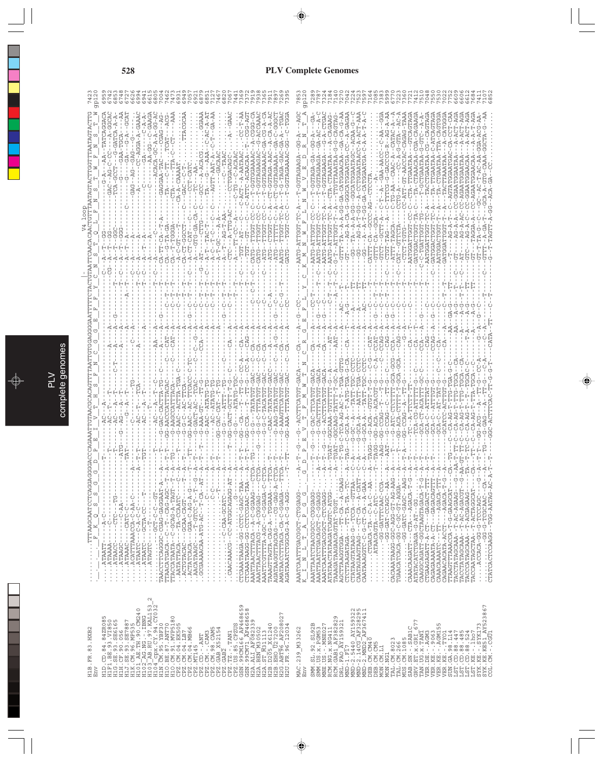# PLV Complete Genomes

```
H1B.FR.83.HXB2          ........TTTAAGCAATCCTCAGGAGGGGACCCAGAAATTGTAACGCACAGTTTTAATTGTGGAGGGGAATTTTTCTACTGTAATTCAACACAACTGTTTAATAGTACTTGGTTTAATAGTACTTG  7423
Env                     ..._F_K_Q_S_S_G_G_D_P_E_I_V_T_H_S_F_N_C_G_G_E_F_F_Y_C_N_S_T_Q_L_F_N_S_T_W_F_N_S_T_W  gp120
                                                                                          V4 loop
```

MAC.239_M33262 / Env ... (sequence alignment continues for HIV-1, HIV-2/SIV and other primate lentivirus sequences)

```
H1D.CD.84.84ZR085       6959
H1F1.BE.93.VI850        6742
H1G.SE.93.SE6165        6853
H1H.CF.90.056           6748
H1J.SE.93.SE7887        6727
H1K.CM.96.MP535         6626
H101_AE.TH.90.CM240     6994
H102_AG.NG.-.IBNG       6941
H103_AB.RU.97.KAL153_2  6615
H104_cpx.CY.94.CY032    6805
H1N.CM.95.YBF30         7004
H1O.BE.87.ANT70         7462
H1O.CM.91.MVP5180       7473
CPZ.CM.04.EK505         6931
CPZ.CM.04.LB7           7066
CPZ.CM.04.MB66          7057
CPZ.MT145               6921
CPZ.CD.-.ANT            6879
CPZ.CM.-.CAM3           6851
CPZ.CM.98.CAM5          7122
CPZ.GAB_X52154          7467
CPZ.GAB2                6820
CPZ.TZ.-.TAN1           7067
CPZ.US.85.CPZUS         7441
GSN.99CM166_AF468659    7372
GSN.99CM71_AF468658     7919
H2A.ALI_AF082339        7938
H2A.BEN_M30502          7365
H2A.ST_M31113           7345
H2B.D205_X61240         7891
H2B.EHO_U27200          7269
H2G.ABT96_AF208027      7395
H2U.FR.96.12034

MAC.239_M33262          7853
Env                     gp120
SMM.SL.92.SL92B         7289
SMM.US.x.PGM53          7787
MNE.US.-.MNE027         7324
RCM.NG.x.NG411          7184
RCM.GAB1_AF382829       7140
MND-1.F17_AY159321      7070
MND-2.5440_AY159322     7224
MND-2.14CG_AF328295     7523
MND-2.MND2_AF367411     7597
DEB.CM.CM40             7164
DEB.CM.CM5              7085
MON.CM.L1               7383
MON.NG1                 5999
TAL.CM.8023             6770
TAL.CM.266              7223
MUS.CM.1085             7340
SAB.SN.-.SAB1C          7721
GRV.ET.x.GRI_677        7412
TAN.UG.x.TAN1           7510
VER.DE.-.AGM3           7048
VER.KE.-.9063           7550
VER.KE.-.AGM155         7530
VER.KE.-.TYO1           7022
SUN.GA.98.L14           7752
LST.CD.88.447           6609
LST.CD.88.485           6606
LST.CD.88.524           6612
LST.KE.-.lho7           7684
SYK.KE.-.SYK173         7411
SYK.KE.KE51_AY523867    7107
COL.CM.-.CGU1           6852
```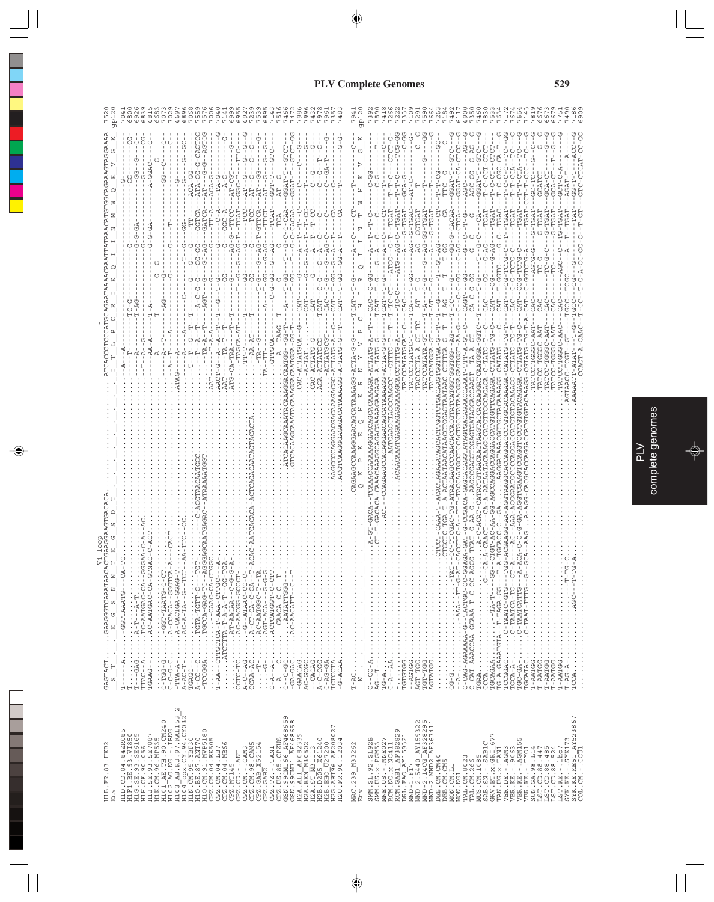# PLV Complete Genomes

```
                                          V4 loop
H1B.FR.83.HXB2       GAGTACT.....GAAGGGTCAAATAACACTGAAGGAAGTGACACA.............................ATCACCCTCCCATGCAGAATAAAACAAATTATAAACATGTGGCAGAAAGTAGGAAAA  7520
Env                   S  T       E  G  S  N  N  T  E  G  S  D  T                              I  T  L  P  C  R  I  K  Q  I  I  N  M  W  Q  K  V  G  K   gp120

H1D.CD.84.84ZR085    T-----A.....-GGTTTAAATG---CA-TC..................................--A---A..............................G...............G-........  7041
H1F1.BE.93.VI850     T...........................................................----T............................................GG-------CG-  6800
H1G.SE.93.SE6165     T----GAG....A-T---A-T...........................................--A---G...-TC-G..............G..................GG--G---C-   6926
H1H.CF.90.056        TTAC--A.....TC-AATGAC-CA--GGGAA-C-A--AC........................--A---G...-T-AG.............G-G-GA.............G-----CG-  6839
H1J.SE.93.SE7887     TGAAG-......AC-AATGAC-CA-GTAAC-C-ACT...........................T--A---A...T-A.................G-G-GA........A-GGAC-----  6815
H1K.CM.96.MP535      ............................................................----A---............................................G...  6683
H101_AE.TH.90.CM240  C-TGG-G.....-GGT-TAATG-C-CT....................................--A---T...-AG..........G-G........................GG-C---C-  7073
H102_AG.NG.-.IBNG    C-C-G-C.....A-CCACA--GGGTCA-A---CACT....................--A---T-A.............G.........T-..................C-  7029
H103_AB.RU.97.KAL153_2 -TTA-A-.....A-CACTGA-GGAG-T.........................ATAG---A---A..........................................G.....  6697
H104_cpx.CY.94.CY032 A-AC-T-.....AC-A-TA--G--TCT-AA-TTC--CC................--A---A...............T-G..........GG..............G-GC-  6896
H1N.CM.95.YBF30      TGAGC-......................................................--T--G--T-T........G........T-.................G...  7068
H1O.BE.87.ANT70      A-CC--C.....TGTA-TGTT-G---TGT-----C-AGGTACAATGGC........--T-A---T-A-C-G-GG-GG---GGTCA---ATA-GG-G-CAGTCG  7559
H1O.CM.91.MVP5180    -TCCGA......TGCCA-GAG-TC-AGGGAGCAATGAGAC-ATAAAAATGGT.....-TA-A---T--AGT-----GC-AG---GATCA--AT-G-G--AGTCG  7576
CPZ.CM.04.EK505      ............CAA-CA-CTGGC.....................................AAT.....--T-A-A....................TT-A--ACA-G-......  7006
CPZ.CM.04.LB7        T-AA--CTTGCTCA-T-AA-CTC-------...................................AAT--G-T--A-T--T--G-T-G..............T-A---TAA-A---G  7050
CPZ.CM.04.MB66       .....ATCTTTA-T-A-A-T-GG-TGA......................................AAT--TA-T-T....GG.........GGC-A--A-G.......  7141
CPZ.MT145            ...........AT-AACAA--C-G-G-A....................................ATG-CA-TAA--T-T.......AG-G--TTCC--AT-CGT.......  6999
CPZ.CD.-.ANT         CCTC-TC.....AC-AACGG-GCCCT-..............................................T-G-AG-T--TCAT--GGC-T---TTC-   6955
CPZ.CM.-.CAM3        CGAA-AG.....G--ATAAC-CA-C-.........................................TT-T........GG-.....TCC---AT--G---G---G  6927
CPZ.CM.98.CAM5       -A-C-C......AC-A-CA-GA--T-ACAC-AATGACACA-ACTCAGACAATAGTACACTA.............GG-.....TCC---AT--G---G---G  7240
CPZ.GAB.X52154       CCAA-TC.....AC-AATGGC-T-TA......................................................T-GG--AG-T-GTTCA--AT-GG-----G  7539
CPZ.GAB2             ....-G.....AGT-ACA---G-G-G......................................TA-TT-.........T-GG--G-AG--TTCT--AT--G--G-  6895
CPZ.TZ.-.TAN1        C-A--A-.....ACTCATGGT-C-CTT.........................................GTTGCA......A--C-GG-G--AG--TCAT--GGT-T---GTC-  7513
CPZ.US.85.CPZUS      C-A--G......-CAACA-C-C-T-..............................................-TAAG-T......G.........TCA---AT-G-.....  7516
GSN.99CM166_AF468659 C--C-GC......-AATATGG.......................................ATCACAAGCAATACAAAGGACAATGG-GCAT-...T-GG----T-C-CAAT-GGAT-T---GTCT  7472
GSN.99CM71_AF468658  GGA-GAC.....AC-AACATT-C--T.............................................GTCACAAGCAAATACAAAGGACAATGA-GG-T---T-GG----T-C-CACAA--GGAT-T---GTCT-GG  7986
H2A.ALI_AF082339     -GAACAG.........................................................CAC-ATTATGTCA--G--CAT.......G-----A-T--T-C..T-C--C---G  7996
H2A.BEN_M30502       AC-GCGC...........................................................A-TAT...CAT..G-G--A-T--T-CC.......T......G   7432
H2A.ST_M31113        --CACAG.........................................................CAC-ATTATG-G--CAT.......G-----A-T--T-CC.....C-G----G  7321
H2B.D205_X61240      A--CACG.........................................................AGA-ATTATG-T-CAT-C-G--G--A-G-C--T-C.....C-G--T--G  7961
H2B.EHO_U27200       C-AG-GA.........................................................-ATTATGCGT--CAC--C-G---AG-C......C-GA-T--  7357
H2G.ABT96_AF208027   TCTCCTA.........................................................AAGCCCCAGGAACAGCAAAGAGCGC-ATTATG-A--C--CAT--T-GG--G--A--T......CA......  7483
H2U.FR.96.12034      -G-ACAA.........................................................ACGTCAAGGAGAGACATAAAAGG-A-TATG-G--T--CAT--T-GG--GG-A--T......CA......G-G
```

```
MAC.239_M33262       T-AC.....................................................CAGAAGCCAAAGGAACAGCATAAAAGG-ATTA-G-G-----TCAT--T-G-----A--C-----CT-------T-----C-  7941
Env                   N                                                        Q  K  P  K  E  Q  H  K  R  N  Y  V  P  C  H  I  R  Q  I  I  N  T  W  H  K  V  G  K   gp120

SMM.SL.92.SL92B      C-CC-A..........A-GT-GACA--TCGAACCAAAAAGGAACAGCACAAAAGA-ATTATG-A---T--CAC---CG---A---T-C-------C-GG-------  7830
SMM.US.x.PGM53       AG-T-...........CT-T-GACACA-CAAACAAAGCAGACGAAAAGAAGAGA-A-TATG-G--TCAT-T-G----G---A-C-C------C-G-------T--  7890
MNE.US.-.MNE027      TG-A............ACT--CCAGAAGCACAGGAACAGCATAAAAGG-ATTA-G-G--TCAT-T-G---......C-....T-----C-----   7418
RCM.NG.x.NG411       C-A--AA.........AATGAAGCTAGGCAAGCC-GTTTG-T-T-T-TC-CT--ATGG-G-T-TGAT---T-T-C--TCGT-G  7266
RCM.GAB1_AF382829    ................ACAACAAATGAGAGAAGAAAAGCACCTTTTG-A--TC-C---ATG-AG-C-TGAT---T-T-C--TCG-GG  7222
DRL.FAO_AY159321     TGTGTG.................................TATCCCTTATGAT-C--TCAC--------GCAG-TGAT--GCA-G------C--G  7109
MND-1.F17            -AGTGG.................................TATCCTATATG-T-T-CAT---T-GG-------AG-G-TGAC---AT-C---G---...  7291
MND-2.5440_AY159322  AGT-TGG................................TACCCTTA-ATATG-TC--AT-T-G------AG---GGTGAT---T---C-G  7590
MND-2.14CG_AF328295  TTG-TGG................................TATCCATATA-GT--T-A---C-G---G--AG-GG-TGAT---T--G----GG  7664
MND-2.MND2_AF367411  AGTATGG................................TATCCATAGA-GT--T-AT-T-G--A---G-TGAT-------T-CG....GC-  7183
DEB.CM.CM40          .......................................CTGCTC-TGA-T-A-ACTAATAACATAACCTGGAGTAATAAC-CTTATG-TG-T--T-AG--T--GT-AG-------CA--TTC-G---C-  7164
DEB.CM.CM5           .......................................CTGCTCCAAA-T-ACAGTAGAAATAGCATCTGGTCTGACAAGTGGTTGA-G-TCAT--T-AT-T----G---GG-G-CACAA--GGAT-T---GTC--  7492
MON.CM.L1            CG-G...................TAT---CC-TTCGAC-TG-ATAACAAGCCCAACCACGTATCATGGTGGGTGG-AG--T-CC----G-------GG-G-CACAA--GGAT-T---GTC---  6117
MON.NG1              --A-.................AAA--TT-G-AT-CACCTTC-A--TTT-TACCAATGCCTCCACTGCCTATAACCGGAGAGTGGT-AA-G--C--C-GG---C-AG---CTCA---GGAT-CA-CTCC-G  6900
TAL.CM.8023          C-CAG-AGAAAAA-G--TACTGC-CC-GGAGA-GAT-G-CCGACA-GAGCACAGGTATAGTGACAGAACCAAAT-TTTA-GT-C--CAGT---GG-----C--T-G-----AGC-----AG-G  7350
TAL.CM.266           C-CAT-AAACCAA-GCAAA-T-C-AGGG-TCAT-G-AA-G-AAGCCGAGGTCGAGTGATAGCAACCAAGT---TA-A-GT-C--CA-C-G-GG-----G------G-----AGC-GG--AG-G  7450
MUS.CM.1085          CCCA..........G---CA-A-CAACT--CA-A-AATAATACAAAGCCATGTTGGCAGAGA-C-TATG-T-C--CAC---GG-----G-AG-----TGAT---T-C-CCT-GTCT  7830
SAB.SN.-.SAB1C       TGCAGAA.......--TA-T---GG--CTGT-AC-AA-GG-AGCCAGGACCAGGACCATGTGTTCAGAGA-CTTATG-TG-C--CAT---CG-----G-AG-----TGAT---T-C-CT-CTCT--  7533
GRV.ET.x.GRI_677     TG-A-GAAATGTA--T-TAGA-GG---T-A-TGCACC-C--GA....AAGGATAAACGCTGCTACAAAGG-CATATG--...CAT--T-GGTC--G-C--TGAC---T-C-GC-CA-T--G  7634
TAN.UG.x.TAN1        TCCGGAC.......C-TAATC-GTG---TGG-ACGAAGG-AA-AGGTAAGCACCAGGACCCTGTGCACAAAGA-CATATG-TG-T--CAT---CG-TCTG-C--T-TGAT---T-T-CCA--TC--GG  7172
VER.DE.-.AGM3        TGCA-A-.......C-TAATCA-TG---GT-A---AC-AAA-AGGAATCCCCAGGACCAAGTGTTTACAAAGGA-CTTATG-TG-C--CAT--CG-TCTG-C-----TGAT---T-T-CCA--TC--G  7654
VER.KE.-.9063        TGC-GA-.......C-TAATCATTG---A-ACA-C-C-G-GA-AGGTCGAAGTCCAGGTCCCTGTGTACAGAGA-CTTATG-TG-C--CAT--CCG-TCTG-C-----TGAT---T-T-CTA--TC--G  7143
VER.KE.-.AGM155      TGCATAC.......C-TAAT-TTTG--G--GCA--AAG...A-AGG-CACGCACCAGGACCATGTGTACAAAGG-CGTATG-TG-T-A-CAT--C-GGTCTG-A-----TGAT-CCT-T-CCC--TC--G  7819
VER.KE.-.TYO1        T-AATGG.......................................TATCCTGGGC-AAT--CAC--AGTG-G----G-TGAT---GC-TC--G---C--G  6676
SUN.GA.98.L14        T-AATGG.......................................TATCC-TGGGC-AAT--CAC----TC-G---G-TGAT---GCATCT-----G---  6673
LST.CD.88.447        T-AATGG.......................................TATCC-TGGGC-AAT--CAC----TC-G-C--G-TGAT---GCA-CT-----G---  6679
LST.CD.88.485        T-AATGG.......................................TATCC-TGGGC-AAT--CAC-----TC-----G-TGAT---GCA-CT---T---G  7751
LST.CD.88.524        T-AATGG.......................................TATCCTTGGGC-AAC--CAC---AGC--G--TG-TGAT---GCT--C-A-----  7490
LST.KE.-.lho7        T-AG-A.............--T-TG-C...................AGTAACC-TCGT--GT---TGCC-TCGC----A---T-TGAT---AGAT-T-----A---  7186
SYK.KE.-.SYK173      TCCA...............AGC---T-TG-A...............AAAAATT-ATAT--T-G--TGCC--CG----G------TAT---GG-T-T---ACC-G  6909
SYK.KE.KE51_AY523867 ..........................................CCAGT-A-GAAC-T-C-G-A-GC-GG-G--T-GT--GTC-CTCAT-CC-GG
COL.CM.-.CGU1
```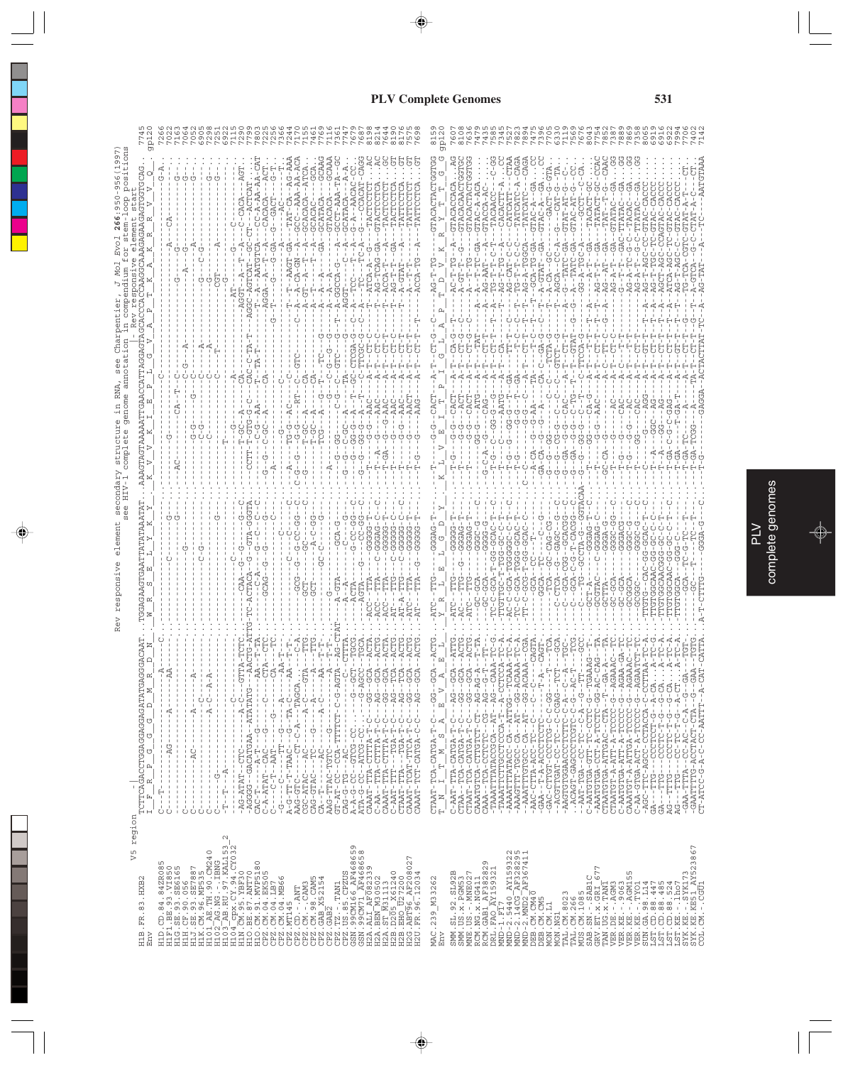Rev responsive element secondary structure in RNA, see Charpentier, J Mol Evol 266:950-956(1997)

see HIV-1 complete genome annotation in compendium for stem-loop positions

Rev responsive element start

V5 region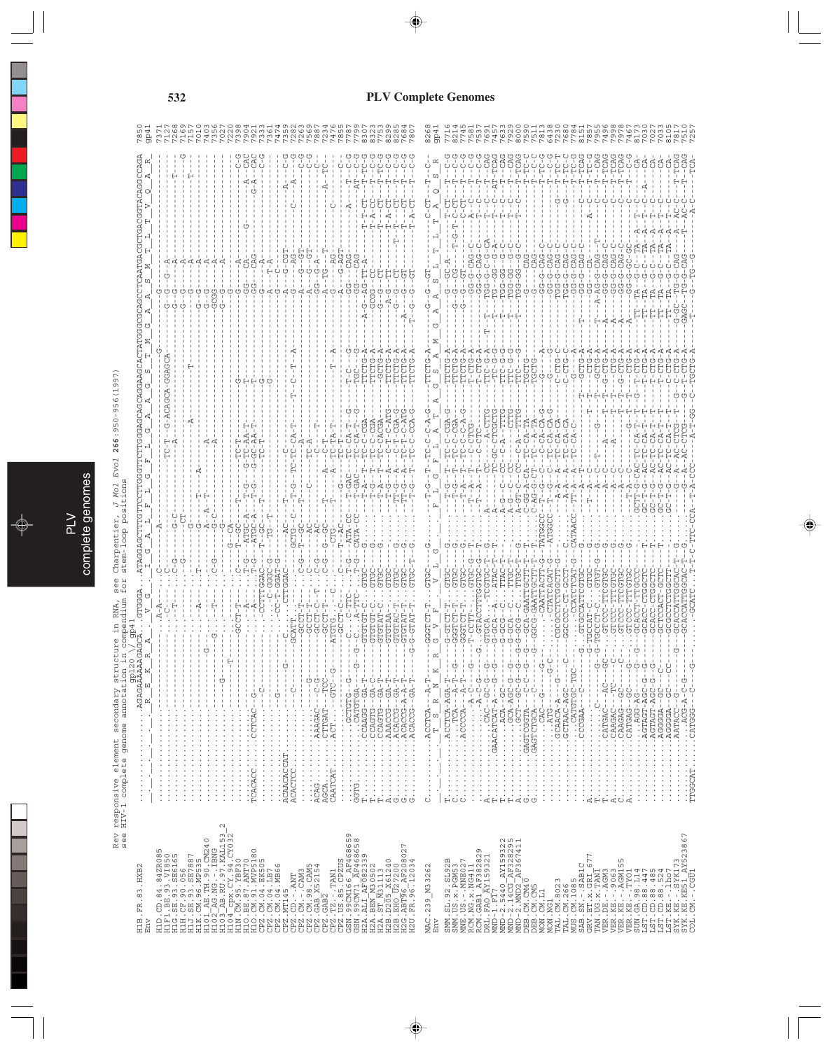Rev responsive element secondary structure in RNA, see Charpentier, J Mol Evol 266:950-956(1997)
see HIV-1 complete genome annotation in compendium for stem-loop positions

```
H1B.FR.83.HXB2
Env
H1D.CD.84.84ZR085
H1F1.BE.93.VI850
H1G.SE.93.SE6165
H1H.CF.90.056
H1J.SE.93.SE7887
H1K.CM.96.MP535
H101_AE.TH.90.CM240
H102_AG.NG.-.IBNG
H103_AB.RU.97.KAL153_2
H104_cpx.CY.94.CY032
H1N.CM.95.YBF30
H1O.BE.87.ANT70
H1O.CM.91.MVP5180
CPZ.CM.04.EK505
CPZ.CM.04.LB7
CPZ.CM.04.MB66
CPZ.MT145
CPZ.CD.-.ANT
CPZ.CM.-.CAM3
CPZ.CM.98.CAM5
CPZ.GAB_X52154
CPZ.GAB2
CPZ.TZ.-.TAN1
CPZ.US.85.CPZUS
GSN.99CM166_AF468659
GSN.99CM71_AF468658
H2A.ALI_AF082339
H2A.BEN_M30502
H2A.ST_M31113
H2B.D205_X61240
H2B.EHO_U27200
H2G.ABT96_AF208027
H2U.FR.96.12034

MAC.239_M33262
Env

SMM.SL.92.SL92B
SMM.US.x.PGM53
MNE.US.-.MNE027
RCM.NG.x.NG411
RCM.GAB1_AF382829
DRL.FAO_AY159321
MND-1.F17
MND-2.5440_AY159322
MND-2.14CG_AF328295
MND-2.MND2_AF367411
DEB.CM.CM40
DEB.CM.CM5
MON.CM.L1
MON.NG1
TAL.CM.8023
TAL.CM.266
MUS.CM.1085
SAB.SN.-.SAB1C
GRV.ET.x.GRI_677
TAN.UG.x.TAN1
VER.DE.-.AGM3
VER.KE.-.9063
VER.KE.-.AGM155
VER.KE.-.TYO1
SUN.GA.98.L14
LST.CD.88.447
LST.CD.88.485
LST.CD.88.524
LST.KE.-.lho7
SYK.KE.-.SYK173
SYK.KE.KE51_AY523867
COL.CM.-.CGU1
```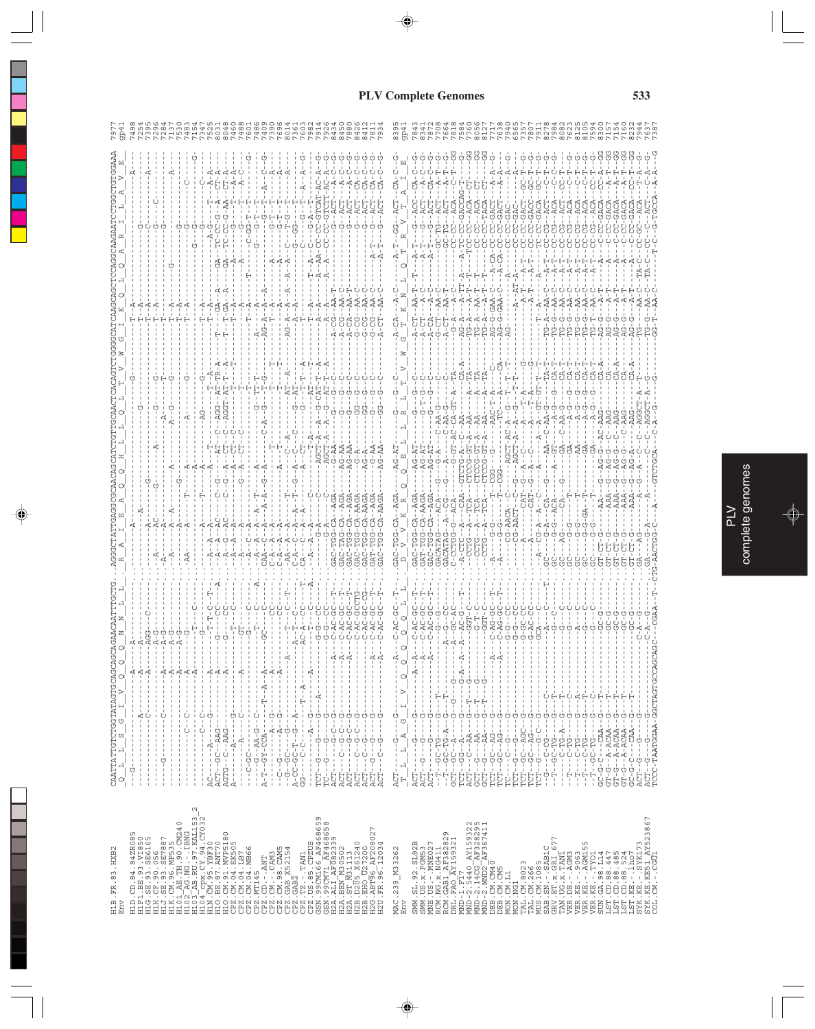# PLV Complete Genomes

```
H1B.FR.83.HXB2          CAATTATTGTCTGGTATAGTGCAGCAGCAGAACAATTTGCTGAGGGCTATTGAGGCGCAACAGCATCTGTTGCAACTCACAGTCTGGGGCATCAAGCAGCTCCAGGCAAGAATCCTGGCTGTGGAAA   7977
Env                      Q  L  L  S  G  I  V  Q  Q  Q  N  N  L  L  R  A  I  E  A  Q  Q  H  L  L  Q  L  T  V  W  G  I  K  Q  L  Q  A  R  I  L  A  V  E    gp41

H1D.CD.84.84ZR085                                                                                                                                  7498
H1F1.BE.93.VI850                                                                                                                                   7254
H1G.SE.93.SE6165                                                                                                                                   7395
H1H.CF.90.056                                                                                                                                      7296
H1J.SE.93.SE7887                                                                                                                                   7284
H1K.CM.96.MP535                                                                                                                                    7137
H101_AE.TH.90.CM240                                                                                                                                7530
H102_AG.NG.-.IBNG                                                                                                                                  7483
H103_AB.RU.97.KAL153_2                                                                                                                             7154
H104_cpx.CY.94.CY032                                                                                                                               7347
H1N.CM.95.YBF30                                                                                                                                    7527
H1O.BE.87.ANT70                                                                                                                                    8031
H1O.CM.91.MVP5180                                                                                                                                  8048
CPZ.CM.04.EK505                                                                                                                                    7460
CPZ.CM.04.LB7                                                                                                                                      7488
CPZ.CM.04.MB66                                                                                                                                     7601
CPZ.MT145                                                                                                                                          7486
CPZ.CD.-.ANT                                                                                                                                       7409
CPZ.CM.-.CAM3                                                                                                                                      7390
CPZ.CM.98.CAM5                                                                                                                                     7696
CPZ.GAB.X52154                                                                                                                                     7014
CPZ.GAB2                                                                                                                                           7361
CPZ.TZ.-.TAN1                                                                                                                                      7603
CPZ.US.85.CPZUS                                                                                                                                    7982
GSN.99CM166.AF468659                                                                                                                               7914
GSN.99CM71.AF468658                                                                                                                                7926
H2A.ALI.AF082339                                                                                                                                   8434
H2A.BEN.M30502                                                                                                                                     8450
H2A.ST.M31113                                                                                                                                      7880
H2B.D205.X61240                                                                                                                                    8426
H2B.EHO.U27200                                                                                                                                     8410
H2G.ABT96.AF208027                                                                                                                                 7811
H2U.FR.96.12034                                                                                                                                    7934

MAC.239_M33262                                                                                                                                     8395
Env                      T  L  L  A  G  I  V  Q  Q  Q  Q  Q  L  L  D  V  V  K  R  Q  Q  E  L  L  R  L  T  V  W  G  T  K  N  L  Q  T  R  V  T  A  I  E    gp41

SMM.SL.92.SL92B                                                                                                                                    7843
SMM.US.x.PGM53                                                                                                                                     7891
MNE.US.-.MNE027                                                                                                                                    7872
RCM.NG.x.NG411                                                                                                                                     7708
RCM.GAB1_AF382829                                                                                                                                  7664
DRL.FAO_AF159321                                                                                                                                   7818
MND-2.5440_AY159322                                                                                                                                7984
MND-2.14CG_AF328295                                                                                                                                7784
MND-2.MND2_AF367411                                                                                                                                8056
DEB.CM.CM40                                                                                                                                        8127
DEB.CM.CM5                                                                                                                                         7717
MON.CM.L1                                                                                                                                          7638
MON.NG1                                                                                                                                            7940
TAL.CM.8023                                                                                                                                        6565
TAL.CM.266                                                                                                                                         7357
MUS.CM.1085                                                                                                                                        7807
SAB.SN.-.SAB1C                                                                                                                                     7911
GRV.ET.x.GRI_677                                                                                                                                   8278
TAN.UG.x.TAN1                                                                                                                                      7984
VER.DE.-.AGM3                                                                                                                                      8082
VER.KE.-.9063                                                                                                                                      7623
VER.KE.-.AGM155                                                                                                                                    8125
VER.KE.-.TYO1                                                                                                                                      8105
SUN.GA.98.L14                                                                                                                                      7594
LST.CD.88.447                                                                                                                                      8300
LST.CD.88.485                                                                                                                                      7157
LST.CD.88.524                                                                                                                                      7154
LST.KE.-.lho7                                                                                                                                      7160
SYK.KE.-.SYK173                                                                                                                                    8232
SYK.KE.KE51_AY523867                                                                                                                               7944
COL.CM.-.CGU1            TCCC-TAATGGAA-GGCTAGTGCCAGCAGC--CGAA-T-CTG-AACTGG-C--A---GTCTGCA---C-A-G---------GG-T--AA-C------T-C--G-TGCCA--A-A--G            7637
                                                                                                                                                   7387
```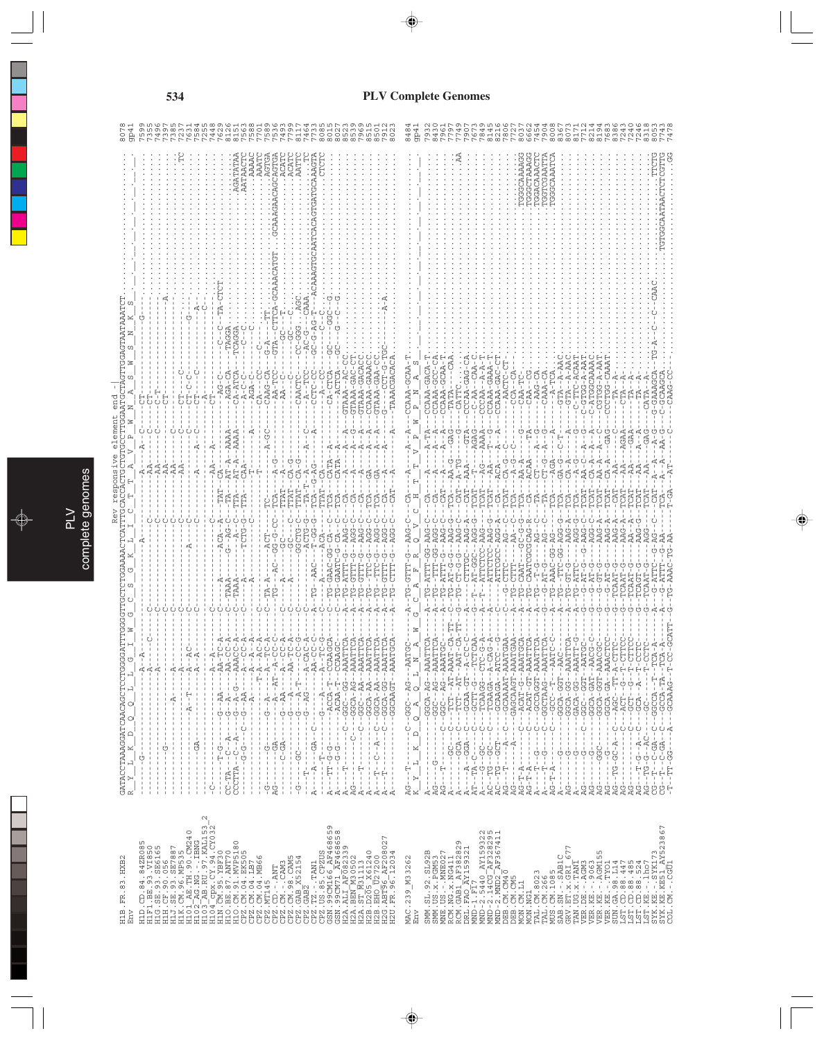PLV Complete Genomes

```
                          Rev responsive element end
                  GATACCTAAAGGATCAACAGCTCCTGGGGATTTGGGGTTGCTCTGGAAAACTCATTTGCACCACTGCTGTGCCTTGGAATGCTAGTTGGAGTAATAAATCT........... 8078
                  R  Y  L  K  D  Q  Q  L  L  G  I  W  G  C  S  G  K  L  I  C  T  T  A  V  P  W  N  A  S  W  S  N  K  S          gp41
H1B.FR.83.HXB2
Env
```

MAC.239_M33262 / Env section and sequence alignment rows for H1D.CD.84.84ZR085 through COL.CM.-.CGU1 with positions (e.g., 7599, 7355, 7496, 7397, 7385, 7237, 7631, 7584, 7255, 7448, 7629, 8126, 8151, 7563, 7582, 7701, 7589, 7536, 7493, 7791, 8117, 7464, 7733, 8085, 8010, 8027, 8523, 7969, 8539, 8515, 8501, 7912, 8023; 8484, gp41, 7932, 8430, 7961, 7797, 7749, 7907, 7673, 7849, 8145, 8216, 7806, 7727, 8037, 6662, 7454, 7904, 8008, 8367, 8073, 8171, 7712, 8214, 8194, 7683, 8386, 7243, 7240, 7246, 8318, 8053, 7743, 7478).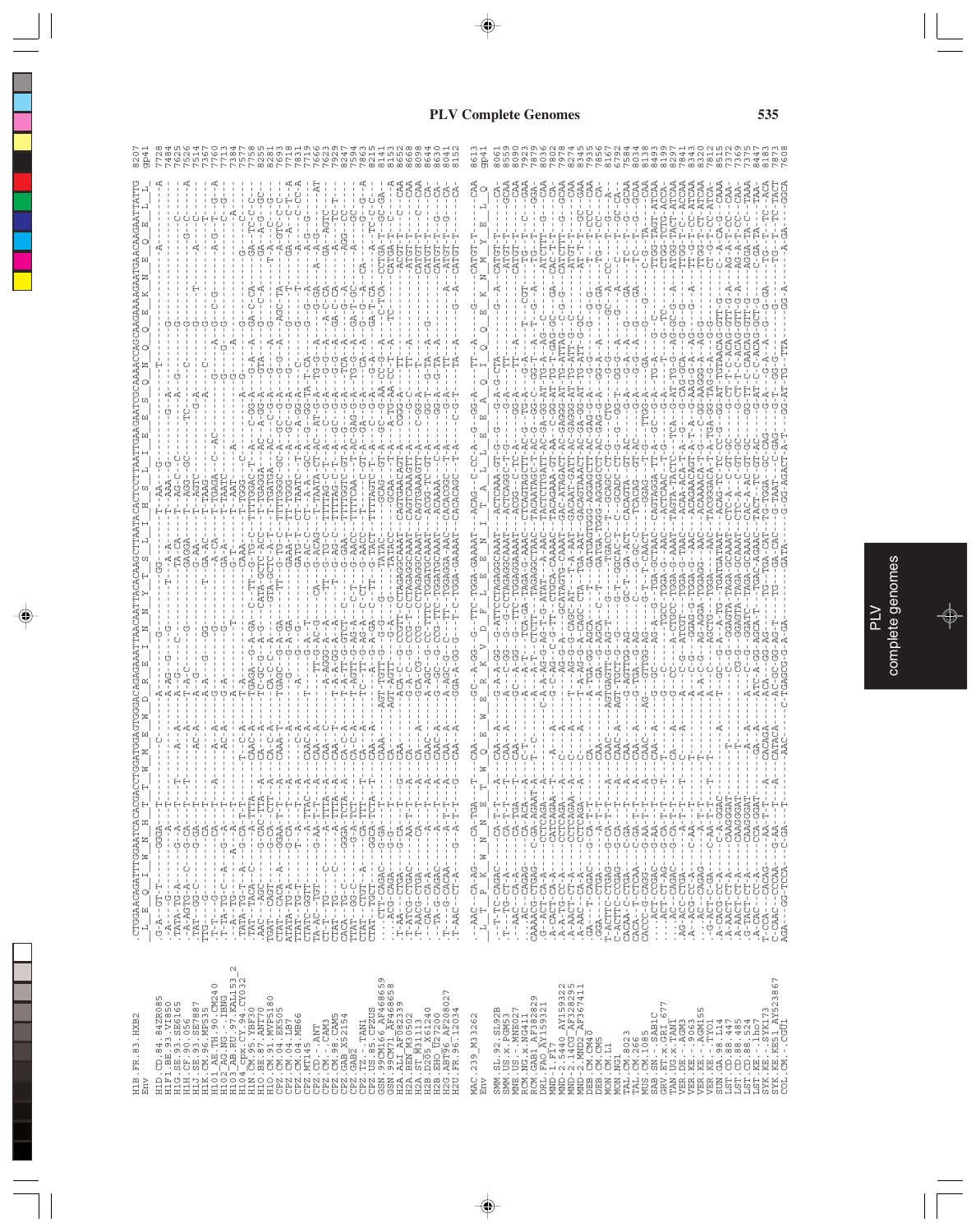# PLV Complete Genomes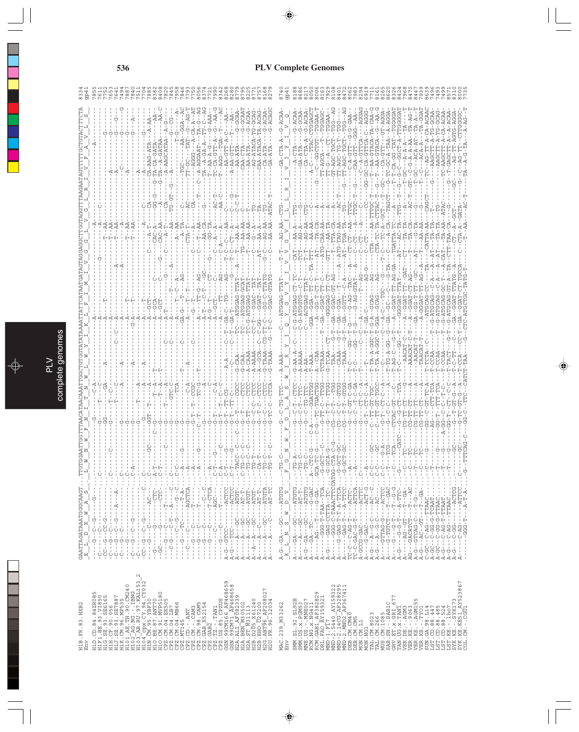# PLV Complete Genomes

```
                     GAATTAGATAAATGGGCAAGT..TTGTGGAATTGGTTTAACATAACAAATTGGCTGTGGTATATAAAATTATTCATAATGATAGTAGGAGGCTTGGTAGGTTTAAGAATAGTTTTTGCTGTACTTTCTA 8334
Env                  E  L  D  K  W  A  S    L  W  N  W  F  N  I  T  N  W  L  W  Y  I  K  L  F  I  M  I  V  G  G  L  V  G  L  R  I  V  F  A  V  L  S gp41
```

```
MAC.239_M33262       A-G--GA----GC---ATGTG....TG-C-------G--C-TG-TTC---A-AAA---C---ATGGAG-TTAT---T-T--AG-AA--CTG-------GA-CTA-A--G-ACAA- 8740
Env                  K  L  N  S  W  D  V    F  G  N  W  F  D  L  A  S  W  I  K  Y  I  Q  Y  G  V  Y  I  V  V  G  V  I  L  L  R  I  V  I  Y  V  Q gp41
```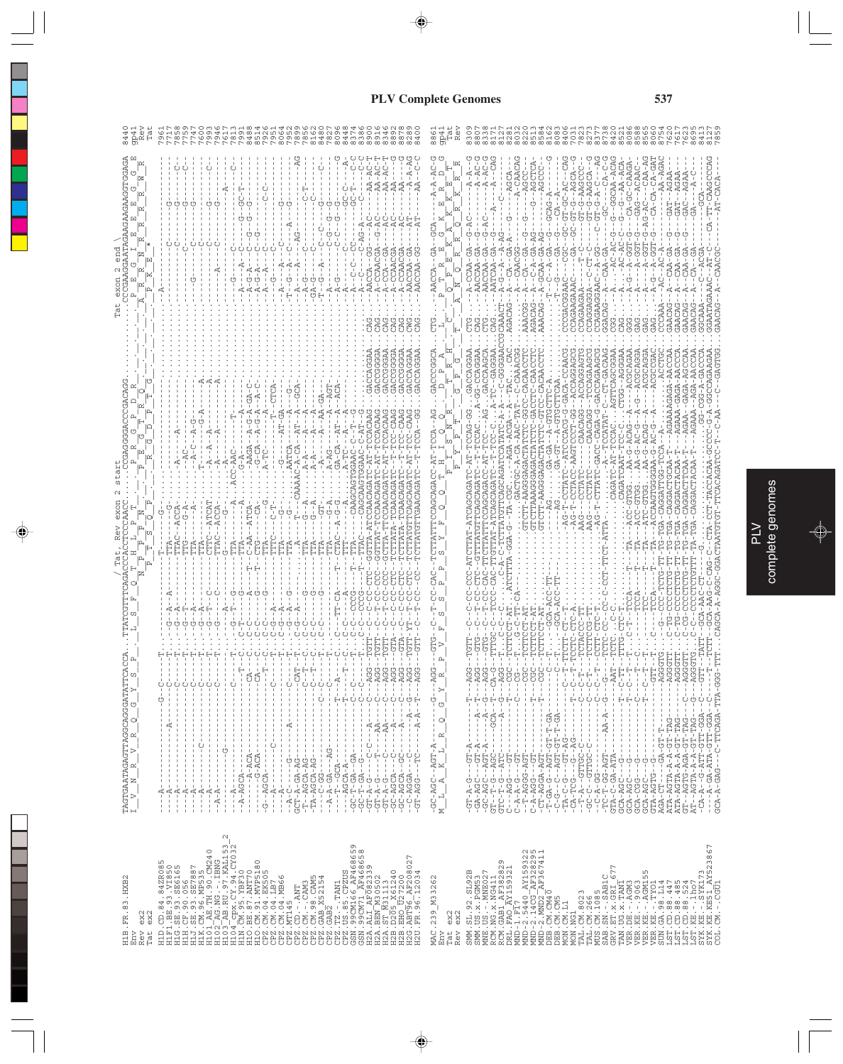# PLV Complete Genomes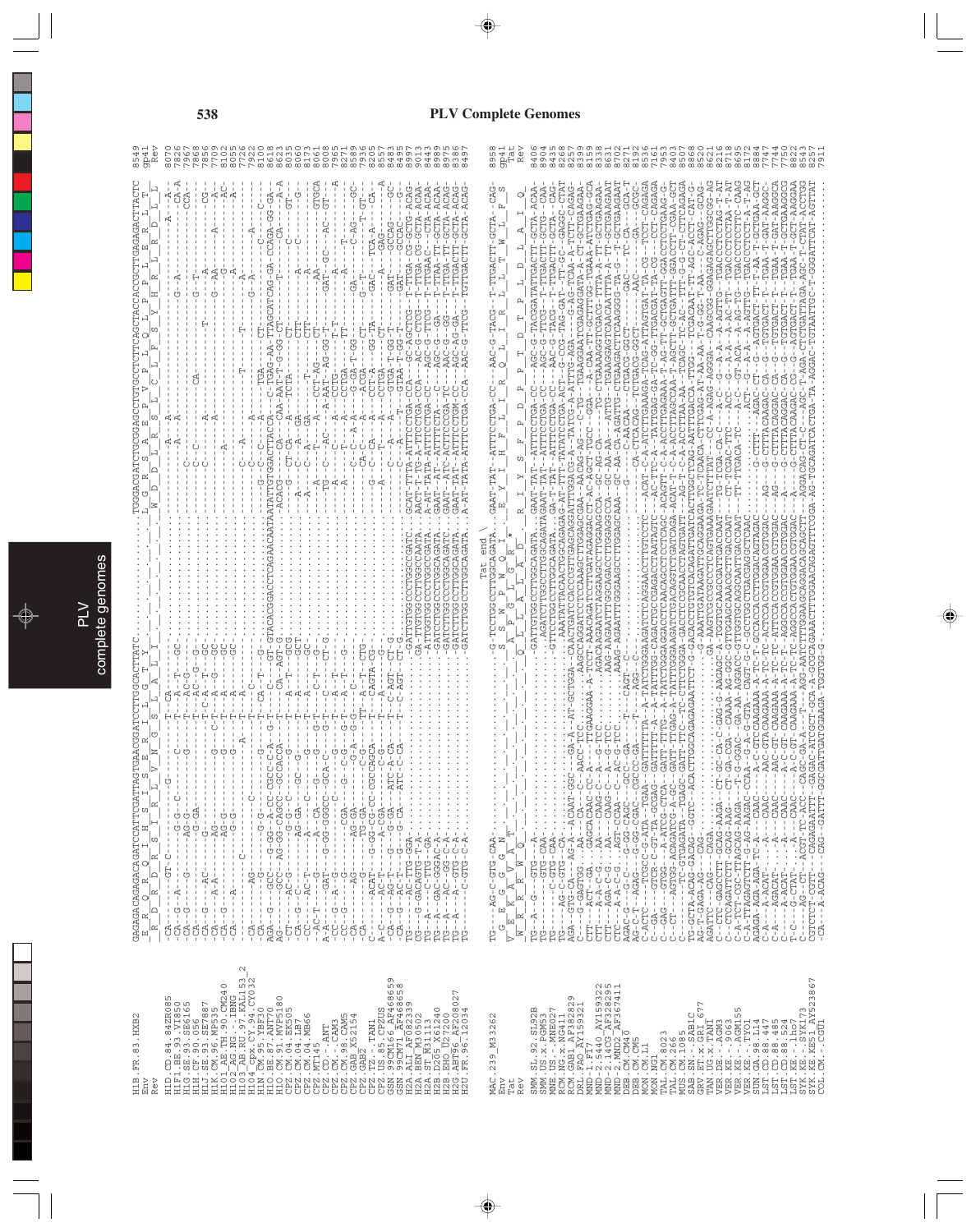```
H1B.FR.83.HXB2          GAGACAGAGACAGATCCATTCGATTAGTGAACGGATCCTTGGCACTTATC.....................TGGGACGATCTGCGGAGCCTGTGCCTCTTCAGCTACCACCGCTTGAGAGACTTACTC  8549
Env                      E  R  Q  R  D  R  S  I  R  L  V  N  G  S  L  A  L  I                       W  D  D  L  R  S  L  C  L  F  S  Y  H  R  L  R  D  L  L     gp41
Rev                       R  D  R  S  I  R  L  V  N  G  S  L  A  L  I                                                                                              Rev

MAC.239_M33262          TG---AG-C-GTG-CAA-.................G-TCCTGGCCTTGGCAGATA...GAAT-TAT--ATTTCCTGA-CC---AAC-G-TACG--T-TTGACTT-GCTA-CAG  8958
```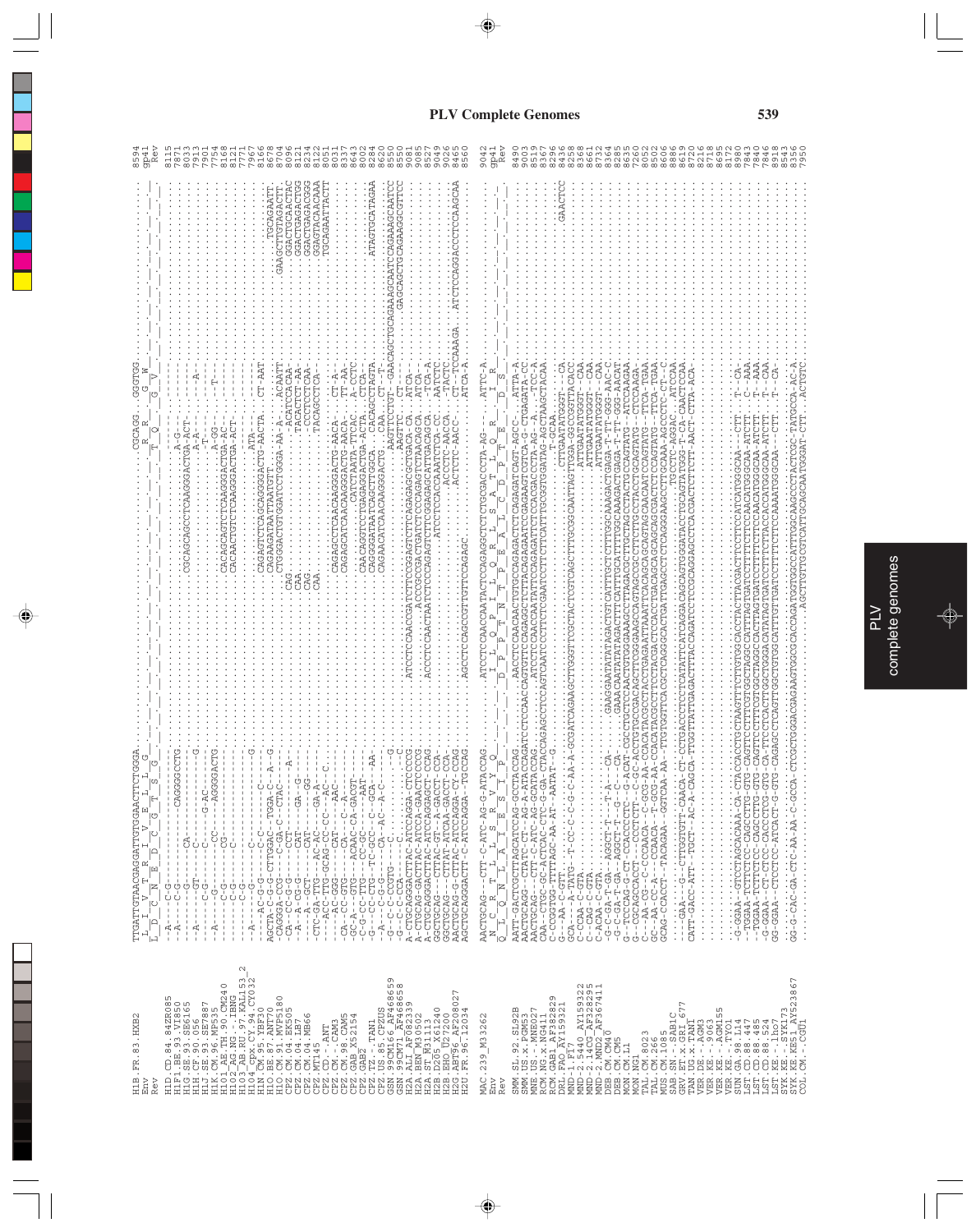# PLV Complete Genomes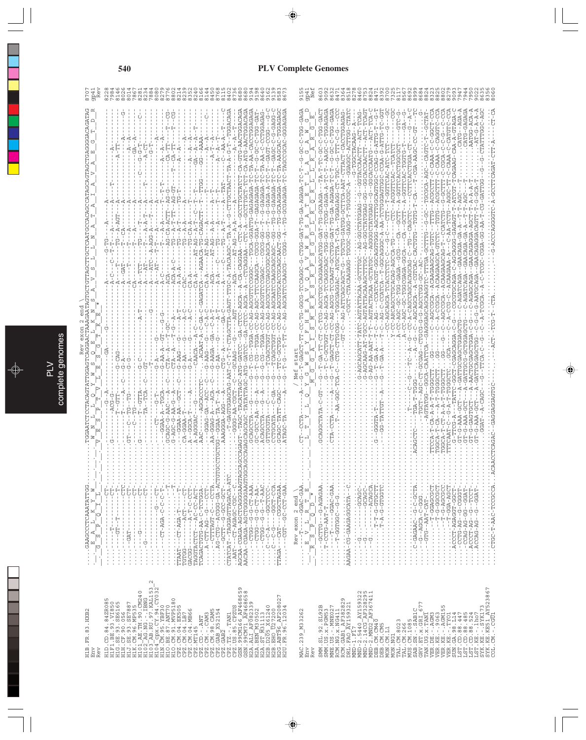# PLV Complete Genomes

```
                                   Rev exon 2 end \
H1B.FR.83.HXB2          ....GAAGCCCTCAAATATTGG.........TGGAATCTCCTACAGTATTGGAGTCAGGAACTAAAGAATAGTGCTGTTAGCTTGCTCAATGCCACAGCCATAGCAGTAGCTGAGGGGACAGATAG 8707
gp41                     _E__A__L__K__Y__W_ _'_ _'_ _W__N__L__L__Q__Y__W__S__Q__E__L__K__N__S__A__V__S__L__L__N__A__T__A__I__A__V__A__E__G__T__D__R_ gp41
Rev                      _G__S__P__Q__I__L__ _'_ _'_ _V__E__S__P__T__V__L__E__S__G__T__K__E__*                                                                  Rev

                         Rev exon 2 end \
MAC.239_M33262           .....T.......GGAC-GAA.............CT--CCTA.-----A---G--T-GAGCT-TT-CC-TG-GGCG-TCCAGGC-G-CTGG-GAT-TG-GA-AGAGA-TC-T--G-GC-C-TGG-GAGA 9155
Env                      _E__V__L__R__T__E_                _L__T__Y__L__Q__Y__G__W__S__Y__F__H__E__A__V__Q__A__V__W__R__S__A__T__E__T__L__A__G__A__W__G__D_ gp41
Rev                      _R__S__P__Q__D__*                  / Nef start                                                                                       Nef
                                                           _M__G__G__A__I__S__M__R__R__S__R__P__S__G__D__L__R__Q__R__L__L__R__A__R__G__E_
```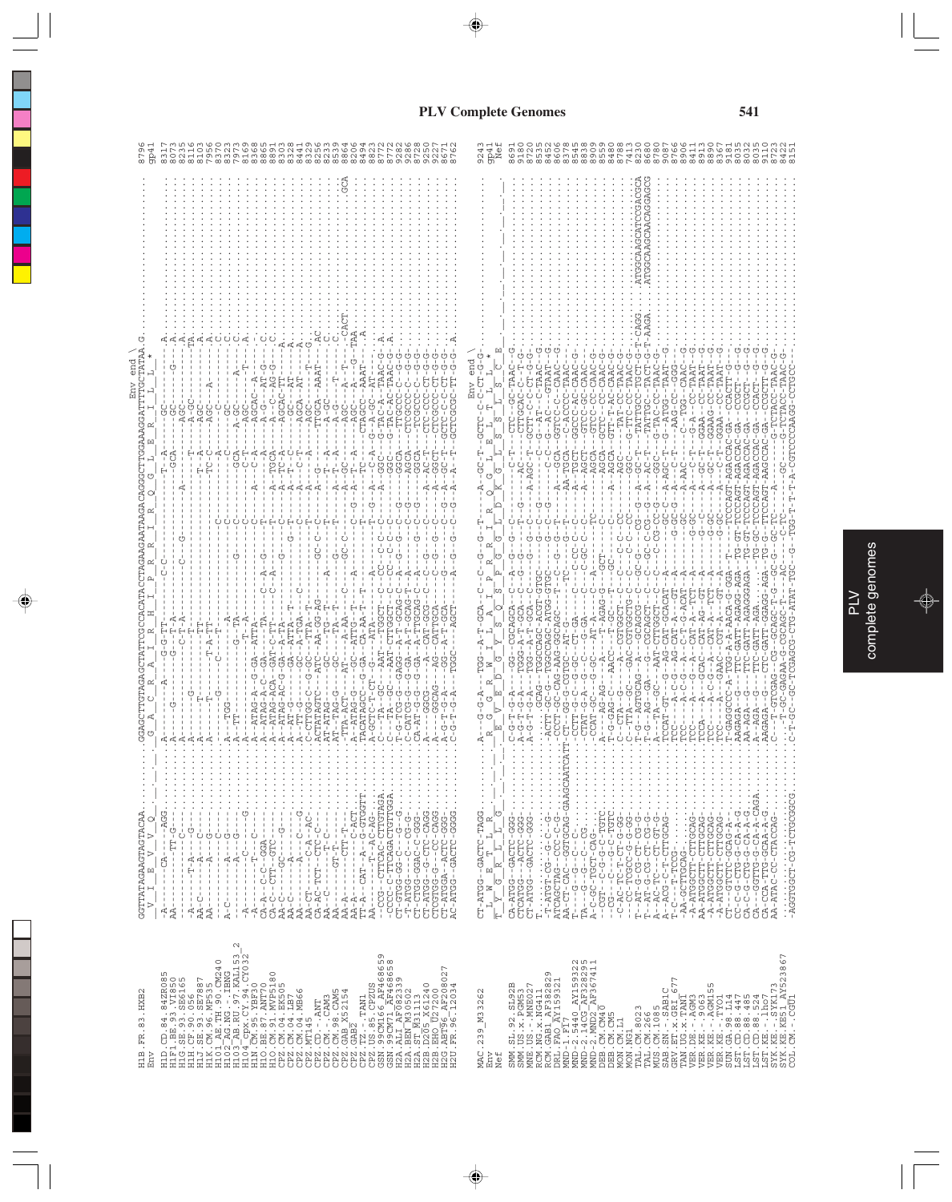# PLV Complete Genomes

```
                              Env end \
H1B.FR.83.HXB2               GGTTATAGAAGTAGTACAA.......GGAGCTTGTAGAGCTATTCGCCACATACCTAGAAGAATAAGACAGGGCTTGGAAAGGATTTTGCTATAA.G         8796
Env                           V  I  E  V  V  Q          G  A  C  R  A  I  R  H  I  P  R  R  I  R  Q  G  L  E  R  I  L  L  *           gp41
```

```
MAC.239_M33262               CT-ATGG--GACTC-TAGG.........A--G-G-A--TGG--A-T-GCA--C--C--G--G--T---A--GC-T--GCTC-C-C-CT-G-G-            9243
Env                           L  W  E  T  L  R            R  G  G  R  W  I  L  A  I  P  R  R  I  R  Q  G  L  E  L  T  L  L  *          gp41
Nef                          T  Y  G  R  L  L  G          E  V  E  D  G  Y  S  Q  S  P  G  G  L  D  K  G  L  S  S  L  S  C  E         Nef
```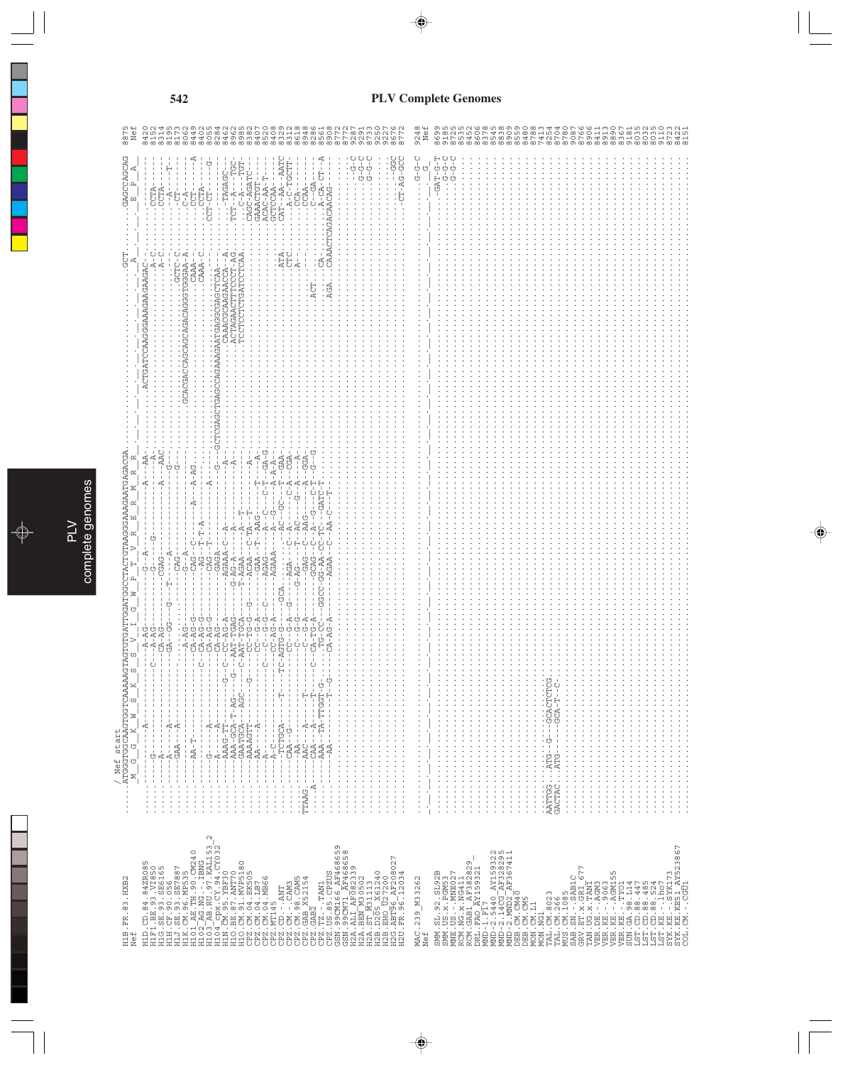# PLV Complete Genomes

```
                      / Nef start
                      ATGGGTGGCAAGTGGTCAAAAAGTAGTGTGATTGGATGGCCTACTGTAAGGGAAAGAATGAGACGA..........................................GCT.......GAGCCAGCAG  8875
                      _M__G__G__K__W__S__K__S__S__V__I__G__W__P__T__V__R__E__R__M__R__R__....................................._A_.......__E__P__A_   Nef

H1B.FR.83.HXB2
H1D.CD.84.84ZR085                                                                                                                                   8420
H1F1.BE.93.VI850                                                                                                                                    8152
H1G.SE.93.SE6165                                                                                                                                    8314
H1H.CF.90.056                                                                                                                                       8195
H1J.SE.93.SE7887                                                                                                                                    8173
H1K.CM.96.MP535                                                                                                                                     8062
H101_AE.TH.90.CM240                                                                                                                                 8449
H102_AG.NG.-.IBNG                                                                                                                                   8402
H103_AB.RU.97.KAL153_2                                                                                                                              8055
H104_cpx.CY.94.CY032                                                                                                                                8284
H1N.CM.95.YBF30                                                                                                                                     8462
H1O.BE.87.ANT70                                                                                                                                     8962
H1O.CM.91.MVP5180                                                                                                                                   8985
CPZ.CM.04.EK505                                                                                                                                     8382
CPZ.CM.04.LB7                                                                                                                                       8520
CPZ.CM.04.MB66                                                                                                                                      8408
CPZ.MT145                                                                                                                                           8329
CPZ.CD.-.ANT                                                                                                                                        8312
CPZ.CM.-.CAM3                                                                                                                                       8908
CPZ.CM.98.CAM5                                                                                                                                      8948
CPZ.GAB_X52154                                                                                                                                      8286
CPZ.GAB2                                                                                                                                            8561
CPZ.TZ.-.TAN1                                                                                                                                       8772
CPZ.US.85.CPZUS                                                                                                                                     9287
GSN.99CM166_AF468659                                                                                                                                9291
GSN.99CM71_AF468658                                                                                                                                 8733
H2A.ALI_AF082339                                                                                                                                    9254
H2A.BEN_M30502                                                                                                                                      9227
H2A.ST_M31113                                                                                                                                       8676
H2B.D205_X61240                                                                                                                                     8772
H2B.EHO_U27200
H2G.ABT96_AF208027
H2U.FR.96.12034

MAC.239_M33262                                                                                                                                      9248
                                                                                                                                                    Nef
SMM.SL.92.SL92B                                                                                                                                     8699
SMM.US.x.PGM53                                                                                                                                      9185
MNE.US.-.MNE027                                                                                                                                     8725
RCM.NG.x.NG411                                                                                                                                      8535
RCM.GAB1_AF382829                                                                                                                                   8452
DRL.FAO_AY159321                                                                                                                                    8086
MND-1.F17                                                                                                                                           8378
MND-2.5440_AY159322                                                                                                                                 8545
MND-2.14CG_AF328295                                                                                                                                 8838
MND-2.MND2_AF367411                                                                                                                                 8909
DEB.CM.CM40                                                                                                                                         8859
DEB.CM.CM5                                                                                                                                          8840
MON.CM.L1                                                                                                                                           8788
MON.NG1                                                                                                                                             7413
TAL.CM.8023                                                                                                                                         8254
TAL.CM.266                                                                                                                                          8704
MUS.CM.1085                                                                                                                                         8780
SAB.SN.-.SAB1C                                                                                                                                      9087
GRV.ET.x.GRI_677                                                                                                                                    8766
TAN.UG.x.TAN1                                                                                                                                       8906
VER.DE.-.AGM3                                                                                                                                       8411
VER.KE.-.9063                                                                                                                                       8913
VER.KE.-.AGM155                                                                                                                                     8890
VER.KE.-.TYO1                                                                                                                                       8367
SUN.GA.98.L14                                                                                                                                       9181
LST.CD.88.447                                                                                                                                       8035
LST.CD.88.485                                                                                                                                       8032
LST.CD.88.524                                                                                                                                       8035
LST.KE.-.lho7                                                                                                                                       9110
SYK.KE.-.SYK173                                                                                                                                     8723
SYK.KE.KE51_AY523867                                                                                                                                8422
COL.CM.-.CGU1                                                                                                                                       8151
```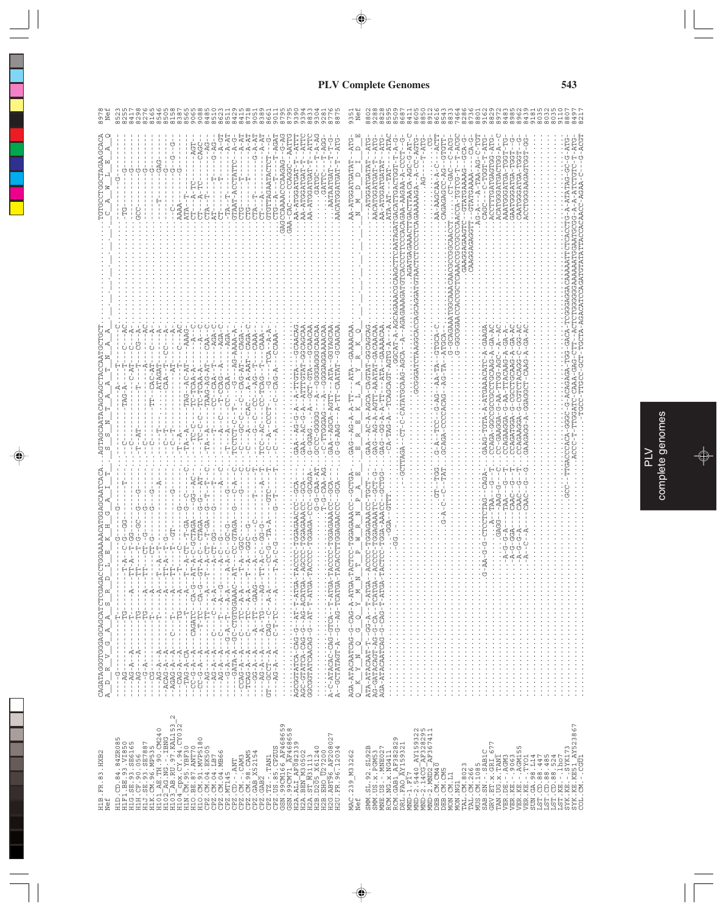# PLV Complete Genomes

```
H1B.FR.83.HXB2
Nef

H1D.CD.84.84ZR085
H1F1.BE.93.VI850
H1G.SE.93.SE6165
H1H.CF.90.056
H1J.SE.93.SE7887
H1K.CM.96.MP535
H101_AE.TH.90.CM240
H102_AG.NG.-.IBNG
H103_AB.RU.97.KAL153_2
H104_cpx.CY.94.CY032
H1N.CM.95.YBF30
H1O.BE.87.ANT70
H1O.CM.91.MVP5180
CPZ.CM.04.EK505
CPZ.CM.04.LB7
CPZ.CM.04.MB66
CPZ.MT145
CPZ.CD.-.ANT
CPZ.CM.-.CAM3
CPZ.CM.98.CAM5
CPZ.GA.-.GAB2
CPZ.TZ.-.TAN1
CPZ.US.85.CPZUS
GSN.99CM166.AF468659
GSN.99CM71.AF468658
H2A.ALI.AF082339
H2A.BEN.M30502
H2A.ST.M31113
H2B.D205.X61240
H2B.EHO.U27200
H2G.ABT96.AF208027
H2U.FR.96.12034

MAC.239.M33262
Nef

SMM.SL.92.SL92B
SMM.US.x.PGM53
MNE.US.-.MNE027
RCM.NG.x.NG411
RCM.GAB1.AF382829
DRL.FAO.AY159321
MND-1.F17
MND-2.5440.AY159322
MND-2.14CG.AF328295
MND-2.MND2.AF367411
DEB.CM.CM40
DEB.CM.CM5
MON.CM.L1
MON.NG1
TAL.CM.8023
TAL.CM.266
MUS.CM.1085
SAB.SN.-.SAB1C
GRV.ET.x.GRI_677
TAN.UG.x.TAN1
VER.DE.-.AGM3
VER.KE.-.9063
VER.KE.-.AGM155
VER.KE.-.TYO1
SUN.GA.98.L14
LST.CD.88.447
LST.CD.88.485
LST.CD.88.524
LST.KE.-.lho7
SYK.KE.-.SYK173
SYK.KE.KE51_AY523867
COL.CM.-.CGU1
```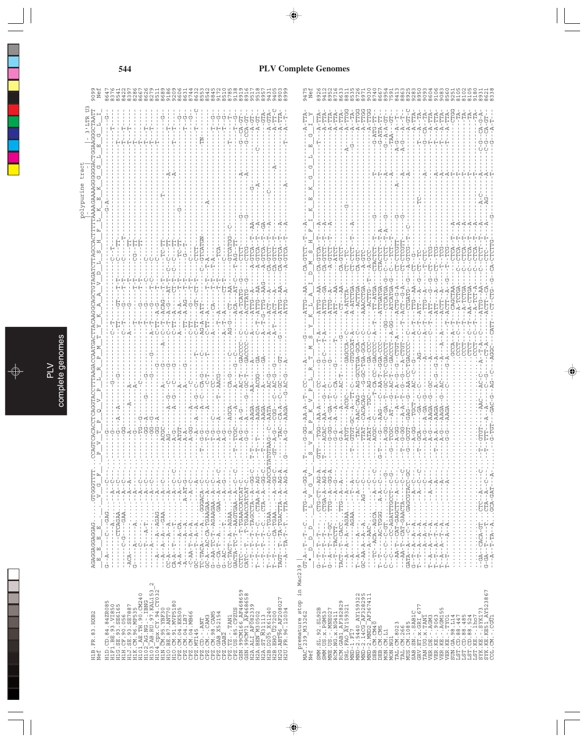**PLV Complete Genomes**

```
                                                                                                                         polypurine tract
                                                                                                                        |------------|      | 3'LTR U3
H1B.FR.83.HXB2     AGAGGAGGAGGAG.....GTGGGTTTT...CCAGTCACACCTCAGGTACCTTTAAGACCAATGACTTACAAGGCAGCTGTAGATCTTAGCCACTTTTTAAAAGAAAAGGGGGGACTGGAAGGGCTAATT   9099
Nef                 _E__E__E__E_______V__G__F_____P__V__T__P__Q__V__P__L__R__P__M__T__Y__K__A__A__V__D__L__S__H__F__L__K__E__K__G__G__L__E__G__L__I_  Nef
```

premature stop in Mac239

```
MAC239_M33262      GT.A--T--T--C...TTG--A--GG-A..T---G-GG--AA-A--T--CC-----A-----G------ATTG--AAA--CA-GTCT--T--A-------------------------A-TTA-   9475
Nef                  _D__D__D______L__V__G__V_____S__V__R__P__K__V__P__L__R__T__M__S__Y__K__L__A__I__D__M__S__H__F__I__K__E__K__G__G__L__E__G__I__Y_  Nef
```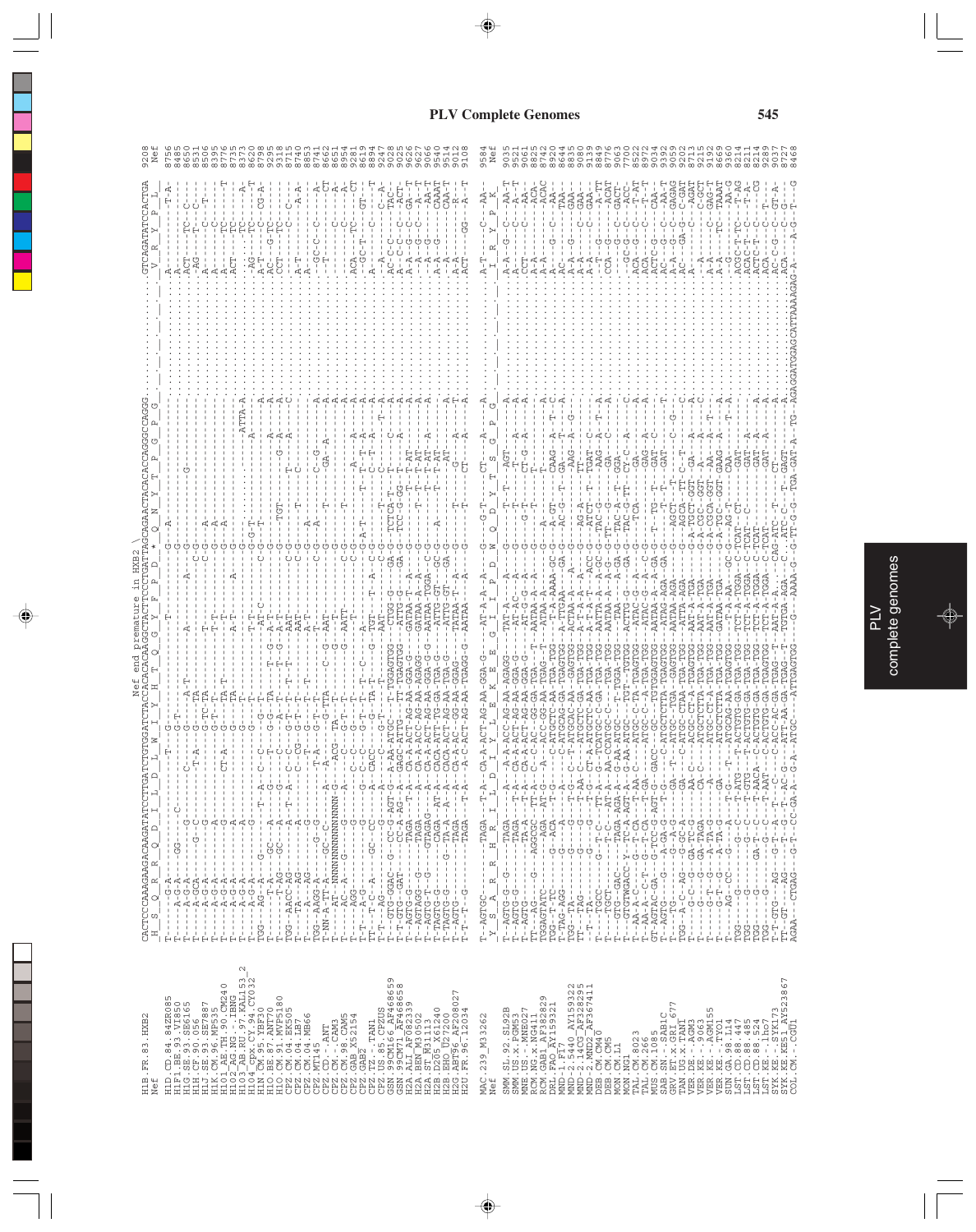## PLV Complete Genomes

```
                                                    Nef end premature in HXB2 \
H1B.FR.83.HXB2          CACTCCCAAAGAAGACAAGATATCCTTGATCTGTGGATCTACCACACACAAGGCTACTTCCCTGATTAGCAGAACTACACACCAGGGCCAGGG....................GTCAGATATCCACTGA  9208
Nef                      H  S  Q  R  R  Q  D  I  L  D  L  W  I  Y  H  T  Q  G  Y  F  P  D  *  Q  N  Y  T  P  G  P  G                      V  R  Y  P  L     Nef
```

MAC.239_M33262 / Nef ... COL.CM.-.CGU1 (sequence alignment rows, too dense to reliably transcribe)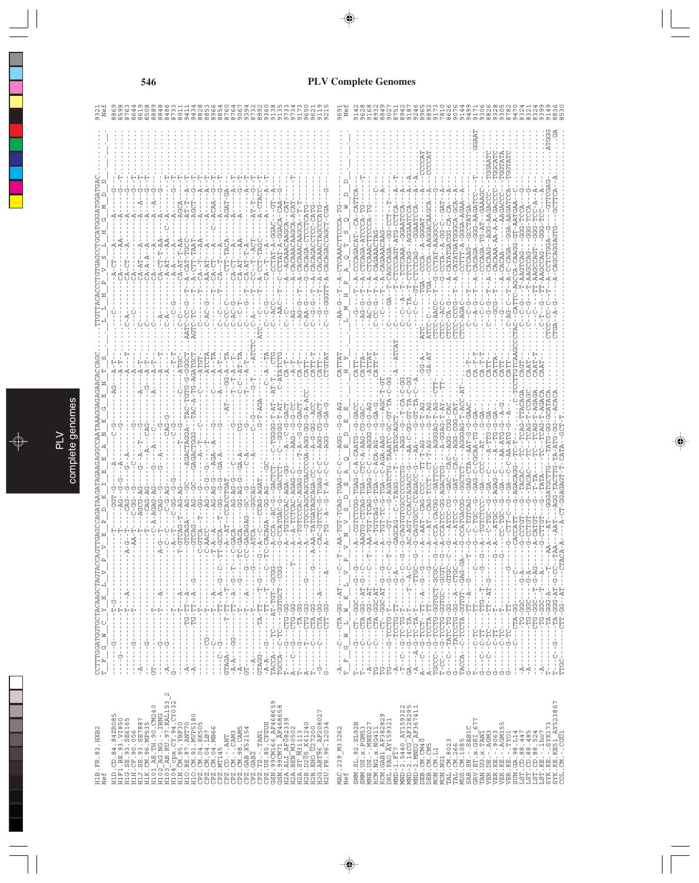# PLV Complete Genomes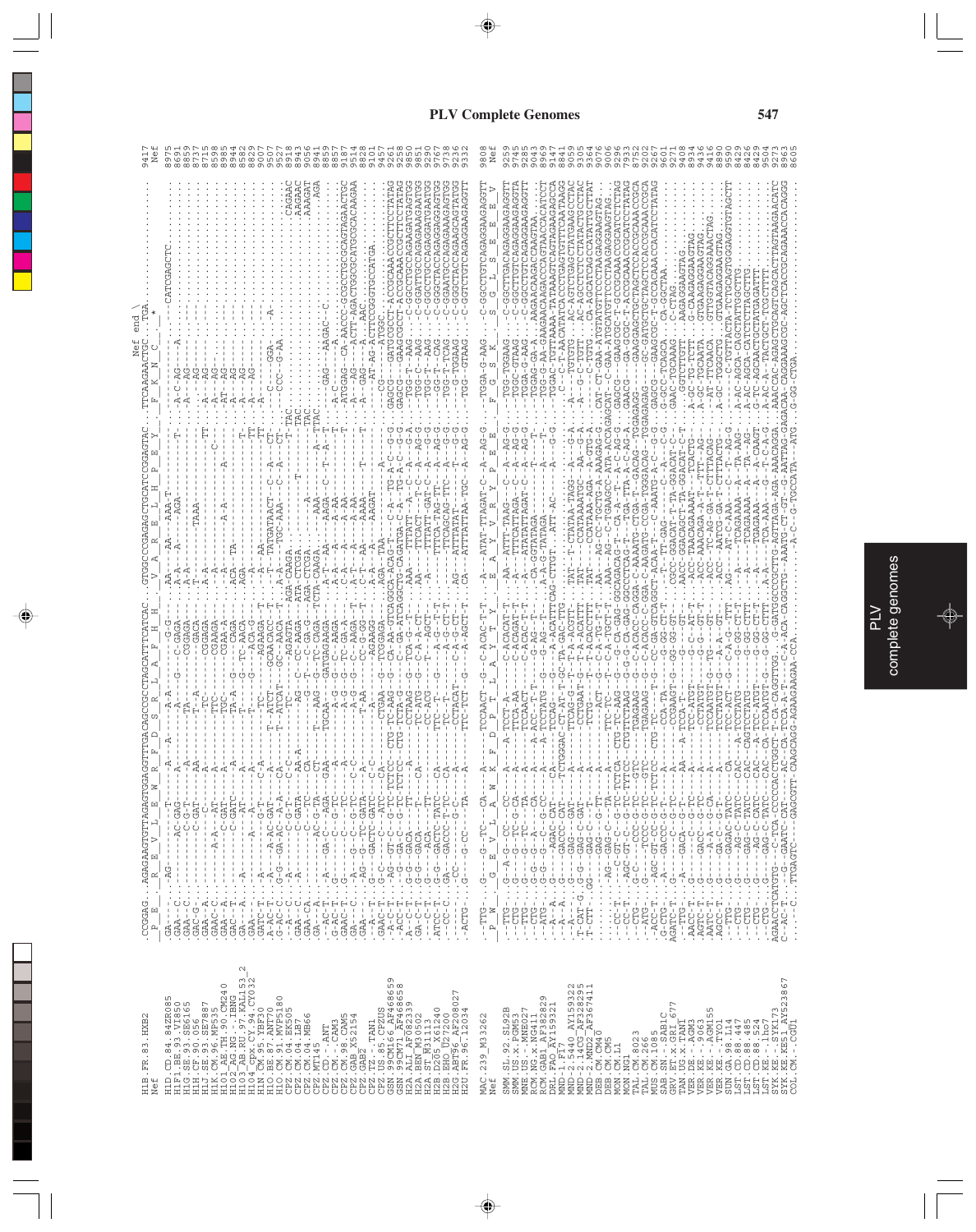# PLV Complete Genomes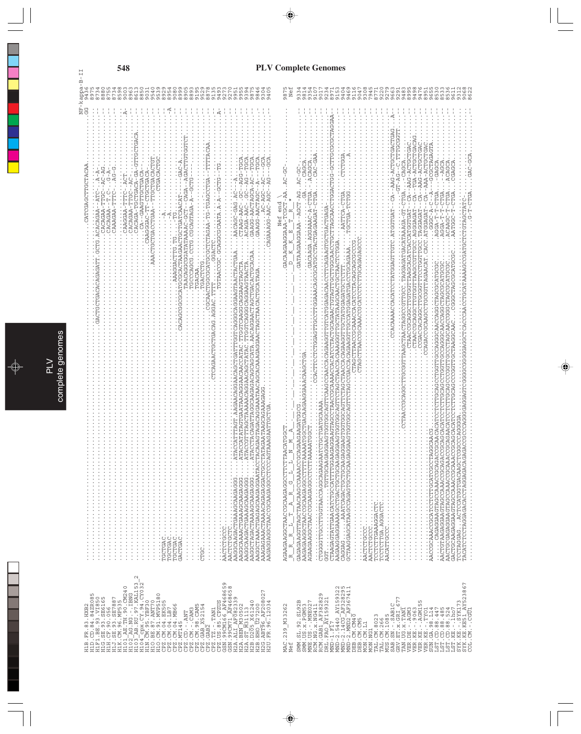# PLV Complete Genomes

```
H1B.FR.83.HXB2                                                                                    .CATCGAGCTTGCTACAA.                                NF-kappa-B-II
H1D.CD.84.84ZR085                                                                  .GACTGCTGACACAGAGATT.GCTG.ACACAGAA--ATC-..A-A-                              GG    9436
H1F1.BE.93.VI850                                                                                      .CACAGAA-TTGC--AC-AG.                                   8975
H1G.SE.93.SE6165                                                                                      .CACAGAA-T-C--AC-AG.                                    8734
H1H.CF.90.056                                                                                         .CAAAGAA-TTTC-.AG-G.                                    8734
H1J.SE.93.SE7887                                                                                                                                               8598
H1K.CM.96.MP535                                                                                       .CAAGGAA-TTTC-.ACT.                                   A- 9003
H101_AE.TH.90.CM240                                                                                   .CACAGAA-TTGC-.AC-.                                     8963
H102_AG.NG.-.IBNG                                                                    .CACAGA-TGTGACA-GA-GTTGCTGACA                                            8613
H103_AB.RU.97.KAL153_2                                                                     .CA--GAAGTTGCTGACA-                                               8850
H104_cpx.CY.94.CY032                                                                       .CAAGGAC-TT-CTGCTGACA-                                            9031
H1N.CM.95.YBF30                                                       .AAACTGCTGACCTGAA--TTGCTGACACTGT.                                      9540
H1O.BE.87.ANT70                                                                                                .CTGACACTGC.                          8939
H1O.CM.91.MVP5180        TGCTGAC                                                                                                                       8954
CPZ.CM.04.EK505          TGCTGAC                                                   .AAAGGACTTG.TG.....TG.                                          -A  9080
CPZ.CM.04.LB7            TGCTGAC                           .CACAGCGCGCATGCGCACTAAGAACTGCTGATCAACAT----GAC-A.                                         8999
CPZ.CM.04.MB66           GACTGAC                                       .TAACAGCGCATATAAAC-GCT--CAGA--AGACTTGTGGTCT.                          8905
CPZ.MT145                                                              .TGCCCAGCG.CCTG.CGCAGTAGA-A--GCTG-                                      8893
CPZ.CD.-.ANT                                                           .TGACAA.                                                                9195
CPZ.CM.-.CAM3            CTGC.                                         .TGACTCTG.                                                              9529
CPZ.CM.98.CAM5                                                     .CGCAACTGCGCATGCGCTCTAGAA-TG-TGAGCCTGA--TTTTACAA.                         8878
CPZ.GAB_X52154                                           .CTCAGAACTGCTGACGAG.AGGAC.TTTT.....GGACTC.                                     9135
CPZ.GAB2                                                                          .TGTAACCGC.GCAGCGCAATA.A-A--GCTG--TG.                    A-  9492
CPZ.TZ.-.TAN1                                                                                                                                  9273
CPZ.US.85.CPZUS          AACTCTGCCC.                                                                                                           9270
GSN.99CM166_AF468659     AACTCTGCTC.                                                                                                           9951
GSN.99CM71_AF468658      AAGGCAAGACTGAAAGCAAGAGGG.......ATACCATTTAGT.AAGAACAGGAACAGCTGATTTGGTCAGGGCAGGAAGTAACTACTGAA......AACAGC-GAG.AC--A.            9955
H2A.ALI_AF082339         AAGGCAAAACTGAAAGCAAGAGGG.......ATACCATATAGTGAATAACAGGAACAACCATAC.TTGGTCAAGGCAGGAAGTAGCTA......CTAAG-AAC.-GC--AGG-TGCA.        9964
H2A.BEN_M30502           AAGGAAAGACTGAAAGCAAGAGAGG......ATGCCGTTTAGCTAAAACAGGAACAGCTAATAC.TTGGTCAGGGCAGGAAGTAACTA......ACAGA-AAC.-GC--AG--TGCA.         9875
H2A.ST_M31113            AAGGCTAGACTAAAAGCAAGAGGG.......ATACCTACAGATTAGGCAAGAGACAGCAGCATA.AACAGGAACTAGCTGACACTGCACAA......GAAGG-AACTAGCA-AC--TGCA.       9846
H2B.D205_X61240          AAGGCTAAACTGAGAGCAAGAGGAATACCTACAGAGTAGACAGGAAATAACAGCACAAAGAGAACTAGCTAACACTGCATAGA......GAAGG-AACTAGC-A---TGCA.                 9304
H2B.EHO_U27200           AAAGAGAAACTAAAACAGAGAGGACTGCCTATAGAATAAGCAGAAAGAGG.....................................AC-AGC--AC---GCA.                9405
H2G.ABT96_AF208027       AAGAGGAGGCTAACCGCAAGAGGCCTCCCAGTAAAGAATTGCTGA.......................................CAGAAAGG-AAC-AG---GCA.
H2U.FR.96.12034

                                                                                                                        Nef end \
MAC.239_M33262           AGAAAGAAGCTAACCGCAAGAGGCCTTCTTAACATGGCT................................................GACAGAAGGAAA-TCGCT-AA.AC-GC-                      9875
Nef                       _R___R___L___T___A___R___G___L___L___N___M___A___-___-___-___-___-___-___-___-___-___-___-___-___-___-___-___-___D___K___E___T___R___*           Nef

SMM.SL.92.SL92B          GAGAGAAGGTTAGCTAACAAGCCAAAACCGCAGAAGAAGATGGCG.............................GATAAGAAGGAAA--AGCT-AG..AC-GC-                        9334
SMM.US.x.PGM53           AAGAGAAGGCTAACCGCAAGAGGCCTTTTAAAAATGGCTGACAAGAAGGAAACAAGCTGA........................GA...CAGCA.                       9814
MNE.US.-.MNE027          AGAAGAAGGCTAACCGCAAGAGGCCTCTTAAAAATGGCT.........................GACAAGA.AGGAAAC-A-CTGA..ACAGCA.                         9354
RCM.NG.x.NG411           CTGGGTTGCCTTGGTAACCAGGCAGAAGAATCTGCTGATGCAAAA.CCACTTCTCTGGAGTTGCCTTGGAAACACGCGATGCCTACTGAGAAGAT-CTGA...CAC-GAA          9107
RCM.GAB1_AF382829        GGT.......TGTTGCAAGAGGAAGTGGTGGCAGTTCAAGCCAACCACAGAAGGTTGTCATGGAGACAACCTTCAAGAGTGCTGACTGAGA.                              9017
DRL.FAO_AY159321         CTAAGATATTGAACATCTGCCATTTTGGAAGAGGAAGTAGTCTAACCGCAAAACCACATCTACTGCAGAACTGTAGTTGCTTGGCAACCTGGACTGG-GCTTGGGCGGCTAGGAA       9234
MND-1.F17                AAGAAGGAGGAAAAGCCTGACTGCTGCAAGAGGAAGTGGTGGCAGTTCTAGCTAACCACAAAGGTTGCTATAAGCAACTGCTACTCTGGA.                               8971
MND-2.5440_AY159322      CAGGAG...AAATCAGACTGCTGCAAGAGGAAGTGGTGGCAGTTCTAGCTAACCACAGAGGTTGCTATGGAGATGCTCTTT.....AATTCA-CTGA.....CTCTGGA          9153
MND-2.14CG_AF328295      GCTAAGGAGCATAAGCCAGAGTGCTGCAAGAGGAAGTGGTGGCAGTTCTAGCCGACCACAGAGGCTGCTATGGAGATGAGCAGAAA.....TGCTGA-TCTGG.........A         9404
MND-2.MND2_AF367411                   .CTAGCTTAACCGCAAACCACATCCTACAGCAGCGCCCG.                                                                   9499
DEB.CM.CM40                           .CTAGCTTAACCGCAAACCGCATCCTCTTGCAGAGAGCCC.                                                                  9116
DEB.CM.CM5               AACTCTGCCC.                                                                                                           9047
MON.CM.L1                AACTCTGCCC.                                                                                                           9308
MON.NG1                  TCCTCTGAAGGACTC.                                                                                                      7945
TAL.CM.8023              TCCTCTTGA.AGGACTC.                                                                                                    8771
TAL.CM.266               AACATTGCCC.                                                                                                           9220
MUS.CM.1085                                                                                                                                    9279
SAB.SN.-.SAB1C                                                            .CCACAAAACCACATCCTATGGAGTTGTC.ATGGTGAT--CA--AAG-ACTGCTGACTGAG.  A-     9663
GRV.ET.x.GRI_677                                   .CCTAACCGCAGGCTTGCGGTTAAGCTAACTAGGCGTTGCC.TAGGAGATGACATAAAGA-GT-AG--C.TTTGCGGTT.               9291
TAN.UG.x.TAN1                                                   .CTAACCGCAGGCTTGTGGTTAAGCACATCACCATGGTGAT--CA--AAG-ACTGCTGAC.                        9483
VER.DE.-.AGM3                                                   .CTAACCGCAGGCTTGTGGTTAAGCCGTTGCC.AGGGAGAT--CA--TGA-ACTGCTGACAG.                     8995
VER.KE.-.9063                                                   .CCGACCACAGGCTTGCGGTTTCCTGGTTGCC.TAGGAGAT--CA--AAG-ACTGCTGAC.                       9498
VER.KE.-.AGM155                                                 .CCAGACCGCAAGCCTGCGGTTAGAACAT.CACC.ATGGAGAT--CA--AAA-ACTGCTGAC.                     9476
VER.KE.-.TYO1            AACCGCAAACCGCATCCTCTTGCATCGCCTAGGCAACG.........................................GGGA-A--A-----CGCTAGAGTA.                8951
SUN.GA.98.L14            .....CAGAGGAAGTAGCCAAACCGCAGACCGCAACACATCCTCTTGCAGCCTGGTTGCCAGGGCAACCAGGCTAGCGCATGCGC.......AGGA-T-CTGA.....GAGCA.        9655
LST.CD.88.447            AACTGTAAGAGGAAGTAGCCAAACCGCAGACCGCAGACATCCTCTTGCAGCCTGGTTGCCAGGGCAACCAGGCTAGCGCATGCGC.......AGGA-T-CTGA..-AGCA.            8530
LST.CD.88.485            AACTGCGAGGAGGAAGTAGCCAAACCGCAAACCGCAGACATCCTCTTGCAGCCGGTTGCCCTAGCAACCGGGCTAGCGCATGCGC.......ACAAGC-T-CTGA..ACAGCA.        8533
LST.CD.88.524            GACTGCAAGAGGAAGTAGCCAAACCGCAAACCGCAGCACATCCTCTTGCAGCCCGGTTGCTAAGGCAAC...CGGCTAGCGCATGCGC.......AATGGC-T-CTGA..CGAGCA.     8536
LST.KE.-.lho7            TCCTAGGAG..ACTCCATGGTGACAAGCTCGGCCAGGGA.                                                                      9611
SYK.KE.x.SYK173          TACATCTCCTAGGAGACACCTAGGAGACAGAGACCCCCAGGGGAGAGTCGGGGCGGGGAGGCTCACCCAACCTGCATAAAAGCCGATGCTTCTGTAGCTATC-.                 9312
SYK.KE.KE51_AY523867     .....................................................................................G-T-CTGA..GAC-GCA.             9068
COL.CM.-.CGU1                                                                                                                                  8622
```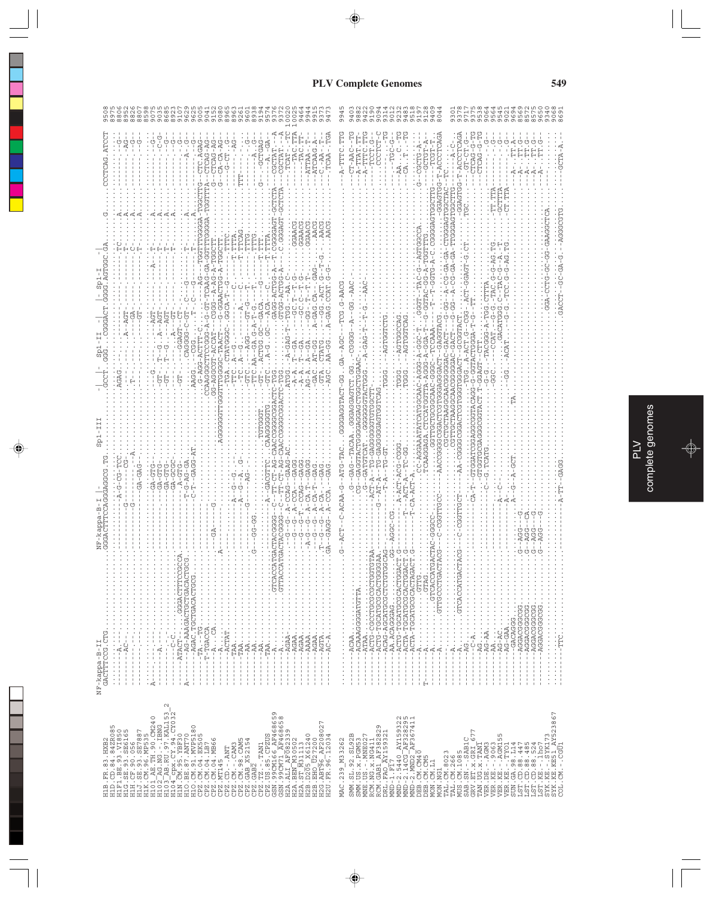NF-kappa-B-II NF-kappa-B-I Sp1-III Sp1-II Sp1-I

```
H1B.FR.83.HXB2
H1D.CD.84.84ZR085
H1F1.BE.93.VI850
H1G.SE.93.SE6165
H1H.CF.90.056
H1J.SE.93.SE7887
H1K.CM.96.MP535
H101_AE.TH.90.CM240
H102_AG.NG.-.IBNG
H103_AB.RU.97.KAL153_2
H104_cpx.CY.94.CY032
H1N.CM.95.YBF30
H1O.BE.87.ANT70
H1O.CM.91.MVP5180
CPZ.CM.05.EK505
CPZ.CM.04.LB7
CPZ.CM.04.MB66
CPZ.MT145
CPZ.CM.-.ANT
CPZ.CM.-.CAM3
CPZ.CM.98.CAM5
CPZ.GAB_X52154
CPZ.GAB2
CPZ.TZ.-.TAN1
CPZ.US.85.CPZUS
GSN.99CM166_AF468659
GSN.99CM71_AF468658
H2A.ALI_AF082339
H2A.BEN_M30502
H2A.ST_M31113
H2B.D205_X61240
H2B.EHO_U27200
H2G.ABT96_AF208027
H2U.FR.96.12034

MAC.239_M33262
SMM.SL.92.SL92B
SMM.US.x.PGM53
MNE.US.-.MNE027
RCM.NG.x.NG411
RCM.GAB1_AF382829
DRL.FAO_AY159321
MND-1.F17
MND-2.5440_AY159322
MND-2.14CG_AF328295
MND-2.MND2_AF367411
DEB.CM.CM40
DEB.CM.CM5
MON.CM.L1
MON.NG1
TAL.CM.8023
TAL.CM.266
MUS.CM.1085
SAB.SN.-.SAB1C
GRV.ET.x.GRI_677
TAN.UG.x.TAN1
VER.DE.-.AGM3
VER.KE.-.9063
VER.KE.-.AGM155
VER.KE.-.TYO1
SUN.GA.98.L14
LST.CD.88.447
LST.CD.88.485
LST.CD.88.524
LST.KE.-.lho7
SYK.KE.-.SYK173
SYK.KE.KE51_AY523867
COL.CM.-.CGU1
```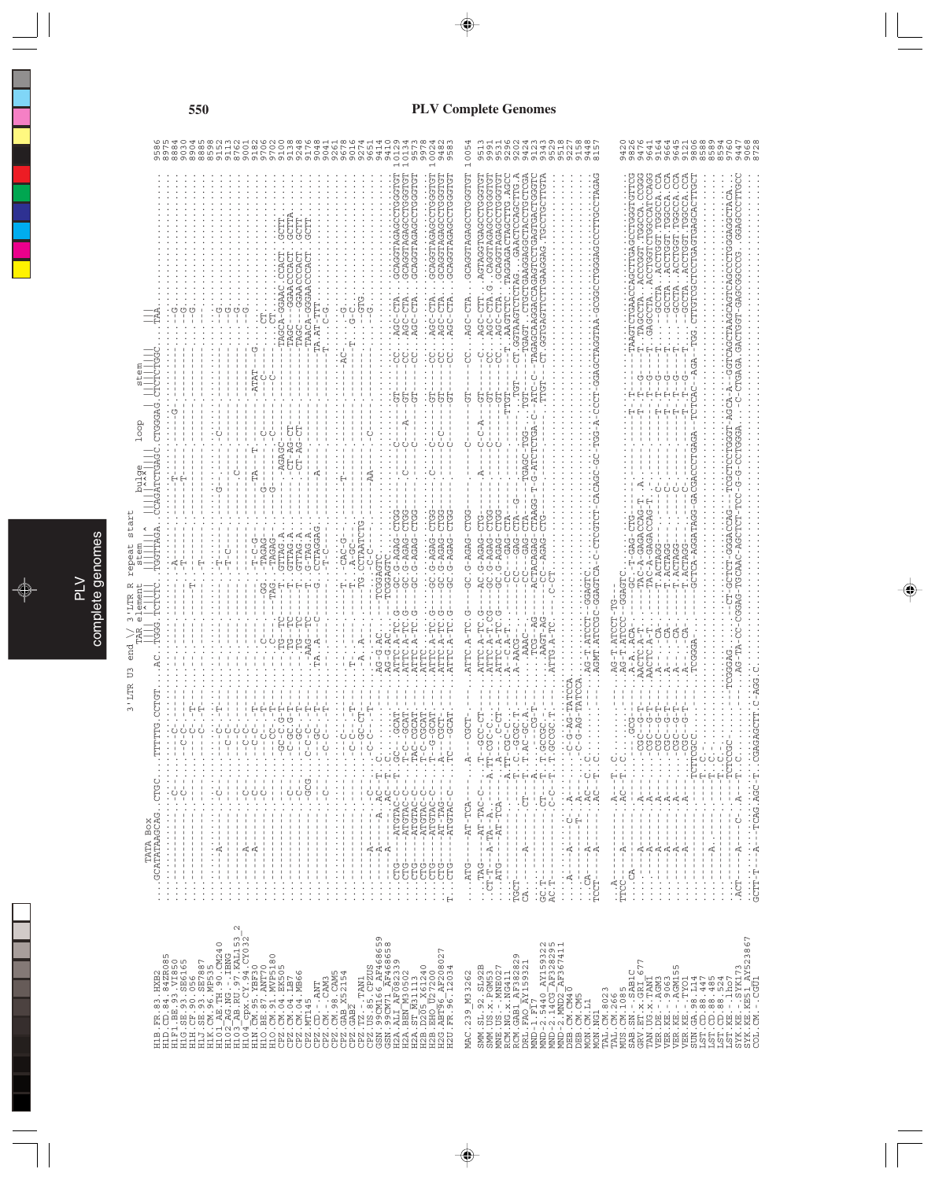```
                                   3' LTR U3 end \/ 3' LTR R repeat start
                 TATA Box              TAR element   stem     bulge      loop        stem

H1B.FR.83.HXB2                                                                                9586
H1D.CD.84.84ZR085                                                                             8885
H1F1.BE.93.VI850                                                                              8884
H1G.SE.93.SE6165                                                                              9029
H1H.CF.90.056                                                                                 9030
H1J.SE.93.SE7887                                                                              8904
H1K.CM.96.MP535                                                                               8885
H101_AE.TH.90.CM240                                                                           8598
H102_AG.NG.-.IBNG                                                                             9152
H103_AB.RU.97.KAL153_2                                                                        9113
H104_cpx.CY.94.CY032                                                                          8762
H1N.CM.95.YBF30                                                                               9001
H1O.BE.87.ANT70                                                                               9182
H1O.CM.91.MVP5180                                                                             9706
CPZ.CM.04.EK505                                                                               9702
CPZ.CM.04.LB7                                                                                 9100
CPZ.CM.04.MB66                                                                                9138
CPZ.CM.-.MT145                                                                                9248
CPZ.CD.-.ANT                                                                                  9048
CPZ.CM.-.CAM3                                                                                 9041
CPZ.CM.98.CAM5                                                                                9261
CPZ.GAB.X52154                                                                                9678
CPZ.GA.-.GAB2                                                                                 9016
CPZ.TZ.-.TAN1                                                                                 9274
CPZ.US.85.CPZUS                                                                               9651
GSN.99CM166_AF468659                                                                          9414
GSN.99CM71_AF468658                                                                           9410
H2A.ALI_AF082339                                                                              10126
H2A.BEN_M30502                                                                                10134
H2A.ST_M31113                                                                                 9573
H2B.D205_X61240                                                                               9978
H2B.EHO_U27200                                                                                10024
H2G.ABT96_AF208027                                                                            9482
H2U.FR.96.12034                                                                               9583

MAC.239_M33262                                                                                10054

SMM.SL.92.SL92B                                                                               9513
SMM.US.x.PGM53                                                                                9991
MNE.US.-.MNE027                                                                               9531
RCM.NG.x.NG411                                                                                9206
RCM.GAB1_AF382829                                                                             9206
DRL.FAO_AY159321                                                                              9424
MND-1.F17                                                                                     9123
MND-2.5440_AY159322                                                                           9343
MND-2.14CG_AF328295                                                                           9529
MND-2.MND2_AF367411                                                                           9518
DEB.CM.CM40                                                                                   9227
DEB.CM.CM5                                                                                    9158
MON.CM.L1                                                                                     9448
MON.NG1                                                                                       8157
TAL.CM.8023                                                                                   9420
TAL.CM.266                                                                                    9826
MUS.CM.1085                                                                                   9476
SAB.SN.-.SAB1C                                                                                9641
GRV.ET.x.GRI_677                                                                              9164
TAN.UG.x.TAN1                                                                                 9664
VER.DE.-.AGM3                                                                                 9645
VER.KE.-.9063                                                                                 9121
VER.KE.-.AGM155                                                                               9806
VER.KE.-.TYO1                                                                                 8588
SUN.GA.98.L14                                                                                 8589
LST.CD.88.447                                                                                 8594
LST.CD.88.485                                                                                 9760
LST.CD.88.524                                                                                 9419
LST.KE.-.lho7                                                                                 9068
SYK.KE.-.SYK173                                                                               8728
SYK.KE.KE51_AY523867
COL.CM.-.CGU1
```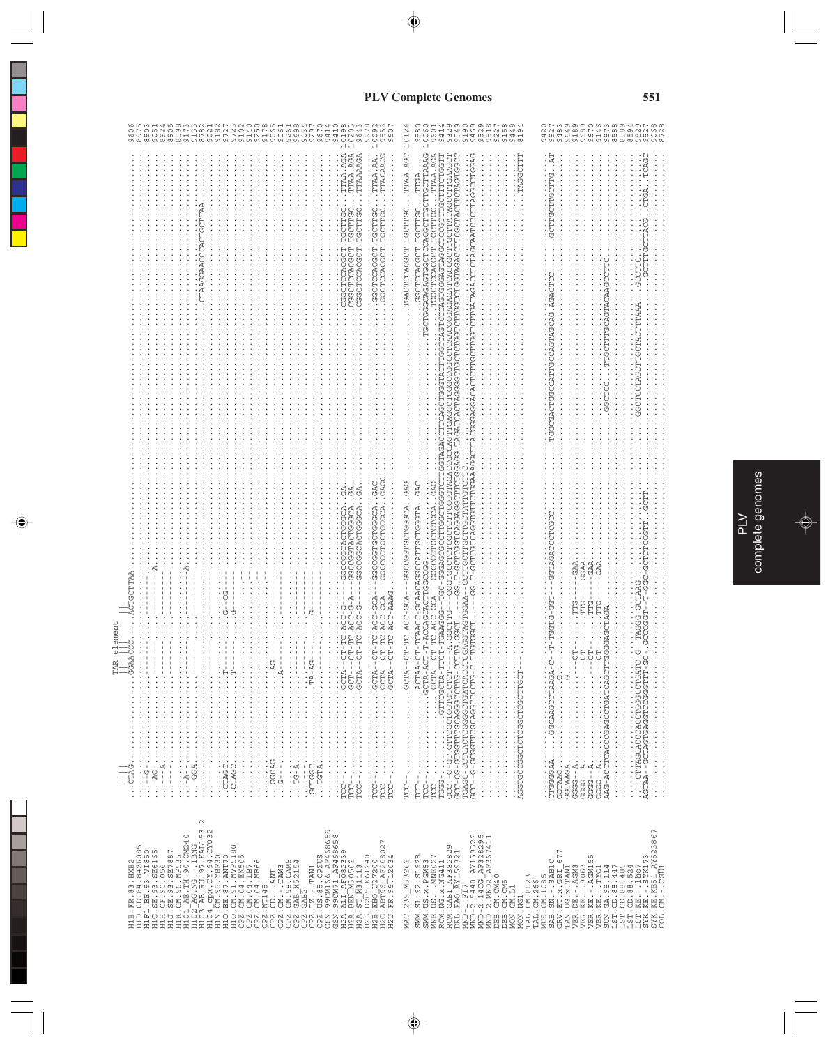# PLV Complete Genomes

```
                                      TAR element
                  ||||                 |||  |||                              |||
H1B.FR.83.HXB2    ....CTAG.............GGAACCC..........ACTGCTTAA.................................................................................... 9606
H1D.CD.84.84ZR085 ................................................................................................................................... 8975
H1F1.BE.93.VI850  ....G.............................................................................................................................. 9113
H1G.SE.93.SE6165  ....-AG-.........................-........A........................................................................................ 9051
H1H.CF.90.056     ....----A.......................................................................................................................... 8924
H1J.SE.93.SE7887  ................................................................................................................................... 8905
H1K.CM.96.MP535   ................................................................................................................................... 8598
H101_AE.TH.90.CM240 ..A-............................................................................................................................. 9173
H102_AG.NG.-.IBNG ....GGA..........................-........A........................................................................................ 9133
H103_AB.RU.97.KAL153_2 ............................................................................................................................ 8782
H104_cpx.CY.94.CY032 ........................................................CTAAGGAACCCACTGCTTAA...................................................... 9021
H1N.CM.95.YBF30   ................................................................................................................................... 9182
H1O.BE.87.ANT70   ....CTAGC.............T-........G--CG-.............................................................................................. 9727
H1O.CM.91.MVP5180 ....CTAGC.............T-........G--................................................................................................. 9723
CPZ.CM.04.EK505   ................................................................................................................................... 9102
CPZ.CM.04.LB7     ................................................................................................................................... 9140
CPZ.CM.04.MB66    ................................................................................................................................... 9250
CPZ.MT145         ................................................................................................................................... 9178
CPZ.CD.-.ANT      ....GGCAG.............-AG--........................................................................................................ 9065
CPZ.CM.-.CAM3     ....G.................A............................................................................................................ 9061
CPZ.CM.98.CAM5    ................................................................................................................................... 9261
CPZ.GAB_X52154    ....TG-A........................................................................................................................... 9698
CPZ.GAB2          ................................................................................................................................... 9034
CPZ.TZ.-.TAN1     ....GCTGGC............TA-AG--..................................................................................................... 9297
CPZ.US.85.CPZUS   ....TGTA..........................G............................................................................................... 9670
GSN.99CM166_AF468659 ............................................................................................................................... 9414
GSN.99CM71_AF468658 ................................................................................................................................ 9410
H2A.ALI_AF082339  TCC--..............GCTA--CT-TC.ACC-G---GGCCGGCACTGGGCA..GA..........................CGGCTCCACGCT.TGCTTGC....TTAA.AGA 10198
H2A.BEN_M30502    TCC--..............GCT--CT-TC.ACC-G-A--GGCCGGTACTGGGCA..GA..........................CGGCTCCACGCT.TGCTTGC....TTAA.AGA 10068
H2A.ST_M31113     TCC--..............GCTA--CT-TC.ACC-G---GGCCGGCACTGGGCA..GA..........................CGGCTCCACGCT.TGCTTGC....TTAAAAGA  9643
H2B.D205_X61240   ................................................................................................................................... 9978
H2B.EHO_U27200    TCC--..............GCTA--CT-TC.ACC-GCA--GGCCGGTGCTGGGCA..GAC.........................GGCTCCACGCT.TGCTTGC....TTAA.AA. 10092
H2G.ABT96_AF208027 TCC--.............GCTA--CT-TC.ACC-GCA--GGCCGGTGCTGGGCA..GAGC........................GGCTCCACGCT.TGCTTGC....TTACAACG  9553
H2U.FR.96.12034   TCC--..............GCTA--CT-TC.ACC-AAAG........................................................................... 9607

MAC.239_M33262    TCC--..............GCTA--CT-TC.ACC-GCA--GGCCGGTGCTGGGCA..GAG.........................TGACTCCACGCT.TGCTTGC....TTAA.AGC 10124

SMM.SL.92.SL92B   TCT--..............ACTAA-CT-TCAACC-GCAACAGGCCATTGCTGGGTA..GAC.........................GGCTCCACGCT.TGCTTGC....TTGA...... 9580
SMM.US.x.PGM53    TCC--..............GCTA-ACT-T-ACCAGCACTTGGCCG............................TGCTGGGCAGAGTGGCTCCACGCTTGCTTGCTTAAAG 10060
MNE.US.-.MNE027   TCC--..............GCTA--CT-TC.ACC-GCA--GGCCGGTGCTGTGCA..GAG.........................TGGCTCCACGCT.TGCTTGC....TTAA.AGA  9601
RCM.NG.x.NG411    TGGG-..........GTTCGCTA-TTCT-TGAAGGG--TGC-GGGAGCGCCTTGGCTGGGTCTTGGTAGACTTCAGCTGGGTACTTGGCCAGTCCCAGTGGGAGTAGGCTCGCTTGCTTTCTGGTT  9414
RCM.GAB1_AF382829 GCC--G-GT.GTTCGCGGTGTTCCCTTG---A.GGCTTG--GAG-T-GCTCGCTCCTCTTCTGGGTAGACCGCCAGTTGAGGCTGGACGGCCCTGAACGGAGAGATCACCGCTTGCTTATAGCCTTGAAGCT  9329
DRL.FAO_AY159321  GCC--CG-GTGGTTCGCAGGGCCTTG-CCTTG-GGCT----GG-T-GCTCGGTCAGGAGGCTTCTGGAGG.TAGATCACTAGGGCTGCTCTGGTCTTGTCTTGCTGTAGACTTCGCTACTTCTAGTGGC  9190
MND-1.F17         TGAGC-CCTCACTCGGGGCTGATCACCTCGAGGTAGTGGAA--CCTTGCTTGCTTGCTATTGTCTTC.................................................. 9469
MND-2.5440_AY159322 GCC-G-GCGGTTCGCAGGCCCCTG-C.TTGTGGCT..--GG.T-GCTCGTCAGTGTTCTGGAAAGGCTTACGGGAGGACACTCTTGCTTGGTCTTGATAGACCTCTAGCAATCCCTTAGGCCTGGAG  9529
MND-2.14CG_AF328295 ............................................................................................................................. 9518
MND-2.MND2_AF367411 ............................................................................................................................. 9227
DEB.CM.CM40      ................................................................................................................................... 9158
DEB.CM.CM5       ................................................................................................................................... 9448
MON.CM.L1        ................................................................................................................................... 8194
MON.NG1          AGGTGCCGGCTCTCGGCTCGCTTGCT--.............................................................TAGGCTTT

TAL.CM.8023      ................................................................................................................................... 9420
TAL.CM.266       ................................................................................................................................... 9927
MUS.CM.1085      ................................................................................................................................... 9483
SAB.SN.-.SAB1C   CTGGGGAA......GGCAAGCCTAAGA-C--T-TGGTG-GGT---GGTAGACCCTCGCC...........TGGCGACTGGCCATTGCCAGTAGCAG.AGACTCC.....GCTTGCTTGCTTG..AT  9649
GRV.ET.x.GRI_677  GGTAAG..........G................................................................................................................ 9189
TAN.UG.x.TAN1     GGTAAGA.........G................................................................................................................ 9689
VER.DE.-.AGM3     GGG-A..........--CT-.........TTG----GAA.......................................................................................... 9670
VER.KE.-.9063     GGG--A.........--CT-.........TTG----GGAA......................................................................................... 9146
VER.KE.-.AGM155   GGGG-A.........--CT-.........TTG----GAA.......................................................................................... 9873
VER.KE.-.TYO1     GGGG-A.........--CT-.........TTG----GAA.......................................................................................... 8588
SUN.GA.98.L14     AAG-ACCTCACCCGAGCCTGATCAGCTTGGGGAGCTAGA............GGCTCC..TTGCTTTGCAGTACAAGCCTTC......................................... 8589
LST.CD.88.447     ................................................................................................................................... 8594
LST.CD.88.485     ................................................................................................................................... 9829
LST.CD.88.524     ................................................................................................................................... 9527
LST.KE.-.lho7     ......CTTAGCACCCACCTGGGCCTGATC-G-TAGGG-GCTAAG.........................GGCTCCTAGCTTGCTACTTTAAA..GCCTTC....................... 10068
SYK.KE.-.SYK173   AGTAA--GCTAGTGAGGTCGGGTTT-GC-.GCCCGGT--T-GGC-GCTCTCCGTT..GCTT..........................GCTTTGCTTACG..CTGA..TCAGC  8728
SYK.KE.KE51_AY523867 ............................................................................................................................
COL.CM.-.CGU1     ...................................................................................................................................
```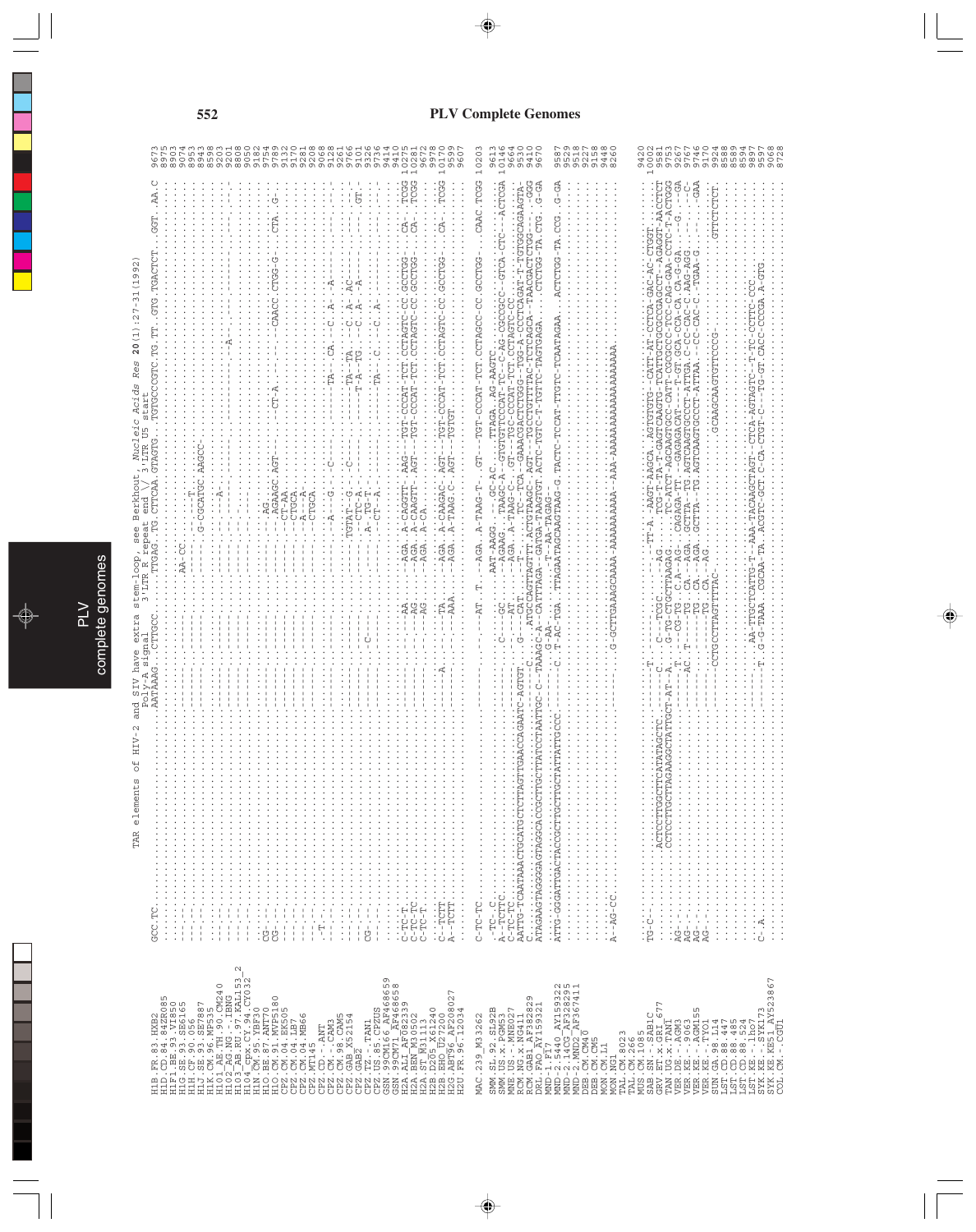TAR elements of HIV-2 and SIV have extra stem-loop, see Berkhout, *Nucleic Acids Res* **20**(1):27-31(1992)

```
                                   Poly-A signal                3'LTR R repeat end \/ 3'LTR U5 start
H1B.FR.83.HXB2         GCC.TC.......................AATAAAG..CTTGCC........TTGAG.TG.CTTCAA.GTAGTG..TGTGCCCGTC.TG.TT.GTG.TGACTCT..GGT..AA.C  9673
H1D.CD.84.84ZR085      ........................................................................................................  8975
H1F1.BE.93.VI850       ........................................................................................................  9073
H1G.SE.93.SE6165       ........................................................................................................  9074
H1H.CF.90.056          ........................................................................................................  8953
H1J.SE.93.SE7887       ........................................................................................................  8943
H1K.CM.96.MP535        ........................................................................................................  8598
H101_AE.TH.90.CM240    ........................................................................................................  9203
H102_AG.NG.-.IBNG      ........................................................................................................  9201
H103_AB.RU.97.KAL153_2 ........................................................................................................  8808
H104_cpx.CY.94.CY032   ........................................................................................................  9050
H1N.CM.95.YBF30        ........................................................................................................  9182
H1O.BE.87.ANT70        CG......................................................................................................  9754
H1O.CM.91.MVP5180      CG......................................................................................................  9789
CPZ.CM.04.EK505        ........................................................................................................  9132
CPZ.CM.04.LB7          ........................................................................................................  9170
CPZ.CM.04.MB66         ........................................................................................................  9281
CPZ.MT145              ........................................................................................................  9208
CPZ.CD.-.ANT           --T.....................................................................................................  9068
CPZ.CM.-.CAM3          ........................................................................................................  9128
CPZ.CM.98.CAM5         ........................................................................................................  9261
CPZ.GAB_X52154         ........................................................................................................  9766
CPZ.GAB2               ........................................................................................................  9101
CPZ.TZ.-.TAN1          CG......................................................................................................  9326
CPZ.US.85.CPZUS        ........................................................................................................  9736
GSN.99CM166_AF468659   ........................................................................................................  9414
GSN.99CM71_AF468658    ........................................................................................................  9410
H2A.ALI_AF082339       C-TC-T..................................................................................................  10275
H2A.BEN_M30502         C-TC-TC.................................................................................................  10283
H2A.ST_M31113          C-TC-T..................................................................................................  9672
H2B.D205_X61240        ........................................................................................................  9978
H2B.EHO_U27200         C--TCTT.................................................................................................  10170
H2G.ABT96_AF208027     A--TCTT.................................................................................................  9599
H2U.FR.96.12034        ........................................................................................................  9607

MAC.239_M33262         C-TC-TC.................................................................................................  10203

SMM.SL.92.SL92B        ........................................................................................................  9613
SMM.US.x.PGM53         A--TCTTC................................................................................................  10146
MNE.US.-.MNE027        C-TC-TC.................................................................................................  9664
RCM.NG.x.NG411         AATTG-TCAATAAACTGACATGCTCTTAGTTGAACCAGAATC-AGTGT...........................................................  9530
RCM.GAB1_AF382829      ATAGAAGTAGGGGGAGTAGGCACCGGCTTGCTTATCCTAATTGC..............................................................  9410
DRL.FAO_AY159321       ........................................................................................................  9670
MND-1.F17              ATTG-GGGATTGACTACCGCTTGCTTGCTATTATTGCCC.................................................................  9587
MND-2.5440_AY159322    ........................................................................................................  9529
MND-2.14CG_AF328295    ........................................................................................................  9518
MND-2.MND2_AF367411    ........................................................................................................  9227
DEB.CM.CM40            ........................................................................................................  9158
DEB.CM.CM5             ........................................................................................................  9448
MON.CM.L1              A--AG-CC................................................................................................  8260
MON.NG1                ........................................................................................................
TAL.CM.8023            ........................................................................................................
TAL.CM.266             ........................................................................................................
MUS.CM.1085            ........................................................................................................  9420
SAB.SN.-.SAB1C         TG-C-...................................................................................................  10002
GRV.ET.x.GRI_677       ........................................................................................................  9581
TAN.UG.x.TAN1          ........................................................................................................  9753
VER.DE.-.AGM3          AG--....................................................................................................  9267
VER.KE.-.9063          AG--....................................................................................................  9767
VER.KE.-.AGM155        AG--....................................................................................................  9746
VER.KE.-.TYO1          AG--....................................................................................................  9170
SUN.GA.98.L14          ........................................................................................................  9924
LST.CD.88.447          ........................................................................................................  8598
LST.CD.88.485          ........................................................................................................  8589
LST.CD.88.524          ........................................................................................................  8594
LST.KE.-.lho7          ........................................................................................................  9897
SYK.KE.-.SYK173        C--A....................................................................................................  9597
SYK.KE.KE51_AY523867   ........................................................................................................  9068
COL.CM.-.CGU1          ........................................................................................................  8728
```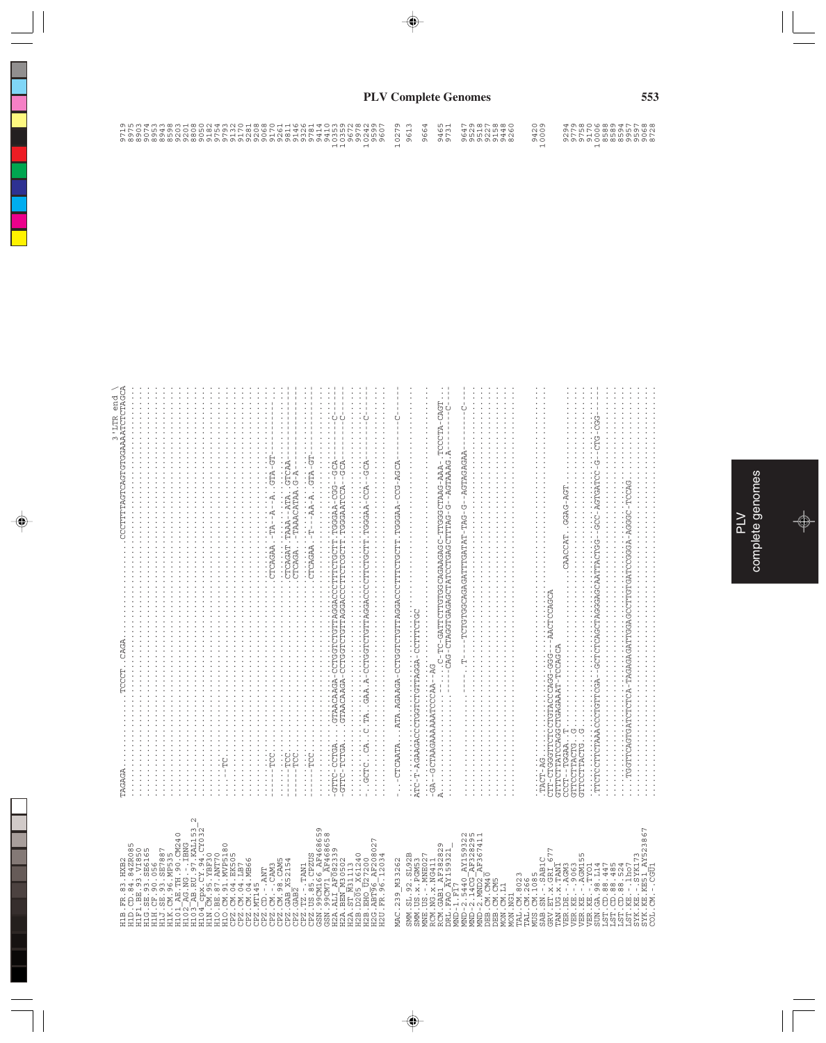## PLV Complete Genomes

```
                                                                                              3'LTR end \
H1B.FR.83.HXB2          TAGAGA..........TCCCT..CAGA..............CCCTTTTAGTCAGTGTGGAAAATCTCTAGCA   9719
H1D.CD.84.84ZR085       ......................................................................   8975
H1F1.BE.93.VI850        ......................................................................   8903
H1G.SE.93.SE6165        ......................................................................   9094
H1H.CF.90.056           ......................................................................   8953
H1J.SE.93.SE7887        ......................................................................   8943
H1K.CM.96.MP535         ......................................................................   8598
H101_AE.TH.90.CM240     ......................................................................   9203
H102_AG.NG.-.IBNG       ......................................................................   9201
H103_AB.RU.97.KAL153_2  ......................................................................   8808
H104_cpx.CY.94.CY032    ......................................................................   9050
H1N.CM.95.YBF30         ......................................................................   9182
H1O.BE.87.ANT70         ...TC.................................................................   9754
H1O.CM.91.MVP5180       ......................................................................   9793
CPZ.CM.04.EK505         ......................................................................   9132
CPZ.CM.04.LB7           ......................................................................   9170
CPZ.CM.04.MB66          ......................................................................   9281
CPZ.MT145               ......................................................................   9208
CPZ.CD.-.ANT            ......................................................................   9068
CPZ.CM.-.CAM3           ......TCC.....................CTCAGAA.-TA--A--A..GTA-GT-.........   9070
CPZ.CM.98.CAM5          ......................................................................   9261
CPZ.GAB_X52154          ......TCC.....................CTCAGAT.TAAA--ATA..GTCAA...........   9811
CPZ.GAB2                ......TCC.....................CTCAGA..-TAAACATAA.G-A.............   9146
CPZ.TZ.-.TAN1           ......................................................................   9326
CPZ.US.85.CPZUS         ......TCC.....................CTCAGAA.-T---AA-A..GTA-GT-.........   9781
GSN.99CM166_AF468659    ......................................................................   9414
GSN.99CM71_AF468658     ......................................................................   9410
H2A.ALI_AF082339        -GTTC-CCTGA....GTAACAAGA-CCTGGTCTGTTAGGACCCTTTCTGCTT.TGGGAA-CGG-GCA.......C---   10353
H2A.BEN_M30502          -GTTC-TCTGA....GTAACAAGA-CCTGGTCTGTTAGGACCCTTCTCGCTT.TGGGAATCCA--GCA......C---   10359
H2A.ST_M31113           ......................................................................   9672
H2B.D205_X61240         ......................................................................   9978
H2B.EHO_U27200          -..GCTC..CA..C.TA..GAA.A-CCTGGTCTGTTAGGACCCTTCTGCTT.TGGGAA-CCA--GCA......C---   10242
H2G.ABT96_AF208027      ......................................................................   9599
H2U.FR.96.12034         ......................................................................   9607

MAC.239_M33262          -..-CTCAATA....ATA.AGAAGA-CCTGGTCTGTTAGGACCCTTTCTGCTT.TGGGAA-CCG-AGCA......C---   10279
SMM.SL.92.SL92B         ......................................................................   9613
SMM.US.x.PGM53          ATC-T-AGAAGACCCTGGTCTGTTAGGA-CCTTTCTGC................................   9664
MNE.US.-.MNE027         ......................................................................
RCM.NG.x.NG411          -GA--GCTAAGAAAAAATCCCAA--AG...........................................   9465
RCM.GAB1_AF382829       A.............-...C-TC-GATTCTTGTGGCAGAAGAGC-TTGGGCTAAG-AAA-.TCCCTA-CAGT.   9731
DRL.FAO_AY159321_       .............-----CAG-CTAGGTGAGAGCTATCCTGAGCTTTAG-G--AGTAAAG.A......C---
MND-1.F17               ......................................................................
MND-2.5440_AY159322     .............----.T---TCTGTGGCAGAGATTTGATAT-TAG-G--AGTAGAGAA......C---   9647
MND-2.14CG_AF328295     ......................................................................   9529
MND-2.MND2_AF367411     ......................................................................   9518
DEB.CM.CM40             ......................................................................   9227
DEB.CM.CM5              ......................................................................   9158
MON.CM.L1               ......................................................................   9448
MON.NG1                 ......................................................................   8260
TAL.CM.8023             ......................................................................
TAL.CM.266              ......................................................................   9420
MUS.CM.1085             ......................................................................   10009
SAB.SN.-.SAB1C          .TACT-AG..............................................................
GRV.ET.x.GRI_677        CTT-CTGGGTTCTCCTGTACCCAGG-GGG---AACTCCAGCA............................
TAN.UG.x.TAN1           GTTTCTTATCCAGGCTGAGAAT-TCCAGCA........................................   9294
VER.DE.-.AGM3           CCCT--TGGAA..T.......................CAACCAT..GGAG-AGT................   9779
VER.KE.-.9063           GTTCCTTACTG..G........................................................   9758
VER.KE.-.AGM155         GTTCCTTACTG..G........................................................   9170
VER.KE.-.TYO1           ......................................................................   10006
SUN.GA.98.L14           .TTCTCCTTCTAAACCCTGTTCGA--GCTCTCAGCTAGGGAGCAATTACTGG--GCC-AGTGATCC-G--CTG-CGG----   8588
LST.CD.88.447           ......................................................................   8589
LST.CD.88.485           ......................................................................   8594
LST.CD.88.524           ......................................................................   9957
LST.KE.-.lho7           ......................................................................   9597
SYK.KE.-.SYK173         ...TGGTTCAGTGATCTCTCA-TAGAGAGATTGGAGCCTGTGATCCGGGA-AGGGC-TCCAG........   9068
SYK.KE.KE51_AY523867    ......................................................................   8728
COL.CM.-.CGU1           ......................................................................
```